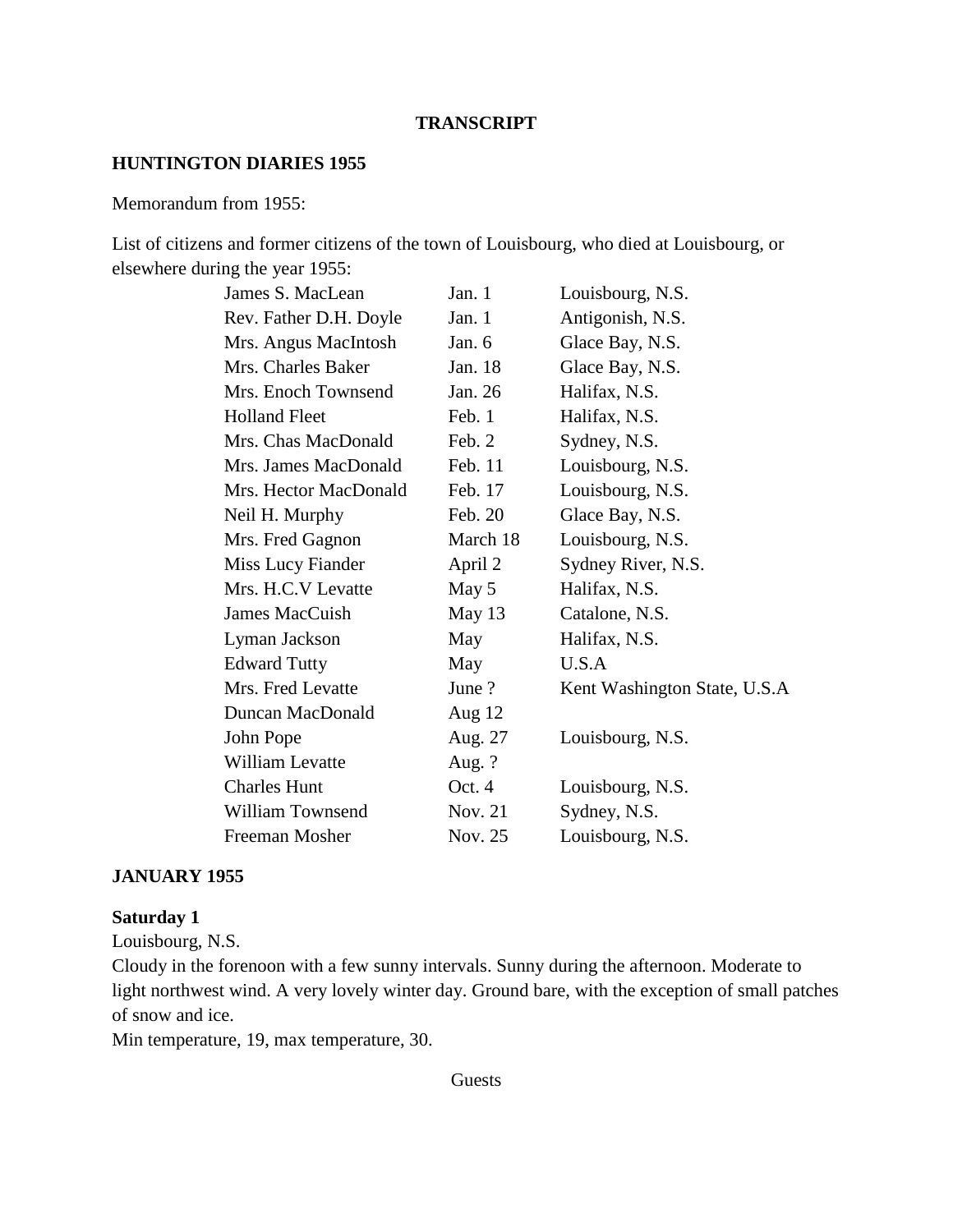**TRANSCRIPT**

**HUNTINGTON DIARIES 1955**

Memorandum from 1955:

List of citizens and former citizens of the town of Louisbourg, who died at Louisbourg, or elsewhere during the year 1955:

| | | |
|---|---|---|
| James S. MacLean | Jan. 1 | Louisbourg, N.S. |
| Rev. Father D.H. Doyle | Jan. 1 | Antigonish, N.S. |
| Mrs. Angus MacIntosh | Jan. 6 | Glace Bay, N.S. |
| Mrs. Charles Baker | Jan. 18 | Glace Bay, N.S. |
| Mrs. Enoch Townsend | Jan. 26 | Halifax, N.S. |
| Holland Fleet | Feb. 1 | Halifax, N.S. |
| Mrs. Chas MacDonald | Feb. 2 | Sydney, N.S. |
| Mrs. James MacDonald | Feb. 11 | Louisbourg, N.S. |
| Mrs. Hector MacDonald | Feb. 17 | Louisbourg, N.S. |
| Neil H. Murphy | Feb. 20 | Glace Bay, N.S. |
| Mrs. Fred Gagnon | March 18 | Louisbourg, N.S. |
| Miss Lucy Fiander | April 2 | Sydney River, N.S. |
| Mrs. H.C.V Levatte | May 5 | Halifax, N.S. |
| James MacCuish | May 13 | Catalone, N.S. |
| Lyman Jackson | May | Halifax, N.S. |
| Edward Tutty | May | U.S.A |
| Mrs. Fred Levatte | June ? | Kent Washington State, U.S.A |
| Duncan MacDonald | Aug 12 | |
| John Pope | Aug. 27 | Louisbourg, N.S. |
| William Levatte | Aug. ? | |
| Charles Hunt | Oct. 4 | Louisbourg, N.S. |
| William Townsend | Nov. 21 | Sydney, N.S. |
| Freeman Mosher | Nov. 25 | Louisbourg, N.S. |

**JANUARY 1955**

**Saturday 1**
Louisbourg, N.S.
Cloudy in the forenoon with a few sunny intervals. Sunny during the afternoon. Moderate to light northwest wind. A very lovely winter day. Ground bare, with the exception of small patches of snow and ice.
Min temperature, 19, max temperature, 30.

Guests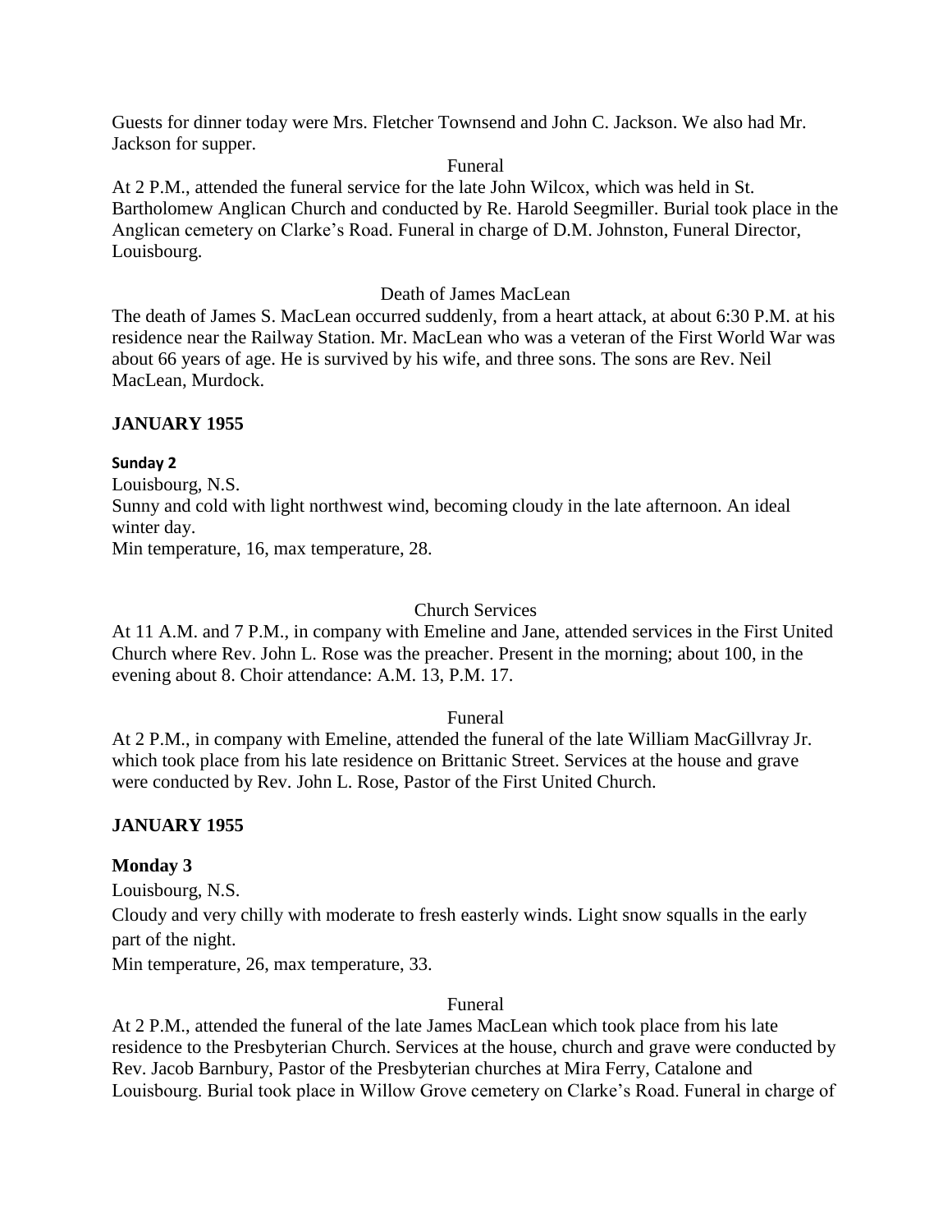Guests for dinner today were Mrs. Fletcher Townsend and John C. Jackson. We also had Mr. Jackson for supper.

Funeral

At 2 P.M., attended the funeral service for the late John Wilcox, which was held in St. Bartholomew Anglican Church and conducted by Re. Harold Seegmiller. Burial took place in the Anglican cemetery on Clarke's Road. Funeral in charge of D.M. Johnston, Funeral Director, Louisbourg.

Death of James MacLean

The death of James S. MacLean occurred suddenly, from a heart attack, at about 6:30 P.M. at his residence near the Railway Station. Mr. MacLean who was a veteran of the First World War was about 66 years of age. He is survived by his wife, and three sons. The sons are Rev. Neil MacLean, Murdock.

## JANUARY 1955

**Sunday 2**

Louisbourg, N.S.

Sunny and cold with light northwest wind, becoming cloudy in the late afternoon. An ideal winter day.

Min temperature, 16, max temperature, 28.

Church Services

At 11 A.M. and 7 P.M., in company with Emeline and Jane, attended services in the First United Church where Rev. John L. Rose was the preacher. Present in the morning; about 100, in the evening about 8. Choir attendance: A.M. 13, P.M. 17.

Funeral

At 2 P.M., in company with Emeline, attended the funeral of the late William MacGillvray Jr. which took place from his late residence on Brittanic Street. Services at the house and grave were conducted by Rev. John L. Rose, Pastor of the First United Church.

## JANUARY 1955

**Monday 3**

Louisbourg, N.S.

Cloudy and very chilly with moderate to fresh easterly winds. Light snow squalls in the early part of the night.

Min temperature, 26, max temperature, 33.

Funeral

At 2 P.M., attended the funeral of the late James MacLean which took place from his late residence to the Presbyterian Church. Services at the house, church and grave were conducted by Rev. Jacob Barnbury, Pastor of the Presbyterian churches at Mira Ferry, Catalone and Louisbourg. Burial took place in Willow Grove cemetery on Clarke's Road. Funeral in charge of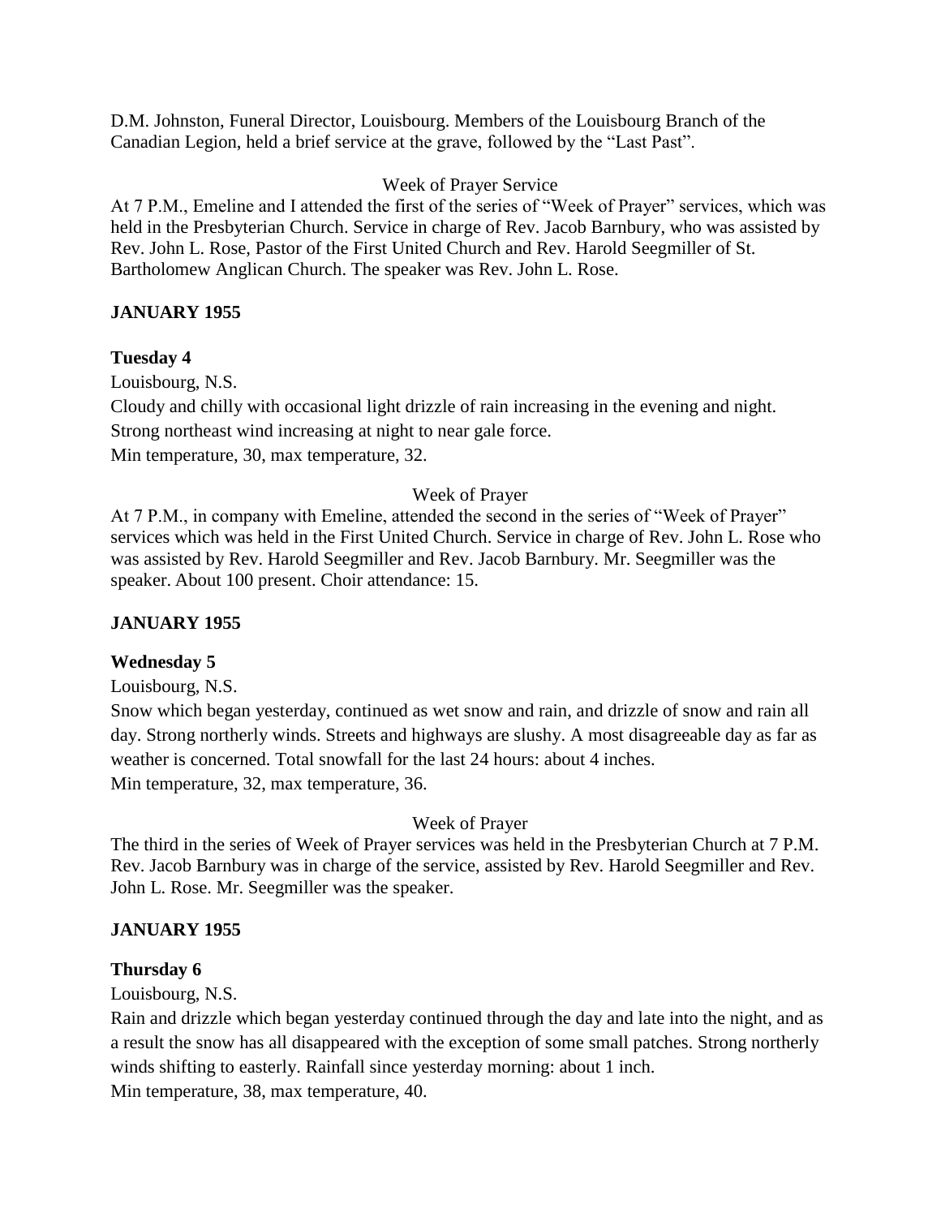D.M. Johnston, Funeral Director, Louisbourg. Members of the Louisbourg Branch of the Canadian Legion, held a brief service at the grave, followed by the "Last Past".

Week of Prayer Service

At 7 P.M., Emeline and I attended the first of the series of "Week of Prayer" services, which was held in the Presbyterian Church. Service in charge of Rev. Jacob Barnbury, who was assisted by Rev. John L. Rose, Pastor of the First United Church and Rev. Harold Seegmiller of St. Bartholomew Anglican Church. The speaker was Rev. John L. Rose.

**JANUARY 1955**

**Tuesday 4**

Louisbourg, N.S.

Cloudy and chilly with occasional light drizzle of rain increasing in the evening and night. Strong northeast wind increasing at night to near gale force.

Min temperature, 30, max temperature, 32.

Week of Prayer

At 7 P.M., in company with Emeline, attended the second in the series of "Week of Prayer" services which was held in the First United Church. Service in charge of Rev. John L. Rose who was assisted by Rev. Harold Seegmiller and Rev. Jacob Barnbury. Mr. Seegmiller was the speaker. About 100 present. Choir attendance: 15.

**JANUARY 1955**

**Wednesday 5**

Louisbourg, N.S.

Snow which began yesterday, continued as wet snow and rain, and drizzle of snow and rain all day. Strong northerly winds. Streets and highways are slushy. A most disagreeable day as far as weather is concerned. Total snowfall for the last 24 hours: about 4 inches.

Min temperature, 32, max temperature, 36.

Week of Prayer

The third in the series of Week of Prayer services was held in the Presbyterian Church at 7 P.M. Rev. Jacob Barnbury was in charge of the service, assisted by Rev. Harold Seegmiller and Rev. John L. Rose. Mr. Seegmiller was the speaker.

**JANUARY 1955**

**Thursday 6**

Louisbourg, N.S.

Rain and drizzle which began yesterday continued through the day and late into the night, and as a result the snow has all disappeared with the exception of some small patches. Strong northerly winds shifting to easterly. Rainfall since yesterday morning: about 1 inch.

Min temperature, 38, max temperature, 40.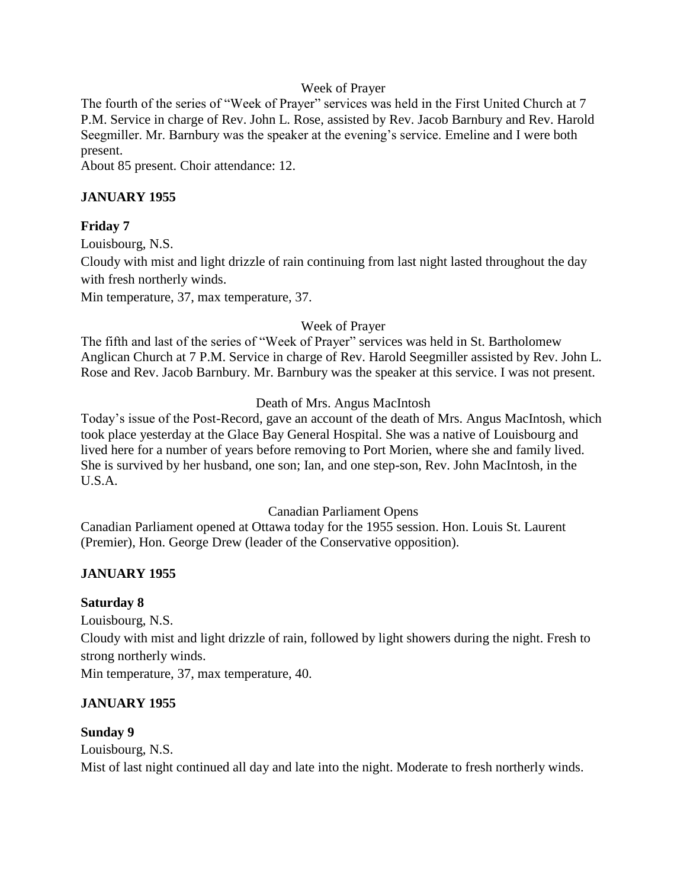Week of Prayer

The fourth of the series of "Week of Prayer" services was held in the First United Church at 7 P.M. Service in charge of Rev. John L. Rose, assisted by Rev. Jacob Barnbury and Rev. Harold Seegmiller. Mr. Barnbury was the speaker at the evening's service. Emeline and I were both present.

About 85 present. Choir attendance: 12.

**JANUARY 1955**

**Friday 7**

Louisbourg, N.S.

Cloudy with mist and light drizzle of rain continuing from last night lasted throughout the day with fresh northerly winds.

Min temperature, 37, max temperature, 37.

Week of Prayer

The fifth and last of the series of "Week of Prayer" services was held in St. Bartholomew Anglican Church at 7 P.M. Service in charge of Rev. Harold Seegmiller assisted by Rev. John L. Rose and Rev. Jacob Barnbury. Mr. Barnbury was the speaker at this service. I was not present.

Death of Mrs. Angus MacIntosh

Today's issue of the Post-Record, gave an account of the death of Mrs. Angus MacIntosh, which took place yesterday at the Glace Bay General Hospital. She was a native of Louisbourg and lived here for a number of years before removing to Port Morien, where she and family lived. She is survived by her husband, one son; Ian, and one step-son, Rev. John MacIntosh, in the U.S.A.

Canadian Parliament Opens

Canadian Parliament opened at Ottawa today for the 1955 session. Hon. Louis St. Laurent (Premier), Hon. George Drew (leader of the Conservative opposition).

**JANUARY 1955**

**Saturday 8**

Louisbourg, N.S.

Cloudy with mist and light drizzle of rain, followed by light showers during the night. Fresh to strong northerly winds.

Min temperature, 37, max temperature, 40.

**JANUARY 1955**

**Sunday 9**

Louisbourg, N.S.

Mist of last night continued all day and late into the night. Moderate to fresh northerly winds.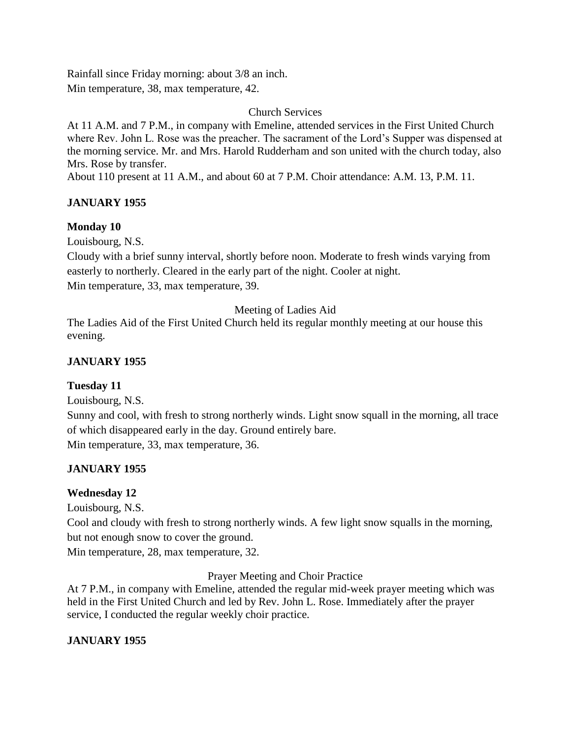Rainfall since Friday morning: about 3/8 an inch.
Min temperature, 38, max temperature, 42.

Church Services

At 11 A.M. and 7 P.M., in company with Emeline, attended services in the First United Church where Rev. John L. Rose was the preacher. The sacrament of the Lord's Supper was dispensed at the morning service. Mr. and Mrs. Harold Rudderham and son united with the church today, also Mrs. Rose by transfer.
About 110 present at 11 A.M., and about 60 at 7 P.M. Choir attendance: A.M. 13, P.M. 11.

**JANUARY 1955**

**Monday 10**

Louisbourg, N.S.
Cloudy with a brief sunny interval, shortly before noon. Moderate to fresh winds varying from easterly to northerly. Cleared in the early part of the night. Cooler at night.
Min temperature, 33, max temperature, 39.

Meeting of Ladies Aid

The Ladies Aid of the First United Church held its regular monthly meeting at our house this evening.

**JANUARY 1955**

**Tuesday 11**

Louisbourg, N.S.
Sunny and cool, with fresh to strong northerly winds. Light snow squall in the morning, all trace of which disappeared early in the day. Ground entirely bare.
Min temperature, 33, max temperature, 36.

**JANUARY 1955**

**Wednesday 12**

Louisbourg, N.S.
Cool and cloudy with fresh to strong northerly winds. A few light snow squalls in the morning, but not enough snow to cover the ground.
Min temperature, 28, max temperature, 32.

Prayer Meeting and Choir Practice

At 7 P.M., in company with Emeline, attended the regular mid-week prayer meeting which was held in the First United Church and led by Rev. John L. Rose. Immediately after the prayer service, I conducted the regular weekly choir practice.

**JANUARY 1955**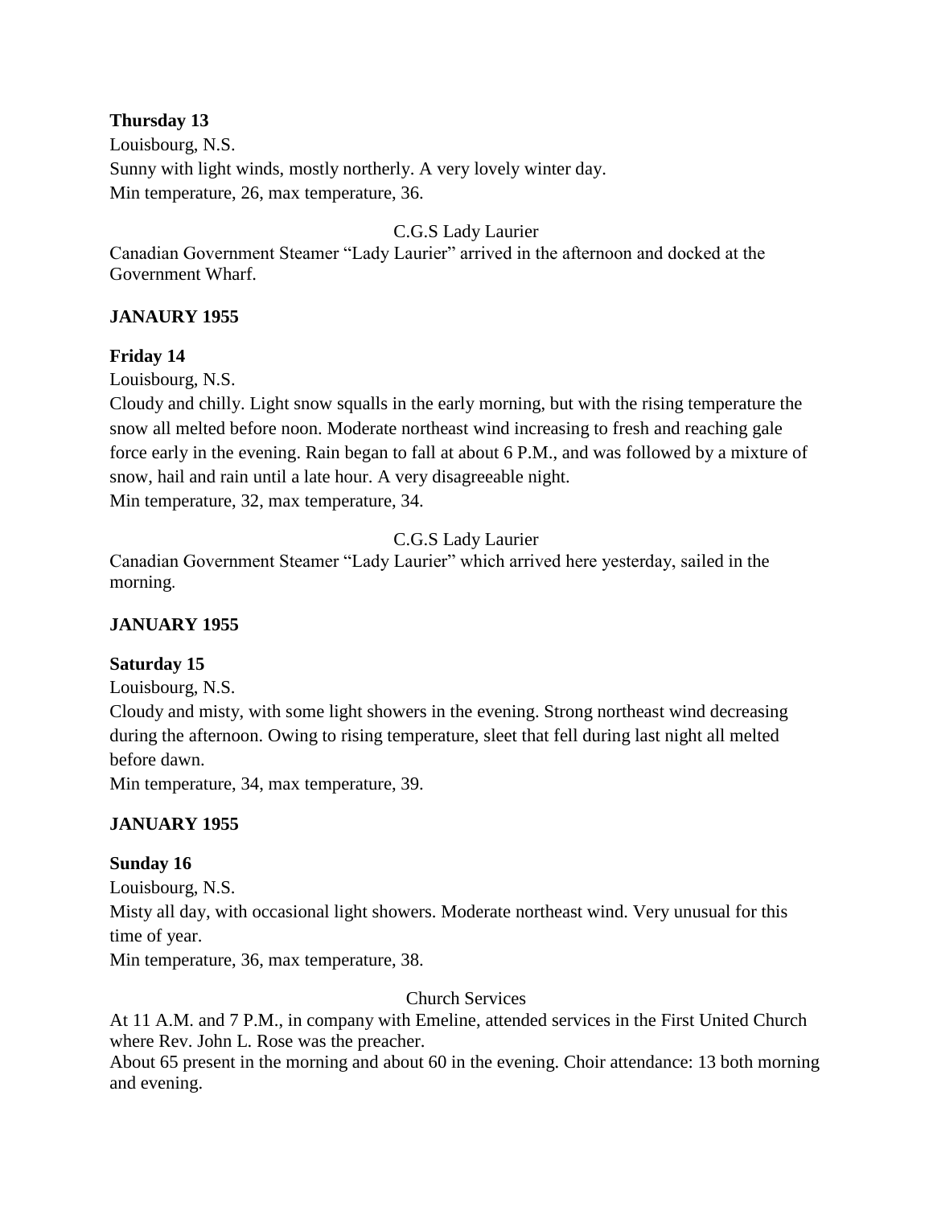**Thursday 13**

Louisbourg, N.S.

Sunny with light winds, mostly northerly. A very lovely winter day.

Min temperature, 26, max temperature, 36.

C.G.S Lady Laurier

Canadian Government Steamer "Lady Laurier" arrived in the afternoon and docked at the Government Wharf.

**JANAURY 1955**

**Friday 14**

Louisbourg, N.S.

Cloudy and chilly. Light snow squalls in the early morning, but with the rising temperature the snow all melted before noon. Moderate northeast wind increasing to fresh and reaching gale force early in the evening. Rain began to fall at about 6 P.M., and was followed by a mixture of snow, hail and rain until a late hour. A very disagreeable night.

Min temperature, 32, max temperature, 34.

C.G.S Lady Laurier

Canadian Government Steamer "Lady Laurier" which arrived here yesterday, sailed in the morning.

**JANUARY 1955**

**Saturday 15**

Louisbourg, N.S.

Cloudy and misty, with some light showers in the evening. Strong northeast wind decreasing during the afternoon. Owing to rising temperature, sleet that fell during last night all melted before dawn.

Min temperature, 34, max temperature, 39.

**JANUARY 1955**

**Sunday 16**

Louisbourg, N.S.

Misty all day, with occasional light showers. Moderate northeast wind. Very unusual for this time of year.

Min temperature, 36, max temperature, 38.

Church Services

At 11 A.M. and 7 P.M., in company with Emeline, attended services in the First United Church where Rev. John L. Rose was the preacher.

About 65 present in the morning and about 60 in the evening. Choir attendance: 13 both morning and evening.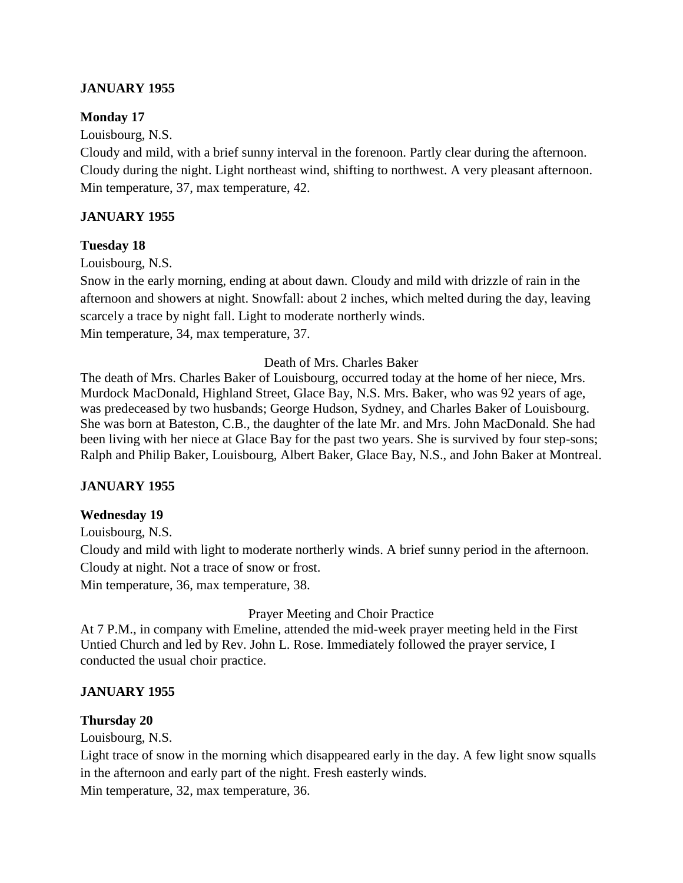**JANUARY 1955**

**Monday 17**

Louisbourg, N.S.

Cloudy and mild, with a brief sunny interval in the forenoon. Partly clear during the afternoon. Cloudy during the night. Light northeast wind, shifting to northwest. A very pleasant afternoon. Min temperature, 37, max temperature, 42.

**JANUARY 1955**

**Tuesday 18**

Louisbourg, N.S.

Snow in the early morning, ending at about dawn. Cloudy and mild with drizzle of rain in the afternoon and showers at night. Snowfall: about 2 inches, which melted during the day, leaving scarcely a trace by night fall. Light to moderate northerly winds.
Min temperature, 34, max temperature, 37.

Death of Mrs. Charles Baker

The death of Mrs. Charles Baker of Louisbourg, occurred today at the home of her niece, Mrs. Murdock MacDonald, Highland Street, Glace Bay, N.S. Mrs. Baker, who was 92 years of age, was predeceased by two husbands; George Hudson, Sydney, and Charles Baker of Louisbourg. She was born at Bateston, C.B., the daughter of the late Mr. and Mrs. John MacDonald. She had been living with her niece at Glace Bay for the past two years. She is survived by four step-sons; Ralph and Philip Baker, Louisbourg, Albert Baker, Glace Bay, N.S., and John Baker at Montreal.

**JANUARY 1955**

**Wednesday 19**

Louisbourg, N.S.

Cloudy and mild with light to moderate northerly winds. A brief sunny period in the afternoon. Cloudy at night. Not a trace of snow or frost.
Min temperature, 36, max temperature, 38.

Prayer Meeting and Choir Practice

At 7 P.M., in company with Emeline, attended the mid-week prayer meeting held in the First Untied Church and led by Rev. John L. Rose. Immediately followed the prayer service, I conducted the usual choir practice.

**JANUARY 1955**

**Thursday 20**

Louisbourg, N.S.

Light trace of snow in the morning which disappeared early in the day. A few light snow squalls in the afternoon and early part of the night. Fresh easterly winds.
Min temperature, 32, max temperature, 36.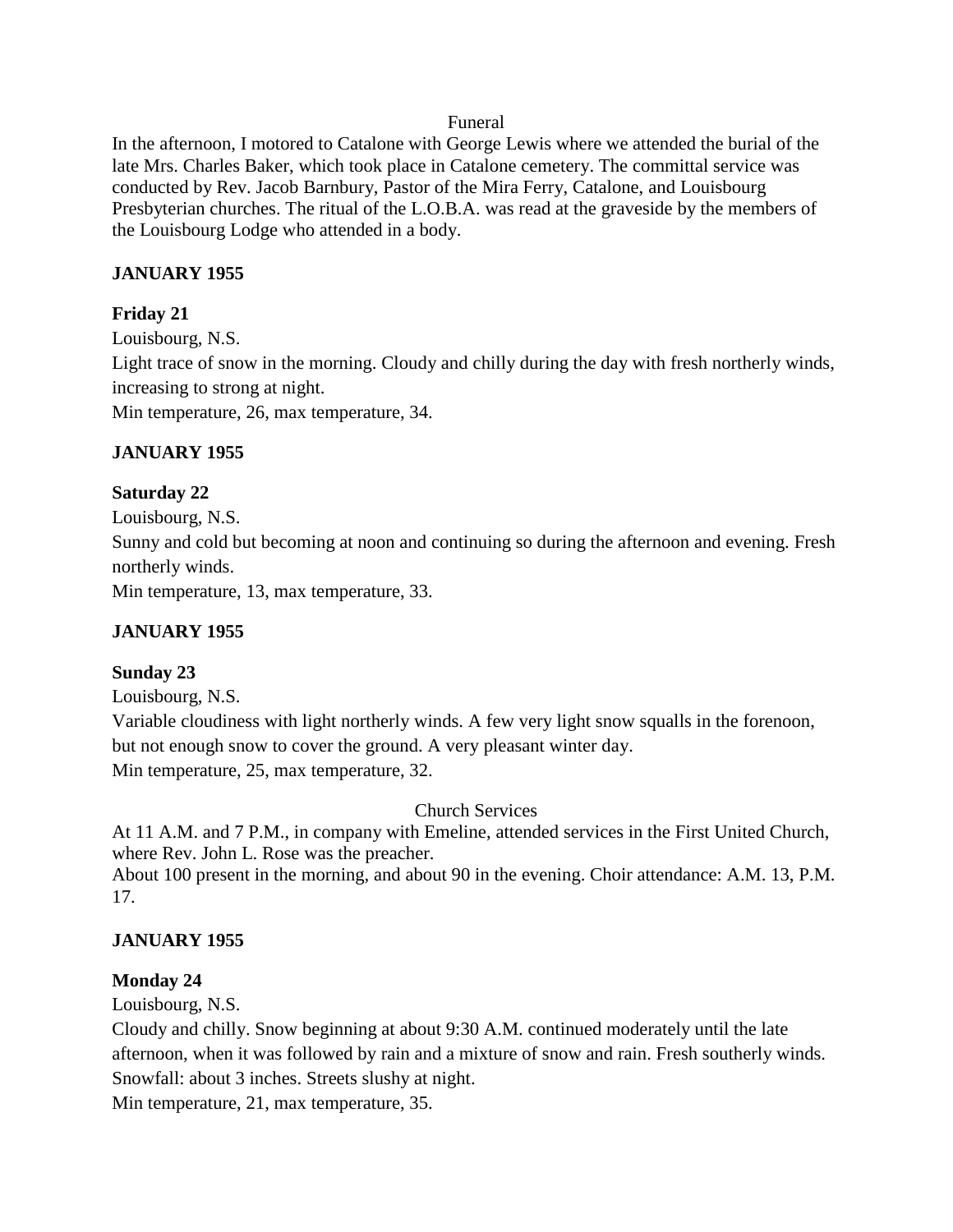Funeral

In the afternoon, I motored to Catalone with George Lewis where we attended the burial of the late Mrs. Charles Baker, which took place in Catalone cemetery. The committal service was conducted by Rev. Jacob Barnbury, Pastor of the Mira Ferry, Catalone, and Louisbourg Presbyterian churches. The ritual of the L.O.B.A. was read at the graveside by the members of the Louisbourg Lodge who attended in a body.

**JANUARY 1955**

**Friday 21**

Louisbourg, N.S.

Light trace of snow in the morning. Cloudy and chilly during the day with fresh northerly winds, increasing to strong at night.

Min temperature, 26, max temperature, 34.

**JANUARY 1955**

**Saturday 22**

Louisbourg, N.S.

Sunny and cold but becoming at noon and continuing so during the afternoon and evening. Fresh northerly winds.

Min temperature, 13, max temperature, 33.

**JANUARY 1955**

**Sunday 23**

Louisbourg, N.S.

Variable cloudiness with light northerly winds. A few very light snow squalls in the forenoon, but not enough snow to cover the ground. A very pleasant winter day.

Min temperature, 25, max temperature, 32.

Church Services

At 11 A.M. and 7 P.M., in company with Emeline, attended services in the First United Church, where Rev. John L. Rose was the preacher.

About 100 present in the morning, and about 90 in the evening. Choir attendance: A.M. 13, P.M. 17.

**JANUARY 1955**

**Monday 24**

Louisbourg, N.S.

Cloudy and chilly. Snow beginning at about 9:30 A.M. continued moderately until the late afternoon, when it was followed by rain and a mixture of snow and rain. Fresh southerly winds.

Snowfall: about 3 inches. Streets slushy at night.

Min temperature, 21, max temperature, 35.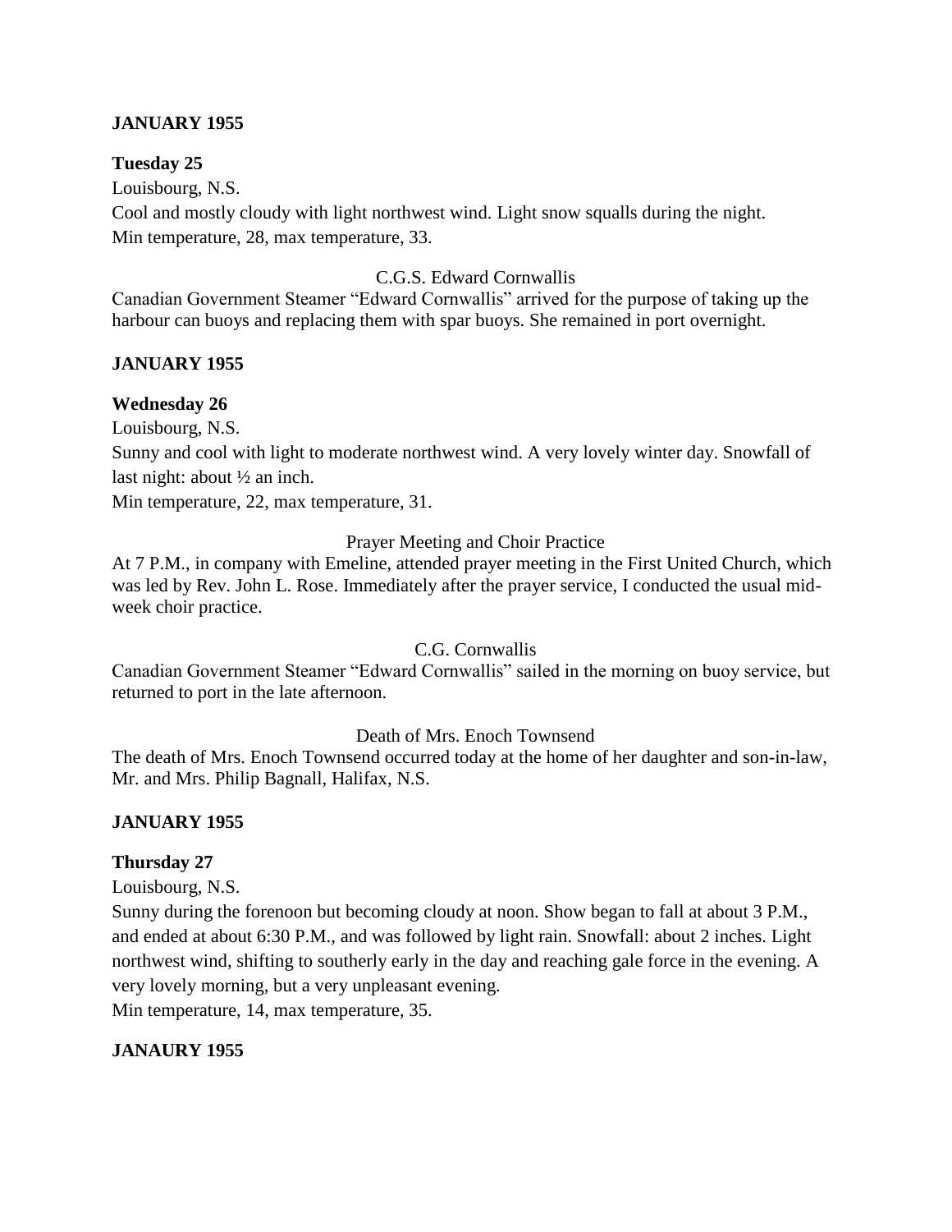**JANUARY 1955**

**Tuesday 25**

Louisbourg, N.S.

Cool and mostly cloudy with light northwest wind. Light snow squalls during the night.
Min temperature, 28, max temperature, 33.

C.G.S. Edward Cornwallis

Canadian Government Steamer "Edward Cornwallis" arrived for the purpose of taking up the harbour can buoys and replacing them with spar buoys. She remained in port overnight.

**JANUARY 1955**

**Wednesday 26**

Louisbourg, N.S.

Sunny and cool with light to moderate northwest wind. A very lovely winter day. Snowfall of last night: about ½ an inch.
Min temperature, 22, max temperature, 31.

Prayer Meeting and Choir Practice

At 7 P.M., in company with Emeline, attended prayer meeting in the First United Church, which was led by Rev. John L. Rose. Immediately after the prayer service, I conducted the usual mid-week choir practice.

C.G. Cornwallis

Canadian Government Steamer "Edward Cornwallis" sailed in the morning on buoy service, but returned to port in the late afternoon.

Death of Mrs. Enoch Townsend

The death of Mrs. Enoch Townsend occurred today at the home of her daughter and son-in-law, Mr. and Mrs. Philip Bagnall, Halifax, N.S.

**JANUARY 1955**

**Thursday 27**

Louisbourg, N.S.

Sunny during the forenoon but becoming cloudy at noon. Show began to fall at about 3 P.M., and ended at about 6:30 P.M., and was followed by light rain. Snowfall: about 2 inches. Light northwest wind, shifting to southerly early in the day and reaching gale force in the evening. A very lovely morning, but a very unpleasant evening.
Min temperature, 14, max temperature, 35.

**JANAURY 1955**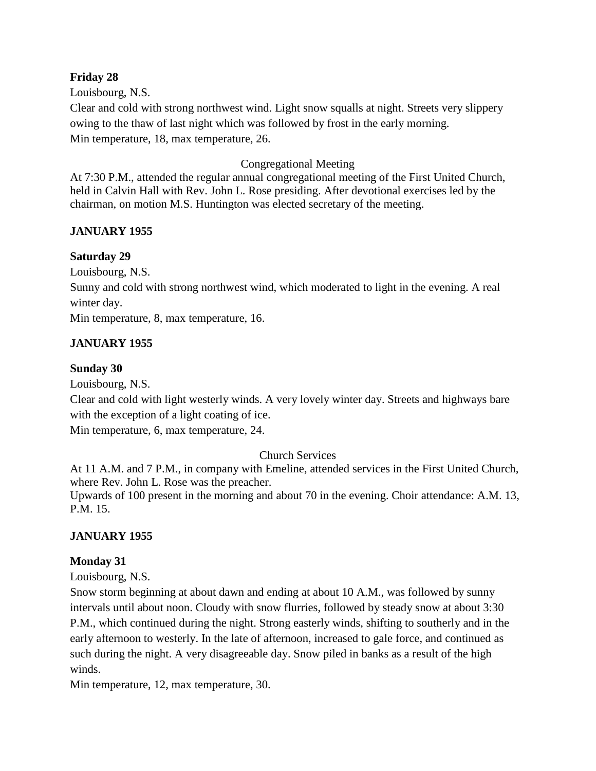**Friday 28**

Louisbourg, N.S.

Clear and cold with strong northwest wind. Light snow squalls at night. Streets very slippery owing to the thaw of last night which was followed by frost in the early morning.

Min temperature, 18, max temperature, 26.

Congregational Meeting

At 7:30 P.M., attended the regular annual congregational meeting of the First United Church, held in Calvin Hall with Rev. John L. Rose presiding. After devotional exercises led by the chairman, on motion M.S. Huntington was elected secretary of the meeting.

**JANUARY 1955**

**Saturday 29**

Louisbourg, N.S.

Sunny and cold with strong northwest wind, which moderated to light in the evening. A real winter day.

Min temperature, 8, max temperature, 16.

**JANUARY 1955**

**Sunday 30**

Louisbourg, N.S.

Clear and cold with light westerly winds. A very lovely winter day. Streets and highways bare with the exception of a light coating of ice.

Min temperature, 6, max temperature, 24.

Church Services

At 11 A.M. and 7 P.M., in company with Emeline, attended services in the First United Church, where Rev. John L. Rose was the preacher.

Upwards of 100 present in the morning and about 70 in the evening. Choir attendance: A.M. 13, P.M. 15.

**JANUARY 1955**

**Monday 31**

Louisbourg, N.S.

Snow storm beginning at about dawn and ending at about 10 A.M., was followed by sunny intervals until about noon. Cloudy with snow flurries, followed by steady snow at about 3:30 P.M., which continued during the night. Strong easterly winds, shifting to southerly and in the early afternoon to westerly. In the late of afternoon, increased to gale force, and continued as such during the night. A very disagreeable day. Snow piled in banks as a result of the high winds.

Min temperature, 12, max temperature, 30.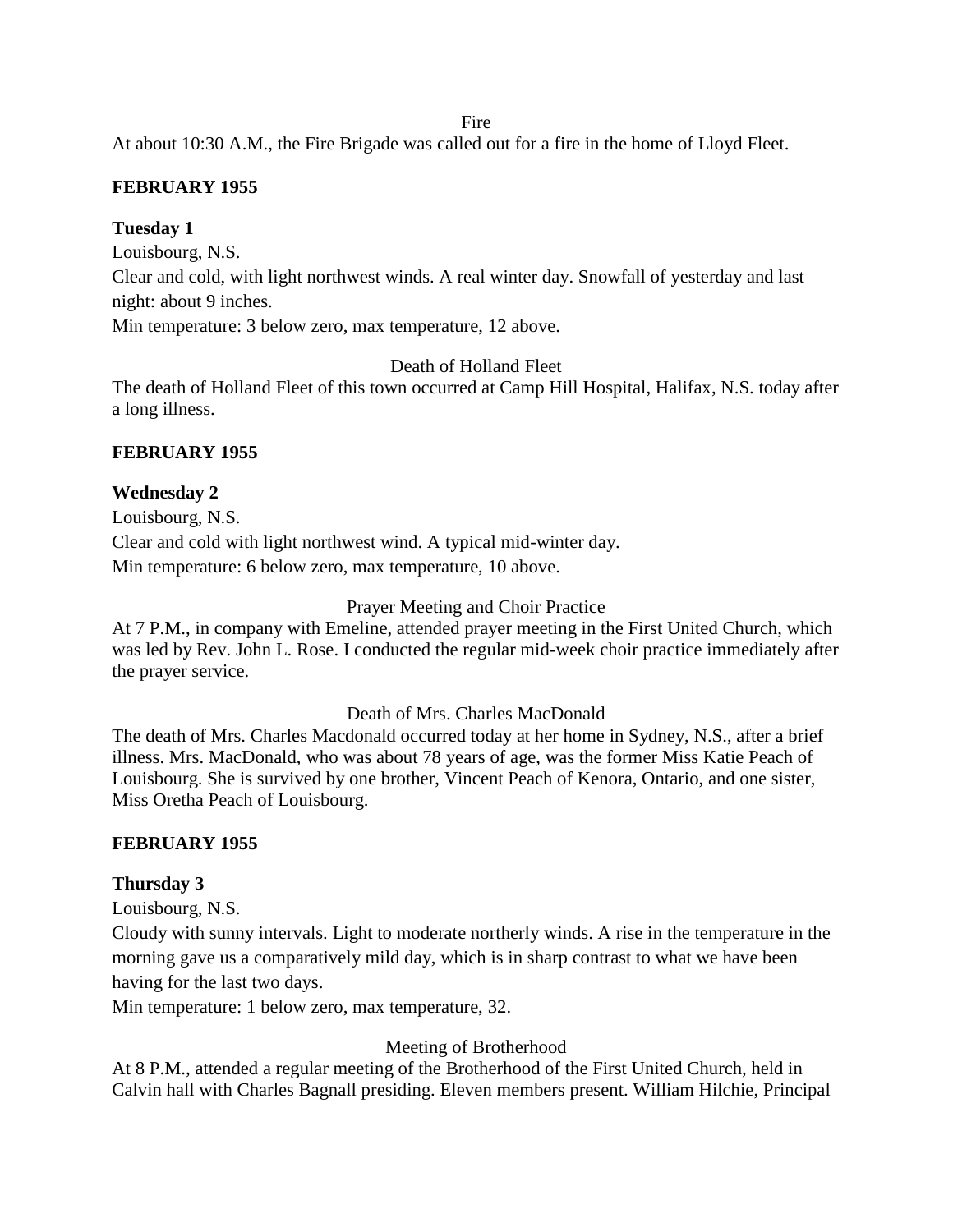Fire

At about 10:30 A.M., the Fire Brigade was called out for a fire in the home of Lloyd Fleet.

**FEBRUARY 1955**

**Tuesday 1**

Louisbourg, N.S.

Clear and cold, with light northwest winds. A real winter day. Snowfall of yesterday and last night: about 9 inches.

Min temperature: 3 below zero, max temperature, 12 above.

Death of Holland Fleet

The death of Holland Fleet of this town occurred at Camp Hill Hospital, Halifax, N.S. today after a long illness.

**FEBRUARY 1955**

**Wednesday 2**

Louisbourg, N.S.

Clear and cold with light northwest wind. A typical mid-winter day.

Min temperature: 6 below zero, max temperature, 10 above.

Prayer Meeting and Choir Practice

At 7 P.M., in company with Emeline, attended prayer meeting in the First United Church, which was led by Rev. John L. Rose. I conducted the regular mid-week choir practice immediately after the prayer service.

Death of Mrs. Charles MacDonald

The death of Mrs. Charles Macdonald occurred today at her home in Sydney, N.S., after a brief illness. Mrs. MacDonald, who was about 78 years of age, was the former Miss Katie Peach of Louisbourg. She is survived by one brother, Vincent Peach of Kenora, Ontario, and one sister, Miss Oretha Peach of Louisbourg.

**FEBRUARY 1955**

**Thursday 3**

Louisbourg, N.S.

Cloudy with sunny intervals. Light to moderate northerly winds. A rise in the temperature in the morning gave us a comparatively mild day, which is in sharp contrast to what we have been having for the last two days.

Min temperature: 1 below zero, max temperature, 32.

Meeting of Brotherhood

At 8 P.M., attended a regular meeting of the Brotherhood of the First United Church, held in Calvin hall with Charles Bagnall presiding. Eleven members present. William Hilchie, Principal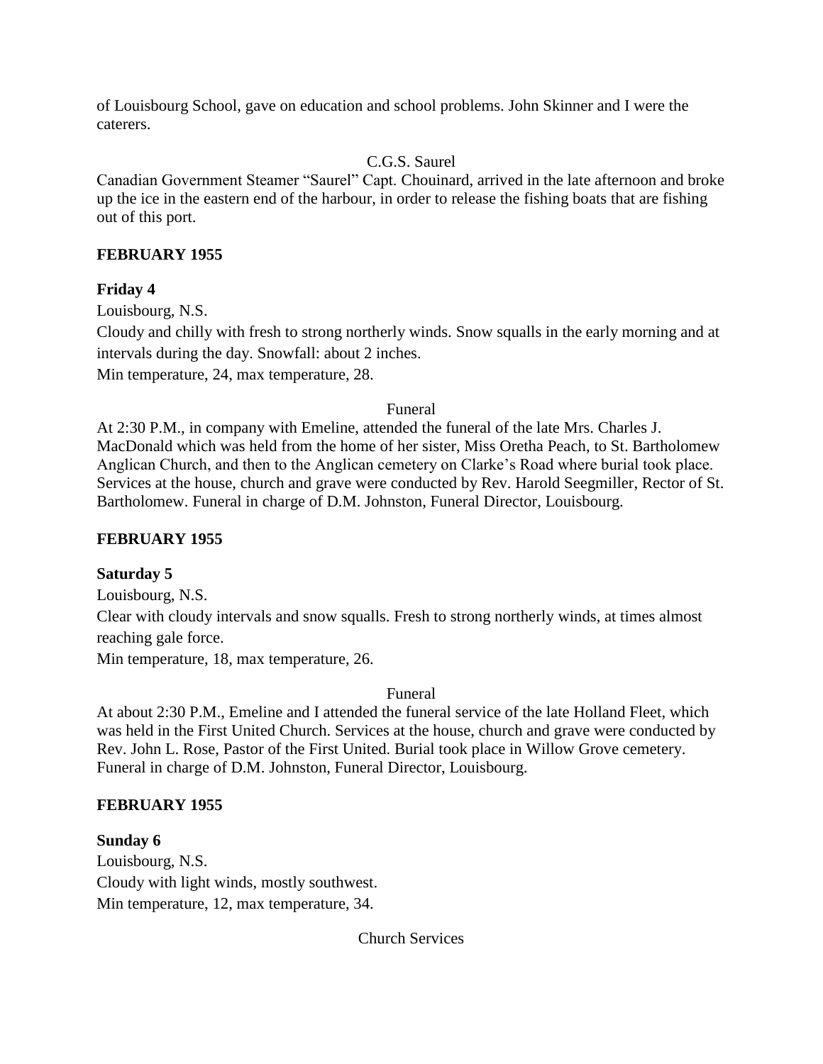of Louisbourg School, gave on education and school problems. John Skinner and I were the caterers.

C.G.S. Saurel

Canadian Government Steamer "Saurel" Capt. Chouinard, arrived in the late afternoon and broke up the ice in the eastern end of the harbour, in order to release the fishing boats that are fishing out of this port.

**FEBRUARY 1955**

**Friday 4**

Louisbourg, N.S.

Cloudy and chilly with fresh to strong northerly winds. Snow squalls in the early morning and at intervals during the day. Snowfall: about 2 inches.

Min temperature, 24, max temperature, 28.

Funeral

At 2:30 P.M., in company with Emeline, attended the funeral of the late Mrs. Charles J. MacDonald which was held from the home of her sister, Miss Oretha Peach, to St. Bartholomew Anglican Church, and then to the Anglican cemetery on Clarke's Road where burial took place. Services at the house, church and grave were conducted by Rev. Harold Seegmiller, Rector of St. Bartholomew. Funeral in charge of D.M. Johnston, Funeral Director, Louisbourg.

**FEBRUARY 1955**

**Saturday 5**

Louisbourg, N.S.

Clear with cloudy intervals and snow squalls. Fresh to strong northerly winds, at times almost reaching gale force.

Min temperature, 18, max temperature, 26.

Funeral

At about 2:30 P.M., Emeline and I attended the funeral service of the late Holland Fleet, which was held in the First United Church. Services at the house, church and grave were conducted by Rev. John L. Rose, Pastor of the First United. Burial took place in Willow Grove cemetery. Funeral in charge of D.M. Johnston, Funeral Director, Louisbourg.

**FEBRUARY 1955**

**Sunday 6**

Louisbourg, N.S.

Cloudy with light winds, mostly southwest.

Min temperature, 12, max temperature, 34.

Church Services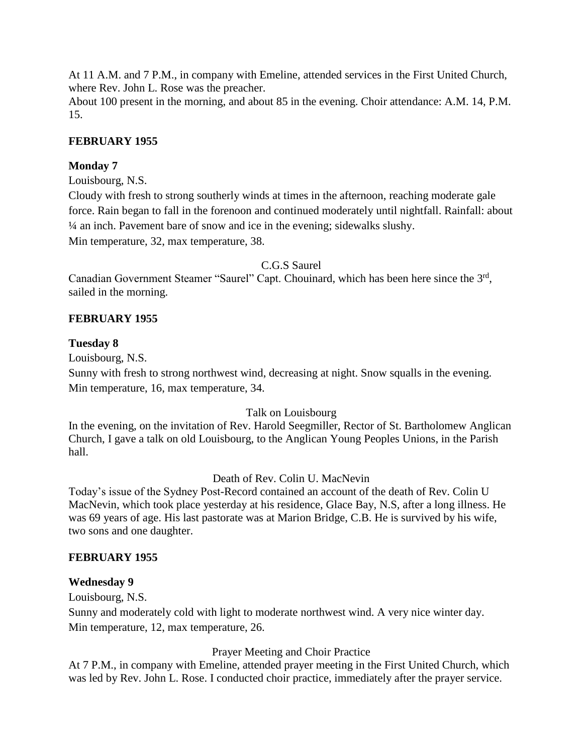At 11 A.M. and 7 P.M., in company with Emeline, attended services in the First United Church, where Rev. John L. Rose was the preacher.
About 100 present in the morning, and about 85 in the evening. Choir attendance: A.M. 14, P.M. 15.

**FEBRUARY 1955**

**Monday 7**

Louisbourg, N.S.

Cloudy with fresh to strong southerly winds at times in the afternoon, reaching moderate gale force. Rain began to fall in the forenoon and continued moderately until nightfall. Rainfall: about ¼ an inch. Pavement bare of snow and ice in the evening; sidewalks slushy.
Min temperature, 32, max temperature, 38.

C.G.S Saurel

Canadian Government Steamer "Saurel" Capt. Chouinard, which has been here since the 3rd, sailed in the morning.

**FEBRUARY 1955**

**Tuesday 8**

Louisbourg, N.S.

Sunny with fresh to strong northwest wind, decreasing at night. Snow squalls in the evening.
Min temperature, 16, max temperature, 34.

Talk on Louisbourg

In the evening, on the invitation of Rev. Harold Seegmiller, Rector of St. Bartholomew Anglican Church, I gave a talk on old Louisbourg, to the Anglican Young Peoples Unions, in the Parish hall.

Death of Rev. Colin U. MacNevin

Today's issue of the Sydney Post-Record contained an account of the death of Rev. Colin U MacNevin, which took place yesterday at his residence, Glace Bay, N.S, after a long illness. He was 69 years of age. His last pastorate was at Marion Bridge, C.B. He is survived by his wife, two sons and one daughter.

**FEBRUARY 1955**

**Wednesday 9**

Louisbourg, N.S.

Sunny and moderately cold with light to moderate northwest wind. A very nice winter day.
Min temperature, 12, max temperature, 26.

Prayer Meeting and Choir Practice

At 7 P.M., in company with Emeline, attended prayer meeting in the First United Church, which was led by Rev. John L. Rose. I conducted choir practice, immediately after the prayer service.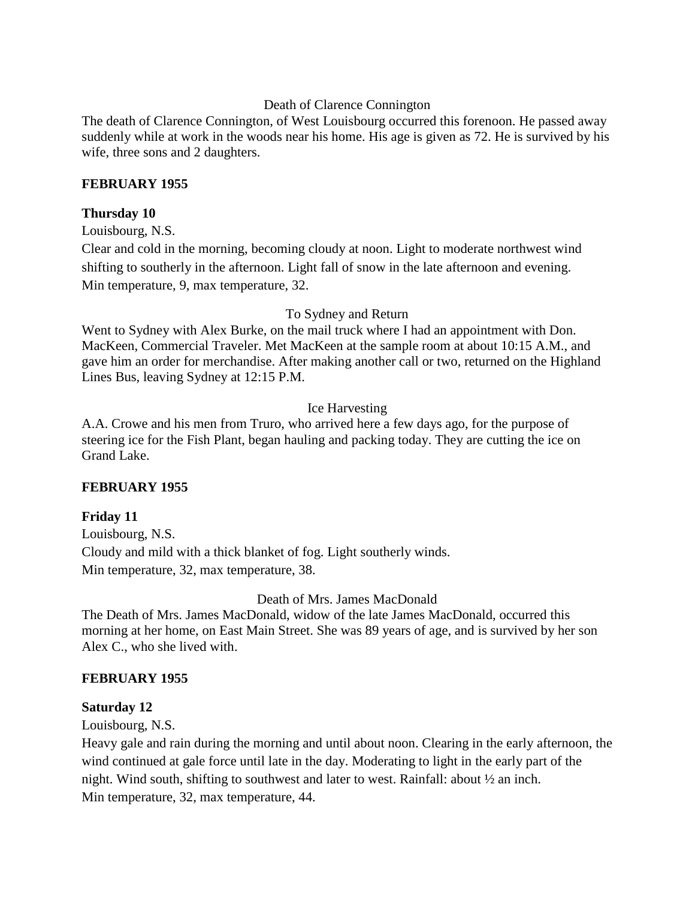Death of Clarence Connington

The death of Clarence Connington, of West Louisbourg occurred this forenoon. He passed away suddenly while at work in the woods near his home. His age is given as 72. He is survived by his wife, three sons and 2 daughters.

**FEBRUARY 1955**

**Thursday 10**

Louisbourg, N.S.

Clear and cold in the morning, becoming cloudy at noon. Light to moderate northwest wind shifting to southerly in the afternoon. Light fall of snow in the late afternoon and evening. Min temperature, 9, max temperature, 32.

To Sydney and Return

Went to Sydney with Alex Burke, on the mail truck where I had an appointment with Don. MacKeen, Commercial Traveler. Met MacKeen at the sample room at about 10:15 A.M., and gave him an order for merchandise. After making another call or two, returned on the Highland Lines Bus, leaving Sydney at 12:15 P.M.

Ice Harvesting

A.A. Crowe and his men from Truro, who arrived here a few days ago, for the purpose of steering ice for the Fish Plant, began hauling and packing today. They are cutting the ice on Grand Lake.

**FEBRUARY 1955**

**Friday 11**

Louisbourg, N.S.

Cloudy and mild with a thick blanket of fog. Light southerly winds.
Min temperature, 32, max temperature, 38.

Death of Mrs. James MacDonald

The Death of Mrs. James MacDonald, widow of the late James MacDonald, occurred this morning at her home, on East Main Street. She was 89 years of age, and is survived by her son Alex C., who she lived with.

**FEBRUARY 1955**

**Saturday 12**

Louisbourg, N.S.

Heavy gale and rain during the morning and until about noon. Clearing in the early afternoon, the wind continued at gale force until late in the day. Moderating to light in the early part of the night. Wind south, shifting to southwest and later to west. Rainfall: about ½ an inch.
Min temperature, 32, max temperature, 44.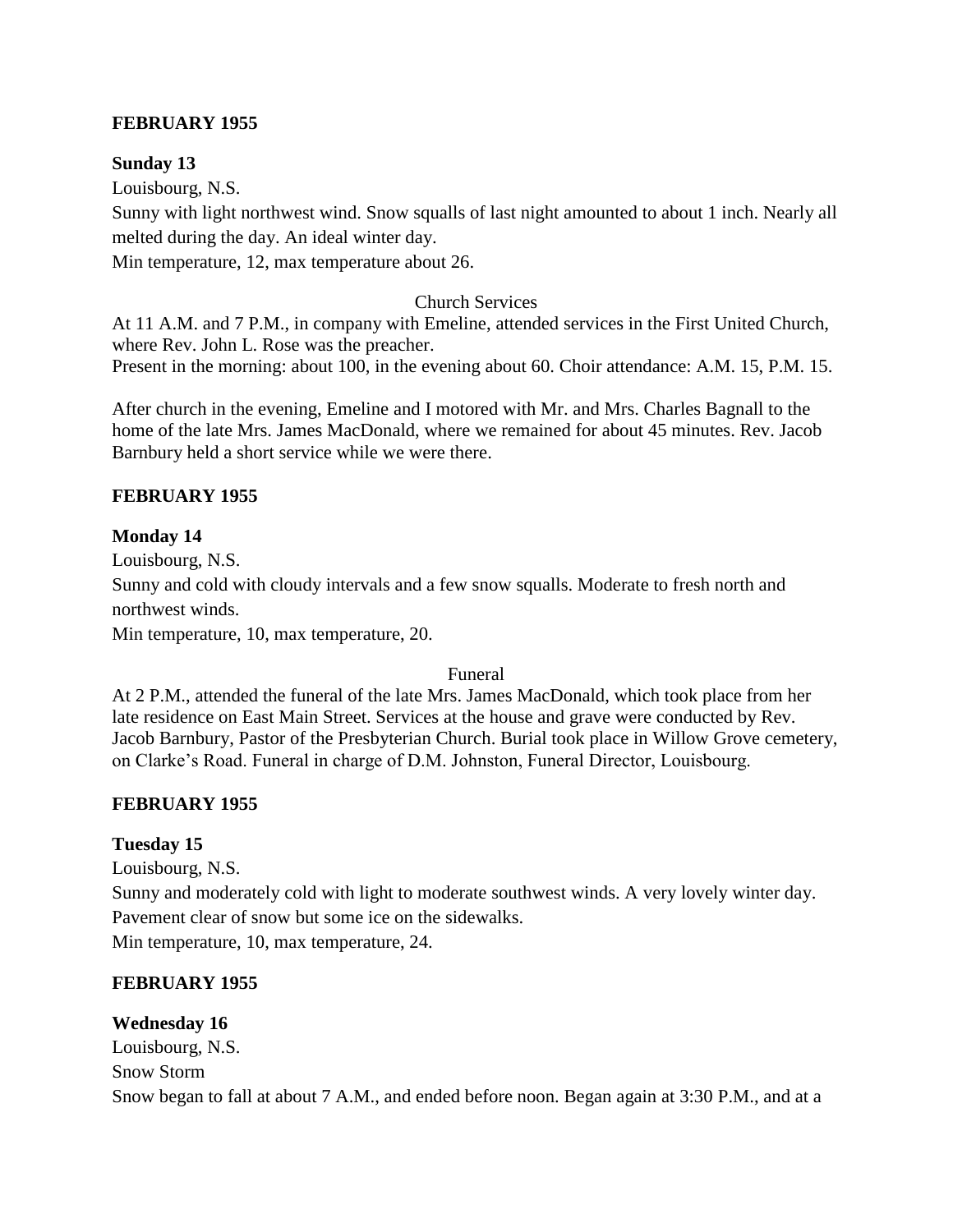**FEBRUARY 1955**

**Sunday 13**

Louisbourg, N.S.

Sunny with light northwest wind. Snow squalls of last night amounted to about 1 inch. Nearly all melted during the day. An ideal winter day.

Min temperature, 12, max temperature about 26.

Church Services

At 11 A.M. and 7 P.M., in company with Emeline, attended services in the First United Church, where Rev. John L. Rose was the preacher.

Present in the morning: about 100, in the evening about 60. Choir attendance: A.M. 15, P.M. 15.

After church in the evening, Emeline and I motored with Mr. and Mrs. Charles Bagnall to the home of the late Mrs. James MacDonald, where we remained for about 45 minutes. Rev. Jacob Barnbury held a short service while we were there.

**FEBRUARY 1955**

**Monday 14**

Louisbourg, N.S.

Sunny and cold with cloudy intervals and a few snow squalls. Moderate to fresh north and northwest winds.

Min temperature, 10, max temperature, 20.

Funeral

At 2 P.M., attended the funeral of the late Mrs. James MacDonald, which took place from her late residence on East Main Street. Services at the house and grave were conducted by Rev. Jacob Barnbury, Pastor of the Presbyterian Church. Burial took place in Willow Grove cemetery, on Clarke's Road. Funeral in charge of D.M. Johnston, Funeral Director, Louisbourg.

**FEBRUARY 1955**

**Tuesday 15**

Louisbourg, N.S.

Sunny and moderately cold with light to moderate southwest winds. A very lovely winter day. Pavement clear of snow but some ice on the sidewalks.

Min temperature, 10, max temperature, 24.

**FEBRUARY 1955**

**Wednesday 16**

Louisbourg, N.S.

Snow Storm

Snow began to fall at about 7 A.M., and ended before noon. Began again at 3:30 P.M., and at a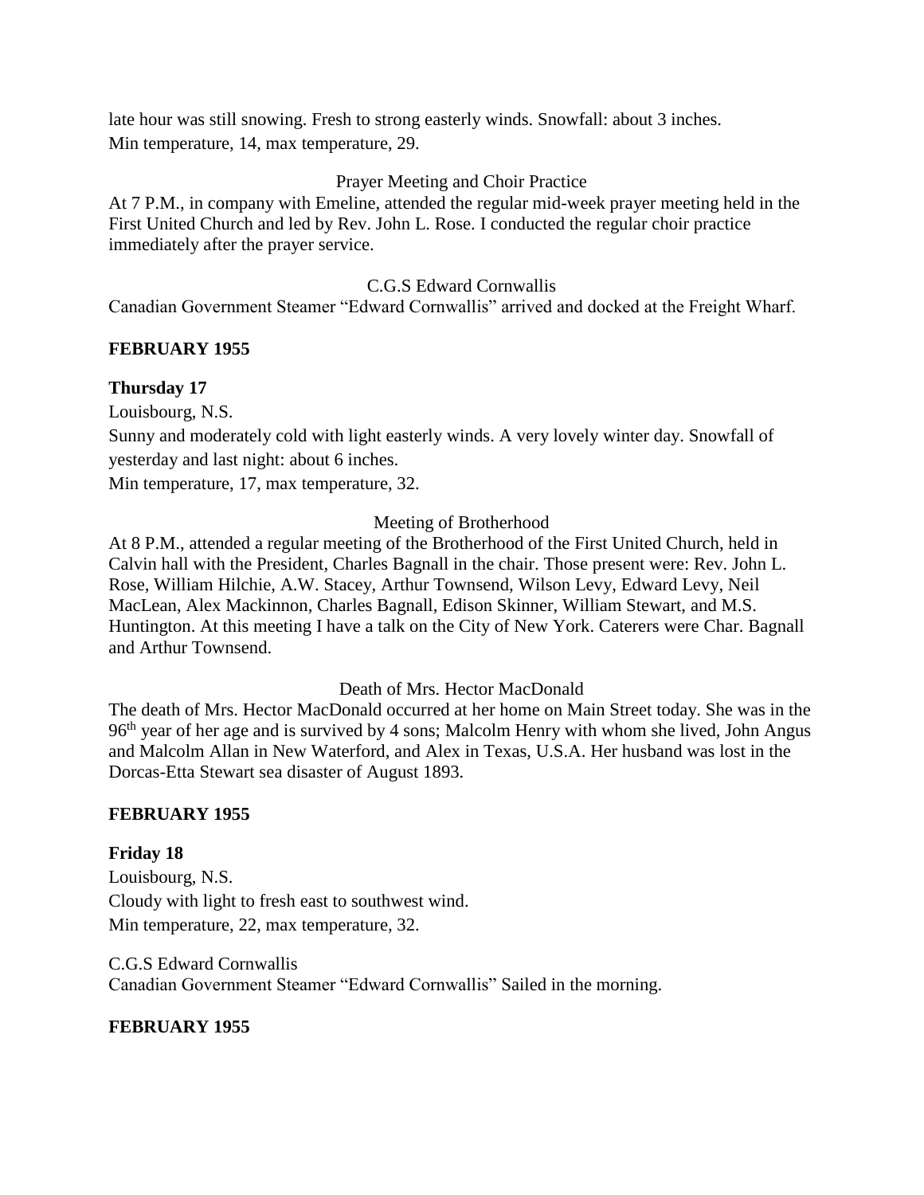late hour was still snowing. Fresh to strong easterly winds. Snowfall: about 3 inches.
Min temperature, 14, max temperature, 29.

Prayer Meeting and Choir Practice

At 7 P.M., in company with Emeline, attended the regular mid-week prayer meeting held in the First United Church and led by Rev. John L. Rose. I conducted the regular choir practice immediately after the prayer service.

C.G.S Edward Cornwallis

Canadian Government Steamer "Edward Cornwallis" arrived and docked at the Freight Wharf.

**FEBRUARY 1955**

**Thursday 17**

Louisbourg, N.S.

Sunny and moderately cold with light easterly winds. A very lovely winter day. Snowfall of yesterday and last night: about 6 inches.

Min temperature, 17, max temperature, 32.

Meeting of Brotherhood

At 8 P.M., attended a regular meeting of the Brotherhood of the First United Church, held in Calvin hall with the President, Charles Bagnall in the chair. Those present were: Rev. John L. Rose, William Hilchie, A.W. Stacey, Arthur Townsend, Wilson Levy, Edward Levy, Neil MacLean, Alex Mackinnon, Charles Bagnall, Edison Skinner, William Stewart, and M.S. Huntington. At this meeting I have a talk on the City of New York. Caterers were Char. Bagnall and Arthur Townsend.

Death of Mrs. Hector MacDonald

The death of Mrs. Hector MacDonald occurred at her home on Main Street today. She was in the 96th year of her age and is survived by 4 sons; Malcolm Henry with whom she lived, John Angus and Malcolm Allan in New Waterford, and Alex in Texas, U.S.A. Her husband was lost in the Dorcas-Etta Stewart sea disaster of August 1893.

**FEBRUARY 1955**

**Friday 18**

Louisbourg, N.S.

Cloudy with light to fresh east to southwest wind.

Min temperature, 22, max temperature, 32.

C.G.S Edward Cornwallis

Canadian Government Steamer "Edward Cornwallis" Sailed in the morning.

**FEBRUARY 1955**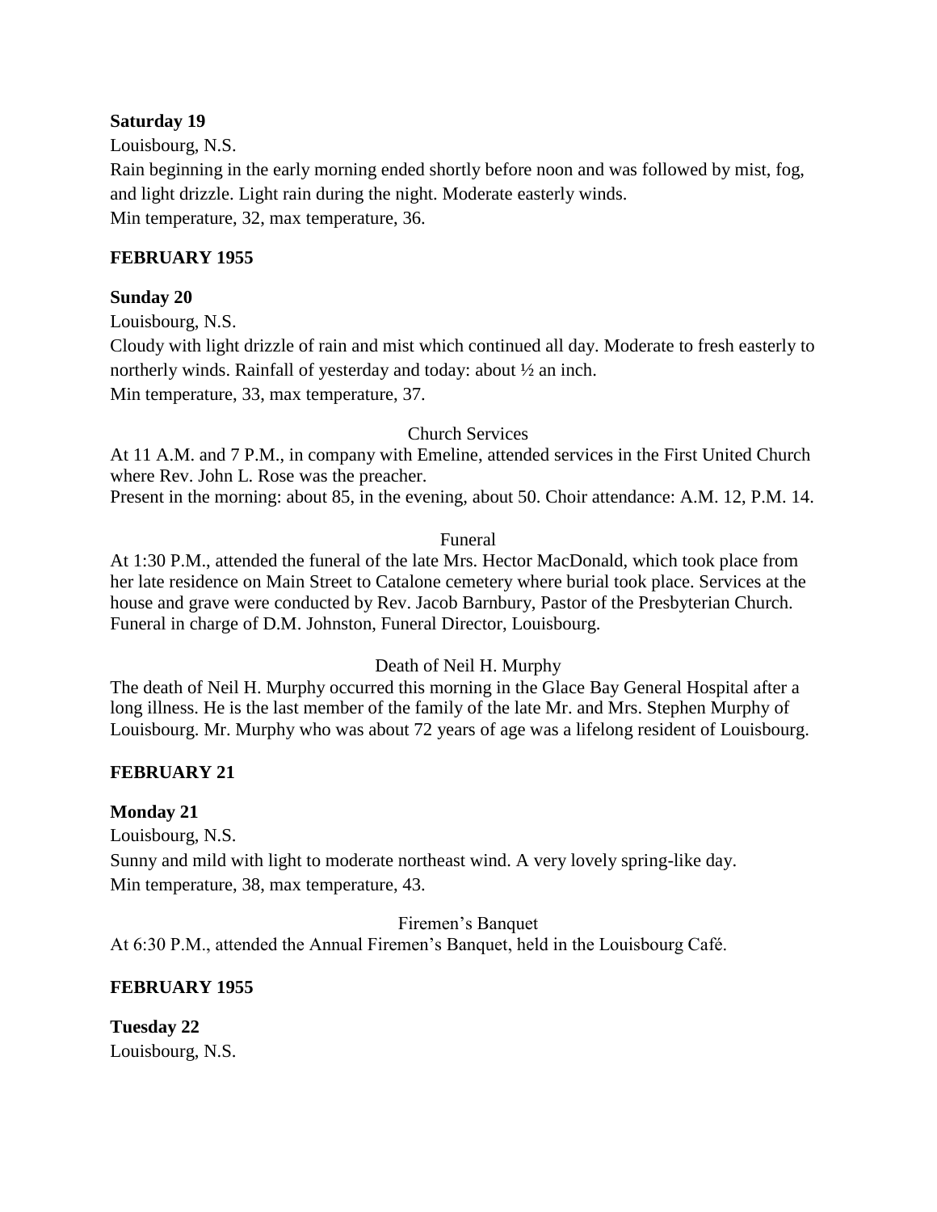**Saturday 19**

Louisbourg, N.S.

Rain beginning in the early morning ended shortly before noon and was followed by mist, fog, and light drizzle. Light rain during the night. Moderate easterly winds.

Min temperature, 32, max temperature, 36.

**FEBRUARY 1955**

**Sunday 20**

Louisbourg, N.S.

Cloudy with light drizzle of rain and mist which continued all day. Moderate to fresh easterly to northerly winds. Rainfall of yesterday and today: about ½ an inch.

Min temperature, 33, max temperature, 37.

Church Services

At 11 A.M. and 7 P.M., in company with Emeline, attended services in the First United Church where Rev. John L. Rose was the preacher.

Present in the morning: about 85, in the evening, about 50. Choir attendance: A.M. 12, P.M. 14.

Funeral

At 1:30 P.M., attended the funeral of the late Mrs. Hector MacDonald, which took place from her late residence on Main Street to Catalone cemetery where burial took place. Services at the house and grave were conducted by Rev. Jacob Barnbury, Pastor of the Presbyterian Church. Funeral in charge of D.M. Johnston, Funeral Director, Louisbourg.

Death of Neil H. Murphy

The death of Neil H. Murphy occurred this morning in the Glace Bay General Hospital after a long illness. He is the last member of the family of the late Mr. and Mrs. Stephen Murphy of Louisbourg. Mr. Murphy who was about 72 years of age was a lifelong resident of Louisbourg.

**FEBRUARY 21**

**Monday 21**

Louisbourg, N.S.

Sunny and mild with light to moderate northeast wind. A very lovely spring-like day.

Min temperature, 38, max temperature, 43.

Firemen's Banquet

At 6:30 P.M., attended the Annual Firemen's Banquet, held in the Louisbourg Café.

**FEBRUARY 1955**

**Tuesday 22**

Louisbourg, N.S.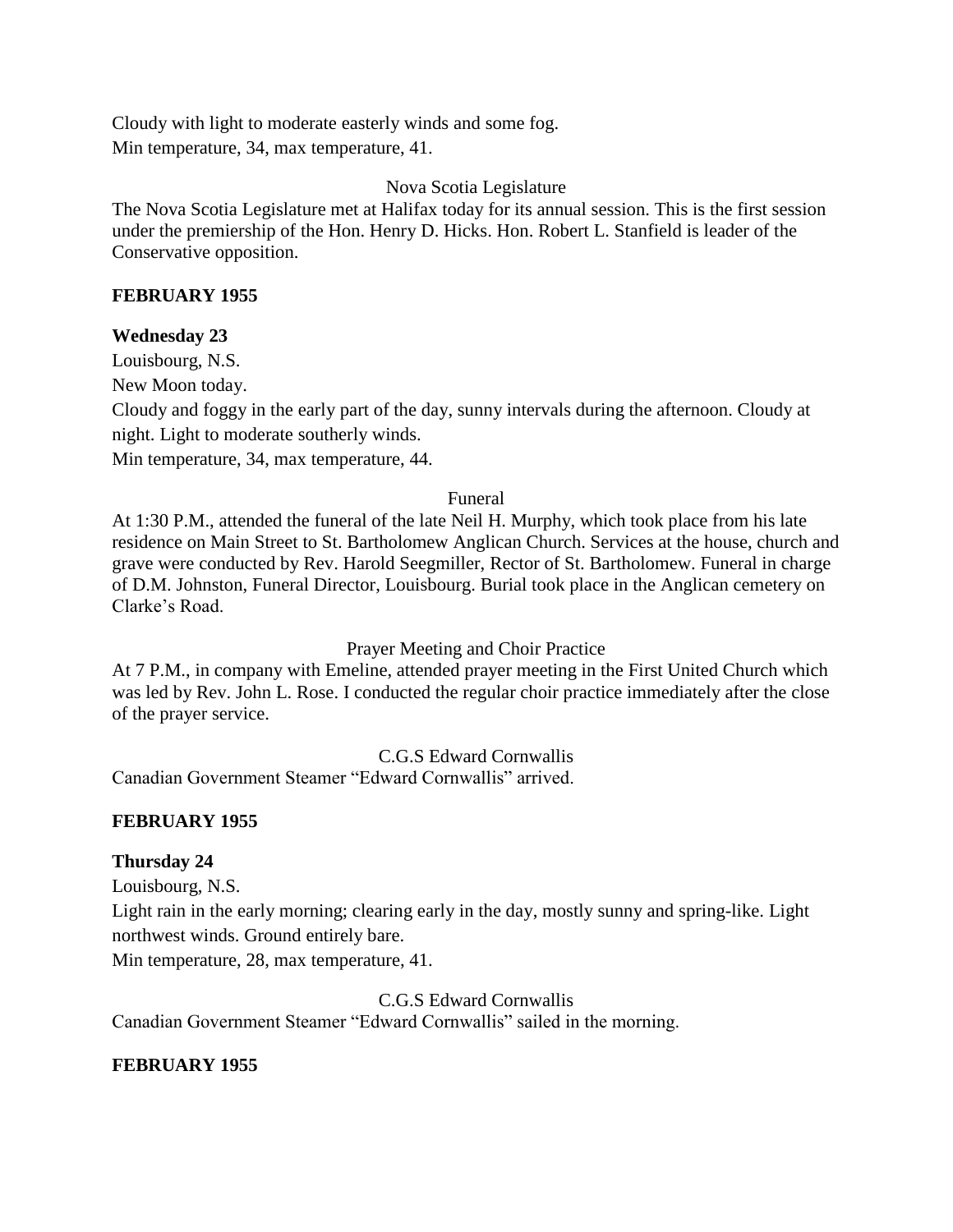Cloudy with light to moderate easterly winds and some fog.
Min temperature, 34, max temperature, 41.

Nova Scotia Legislature

The Nova Scotia Legislature met at Halifax today for its annual session. This is the first session under the premiership of the Hon. Henry D. Hicks. Hon. Robert L. Stanfield is leader of the Conservative opposition.

**FEBRUARY 1955**

**Wednesday 23**

Louisbourg, N.S.

New Moon today.

Cloudy and foggy in the early part of the day, sunny intervals during the afternoon. Cloudy at night. Light to moderate southerly winds.

Min temperature, 34, max temperature, 44.

Funeral

At 1:30 P.M., attended the funeral of the late Neil H. Murphy, which took place from his late residence on Main Street to St. Bartholomew Anglican Church. Services at the house, church and grave were conducted by Rev. Harold Seegmiller, Rector of St. Bartholomew. Funeral in charge of D.M. Johnston, Funeral Director, Louisbourg. Burial took place in the Anglican cemetery on Clarke's Road.

Prayer Meeting and Choir Practice

At 7 P.M., in company with Emeline, attended prayer meeting in the First United Church which was led by Rev. John L. Rose. I conducted the regular choir practice immediately after the close of the prayer service.

C.G.S Edward Cornwallis

Canadian Government Steamer "Edward Cornwallis" arrived.

**FEBRUARY 1955**

**Thursday 24**

Louisbourg, N.S.

Light rain in the early morning; clearing early in the day, mostly sunny and spring-like. Light northwest winds. Ground entirely bare.

Min temperature, 28, max temperature, 41.

C.G.S Edward Cornwallis

Canadian Government Steamer "Edward Cornwallis" sailed in the morning.

**FEBRUARY 1955**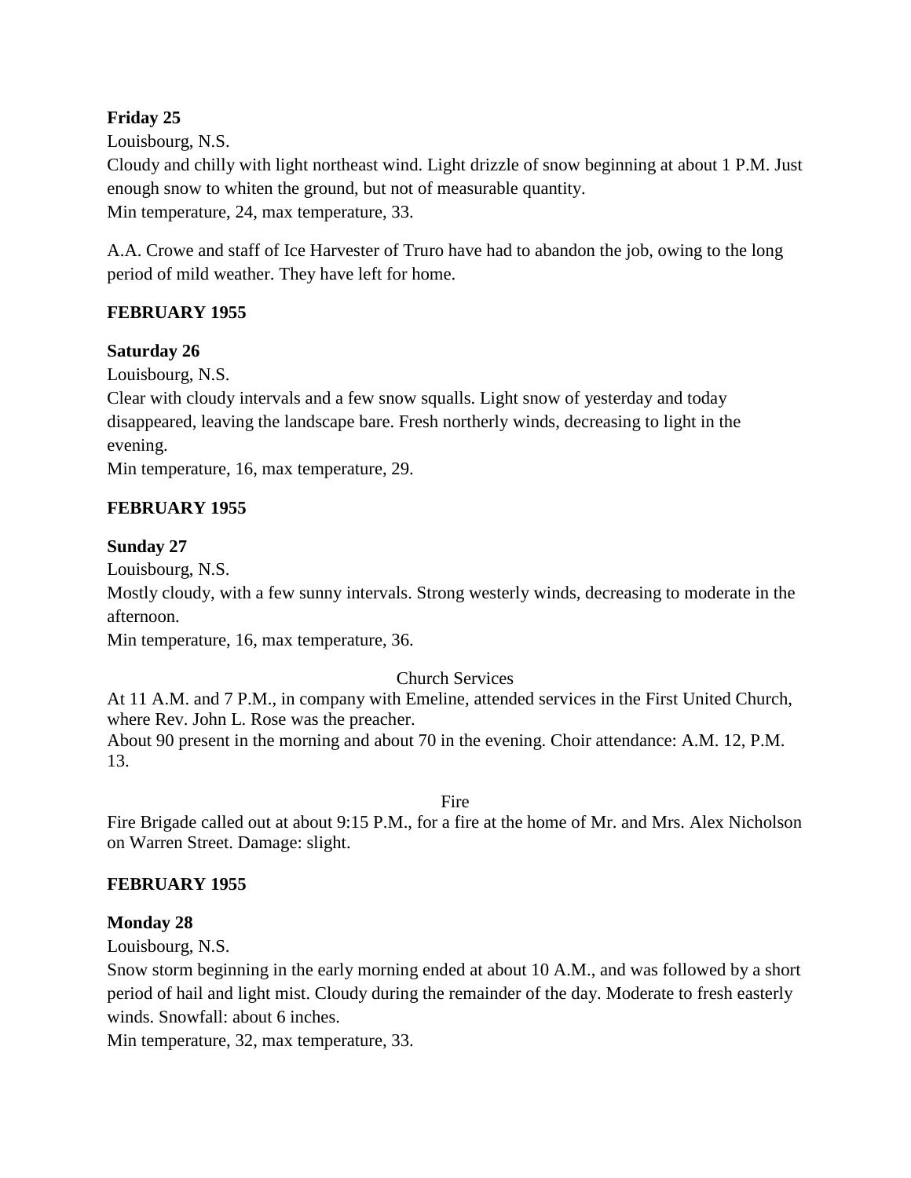**Friday 25**

Louisbourg, N.S.

Cloudy and chilly with light northeast wind. Light drizzle of snow beginning at about 1 P.M. Just enough snow to whiten the ground, but not of measurable quantity.

Min temperature, 24, max temperature, 33.

A.A. Crowe and staff of Ice Harvester of Truro have had to abandon the job, owing to the long period of mild weather. They have left for home.

**FEBRUARY 1955**

**Saturday 26**

Louisbourg, N.S.

Clear with cloudy intervals and a few snow squalls. Light snow of yesterday and today disappeared, leaving the landscape bare. Fresh northerly winds, decreasing to light in the evening.

Min temperature, 16, max temperature, 29.

**FEBRUARY 1955**

**Sunday 27**

Louisbourg, N.S.

Mostly cloudy, with a few sunny intervals. Strong westerly winds, decreasing to moderate in the afternoon.

Min temperature, 16, max temperature, 36.

Church Services

At 11 A.M. and 7 P.M., in company with Emeline, attended services in the First United Church, where Rev. John L. Rose was the preacher.

About 90 present in the morning and about 70 in the evening. Choir attendance: A.M. 12, P.M. 13.

Fire

Fire Brigade called out at about 9:15 P.M., for a fire at the home of Mr. and Mrs. Alex Nicholson on Warren Street. Damage: slight.

**FEBRUARY 1955**

**Monday 28**

Louisbourg, N.S.

Snow storm beginning in the early morning ended at about 10 A.M., and was followed by a short period of hail and light mist. Cloudy during the remainder of the day. Moderate to fresh easterly winds. Snowfall: about 6 inches.

Min temperature, 32, max temperature, 33.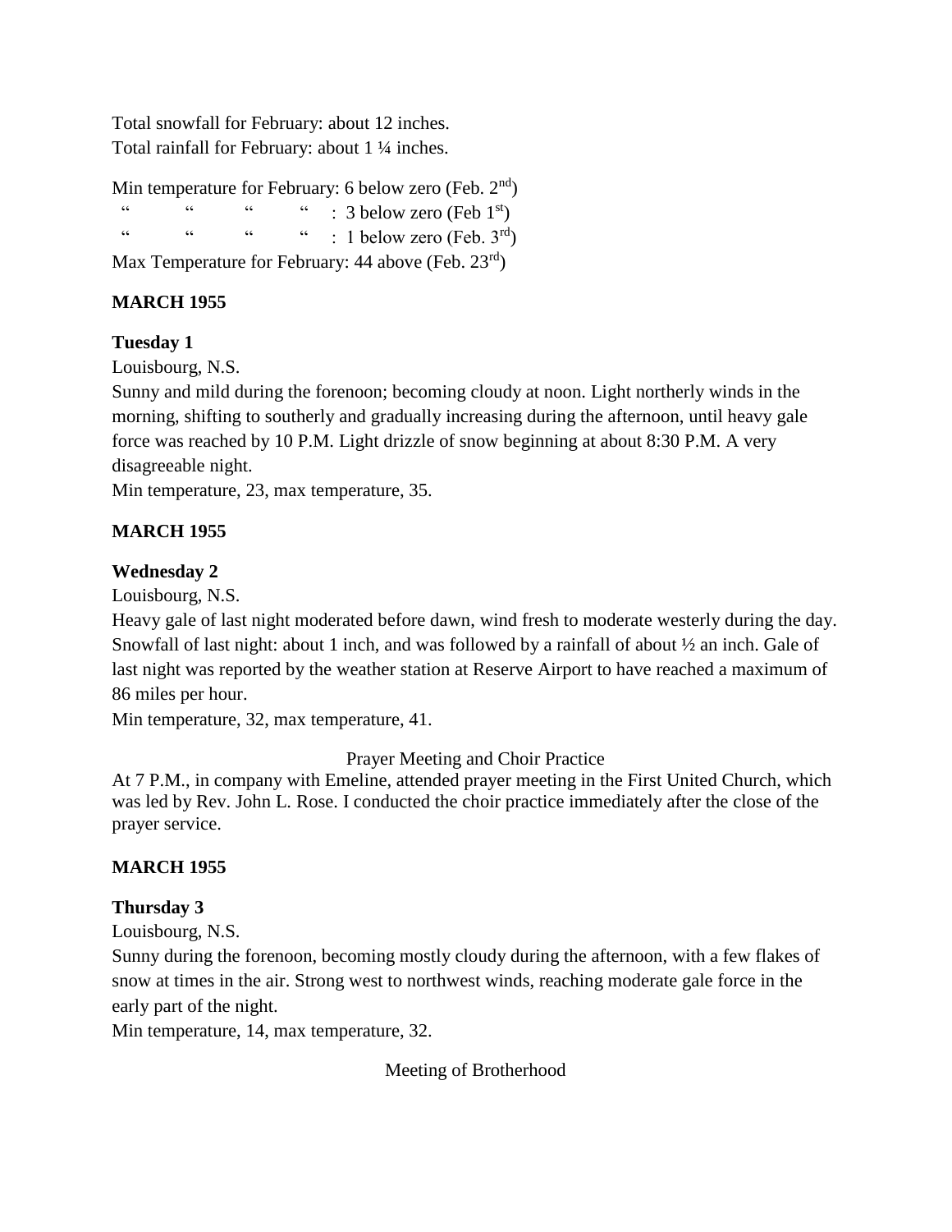Total snowfall for February: about 12 inches.
Total rainfall for February: about 1 ¼ inches.

Min temperature for February: 6 below zero (Feb. 2nd)
" " " " : 3 below zero (Feb 1st)
" " " " : 1 below zero (Feb. 3rd)
Max Temperature for February: 44 above (Feb. 23rd)

**MARCH 1955**

**Tuesday 1**

Louisbourg, N.S.

Sunny and mild during the forenoon; becoming cloudy at noon. Light northerly winds in the morning, shifting to southerly and gradually increasing during the afternoon, until heavy gale force was reached by 10 P.M. Light drizzle of snow beginning at about 8:30 P.M. A very disagreeable night.

Min temperature, 23, max temperature, 35.

**MARCH 1955**

**Wednesday 2**

Louisbourg, N.S.

Heavy gale of last night moderated before dawn, wind fresh to moderate westerly during the day. Snowfall of last night: about 1 inch, and was followed by a rainfall of about ½ an inch. Gale of last night was reported by the weather station at Reserve Airport to have reached a maximum of 86 miles per hour.

Min temperature, 32, max temperature, 41.

Prayer Meeting and Choir Practice

At 7 P.M., in company with Emeline, attended prayer meeting in the First United Church, which was led by Rev. John L. Rose. I conducted the choir practice immediately after the close of the prayer service.

**MARCH 1955**

**Thursday 3**

Louisbourg, N.S.

Sunny during the forenoon, becoming mostly cloudy during the afternoon, with a few flakes of snow at times in the air. Strong west to northwest winds, reaching moderate gale force in the early part of the night.

Min temperature, 14, max temperature, 32.

Meeting of Brotherhood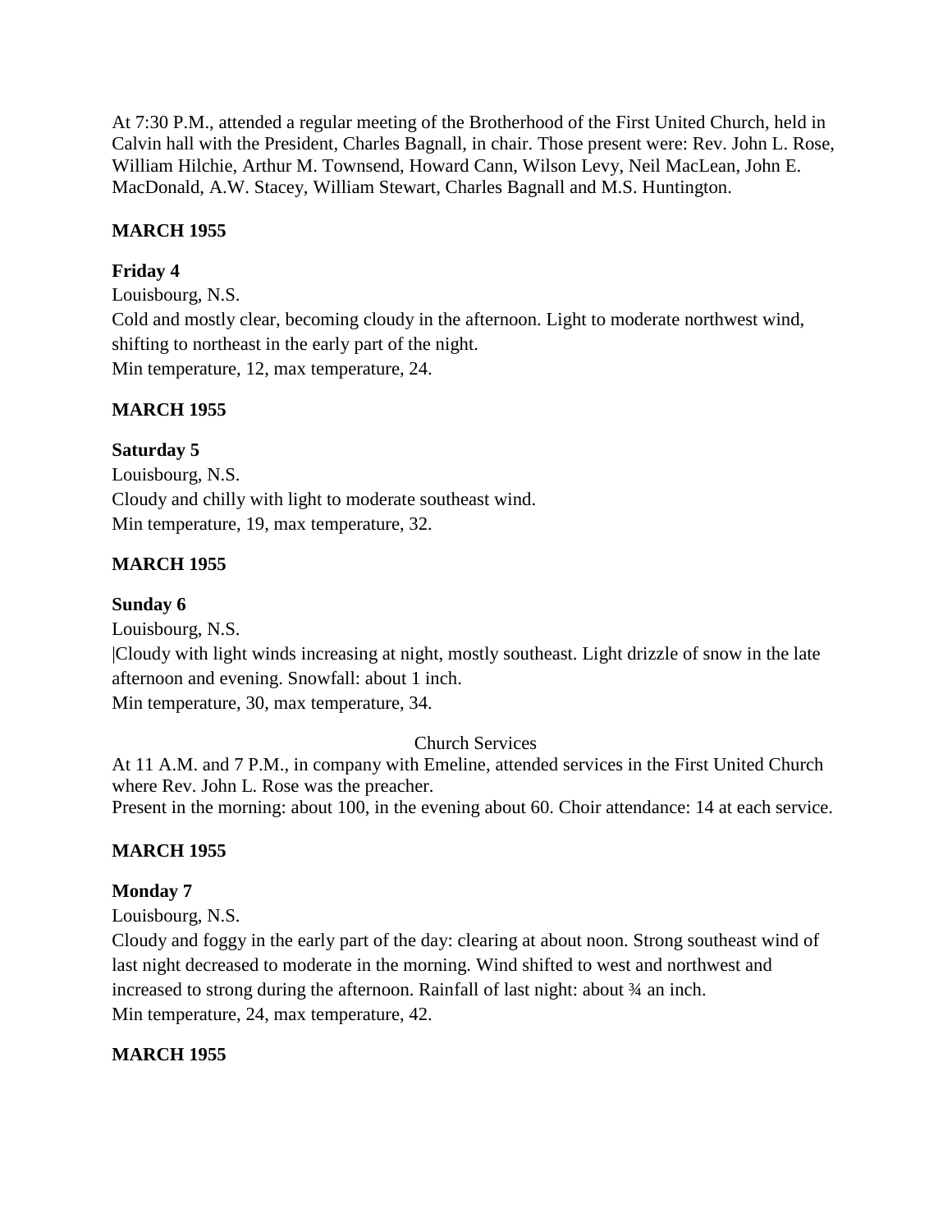At 7:30 P.M., attended a regular meeting of the Brotherhood of the First United Church, held in Calvin hall with the President, Charles Bagnall, in chair. Those present were: Rev. John L. Rose, William Hilchie, Arthur M. Townsend, Howard Cann, Wilson Levy, Neil MacLean, John E. MacDonald, A.W. Stacey, William Stewart, Charles Bagnall and M.S. Huntington.

**MARCH 1955**

**Friday 4**

Louisbourg, N.S.

Cold and mostly clear, becoming cloudy in the afternoon. Light to moderate northwest wind, shifting to northeast in the early part of the night.

Min temperature, 12, max temperature, 24.

**MARCH 1955**

**Saturday 5**

Louisbourg, N.S.

Cloudy and chilly with light to moderate southeast wind.

Min temperature, 19, max temperature, 32.

**MARCH 1955**

**Sunday 6**

Louisbourg, N.S.

|Cloudy with light winds increasing at night, mostly southeast. Light drizzle of snow in the late afternoon and evening. Snowfall: about 1 inch.

Min temperature, 30, max temperature, 34.

Church Services

At 11 A.M. and 7 P.M., in company with Emeline, attended services in the First United Church where Rev. John L. Rose was the preacher.

Present in the morning: about 100, in the evening about 60. Choir attendance: 14 at each service.

**MARCH 1955**

**Monday 7**

Louisbourg, N.S.

Cloudy and foggy in the early part of the day: clearing at about noon. Strong southeast wind of last night decreased to moderate in the morning. Wind shifted to west and northwest and increased to strong during the afternoon. Rainfall of last night: about ¾ an inch.

Min temperature, 24, max temperature, 42.

**MARCH 1955**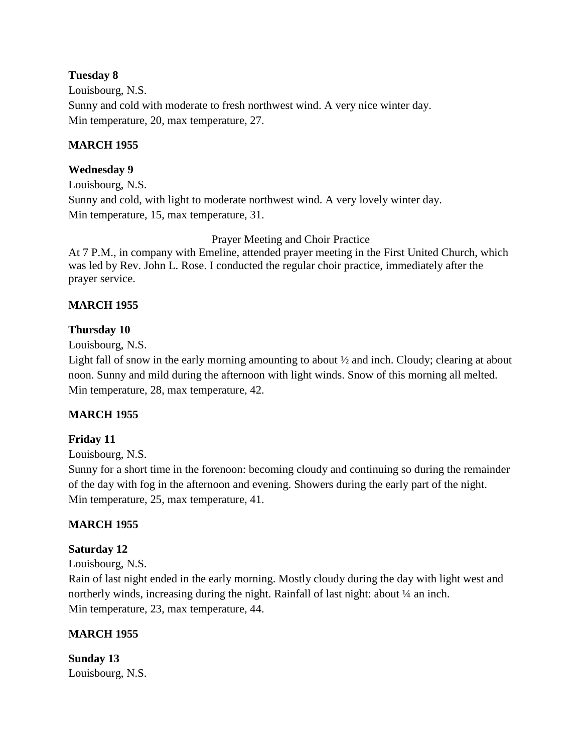**Tuesday 8**

Louisbourg, N.S.

Sunny and cold with moderate to fresh northwest wind. A very nice winter day.

Min temperature, 20, max temperature, 27.

**MARCH 1955**

**Wednesday 9**

Louisbourg, N.S.

Sunny and cold, with light to moderate northwest wind. A very lovely winter day.

Min temperature, 15, max temperature, 31.

Prayer Meeting and Choir Practice

At 7 P.M., in company with Emeline, attended prayer meeting in the First United Church, which was led by Rev. John L. Rose. I conducted the regular choir practice, immediately after the prayer service.

**MARCH 1955**

**Thursday 10**

Louisbourg, N.S.

Light fall of snow in the early morning amounting to about ½ and inch. Cloudy; clearing at about noon. Sunny and mild during the afternoon with light winds. Snow of this morning all melted.

Min temperature, 28, max temperature, 42.

**MARCH 1955**

**Friday 11**

Louisbourg, N.S.

Sunny for a short time in the forenoon: becoming cloudy and continuing so during the remainder of the day with fog in the afternoon and evening. Showers during the early part of the night.

Min temperature, 25, max temperature, 41.

**MARCH 1955**

**Saturday 12**

Louisbourg, N.S.

Rain of last night ended in the early morning. Mostly cloudy during the day with light west and northerly winds, increasing during the night. Rainfall of last night: about ¼ an inch.

Min temperature, 23, max temperature, 44.

**MARCH 1955**

**Sunday 13**

Louisbourg, N.S.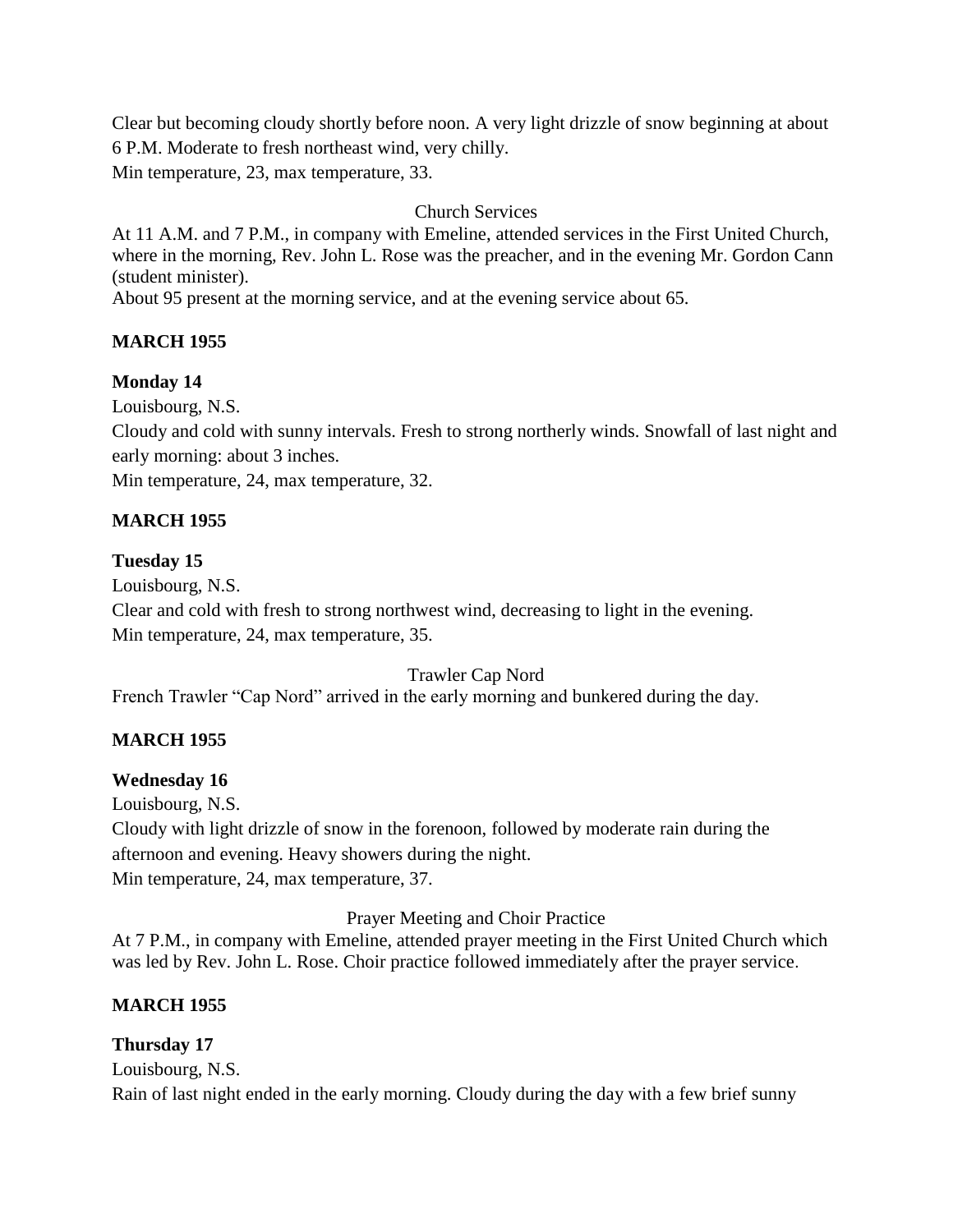Clear but becoming cloudy shortly before noon. A very light drizzle of snow beginning at about 6 P.M. Moderate to fresh northeast wind, very chilly.
Min temperature, 23, max temperature, 33.

Church Services

At 11 A.M. and 7 P.M., in company with Emeline, attended services in the First United Church, where in the morning, Rev. John L. Rose was the preacher, and in the evening Mr. Gordon Cann (student minister).
About 95 present at the morning service, and at the evening service about 65.

**MARCH 1955**

**Monday 14**

Louisbourg, N.S.
Cloudy and cold with sunny intervals. Fresh to strong northerly winds. Snowfall of last night and early morning: about 3 inches.
Min temperature, 24, max temperature, 32.

**MARCH 1955**

**Tuesday 15**

Louisbourg, N.S.
Clear and cold with fresh to strong northwest wind, decreasing to light in the evening.
Min temperature, 24, max temperature, 35.

Trawler Cap Nord

French Trawler "Cap Nord" arrived in the early morning and bunkered during the day.

**MARCH 1955**

**Wednesday 16**

Louisbourg, N.S.
Cloudy with light drizzle of snow in the forenoon, followed by moderate rain during the afternoon and evening. Heavy showers during the night.
Min temperature, 24, max temperature, 37.

Prayer Meeting and Choir Practice

At 7 P.M., in company with Emeline, attended prayer meeting in the First United Church which was led by Rev. John L. Rose. Choir practice followed immediately after the prayer service.

**MARCH 1955**

**Thursday 17**

Louisbourg, N.S.
Rain of last night ended in the early morning. Cloudy during the day with a few brief sunny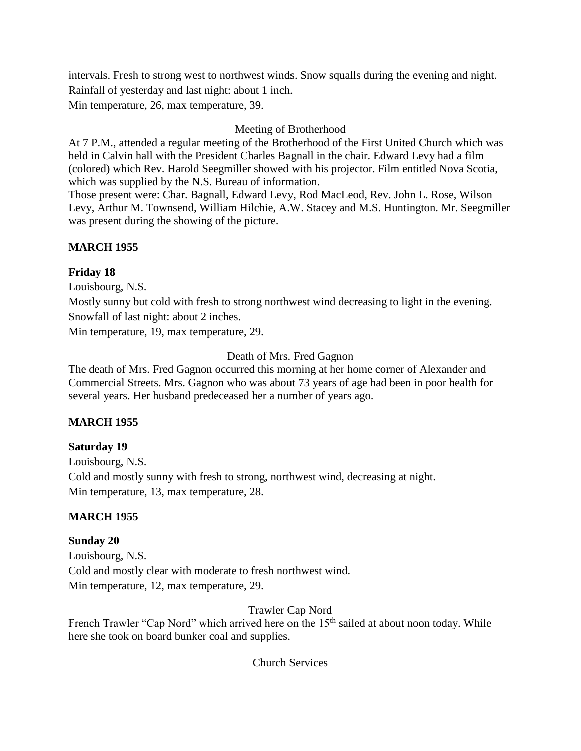intervals. Fresh to strong west to northwest winds. Snow squalls during the evening and night.
Rainfall of yesterday and last night: about 1 inch.
Min temperature, 26, max temperature, 39.

Meeting of Brotherhood

At 7 P.M., attended a regular meeting of the Brotherhood of the First United Church which was held in Calvin hall with the President Charles Bagnall in the chair. Edward Levy had a film (colored) which Rev. Harold Seegmiller showed with his projector. Film entitled Nova Scotia, which was supplied by the N.S. Bureau of information.
Those present were: Char. Bagnall, Edward Levy, Rod MacLeod, Rev. John L. Rose, Wilson Levy, Arthur M. Townsend, William Hilchie, A.W. Stacey and M.S. Huntington. Mr. Seegmiller was present during the showing of the picture.

**MARCH 1955**

**Friday 18**

Louisbourg, N.S.
Mostly sunny but cold with fresh to strong northwest wind decreasing to light in the evening.
Snowfall of last night: about 2 inches.
Min temperature, 19, max temperature, 29.

Death of Mrs. Fred Gagnon

The death of Mrs. Fred Gagnon occurred this morning at her home corner of Alexander and Commercial Streets. Mrs. Gagnon who was about 73 years of age had been in poor health for several years. Her husband predeceased her a number of years ago.

**MARCH 1955**

**Saturday 19**

Louisbourg, N.S.
Cold and mostly sunny with fresh to strong, northwest wind, decreasing at night.
Min temperature, 13, max temperature, 28.

**MARCH 1955**

**Sunday 20**

Louisbourg, N.S.
Cold and mostly clear with moderate to fresh northwest wind.
Min temperature, 12, max temperature, 29.

Trawler Cap Nord

French Trawler "Cap Nord" which arrived here on the 15th sailed at about noon today. While here she took on board bunker coal and supplies.

Church Services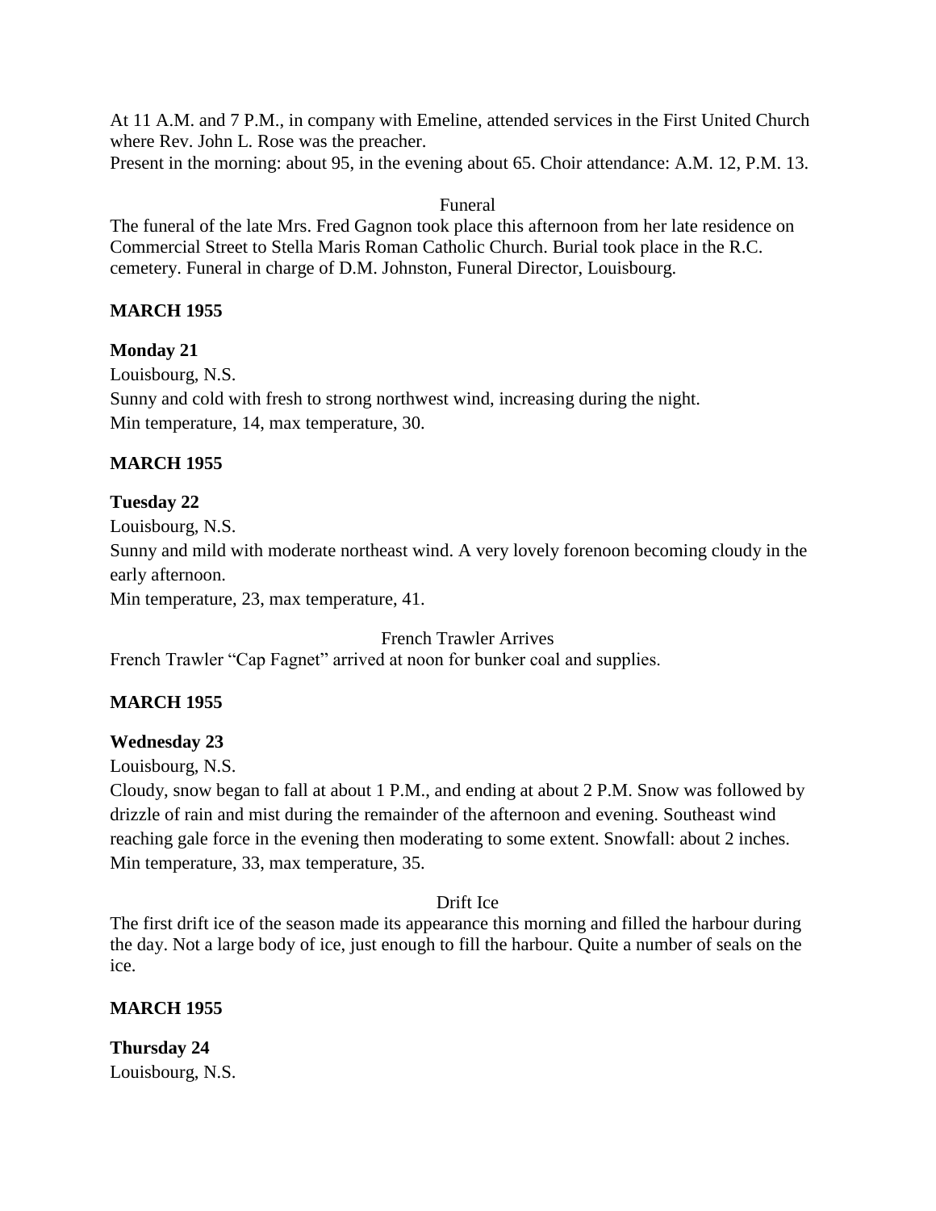At 11 A.M. and 7 P.M., in company with Emeline, attended services in the First United Church where Rev. John L. Rose was the preacher.
Present in the morning: about 95, in the evening about 65. Choir attendance: A.M. 12, P.M. 13.

Funeral

The funeral of the late Mrs. Fred Gagnon took place this afternoon from her late residence on Commercial Street to Stella Maris Roman Catholic Church. Burial took place in the R.C. cemetery. Funeral in charge of D.M. Johnston, Funeral Director, Louisbourg.

**MARCH 1955**

**Monday 21**

Louisbourg, N.S.
Sunny and cold with fresh to strong northwest wind, increasing during the night.
Min temperature, 14, max temperature, 30.

**MARCH 1955**

**Tuesday 22**

Louisbourg, N.S.
Sunny and mild with moderate northeast wind. A very lovely forenoon becoming cloudy in the early afternoon.
Min temperature, 23, max temperature, 41.

French Trawler Arrives

French Trawler "Cap Fagnet" arrived at noon for bunker coal and supplies.

**MARCH 1955**

**Wednesday 23**

Louisbourg, N.S.
Cloudy, snow began to fall at about 1 P.M., and ending at about 2 P.M. Snow was followed by drizzle of rain and mist during the remainder of the afternoon and evening. Southeast wind reaching gale force in the evening then moderating to some extent. Snowfall: about 2 inches.
Min temperature, 33, max temperature, 35.

Drift Ice

The first drift ice of the season made its appearance this morning and filled the harbour during the day. Not a large body of ice, just enough to fill the harbour. Quite a number of seals on the ice.

**MARCH 1955**

**Thursday 24**

Louisbourg, N.S.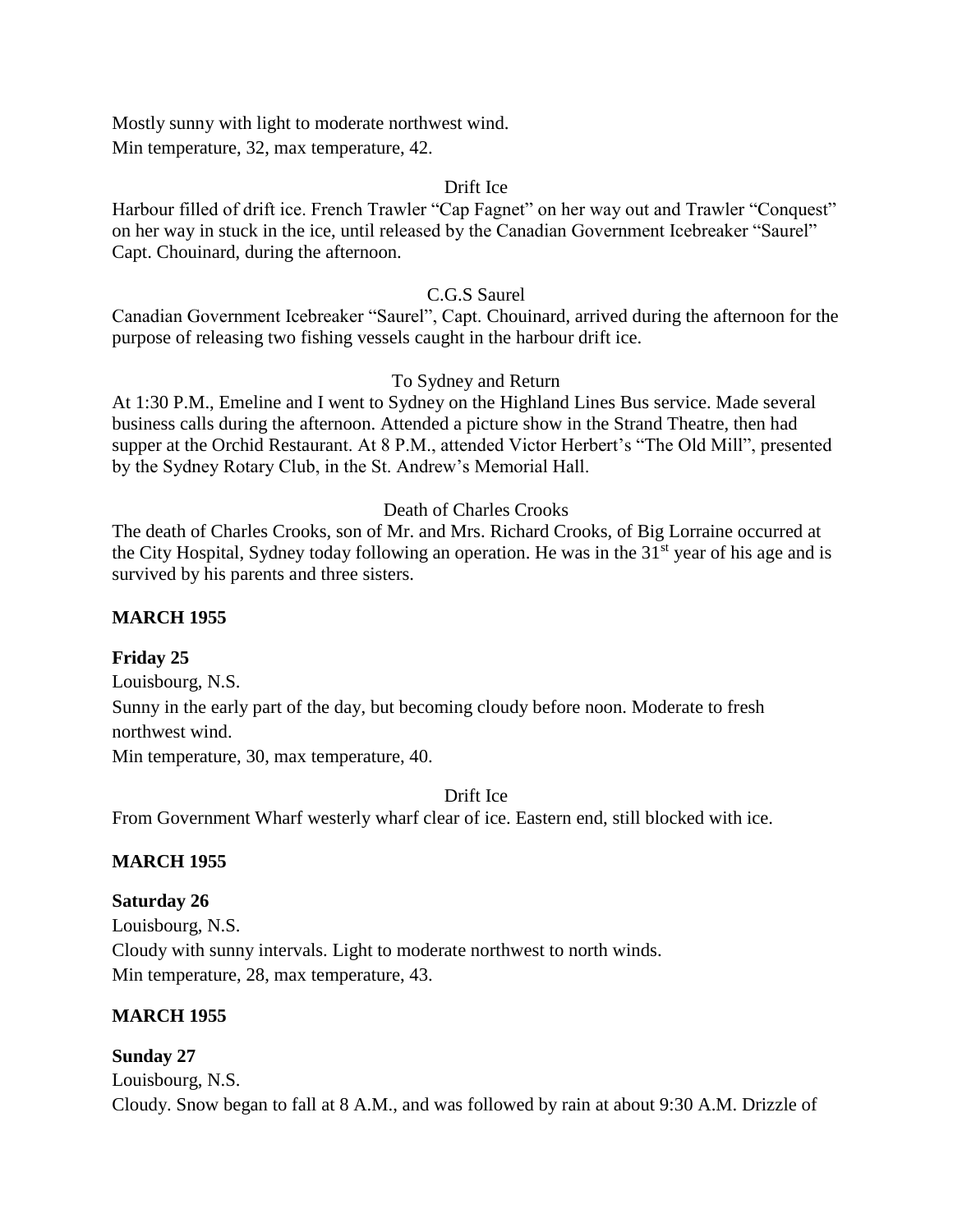Mostly sunny with light to moderate northwest wind.
Min temperature, 32, max temperature, 42.

Drift Ice

Harbour filled of drift ice. French Trawler "Cap Fagnet" on her way out and Trawler "Conquest" on her way in stuck in the ice, until released by the Canadian Government Icebreaker "Saurel" Capt. Chouinard, during the afternoon.

C.G.S Saurel

Canadian Government Icebreaker "Saurel", Capt. Chouinard, arrived during the afternoon for the purpose of releasing two fishing vessels caught in the harbour drift ice.

To Sydney and Return

At 1:30 P.M., Emeline and I went to Sydney on the Highland Lines Bus service. Made several business calls during the afternoon. Attended a picture show in the Strand Theatre, then had supper at the Orchid Restaurant. At 8 P.M., attended Victor Herbert's "The Old Mill", presented by the Sydney Rotary Club, in the St. Andrew's Memorial Hall.

Death of Charles Crooks

The death of Charles Crooks, son of Mr. and Mrs. Richard Crooks, of Big Lorraine occurred at the City Hospital, Sydney today following an operation. He was in the 31st year of his age and is survived by his parents and three sisters.

**MARCH 1955**

**Friday 25**

Louisbourg, N.S.

Sunny in the early part of the day, but becoming cloudy before noon. Moderate to fresh northwest wind.

Min temperature, 30, max temperature, 40.

Drift Ice

From Government Wharf westerly wharf clear of ice. Eastern end, still blocked with ice.

**MARCH 1955**

**Saturday 26**

Louisbourg, N.S.

Cloudy with sunny intervals. Light to moderate northwest to north winds.

Min temperature, 28, max temperature, 43.

**MARCH 1955**

**Sunday 27**

Louisbourg, N.S.

Cloudy. Snow began to fall at 8 A.M., and was followed by rain at about 9:30 A.M. Drizzle of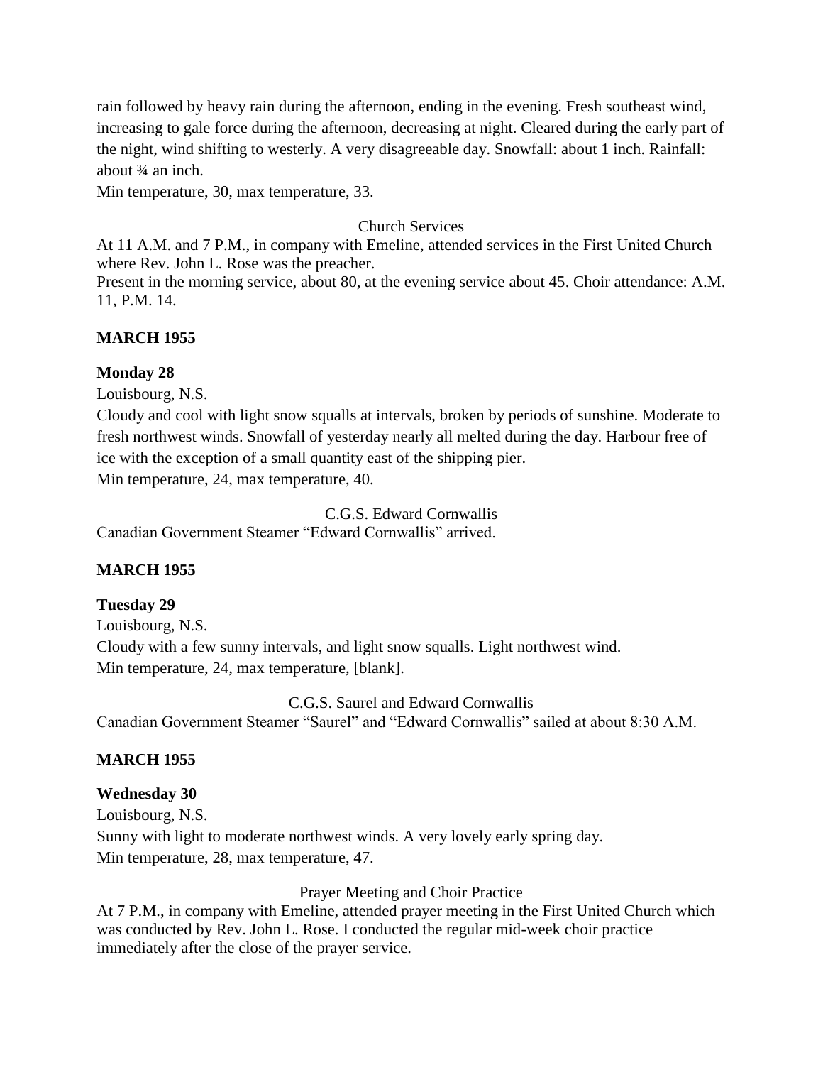rain followed by heavy rain during the afternoon, ending in the evening. Fresh southeast wind, increasing to gale force during the afternoon, decreasing at night. Cleared during the early part of the night, wind shifting to westerly. A very disagreeable day. Snowfall: about 1 inch. Rainfall: about ¾ an inch.
Min temperature, 30, max temperature, 33.

Church Services

At 11 A.M. and 7 P.M., in company with Emeline, attended services in the First United Church where Rev. John L. Rose was the preacher.
Present in the morning service, about 80, at the evening service about 45. Choir attendance: A.M. 11, P.M. 14.

**MARCH 1955**

**Monday 28**

Louisbourg, N.S.
Cloudy and cool with light snow squalls at intervals, broken by periods of sunshine. Moderate to fresh northwest winds. Snowfall of yesterday nearly all melted during the day. Harbour free of ice with the exception of a small quantity east of the shipping pier.
Min temperature, 24, max temperature, 40.

C.G.S. Edward Cornwallis

Canadian Government Steamer "Edward Cornwallis" arrived.

**MARCH 1955**

**Tuesday 29**

Louisbourg, N.S.
Cloudy with a few sunny intervals, and light snow squalls. Light northwest wind.
Min temperature, 24, max temperature, [blank].

C.G.S. Saurel and Edward Cornwallis

Canadian Government Steamer "Saurel" and "Edward Cornwallis" sailed at about 8:30 A.M.

**MARCH 1955**

**Wednesday 30**

Louisbourg, N.S.
Sunny with light to moderate northwest winds. A very lovely early spring day.
Min temperature, 28, max temperature, 47.

Prayer Meeting and Choir Practice

At 7 P.M., in company with Emeline, attended prayer meeting in the First United Church which was conducted by Rev. John L. Rose. I conducted the regular mid-week choir practice immediately after the close of the prayer service.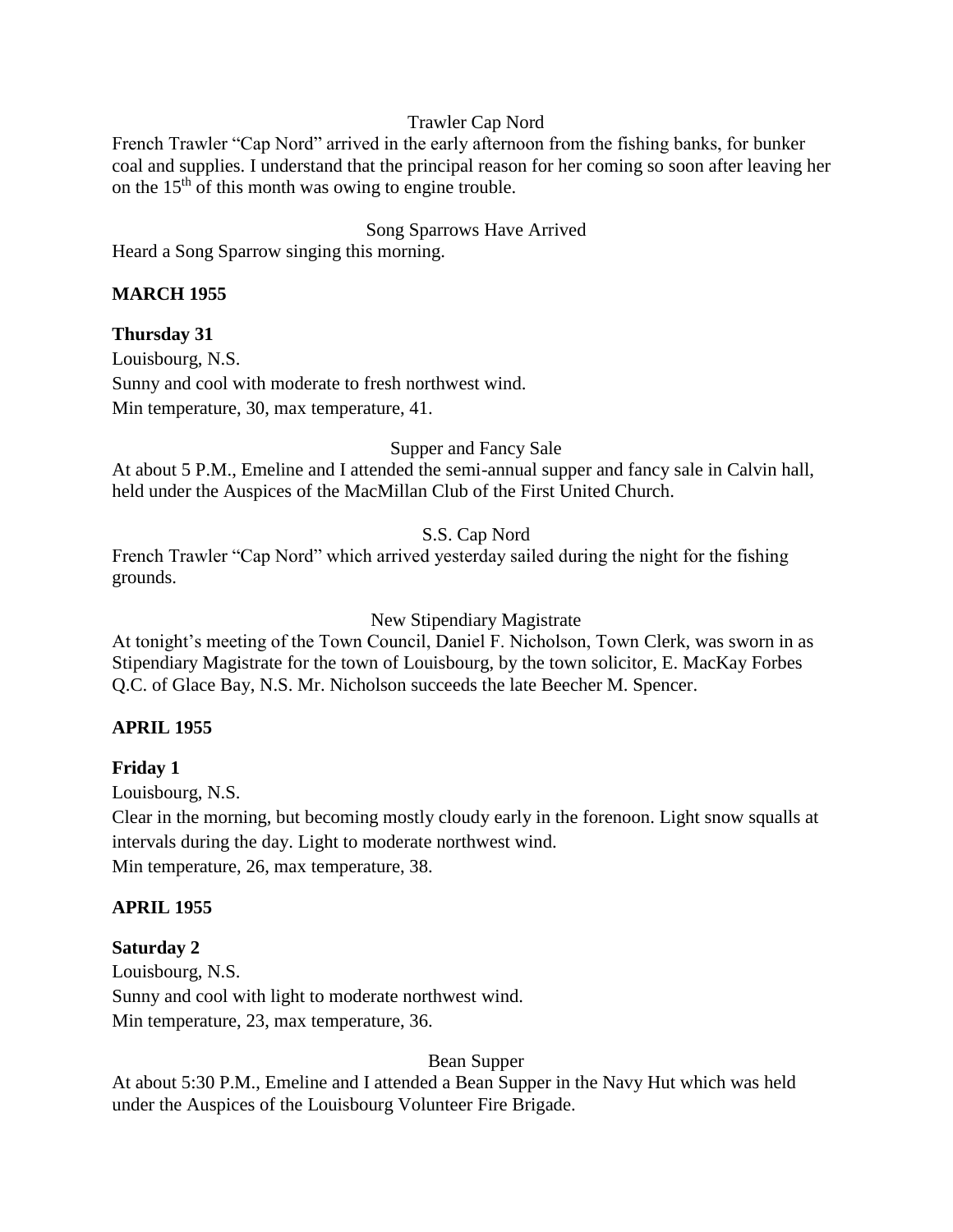Trawler Cap Nord

French Trawler "Cap Nord" arrived in the early afternoon from the fishing banks, for bunker coal and supplies. I understand that the principal reason for her coming so soon after leaving her on the 15th of this month was owing to engine trouble.

Song Sparrows Have Arrived

Heard a Song Sparrow singing this morning.

**MARCH 1955**

**Thursday 31**

Louisbourg, N.S.

Sunny and cool with moderate to fresh northwest wind.

Min temperature, 30, max temperature, 41.

Supper and Fancy Sale

At about 5 P.M., Emeline and I attended the semi-annual supper and fancy sale in Calvin hall, held under the Auspices of the MacMillan Club of the First United Church.

S.S. Cap Nord

French Trawler "Cap Nord" which arrived yesterday sailed during the night for the fishing grounds.

New Stipendiary Magistrate

At tonight's meeting of the Town Council, Daniel F. Nicholson, Town Clerk, was sworn in as Stipendiary Magistrate for the town of Louisbourg, by the town solicitor, E. MacKay Forbes Q.C. of Glace Bay, N.S. Mr. Nicholson succeeds the late Beecher M. Spencer.

**APRIL 1955**

**Friday 1**

Louisbourg, N.S.

Clear in the morning, but becoming mostly cloudy early in the forenoon. Light snow squalls at intervals during the day. Light to moderate northwest wind.

Min temperature, 26, max temperature, 38.

**APRIL 1955**

**Saturday 2**

Louisbourg, N.S.

Sunny and cool with light to moderate northwest wind.

Min temperature, 23, max temperature, 36.

Bean Supper

At about 5:30 P.M., Emeline and I attended a Bean Supper in the Navy Hut which was held under the Auspices of the Louisbourg Volunteer Fire Brigade.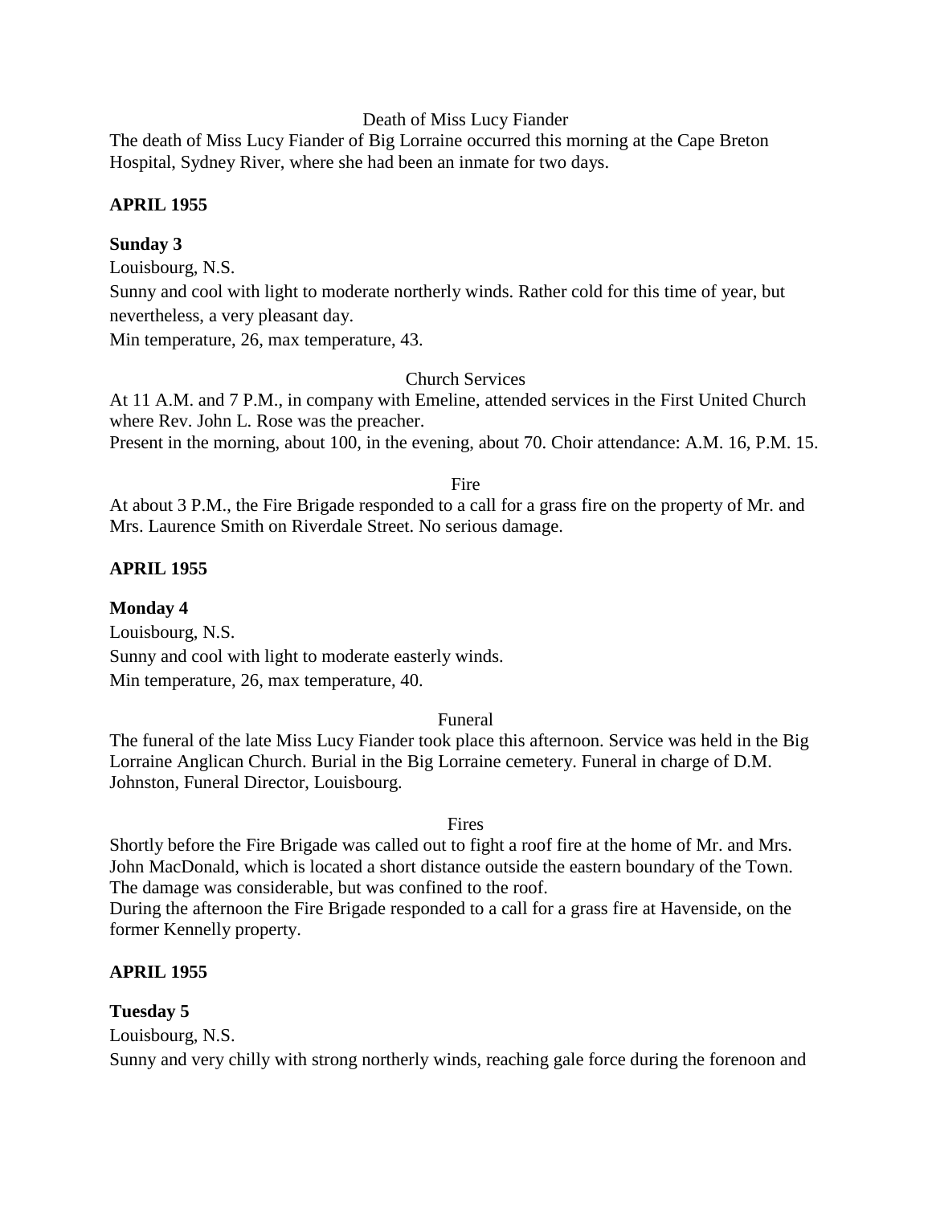Death of Miss Lucy Fiander

The death of Miss Lucy Fiander of Big Lorraine occurred this morning at the Cape Breton Hospital, Sydney River, where she had been an inmate for two days.

**APRIL 1955**

**Sunday 3**

Louisbourg, N.S.

Sunny and cool with light to moderate northerly winds. Rather cold for this time of year, but nevertheless, a very pleasant day.

Min temperature, 26, max temperature, 43.

Church Services

At 11 A.M. and 7 P.M., in company with Emeline, attended services in the First United Church where Rev. John L. Rose was the preacher.

Present in the morning, about 100, in the evening, about 70. Choir attendance: A.M. 16, P.M. 15.

Fire

At about 3 P.M., the Fire Brigade responded to a call for a grass fire on the property of Mr. and Mrs. Laurence Smith on Riverdale Street. No serious damage.

**APRIL 1955**

**Monday 4**

Louisbourg, N.S.

Sunny and cool with light to moderate easterly winds.

Min temperature, 26, max temperature, 40.

Funeral

The funeral of the late Miss Lucy Fiander took place this afternoon. Service was held in the Big Lorraine Anglican Church. Burial in the Big Lorraine cemetery. Funeral in charge of D.M. Johnston, Funeral Director, Louisbourg.

Fires

Shortly before the Fire Brigade was called out to fight a roof fire at the home of Mr. and Mrs. John MacDonald, which is located a short distance outside the eastern boundary of the Town. The damage was considerable, but was confined to the roof.

During the afternoon the Fire Brigade responded to a call for a grass fire at Havenside, on the former Kennelly property.

**APRIL 1955**

**Tuesday 5**

Louisbourg, N.S.

Sunny and very chilly with strong northerly winds, reaching gale force during the forenoon and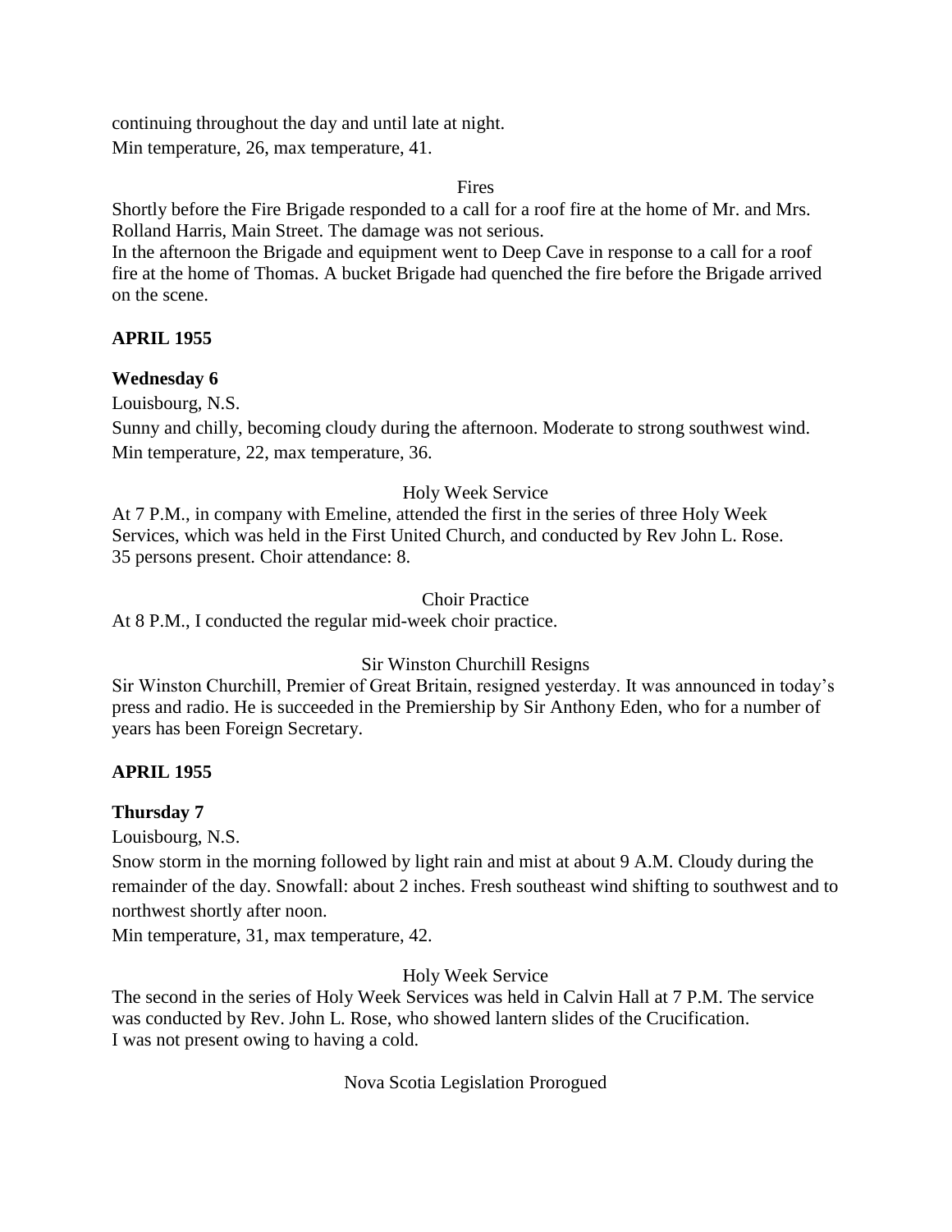continuing throughout the day and until late at night.
Min temperature, 26, max temperature, 41.

Fires

Shortly before the Fire Brigade responded to a call for a roof fire at the home of Mr. and Mrs. Rolland Harris, Main Street. The damage was not serious.
In the afternoon the Brigade and equipment went to Deep Cave in response to a call for a roof fire at the home of Thomas. A bucket Brigade had quenched the fire before the Brigade arrived on the scene.

**APRIL 1955**

**Wednesday 6**

Louisbourg, N.S.
Sunny and chilly, becoming cloudy during the afternoon. Moderate to strong southwest wind.
Min temperature, 22, max temperature, 36.

Holy Week Service

At 7 P.M., in company with Emeline, attended the first in the series of three Holy Week Services, which was held in the First United Church, and conducted by Rev John L. Rose.
35 persons present. Choir attendance: 8.

Choir Practice

At 8 P.M., I conducted the regular mid-week choir practice.

Sir Winston Churchill Resigns

Sir Winston Churchill, Premier of Great Britain, resigned yesterday. It was announced in today's press and radio. He is succeeded in the Premiership by Sir Anthony Eden, who for a number of years has been Foreign Secretary.

**APRIL 1955**

**Thursday 7**

Louisbourg, N.S.
Snow storm in the morning followed by light rain and mist at about 9 A.M. Cloudy during the remainder of the day. Snowfall: about 2 inches. Fresh southeast wind shifting to southwest and to northwest shortly after noon.
Min temperature, 31, max temperature, 42.

Holy Week Service

The second in the series of Holy Week Services was held in Calvin Hall at 7 P.M. The service was conducted by Rev. John L. Rose, who showed lantern slides of the Crucification.
I was not present owing to having a cold.

Nova Scotia Legislation Prorogued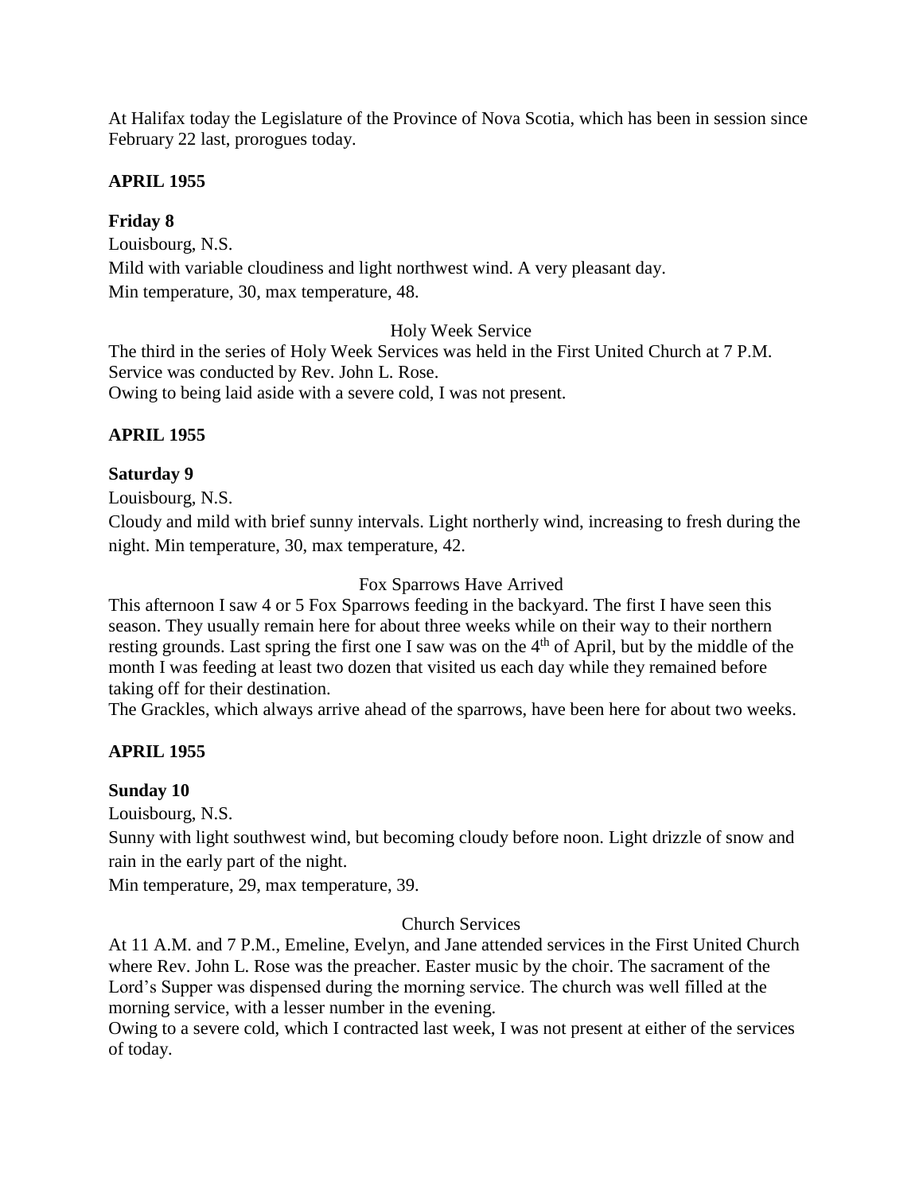At Halifax today the Legislature of the Province of Nova Scotia, which has been in session since February 22 last, prorogues today.

## APRIL 1955

### Friday 8

Louisbourg, N.S.

Mild with variable cloudiness and light northwest wind. A very pleasant day.

Min temperature, 30, max temperature, 48.

Holy Week Service

The third in the series of Holy Week Services was held in the First United Church at 7 P.M. Service was conducted by Rev. John L. Rose.

Owing to being laid aside with a severe cold, I was not present.

## APRIL 1955

### Saturday 9

Louisbourg, N.S.

Cloudy and mild with brief sunny intervals. Light northerly wind, increasing to fresh during the night. Min temperature, 30, max temperature, 42.

Fox Sparrows Have Arrived

This afternoon I saw 4 or 5 Fox Sparrows feeding in the backyard. The first I have seen this season. They usually remain here for about three weeks while on their way to their northern resting grounds. Last spring the first one I saw was on the 4th of April, but by the middle of the month I was feeding at least two dozen that visited us each day while they remained before taking off for their destination.

The Grackles, which always arrive ahead of the sparrows, have been here for about two weeks.

## APRIL 1955

### Sunday 10

Louisbourg, N.S.

Sunny with light southwest wind, but becoming cloudy before noon. Light drizzle of snow and rain in the early part of the night.

Min temperature, 29, max temperature, 39.

Church Services

At 11 A.M. and 7 P.M., Emeline, Evelyn, and Jane attended services in the First United Church where Rev. John L. Rose was the preacher. Easter music by the choir. The sacrament of the Lord's Supper was dispensed during the morning service. The church was well filled at the morning service, with a lesser number in the evening.

Owing to a severe cold, which I contracted last week, I was not present at either of the services of today.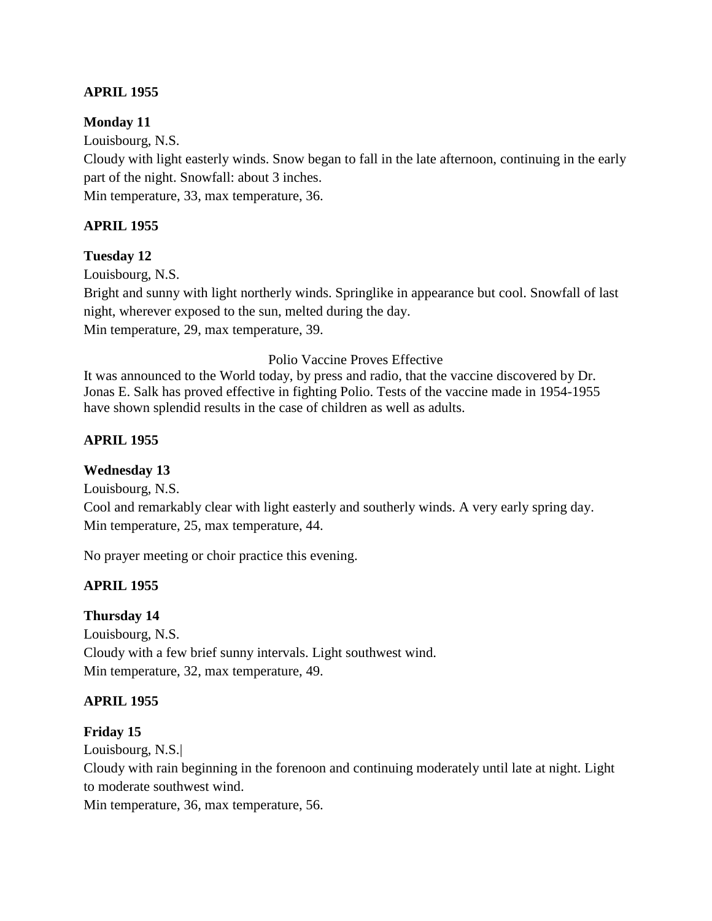**APRIL 1955**

**Monday 11**

Louisbourg, N.S.

Cloudy with light easterly winds. Snow began to fall in the late afternoon, continuing in the early part of the night. Snowfall: about 3 inches.

Min temperature, 33, max temperature, 36.

**APRIL 1955**

**Tuesday 12**

Louisbourg, N.S.

Bright and sunny with light northerly winds. Springlike in appearance but cool. Snowfall of last night, wherever exposed to the sun, melted during the day.

Min temperature, 29, max temperature, 39.

Polio Vaccine Proves Effective

It was announced to the World today, by press and radio, that the vaccine discovered by Dr. Jonas E. Salk has proved effective in fighting Polio. Tests of the vaccine made in 1954-1955 have shown splendid results in the case of children as well as adults.

**APRIL 1955**

**Wednesday 13**

Louisbourg, N.S.

Cool and remarkably clear with light easterly and southerly winds. A very early spring day.

Min temperature, 25, max temperature, 44.

No prayer meeting or choir practice this evening.

**APRIL 1955**

**Thursday 14**

Louisbourg, N.S.

Cloudy with a few brief sunny intervals. Light southwest wind.

Min temperature, 32, max temperature, 49.

**APRIL 1955**

**Friday 15**

Louisbourg, N.S.|

Cloudy with rain beginning in the forenoon and continuing moderately until late at night. Light to moderate southwest wind.

Min temperature, 36, max temperature, 56.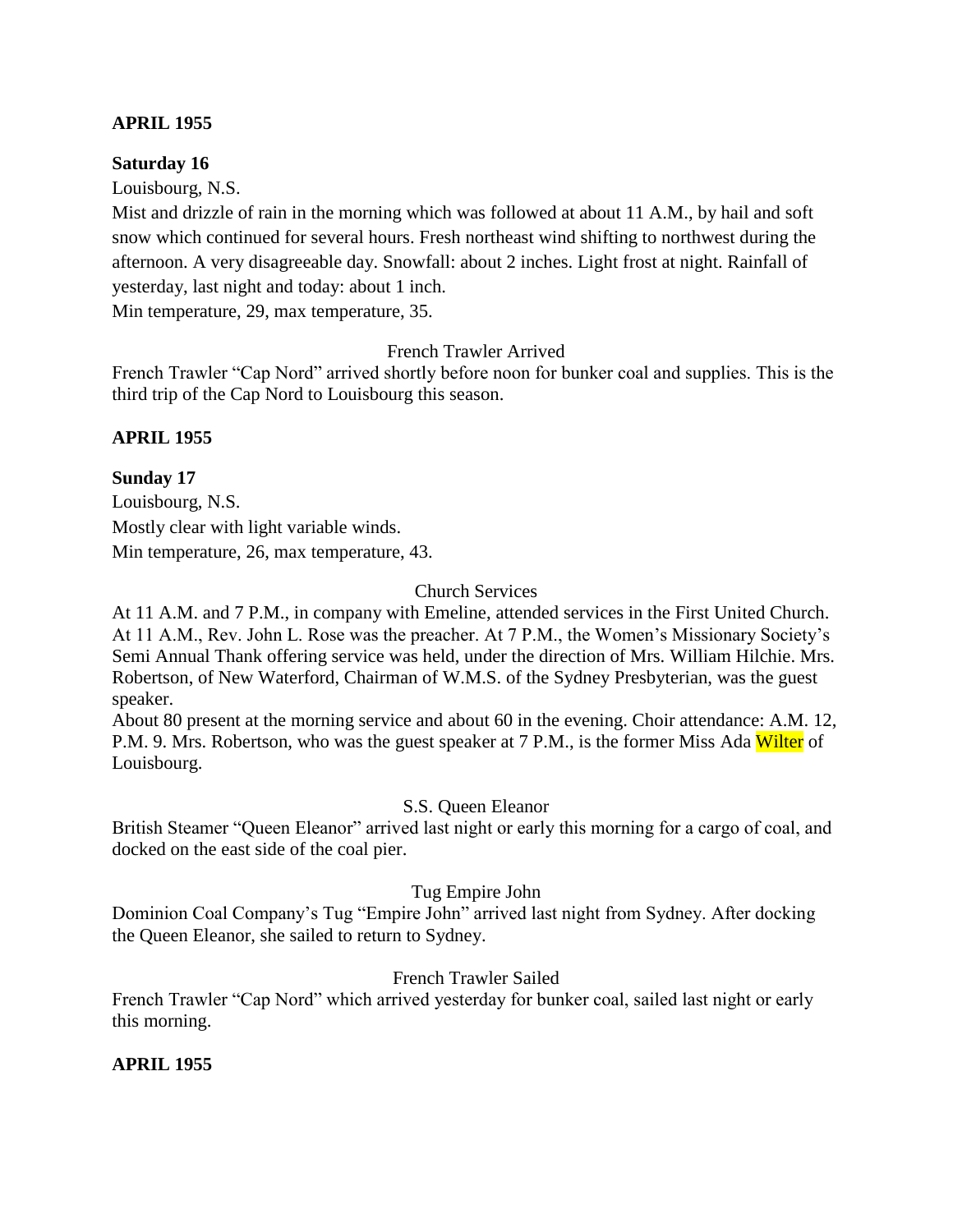**APRIL 1955**

**Saturday 16**

Louisbourg, N.S.

Mist and drizzle of rain in the morning which was followed at about 11 A.M., by hail and soft snow which continued for several hours. Fresh northeast wind shifting to northwest during the afternoon. A very disagreeable day. Snowfall: about 2 inches. Light frost at night. Rainfall of yesterday, last night and today: about 1 inch.

Min temperature, 29, max temperature, 35.

French Trawler Arrived

French Trawler "Cap Nord" arrived shortly before noon for bunker coal and supplies. This is the third trip of the Cap Nord to Louisbourg this season.

**APRIL 1955**

**Sunday 17**

Louisbourg, N.S.

Mostly clear with light variable winds.

Min temperature, 26, max temperature, 43.

Church Services

At 11 A.M. and 7 P.M., in company with Emeline, attended services in the First United Church. At 11 A.M., Rev. John L. Rose was the preacher. At 7 P.M., the Women's Missionary Society's Semi Annual Thank offering service was held, under the direction of Mrs. William Hilchie. Mrs. Robertson, of New Waterford, Chairman of W.M.S. of the Sydney Presbyterian, was the guest speaker.

About 80 present at the morning service and about 60 in the evening. Choir attendance: A.M. 12, P.M. 9. Mrs. Robertson, who was the guest speaker at 7 P.M., is the former Miss Ada Wilter of Louisbourg.

S.S. Queen Eleanor

British Steamer "Queen Eleanor" arrived last night or early this morning for a cargo of coal, and docked on the east side of the coal pier.

Tug Empire John

Dominion Coal Company's Tug "Empire John" arrived last night from Sydney. After docking the Queen Eleanor, she sailed to return to Sydney.

French Trawler Sailed

French Trawler "Cap Nord" which arrived yesterday for bunker coal, sailed last night or early this morning.

**APRIL 1955**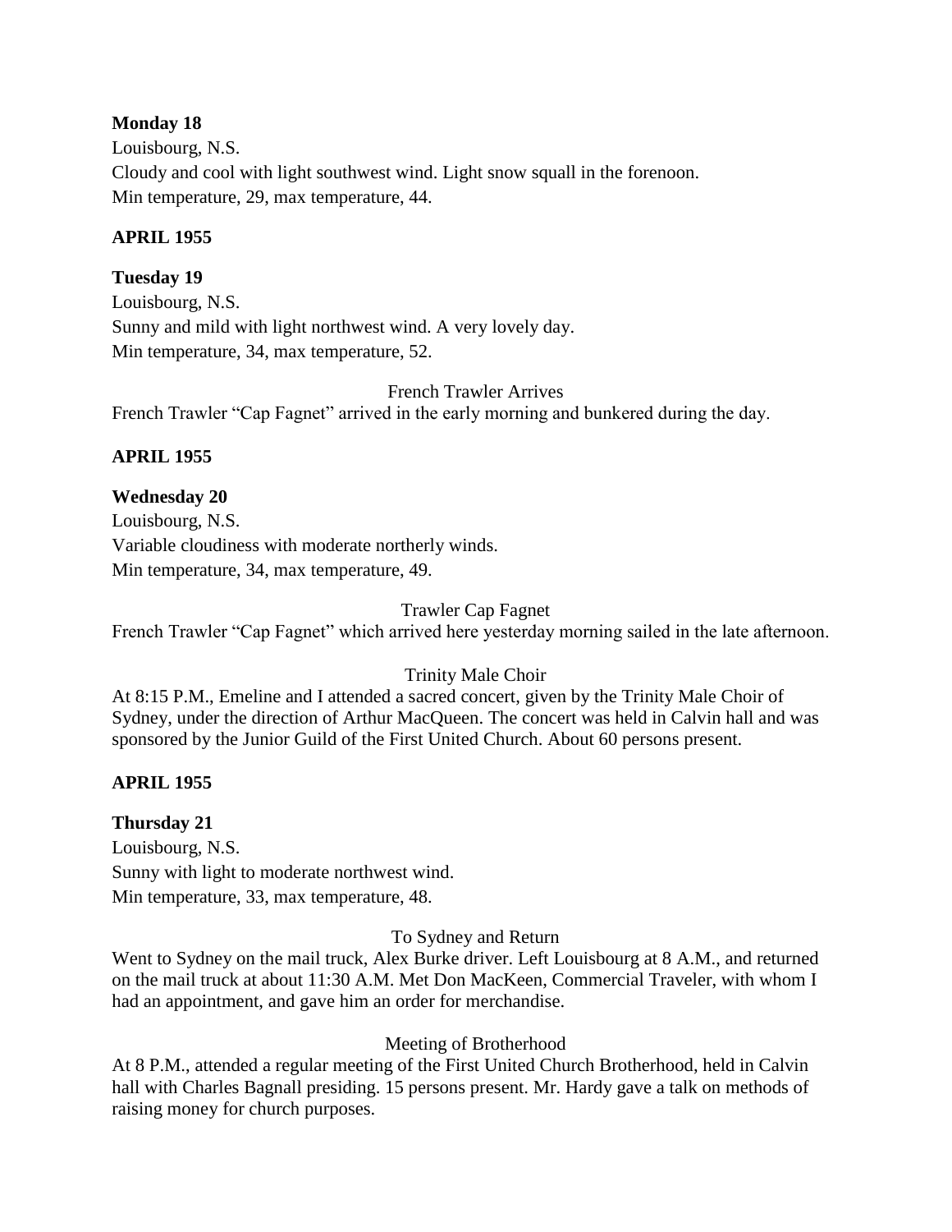**Monday 18**

Louisbourg, N.S.

Cloudy and cool with light southwest wind. Light snow squall in the forenoon.

Min temperature, 29, max temperature, 44.

**APRIL 1955**

**Tuesday 19**

Louisbourg, N.S.

Sunny and mild with light northwest wind. A very lovely day.

Min temperature, 34, max temperature, 52.

French Trawler Arrives

French Trawler "Cap Fagnet" arrived in the early morning and bunkered during the day.

**APRIL 1955**

**Wednesday 20**

Louisbourg, N.S.

Variable cloudiness with moderate northerly winds.

Min temperature, 34, max temperature, 49.

Trawler Cap Fagnet

French Trawler "Cap Fagnet" which arrived here yesterday morning sailed in the late afternoon.

Trinity Male Choir

At 8:15 P.M., Emeline and I attended a sacred concert, given by the Trinity Male Choir of Sydney, under the direction of Arthur MacQueen. The concert was held in Calvin hall and was sponsored by the Junior Guild of the First United Church. About 60 persons present.

**APRIL 1955**

**Thursday 21**

Louisbourg, N.S.

Sunny with light to moderate northwest wind.

Min temperature, 33, max temperature, 48.

To Sydney and Return

Went to Sydney on the mail truck, Alex Burke driver. Left Louisbourg at 8 A.M., and returned on the mail truck at about 11:30 A.M. Met Don MacKeen, Commercial Traveler, with whom I had an appointment, and gave him an order for merchandise.

Meeting of Brotherhood

At 8 P.M., attended a regular meeting of the First United Church Brotherhood, held in Calvin hall with Charles Bagnall presiding. 15 persons present. Mr. Hardy gave a talk on methods of raising money for church purposes.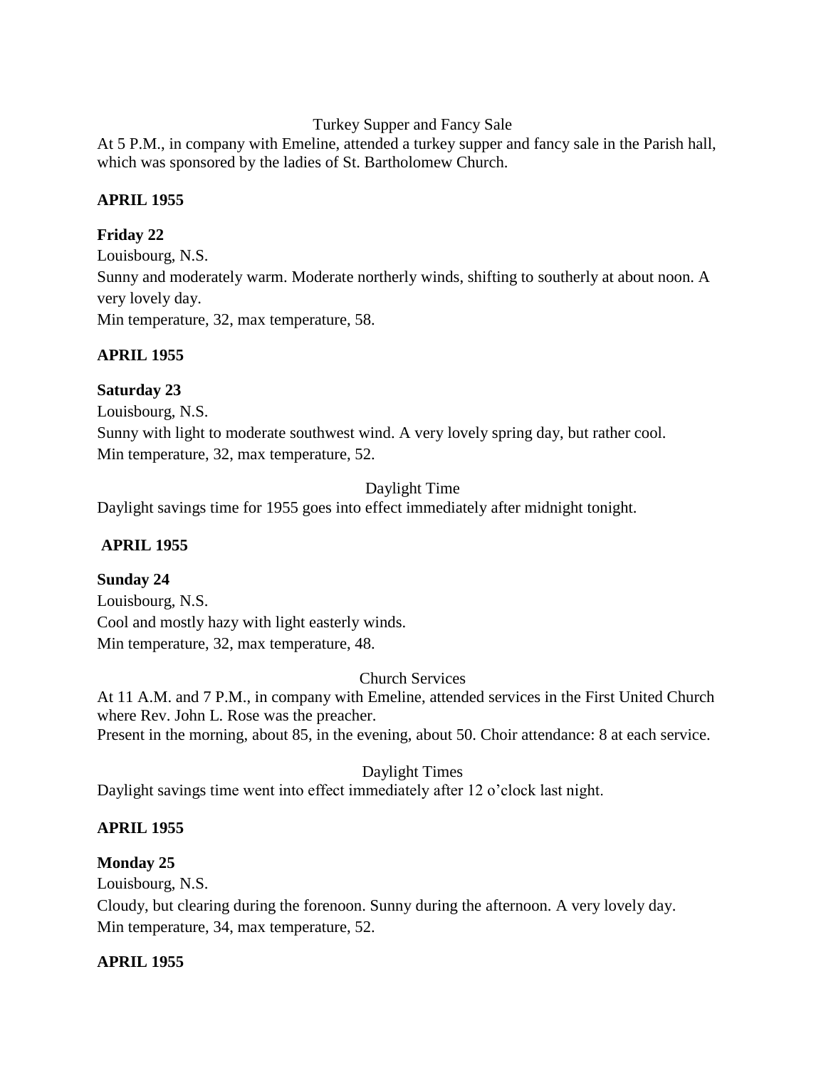Turkey Supper and Fancy Sale

At 5 P.M., in company with Emeline, attended a turkey supper and fancy sale in the Parish hall, which was sponsored by the ladies of St. Bartholomew Church.

**APRIL 1955**

**Friday 22**

Louisbourg, N.S.

Sunny and moderately warm. Moderate northerly winds, shifting to southerly at about noon. A very lovely day.

Min temperature, 32, max temperature, 58.

**APRIL 1955**

**Saturday 23**

Louisbourg, N.S.

Sunny with light to moderate southwest wind. A very lovely spring day, but rather cool.

Min temperature, 32, max temperature, 52.

Daylight Time

Daylight savings time for 1955 goes into effect immediately after midnight tonight.

**APRIL 1955**

**Sunday 24**

Louisbourg, N.S.

Cool and mostly hazy with light easterly winds.

Min temperature, 32, max temperature, 48.

Church Services

At 11 A.M. and 7 P.M., in company with Emeline, attended services in the First United Church where Rev. John L. Rose was the preacher.

Present in the morning, about 85, in the evening, about 50. Choir attendance: 8 at each service.

Daylight Times

Daylight savings time went into effect immediately after 12 o'clock last night.

**APRIL 1955**

**Monday 25**

Louisbourg, N.S.

Cloudy, but clearing during the forenoon. Sunny during the afternoon. A very lovely day.

Min temperature, 34, max temperature, 52.

**APRIL 1955**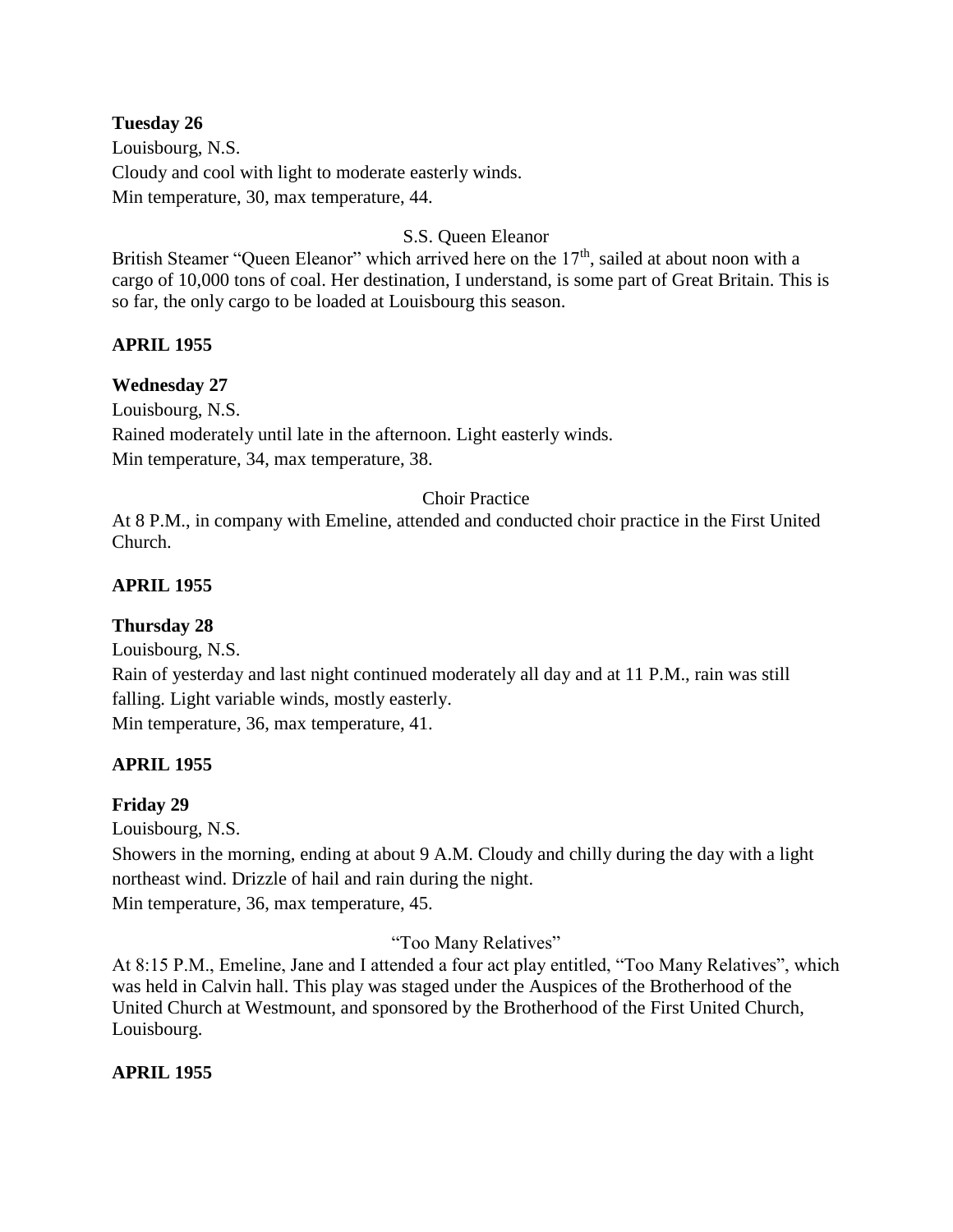**Tuesday 26**

Louisbourg, N.S.

Cloudy and cool with light to moderate easterly winds.

Min temperature, 30, max temperature, 44.

S.S. Queen Eleanor

British Steamer "Queen Eleanor" which arrived here on the 17th, sailed at about noon with a cargo of 10,000 tons of coal. Her destination, I understand, is some part of Great Britain. This is so far, the only cargo to be loaded at Louisbourg this season.

**APRIL 1955**

**Wednesday 27**

Louisbourg, N.S.

Rained moderately until late in the afternoon. Light easterly winds.

Min temperature, 34, max temperature, 38.

Choir Practice

At 8 P.M., in company with Emeline, attended and conducted choir practice in the First United Church.

**APRIL 1955**

**Thursday 28**

Louisbourg, N.S.

Rain of yesterday and last night continued moderately all day and at 11 P.M., rain was still falling. Light variable winds, mostly easterly.

Min temperature, 36, max temperature, 41.

**APRIL 1955**

**Friday 29**

Louisbourg, N.S.

Showers in the morning, ending at about 9 A.M. Cloudy and chilly during the day with a light northeast wind. Drizzle of hail and rain during the night.

Min temperature, 36, max temperature, 45.

"Too Many Relatives"

At 8:15 P.M., Emeline, Jane and I attended a four act play entitled, "Too Many Relatives", which was held in Calvin hall. This play was staged under the Auspices of the Brotherhood of the United Church at Westmount, and sponsored by the Brotherhood of the First United Church, Louisbourg.

**APRIL 1955**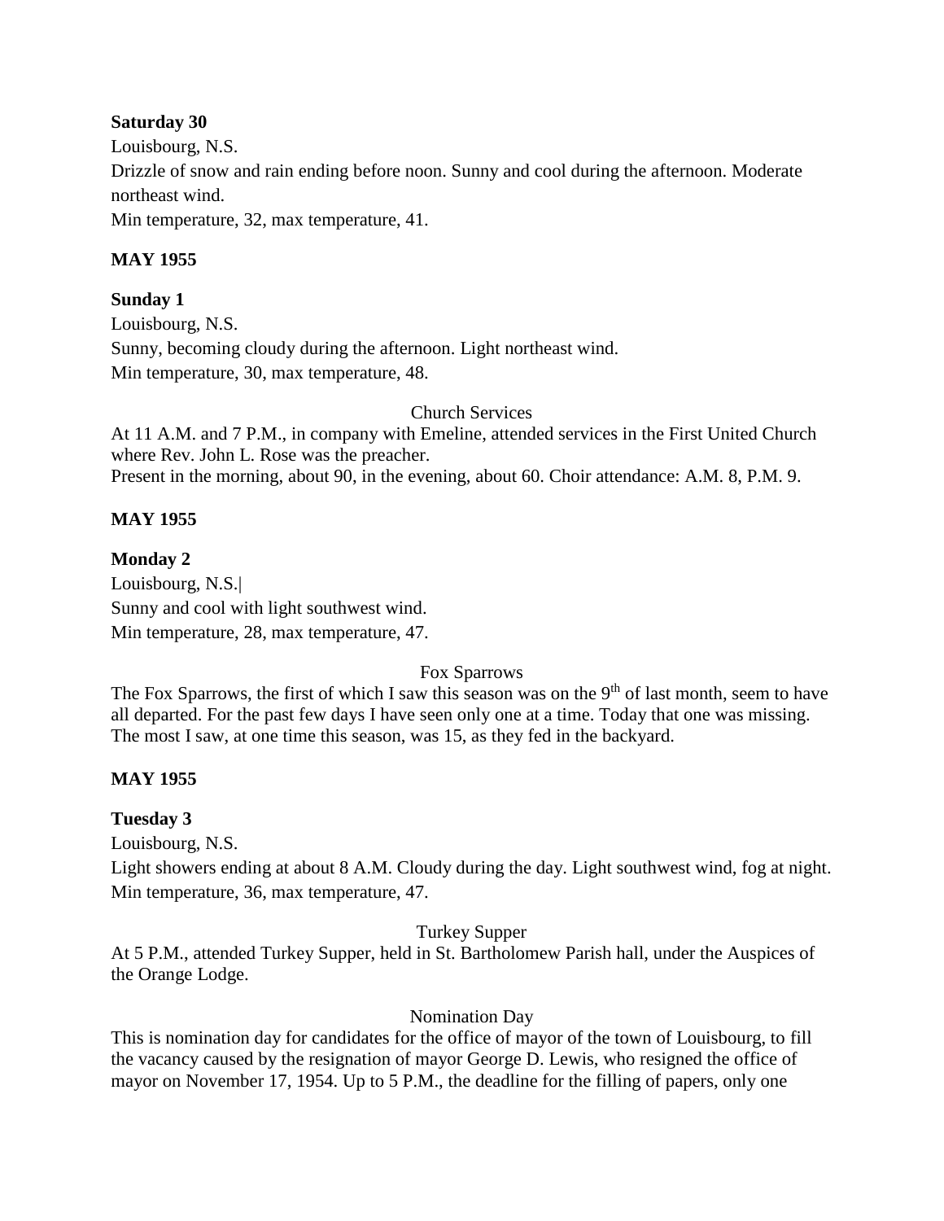**Saturday 30**

Louisbourg, N.S.

Drizzle of snow and rain ending before noon. Sunny and cool during the afternoon. Moderate northeast wind.

Min temperature, 32, max temperature, 41.

**MAY 1955**

**Sunday 1**

Louisbourg, N.S.

Sunny, becoming cloudy during the afternoon. Light northeast wind.

Min temperature, 30, max temperature, 48.

Church Services

At 11 A.M. and 7 P.M., in company with Emeline, attended services in the First United Church where Rev. John L. Rose was the preacher.

Present in the morning, about 90, in the evening, about 60. Choir attendance: A.M. 8, P.M. 9.

**MAY 1955**

**Monday 2**

Louisbourg, N.S.|

Sunny and cool with light southwest wind.

Min temperature, 28, max temperature, 47.

Fox Sparrows

The Fox Sparrows, the first of which I saw this season was on the 9th of last month, seem to have all departed. For the past few days I have seen only one at a time. Today that one was missing. The most I saw, at one time this season, was 15, as they fed in the backyard.

**MAY 1955**

**Tuesday 3**

Louisbourg, N.S.

Light showers ending at about 8 A.M. Cloudy during the day. Light southwest wind, fog at night.

Min temperature, 36, max temperature, 47.

Turkey Supper

At 5 P.M., attended Turkey Supper, held in St. Bartholomew Parish hall, under the Auspices of the Orange Lodge.

Nomination Day

This is nomination day for candidates for the office of mayor of the town of Louisbourg, to fill the vacancy caused by the resignation of mayor George D. Lewis, who resigned the office of mayor on November 17, 1954. Up to 5 P.M., the deadline for the filling of papers, only one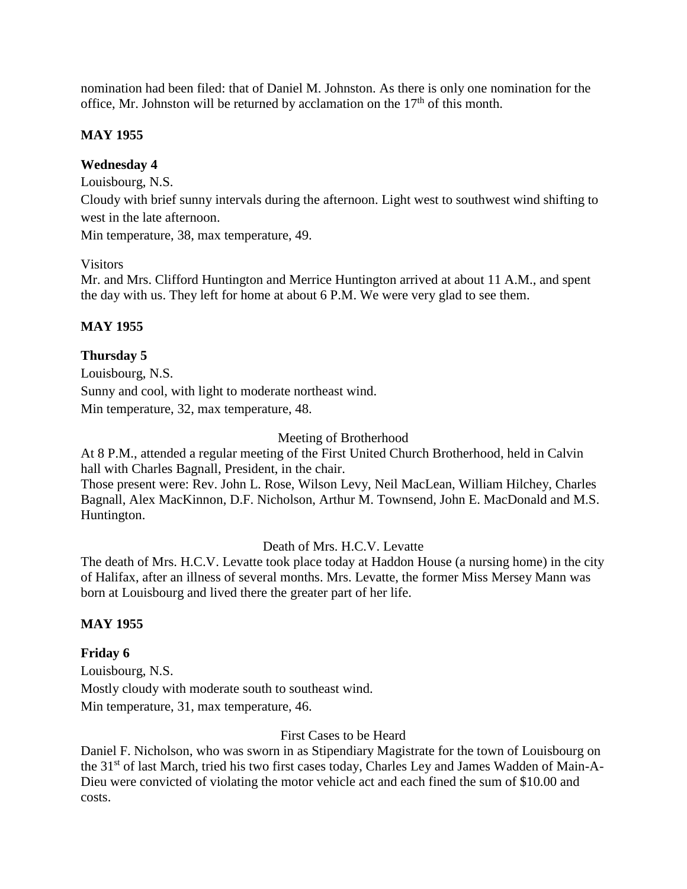nomination had been filed: that of Daniel M. Johnston. As there is only one nomination for the office, Mr. Johnston will be returned by acclamation on the 17th of this month.

**MAY 1955**

**Wednesday 4**

Louisbourg, N.S.

Cloudy with brief sunny intervals during the afternoon. Light west to southwest wind shifting to west in the late afternoon.

Min temperature, 38, max temperature, 49.

Visitors

Mr. and Mrs. Clifford Huntington and Merrice Huntington arrived at about 11 A.M., and spent the day with us. They left for home at about 6 P.M. We were very glad to see them.

**MAY 1955**

**Thursday 5**

Louisbourg, N.S.

Sunny and cool, with light to moderate northeast wind.

Min temperature, 32, max temperature, 48.

Meeting of Brotherhood

At 8 P.M., attended a regular meeting of the First United Church Brotherhood, held in Calvin hall with Charles Bagnall, President, in the chair.

Those present were: Rev. John L. Rose, Wilson Levy, Neil MacLean, William Hilchey, Charles Bagnall, Alex MacKinnon, D.F. Nicholson, Arthur M. Townsend, John E. MacDonald and M.S. Huntington.

Death of Mrs. H.C.V. Levatte

The death of Mrs. H.C.V. Levatte took place today at Haddon House (a nursing home) in the city of Halifax, after an illness of several months. Mrs. Levatte, the former Miss Mersey Mann was born at Louisbourg and lived there the greater part of her life.

**MAY 1955**

**Friday 6**

Louisbourg, N.S.

Mostly cloudy with moderate south to southeast wind.

Min temperature, 31, max temperature, 46.

First Cases to be Heard

Daniel F. Nicholson, who was sworn in as Stipendiary Magistrate for the town of Louisbourg on the 31st of last March, tried his two first cases today, Charles Ley and James Wadden of Main-A-Dieu were convicted of violating the motor vehicle act and each fined the sum of $10.00 and costs.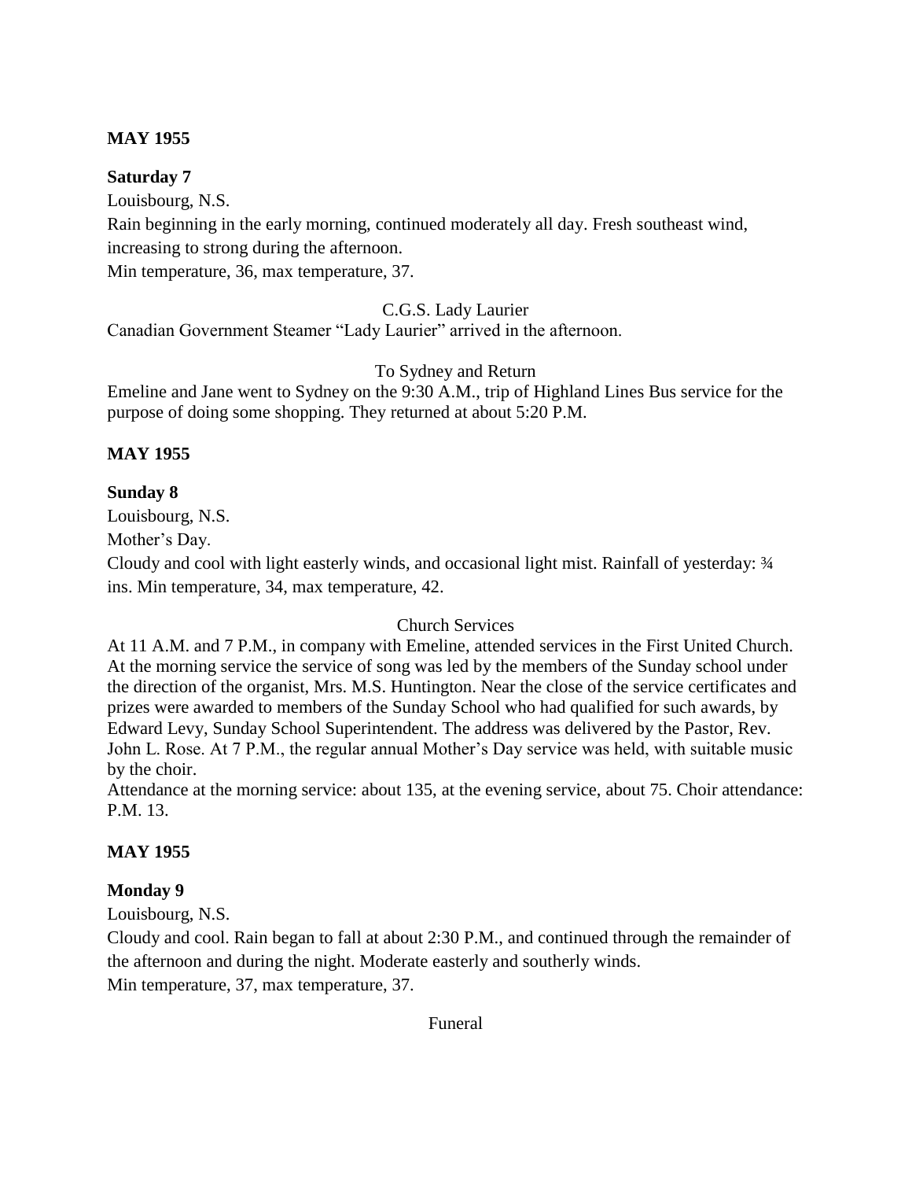**MAY 1955**

**Saturday 7**

Louisbourg, N.S.

Rain beginning in the early morning, continued moderately all day. Fresh southeast wind, increasing to strong during the afternoon.

Min temperature, 36, max temperature, 37.

C.G.S. Lady Laurier

Canadian Government Steamer "Lady Laurier" arrived in the afternoon.

To Sydney and Return

Emeline and Jane went to Sydney on the 9:30 A.M., trip of Highland Lines Bus service for the purpose of doing some shopping. They returned at about 5:20 P.M.

**MAY 1955**

**Sunday 8**

Louisbourg, N.S.

Mother's Day.

Cloudy and cool with light easterly winds, and occasional light mist. Rainfall of yesterday: ¾ ins. Min temperature, 34, max temperature, 42.

Church Services

At 11 A.M. and 7 P.M., in company with Emeline, attended services in the First United Church. At the morning service the service of song was led by the members of the Sunday school under the direction of the organist, Mrs. M.S. Huntington. Near the close of the service certificates and prizes were awarded to members of the Sunday School who had qualified for such awards, by Edward Levy, Sunday School Superintendent. The address was delivered by the Pastor, Rev. John L. Rose. At 7 P.M., the regular annual Mother's Day service was held, with suitable music by the choir.

Attendance at the morning service: about 135, at the evening service, about 75. Choir attendance: P.M. 13.

**MAY 1955**

**Monday 9**

Louisbourg, N.S.

Cloudy and cool. Rain began to fall at about 2:30 P.M., and continued through the remainder of the afternoon and during the night. Moderate easterly and southerly winds.

Min temperature, 37, max temperature, 37.

Funeral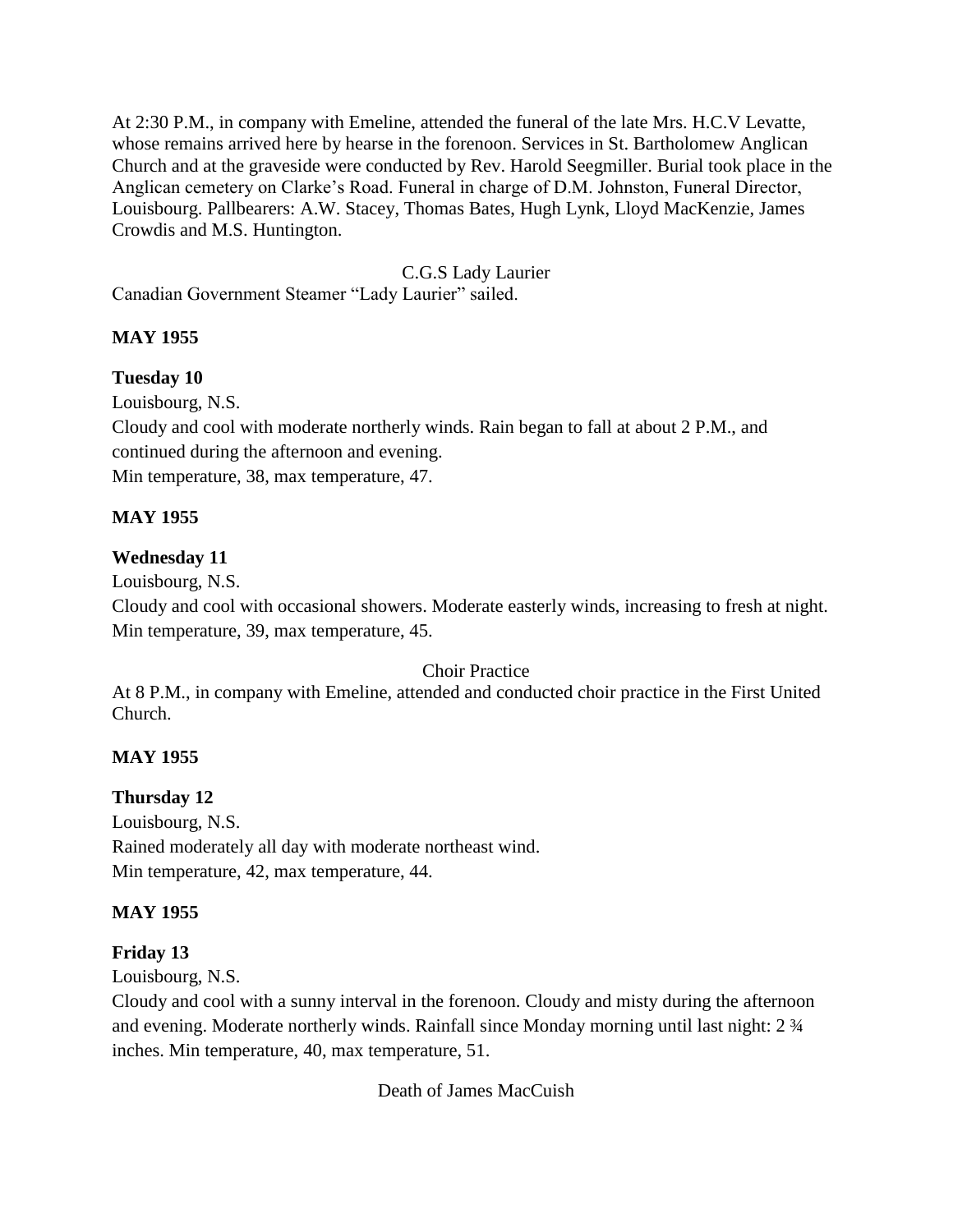At 2:30 P.M., in company with Emeline, attended the funeral of the late Mrs. H.C.V Levatte, whose remains arrived here by hearse in the forenoon. Services in St. Bartholomew Anglican Church and at the graveside were conducted by Rev. Harold Seegmiller. Burial took place in the Anglican cemetery on Clarke's Road. Funeral in charge of D.M. Johnston, Funeral Director, Louisbourg. Pallbearers: A.W. Stacey, Thomas Bates, Hugh Lynk, Lloyd MacKenzie, James Crowdis and M.S. Huntington.

C.G.S Lady Laurier

Canadian Government Steamer "Lady Laurier" sailed.

**MAY 1955**

**Tuesday 10**

Louisbourg, N.S.

Cloudy and cool with moderate northerly winds. Rain began to fall at about 2 P.M., and continued during the afternoon and evening.

Min temperature, 38, max temperature, 47.

**MAY 1955**

**Wednesday 11**

Louisbourg, N.S.

Cloudy and cool with occasional showers. Moderate easterly winds, increasing to fresh at night. Min temperature, 39, max temperature, 45.

Choir Practice

At 8 P.M., in company with Emeline, attended and conducted choir practice in the First United Church.

**MAY 1955**

**Thursday 12**

Louisbourg, N.S.

Rained moderately all day with moderate northeast wind.

Min temperature, 42, max temperature, 44.

**MAY 1955**

**Friday 13**

Louisbourg, N.S.

Cloudy and cool with a sunny interval in the forenoon. Cloudy and misty during the afternoon and evening. Moderate northerly winds. Rainfall since Monday morning until last night: 2 ¾ inches. Min temperature, 40, max temperature, 51.

Death of James MacCuish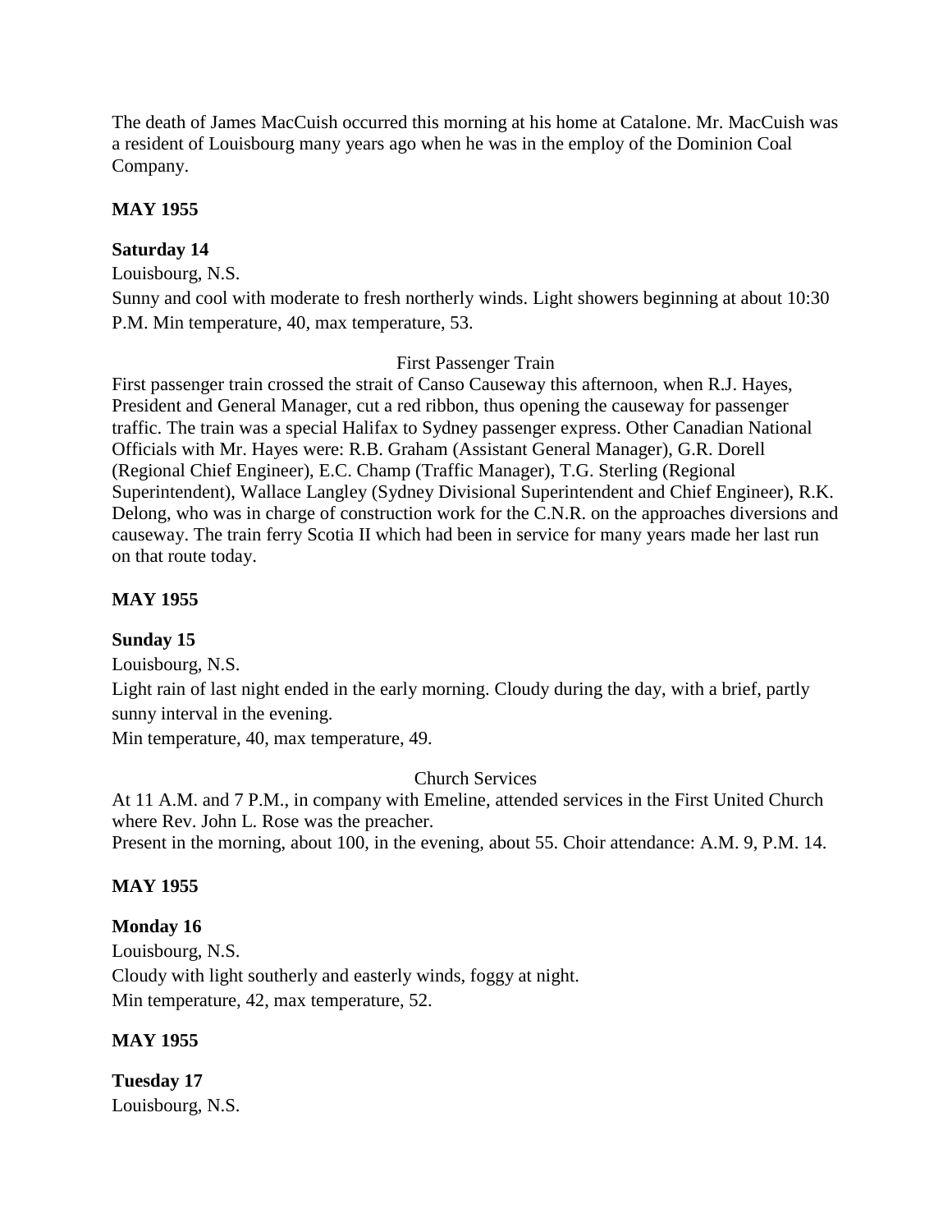The death of James MacCuish occurred this morning at his home at Catalone. Mr. MacCuish was a resident of Louisbourg many years ago when he was in the employ of the Dominion Coal Company.

**MAY 1955**

**Saturday 14**

Louisbourg, N.S.

Sunny and cool with moderate to fresh northerly winds. Light showers beginning at about 10:30 P.M. Min temperature, 40, max temperature, 53.

First Passenger Train

First passenger train crossed the strait of Canso Causeway this afternoon, when R.J. Hayes, President and General Manager, cut a red ribbon, thus opening the causeway for passenger traffic. The train was a special Halifax to Sydney passenger express. Other Canadian National Officials with Mr. Hayes were: R.B. Graham (Assistant General Manager), G.R. Dorell (Regional Chief Engineer), E.C. Champ (Traffic Manager), T.G. Sterling (Regional Superintendent), Wallace Langley (Sydney Divisional Superintendent and Chief Engineer), R.K. Delong, who was in charge of construction work for the C.N.R. on the approaches diversions and causeway. The train ferry Scotia II which had been in service for many years made her last run on that route today.

**MAY 1955**

**Sunday 15**

Louisbourg, N.S.

Light rain of last night ended in the early morning. Cloudy during the day, with a brief, partly sunny interval in the evening.

Min temperature, 40, max temperature, 49.

Church Services

At 11 A.M. and 7 P.M., in company with Emeline, attended services in the First United Church where Rev. John L. Rose was the preacher.

Present in the morning, about 100, in the evening, about 55. Choir attendance: A.M. 9, P.M. 14.

**MAY 1955**

**Monday 16**

Louisbourg, N.S.

Cloudy with light southerly and easterly winds, foggy at night.

Min temperature, 42, max temperature, 52.

**MAY 1955**

**Tuesday 17**

Louisbourg, N.S.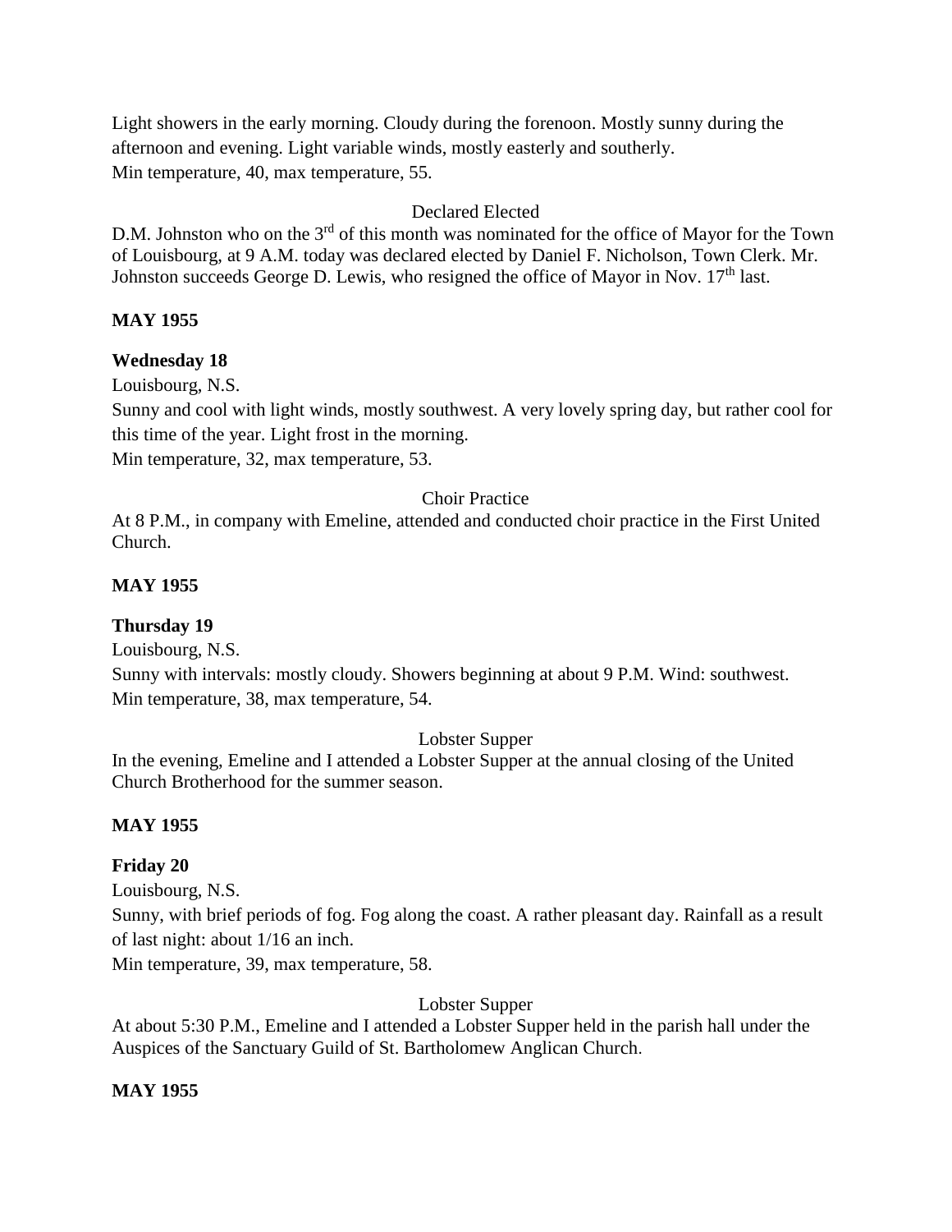Light showers in the early morning. Cloudy during the forenoon. Mostly sunny during the afternoon and evening. Light variable winds, mostly easterly and southerly.
Min temperature, 40, max temperature, 55.

Declared Elected

D.M. Johnston who on the 3rd of this month was nominated for the office of Mayor for the Town of Louisbourg, at 9 A.M. today was declared elected by Daniel F. Nicholson, Town Clerk. Mr. Johnston succeeds George D. Lewis, who resigned the office of Mayor in Nov. 17th last.

**MAY 1955**

**Wednesday 18**

Louisbourg, N.S.
Sunny and cool with light winds, mostly southwest. A very lovely spring day, but rather cool for this time of the year. Light frost in the morning.
Min temperature, 32, max temperature, 53.

Choir Practice

At 8 P.M., in company with Emeline, attended and conducted choir practice in the First United Church.

**MAY 1955**

**Thursday 19**

Louisbourg, N.S.
Sunny with intervals: mostly cloudy. Showers beginning at about 9 P.M. Wind: southwest.
Min temperature, 38, max temperature, 54.

Lobster Supper

In the evening, Emeline and I attended a Lobster Supper at the annual closing of the United Church Brotherhood for the summer season.

**MAY 1955**

**Friday 20**

Louisbourg, N.S.
Sunny, with brief periods of fog. Fog along the coast. A rather pleasant day. Rainfall as a result of last night: about 1/16 an inch.
Min temperature, 39, max temperature, 58.

Lobster Supper

At about 5:30 P.M., Emeline and I attended a Lobster Supper held in the parish hall under the Auspices of the Sanctuary Guild of St. Bartholomew Anglican Church.

**MAY 1955**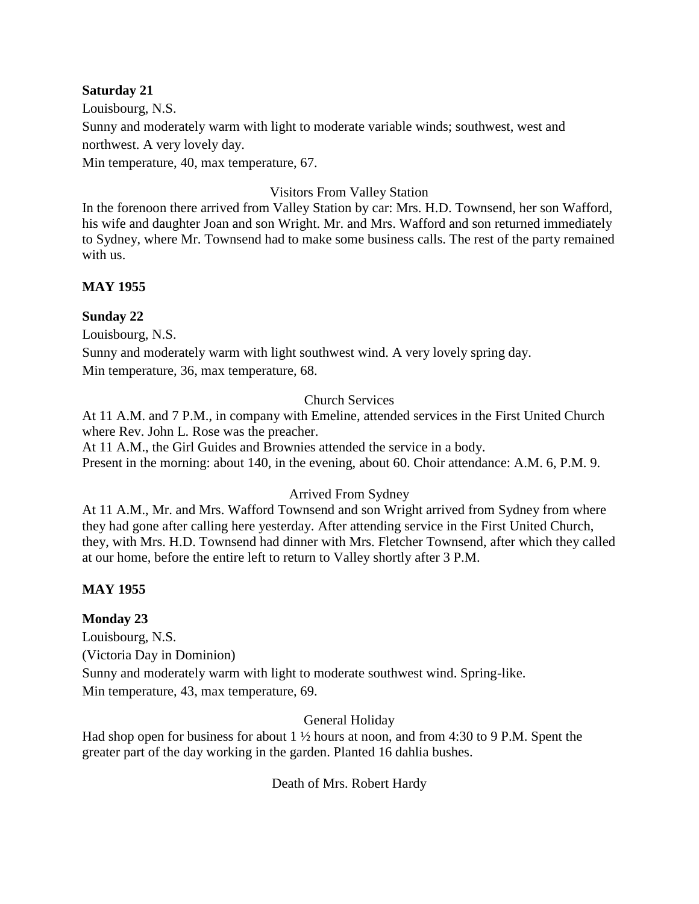**Saturday 21**

Louisbourg, N.S.

Sunny and moderately warm with light to moderate variable winds; southwest, west and northwest. A very lovely day.

Min temperature, 40, max temperature, 67.

Visitors From Valley Station

In the forenoon there arrived from Valley Station by car: Mrs. H.D. Townsend, her son Wafford, his wife and daughter Joan and son Wright. Mr. and Mrs. Wafford and son returned immediately to Sydney, where Mr. Townsend had to make some business calls. The rest of the party remained with us.

**MAY 1955**

**Sunday 22**

Louisbourg, N.S.

Sunny and moderately warm with light southwest wind. A very lovely spring day.

Min temperature, 36, max temperature, 68.

Church Services

At 11 A.M. and 7 P.M., in company with Emeline, attended services in the First United Church where Rev. John L. Rose was the preacher.

At 11 A.M., the Girl Guides and Brownies attended the service in a body.

Present in the morning: about 140, in the evening, about 60. Choir attendance: A.M. 6, P.M. 9.

Arrived From Sydney

At 11 A.M., Mr. and Mrs. Wafford Townsend and son Wright arrived from Sydney from where they had gone after calling here yesterday. After attending service in the First United Church, they, with Mrs. H.D. Townsend had dinner with Mrs. Fletcher Townsend, after which they called at our home, before the entire left to return to Valley shortly after 3 P.M.

**MAY 1955**

**Monday 23**

Louisbourg, N.S.

(Victoria Day in Dominion)

Sunny and moderately warm with light to moderate southwest wind. Spring-like.

Min temperature, 43, max temperature, 69.

General Holiday

Had shop open for business for about 1 ½ hours at noon, and from 4:30 to 9 P.M. Spent the greater part of the day working in the garden. Planted 16 dahlia bushes.

Death of Mrs. Robert Hardy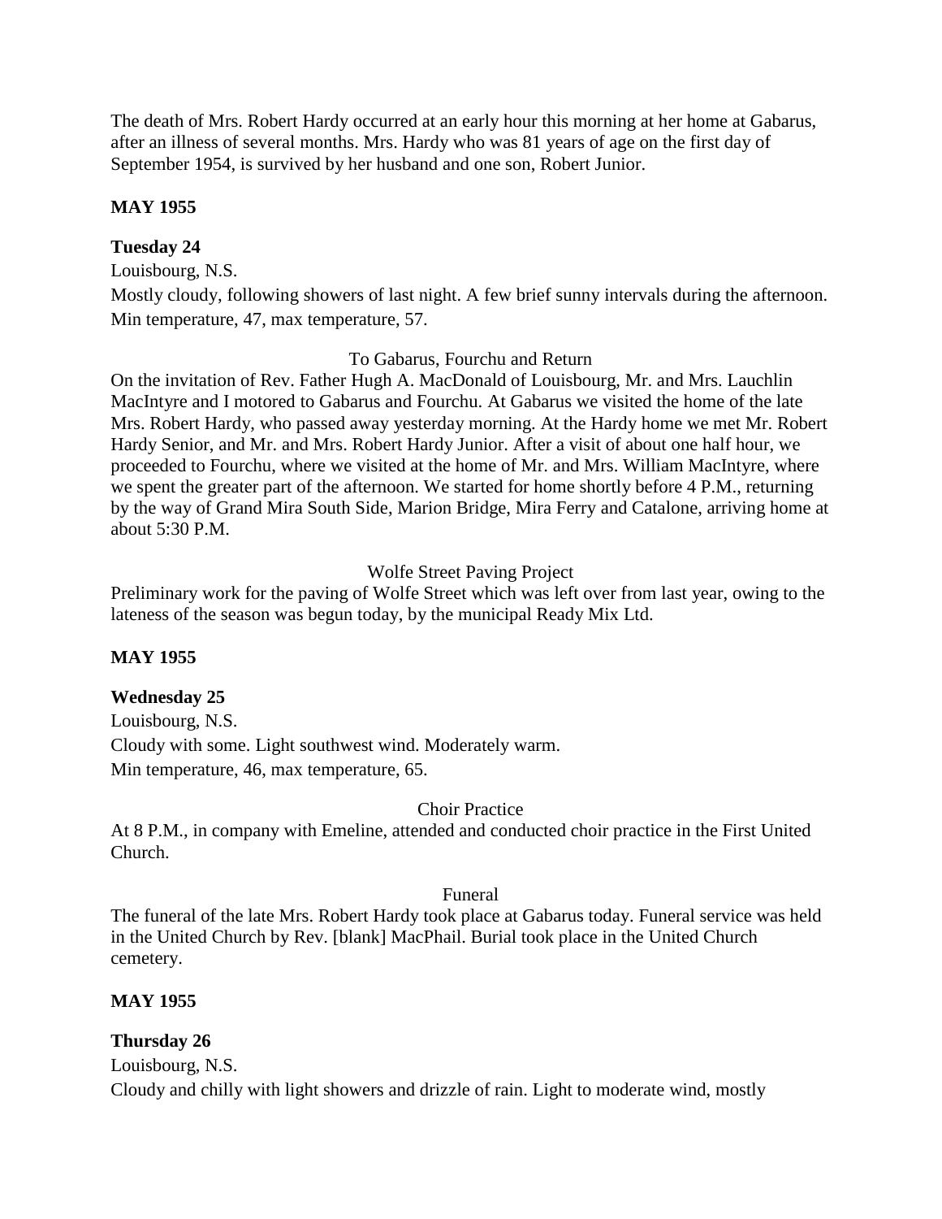The death of Mrs. Robert Hardy occurred at an early hour this morning at her home at Gabarus, after an illness of several months. Mrs. Hardy who was 81 years of age on the first day of September 1954, is survived by her husband and one son, Robert Junior.

**MAY 1955**

**Tuesday 24**

Louisbourg, N.S.

Mostly cloudy, following showers of last night. A few brief sunny intervals during the afternoon. Min temperature, 47, max temperature, 57.

To Gabarus, Fourchu and Return

On the invitation of Rev. Father Hugh A. MacDonald of Louisbourg, Mr. and Mrs. Lauchlin MacIntyre and I motored to Gabarus and Fourchu. At Gabarus we visited the home of the late Mrs. Robert Hardy, who passed away yesterday morning. At the Hardy home we met Mr. Robert Hardy Senior, and Mr. and Mrs. Robert Hardy Junior. After a visit of about one half hour, we proceeded to Fourchu, where we visited at the home of Mr. and Mrs. William MacIntyre, where we spent the greater part of the afternoon. We started for home shortly before 4 P.M., returning by the way of Grand Mira South Side, Marion Bridge, Mira Ferry and Catalone, arriving home at about 5:30 P.M.

Wolfe Street Paving Project

Preliminary work for the paving of Wolfe Street which was left over from last year, owing to the lateness of the season was begun today, by the municipal Ready Mix Ltd.

**MAY 1955**

**Wednesday 25**

Louisbourg, N.S.

Cloudy with some. Light southwest wind. Moderately warm.

Min temperature, 46, max temperature, 65.

Choir Practice

At 8 P.M., in company with Emeline, attended and conducted choir practice in the First United Church.

Funeral

The funeral of the late Mrs. Robert Hardy took place at Gabarus today. Funeral service was held in the United Church by Rev. [blank] MacPhail. Burial took place in the United Church cemetery.

**MAY 1955**

**Thursday 26**

Louisbourg, N.S.

Cloudy and chilly with light showers and drizzle of rain. Light to moderate wind, mostly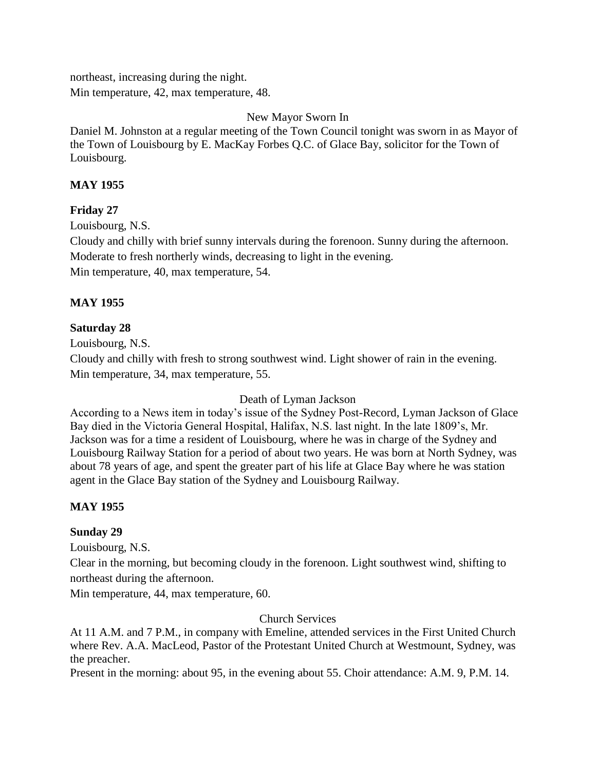northeast, increasing during the night.
Min temperature, 42, max temperature, 48.

New Mayor Sworn In

Daniel M. Johnston at a regular meeting of the Town Council tonight was sworn in as Mayor of the Town of Louisbourg by E. MacKay Forbes Q.C. of Glace Bay, solicitor for the Town of Louisbourg.

**MAY 1955**

**Friday 27**

Louisbourg, N.S.
Cloudy and chilly with brief sunny intervals during the forenoon. Sunny during the afternoon. Moderate to fresh northerly winds, decreasing to light in the evening.
Min temperature, 40, max temperature, 54.

**MAY 1955**

**Saturday 28**

Louisbourg, N.S.
Cloudy and chilly with fresh to strong southwest wind. Light shower of rain in the evening.
Min temperature, 34, max temperature, 55.

Death of Lyman Jackson

According to a News item in today's issue of the Sydney Post-Record, Lyman Jackson of Glace Bay died in the Victoria General Hospital, Halifax, N.S. last night. In the late 1809's, Mr. Jackson was for a time a resident of Louisbourg, where he was in charge of the Sydney and Louisbourg Railway Station for a period of about two years. He was born at North Sydney, was about 78 years of age, and spent the greater part of his life at Glace Bay where he was station agent in the Glace Bay station of the Sydney and Louisbourg Railway.

**MAY 1955**

**Sunday 29**

Louisbourg, N.S.
Clear in the morning, but becoming cloudy in the forenoon. Light southwest wind, shifting to northeast during the afternoon.
Min temperature, 44, max temperature, 60.

Church Services

At 11 A.M. and 7 P.M., in company with Emeline, attended services in the First United Church where Rev. A.A. MacLeod, Pastor of the Protestant United Church at Westmount, Sydney, was the preacher.
Present in the morning: about 95, in the evening about 55. Choir attendance: A.M. 9, P.M. 14.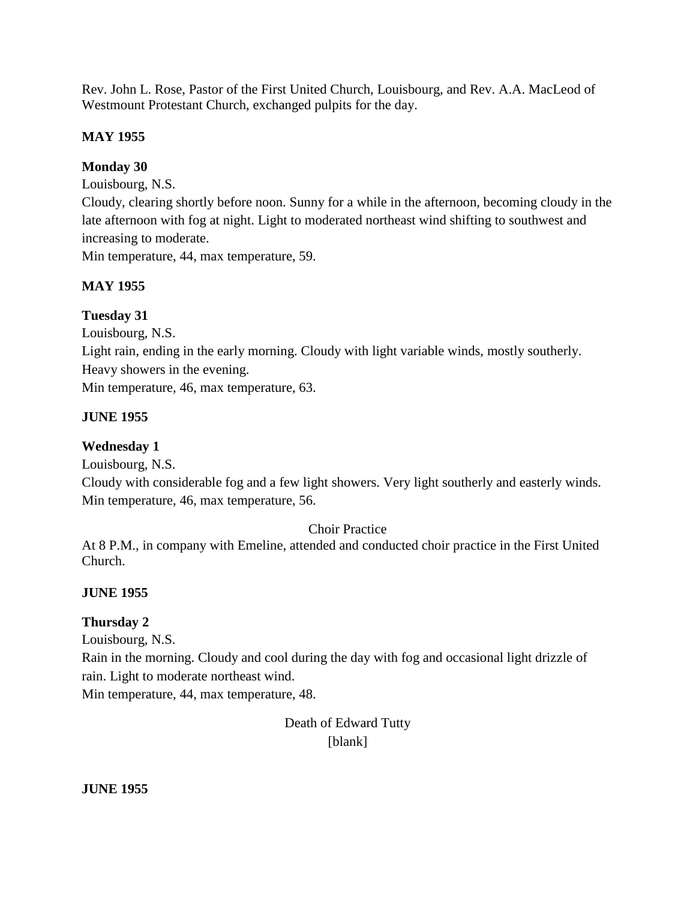Rev. John L. Rose, Pastor of the First United Church, Louisbourg, and Rev. A.A. MacLeod of Westmount Protestant Church, exchanged pulpits for the day.

**MAY 1955**

**Monday 30**

Louisbourg, N.S.

Cloudy, clearing shortly before noon. Sunny for a while in the afternoon, becoming cloudy in the late afternoon with fog at night. Light to moderated northeast wind shifting to southwest and increasing to moderate.

Min temperature, 44, max temperature, 59.

**MAY 1955**

**Tuesday 31**

Louisbourg, N.S.

Light rain, ending in the early morning. Cloudy with light variable winds, mostly southerly. Heavy showers in the evening.

Min temperature, 46, max temperature, 63.

**JUNE 1955**

**Wednesday 1**

Louisbourg, N.S.

Cloudy with considerable fog and a few light showers. Very light southerly and easterly winds.

Min temperature, 46, max temperature, 56.

Choir Practice

At 8 P.M., in company with Emeline, attended and conducted choir practice in the First United Church.

**JUNE 1955**

**Thursday 2**

Louisbourg, N.S.

Rain in the morning. Cloudy and cool during the day with fog and occasional light drizzle of rain. Light to moderate northeast wind.

Min temperature, 44, max temperature, 48.

Death of Edward Tutty

[blank]

**JUNE 1955**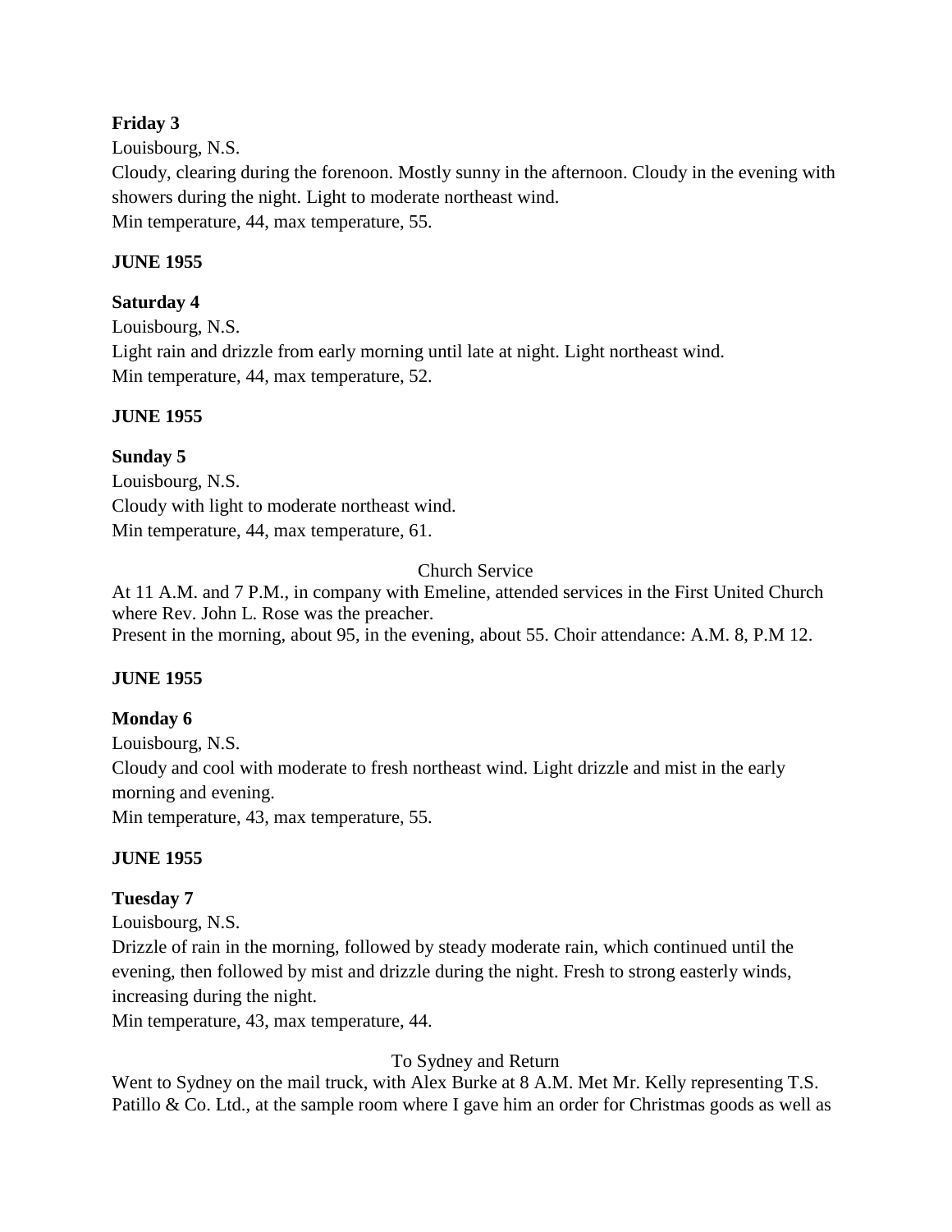**Friday 3**

Louisbourg, N.S.

Cloudy, clearing during the forenoon. Mostly sunny in the afternoon. Cloudy in the evening with showers during the night. Light to moderate northeast wind.

Min temperature, 44, max temperature, 55.

**JUNE 1955**

**Saturday 4**

Louisbourg, N.S.

Light rain and drizzle from early morning until late at night. Light northeast wind.

Min temperature, 44, max temperature, 52.

**JUNE 1955**

**Sunday 5**

Louisbourg, N.S.

Cloudy with light to moderate northeast wind.

Min temperature, 44, max temperature, 61.

Church Service

At 11 A.M. and 7 P.M., in company with Emeline, attended services in the First United Church where Rev. John L. Rose was the preacher.

Present in the morning, about 95, in the evening, about 55. Choir attendance: A.M. 8, P.M 12.

**JUNE 1955**

**Monday 6**

Louisbourg, N.S.

Cloudy and cool with moderate to fresh northeast wind. Light drizzle and mist in the early morning and evening.

Min temperature, 43, max temperature, 55.

**JUNE 1955**

**Tuesday 7**

Louisbourg, N.S.

Drizzle of rain in the morning, followed by steady moderate rain, which continued until the evening, then followed by mist and drizzle during the night. Fresh to strong easterly winds, increasing during the night.

Min temperature, 43, max temperature, 44.

To Sydney and Return

Went to Sydney on the mail truck, with Alex Burke at 8 A.M. Met Mr. Kelly representing T.S. Patillo & Co. Ltd., at the sample room where I gave him an order for Christmas goods as well as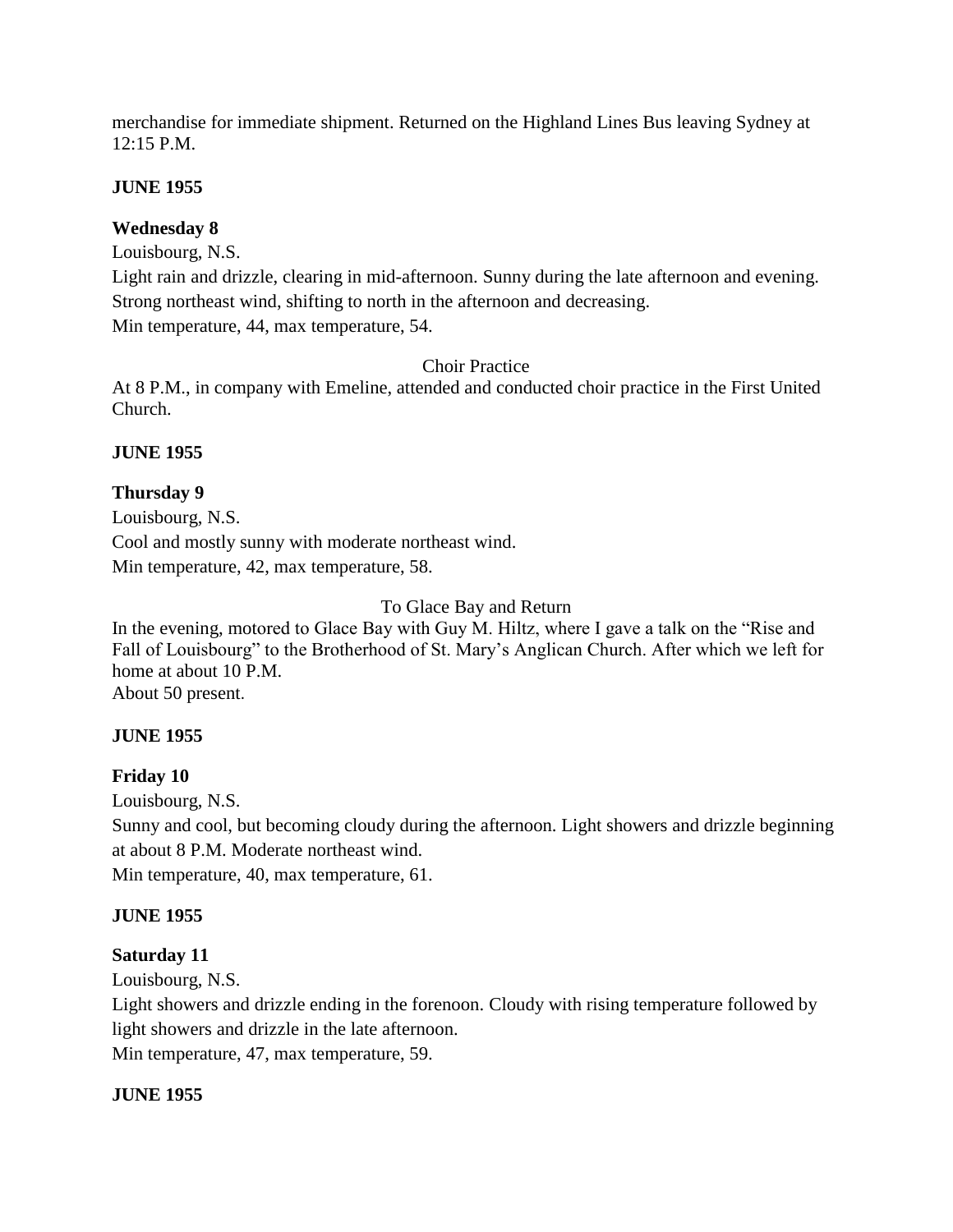merchandise for immediate shipment. Returned on the Highland Lines Bus leaving Sydney at 12:15 P.M.

**JUNE 1955**

**Wednesday 8**

Louisbourg, N.S.
Light rain and drizzle, clearing in mid-afternoon. Sunny during the late afternoon and evening. Strong northeast wind, shifting to north in the afternoon and decreasing.
Min temperature, 44, max temperature, 54.

Choir Practice

At 8 P.M., in company with Emeline, attended and conducted choir practice in the First United Church.

**JUNE 1955**

**Thursday 9**

Louisbourg, N.S.
Cool and mostly sunny with moderate northeast wind.
Min temperature, 42, max temperature, 58.

To Glace Bay and Return

In the evening, motored to Glace Bay with Guy M. Hiltz, where I gave a talk on the "Rise and Fall of Louisbourg" to the Brotherhood of St. Mary's Anglican Church. After which we left for home at about 10 P.M.
About 50 present.

**JUNE 1955**

**Friday 10**

Louisbourg, N.S.
Sunny and cool, but becoming cloudy during the afternoon. Light showers and drizzle beginning at about 8 P.M. Moderate northeast wind.
Min temperature, 40, max temperature, 61.

**JUNE 1955**

**Saturday 11**

Louisbourg, N.S.
Light showers and drizzle ending in the forenoon. Cloudy with rising temperature followed by light showers and drizzle in the late afternoon.
Min temperature, 47, max temperature, 59.

**JUNE 1955**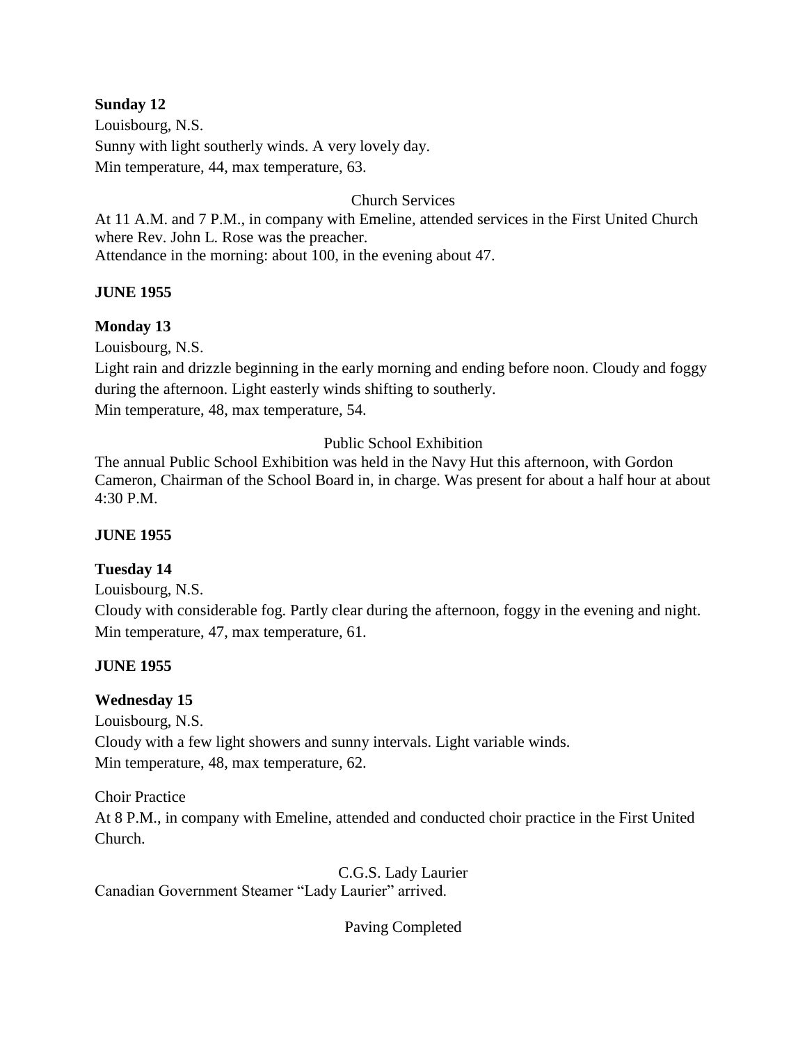**Sunday 12**

Louisbourg, N.S.

Sunny with light southerly winds. A very lovely day.

Min temperature, 44, max temperature, 63.

Church Services

At 11 A.M. and 7 P.M., in company with Emeline, attended services in the First United Church where Rev. John L. Rose was the preacher.

Attendance in the morning: about 100, in the evening about 47.

**JUNE 1955**

**Monday 13**

Louisbourg, N.S.

Light rain and drizzle beginning in the early morning and ending before noon. Cloudy and foggy during the afternoon. Light easterly winds shifting to southerly.

Min temperature, 48, max temperature, 54.

Public School Exhibition

The annual Public School Exhibition was held in the Navy Hut this afternoon, with Gordon Cameron, Chairman of the School Board in, in charge. Was present for about a half hour at about 4:30 P.M.

**JUNE 1955**

**Tuesday 14**

Louisbourg, N.S.

Cloudy with considerable fog. Partly clear during the afternoon, foggy in the evening and night.

Min temperature, 47, max temperature, 61.

**JUNE 1955**

**Wednesday 15**

Louisbourg, N.S.

Cloudy with a few light showers and sunny intervals. Light variable winds.

Min temperature, 48, max temperature, 62.

Choir Practice

At 8 P.M., in company with Emeline, attended and conducted choir practice in the First United Church.

C.G.S. Lady Laurier

Canadian Government Steamer "Lady Laurier" arrived.

Paving Completed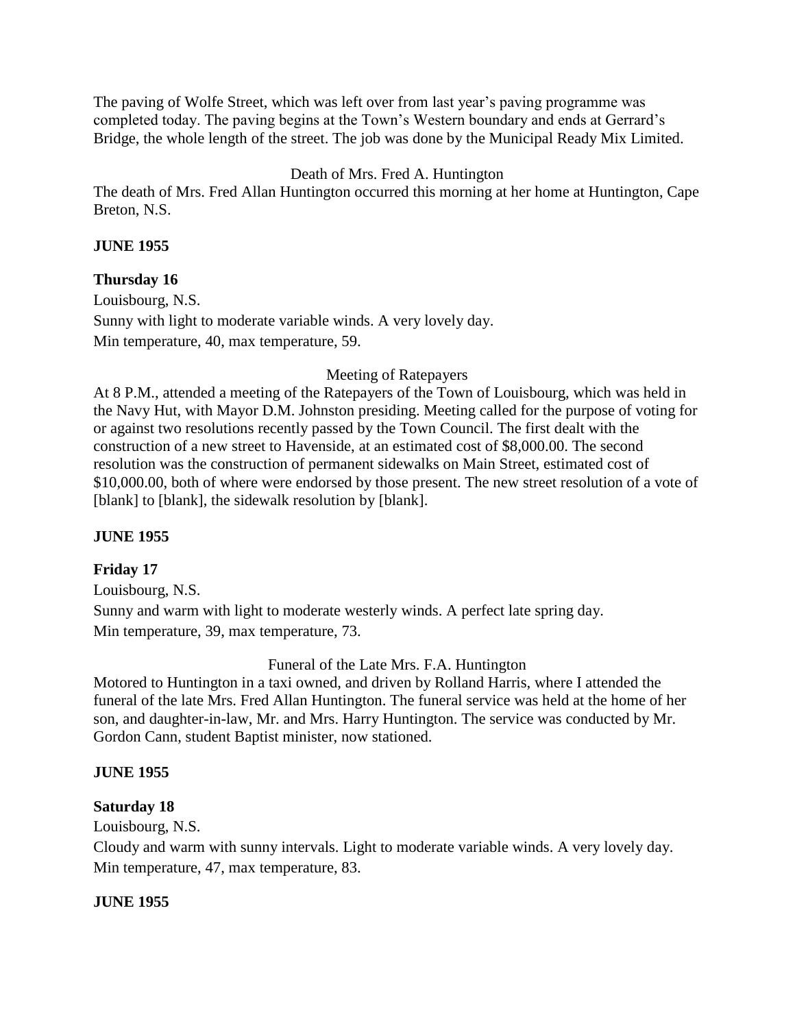The paving of Wolfe Street, which was left over from last year's paving programme was completed today. The paving begins at the Town's Western boundary and ends at Gerrard's Bridge, the whole length of the street. The job was done by the Municipal Ready Mix Limited.

Death of Mrs. Fred A. Huntington

The death of Mrs. Fred Allan Huntington occurred this morning at her home at Huntington, Cape Breton, N.S.

**JUNE 1955**

**Thursday 16**

Louisbourg, N.S.
Sunny with light to moderate variable winds. A very lovely day.
Min temperature, 40, max temperature, 59.

Meeting of Ratepayers

At 8 P.M., attended a meeting of the Ratepayers of the Town of Louisbourg, which was held in the Navy Hut, with Mayor D.M. Johnston presiding. Meeting called for the purpose of voting for or against two resolutions recently passed by the Town Council. The first dealt with the construction of a new street to Havenside, at an estimated cost of $8,000.00. The second resolution was the construction of permanent sidewalks on Main Street, estimated cost of $10,000.00, both of where were endorsed by those present. The new street resolution of a vote of [blank] to [blank], the sidewalk resolution by [blank].

**JUNE 1955**

**Friday 17**

Louisbourg, N.S.
Sunny and warm with light to moderate westerly winds. A perfect late spring day.
Min temperature, 39, max temperature, 73.

Funeral of the Late Mrs. F.A. Huntington

Motored to Huntington in a taxi owned, and driven by Rolland Harris, where I attended the funeral of the late Mrs. Fred Allan Huntington. The funeral service was held at the home of her son, and daughter-in-law, Mr. and Mrs. Harry Huntington. The service was conducted by Mr. Gordon Cann, student Baptist minister, now stationed.

**JUNE 1955**

**Saturday 18**

Louisbourg, N.S.
Cloudy and warm with sunny intervals. Light to moderate variable winds. A very lovely day.
Min temperature, 47, max temperature, 83.

**JUNE 1955**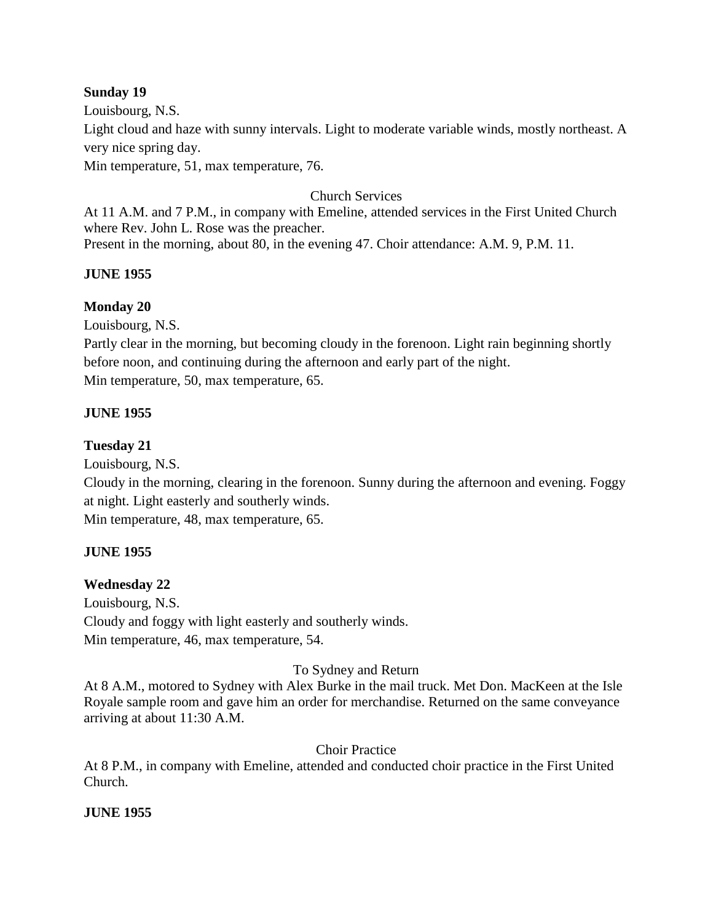**Sunday 19**

Louisbourg, N.S.

Light cloud and haze with sunny intervals. Light to moderate variable winds, mostly northeast. A very nice spring day.

Min temperature, 51, max temperature, 76.

Church Services

At 11 A.M. and 7 P.M., in company with Emeline, attended services in the First United Church where Rev. John L. Rose was the preacher.

Present in the morning, about 80, in the evening 47. Choir attendance: A.M. 9, P.M. 11.

**JUNE 1955**

**Monday 20**

Louisbourg, N.S.

Partly clear in the morning, but becoming cloudy in the forenoon. Light rain beginning shortly before noon, and continuing during the afternoon and early part of the night.

Min temperature, 50, max temperature, 65.

**JUNE 1955**

**Tuesday 21**

Louisbourg, N.S.

Cloudy in the morning, clearing in the forenoon. Sunny during the afternoon and evening. Foggy at night. Light easterly and southerly winds.

Min temperature, 48, max temperature, 65.

**JUNE 1955**

**Wednesday 22**

Louisbourg, N.S.

Cloudy and foggy with light easterly and southerly winds.

Min temperature, 46, max temperature, 54.

To Sydney and Return

At 8 A.M., motored to Sydney with Alex Burke in the mail truck. Met Don. MacKeen at the Isle Royale sample room and gave him an order for merchandise. Returned on the same conveyance arriving at about 11:30 A.M.

Choir Practice

At 8 P.M., in company with Emeline, attended and conducted choir practice in the First United Church.

**JUNE 1955**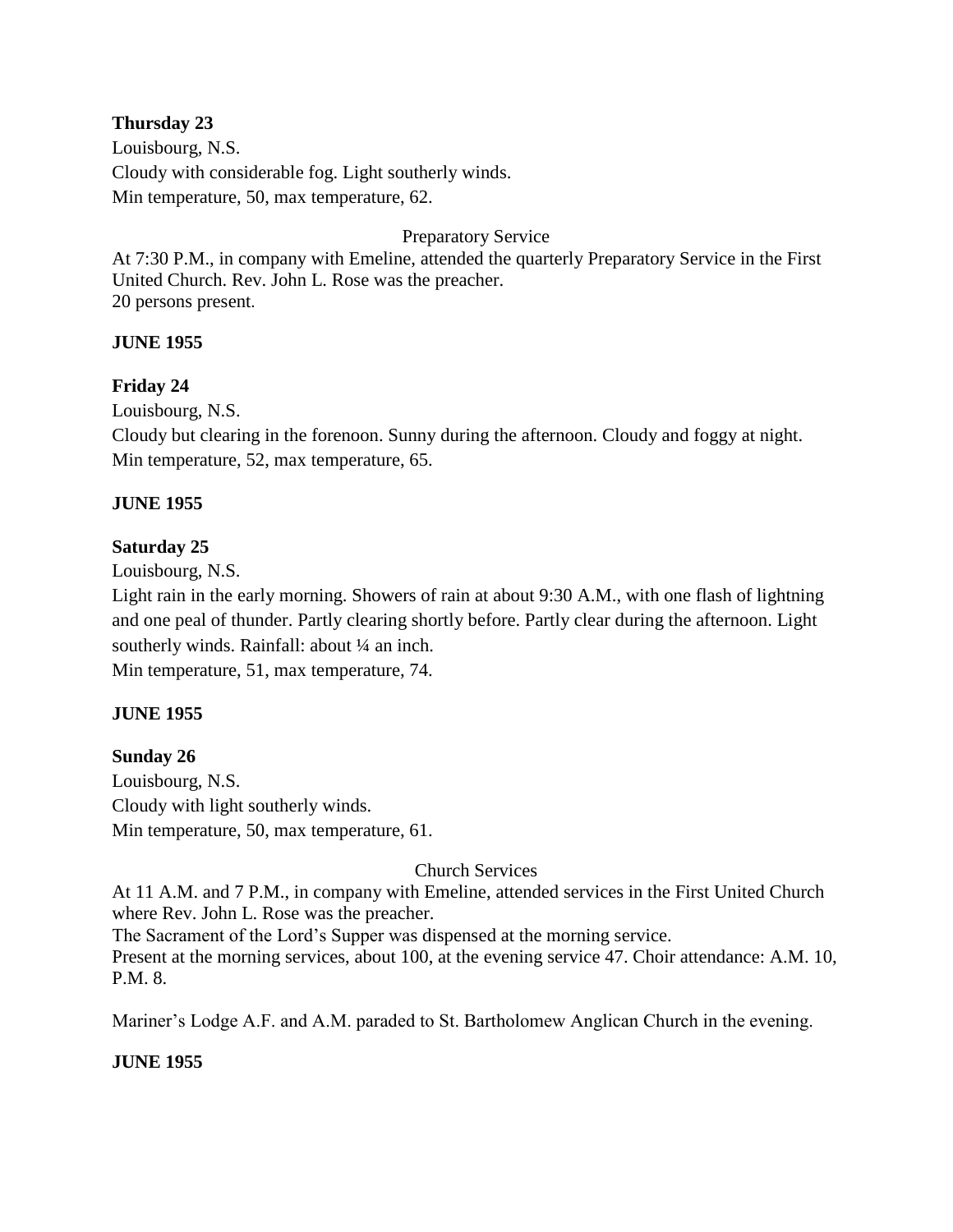**Thursday 23**

Louisbourg, N.S.
Cloudy with considerable fog. Light southerly winds.
Min temperature, 50, max temperature, 62.

Preparatory Service

At 7:30 P.M., in company with Emeline, attended the quarterly Preparatory Service in the First United Church. Rev. John L. Rose was the preacher.
20 persons present.

**JUNE 1955**

**Friday 24**

Louisbourg, N.S.
Cloudy but clearing in the forenoon. Sunny during the afternoon. Cloudy and foggy at night.
Min temperature, 52, max temperature, 65.

**JUNE 1955**

**Saturday 25**

Louisbourg, N.S.
Light rain in the early morning. Showers of rain at about 9:30 A.M., with one flash of lightning and one peal of thunder. Partly clearing shortly before. Partly clear during the afternoon. Light southerly winds. Rainfall: about ¼ an inch.
Min temperature, 51, max temperature, 74.

**JUNE 1955**

**Sunday 26**

Louisbourg, N.S.
Cloudy with light southerly winds.
Min temperature, 50, max temperature, 61.

Church Services

At 11 A.M. and 7 P.M., in company with Emeline, attended services in the First United Church where Rev. John L. Rose was the preacher.
The Sacrament of the Lord's Supper was dispensed at the morning service.
Present at the morning services, about 100, at the evening service 47. Choir attendance: A.M. 10, P.M. 8.

Mariner's Lodge A.F. and A.M. paraded to St. Bartholomew Anglican Church in the evening.

**JUNE 1955**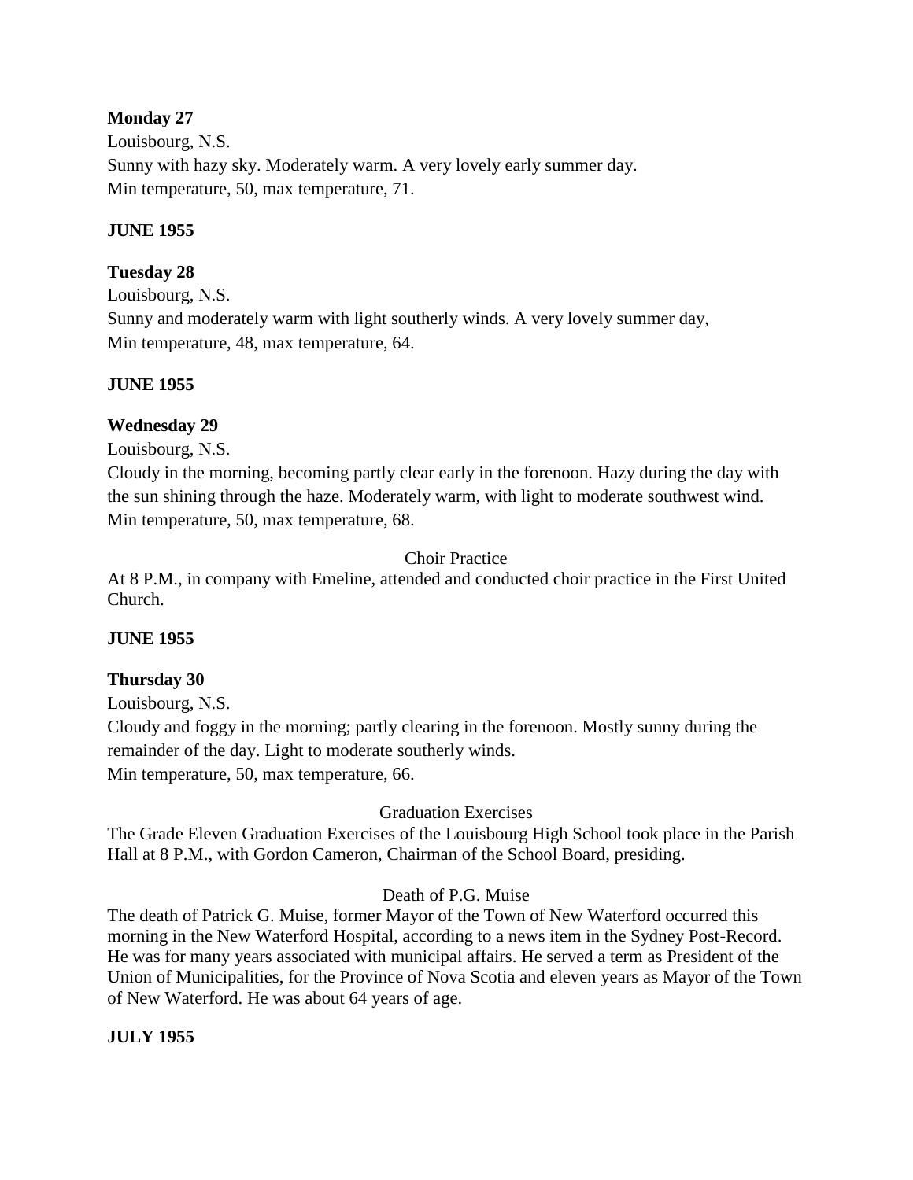**Monday 27**

Louisbourg, N.S.

Sunny with hazy sky. Moderately warm. A very lovely early summer day.
Min temperature, 50, max temperature, 71.

**JUNE 1955**

**Tuesday 28**

Louisbourg, N.S.

Sunny and moderately warm with light southerly winds. A very lovely summer day,
Min temperature, 48, max temperature, 64.

**JUNE 1955**

**Wednesday 29**

Louisbourg, N.S.

Cloudy in the morning, becoming partly clear early in the forenoon. Hazy during the day with the sun shining through the haze. Moderately warm, with light to moderate southwest wind.
Min temperature, 50, max temperature, 68.

Choir Practice

At 8 P.M., in company with Emeline, attended and conducted choir practice in the First United Church.

**JUNE 1955**

**Thursday 30**

Louisbourg, N.S.

Cloudy and foggy in the morning; partly clearing in the forenoon. Mostly sunny during the remainder of the day. Light to moderate southerly winds.
Min temperature, 50, max temperature, 66.

Graduation Exercises

The Grade Eleven Graduation Exercises of the Louisbourg High School took place in the Parish Hall at 8 P.M., with Gordon Cameron, Chairman of the School Board, presiding.

Death of P.G. Muise

The death of Patrick G. Muise, former Mayor of the Town of New Waterford occurred this morning in the New Waterford Hospital, according to a news item in the Sydney Post-Record. He was for many years associated with municipal affairs. He served a term as President of the Union of Municipalities, for the Province of Nova Scotia and eleven years as Mayor of the Town of New Waterford. He was about 64 years of age.

**JULY 1955**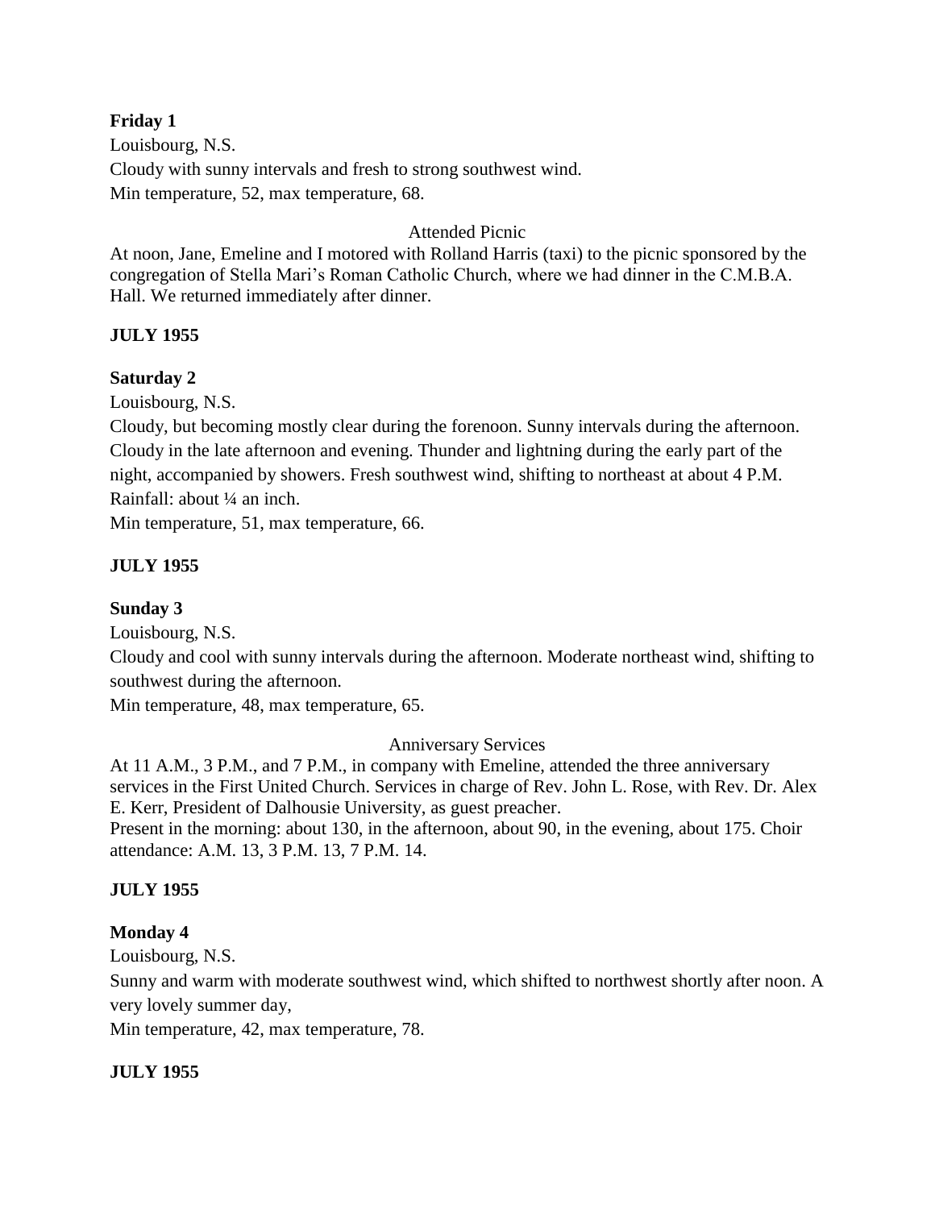**Friday 1**

Louisbourg, N.S.

Cloudy with sunny intervals and fresh to strong southwest wind.

Min temperature, 52, max temperature, 68.

Attended Picnic

At noon, Jane, Emeline and I motored with Rolland Harris (taxi) to the picnic sponsored by the congregation of Stella Mari's Roman Catholic Church, where we had dinner in the C.M.B.A. Hall. We returned immediately after dinner.

**JULY 1955**

**Saturday 2**

Louisbourg, N.S.

Cloudy, but becoming mostly clear during the forenoon. Sunny intervals during the afternoon. Cloudy in the late afternoon and evening. Thunder and lightning during the early part of the night, accompanied by showers. Fresh southwest wind, shifting to northeast at about 4 P.M. Rainfall: about ¼ an inch.

Min temperature, 51, max temperature, 66.

**JULY 1955**

**Sunday 3**

Louisbourg, N.S.

Cloudy and cool with sunny intervals during the afternoon. Moderate northeast wind, shifting to southwest during the afternoon.

Min temperature, 48, max temperature, 65.

Anniversary Services

At 11 A.M., 3 P.M., and 7 P.M., in company with Emeline, attended the three anniversary services in the First United Church. Services in charge of Rev. John L. Rose, with Rev. Dr. Alex E. Kerr, President of Dalhousie University, as guest preacher.

Present in the morning: about 130, in the afternoon, about 90, in the evening, about 175. Choir attendance: A.M. 13, 3 P.M. 13, 7 P.M. 14.

**JULY 1955**

**Monday 4**

Louisbourg, N.S.

Sunny and warm with moderate southwest wind, which shifted to northwest shortly after noon. A very lovely summer day,

Min temperature, 42, max temperature, 78.

**JULY 1955**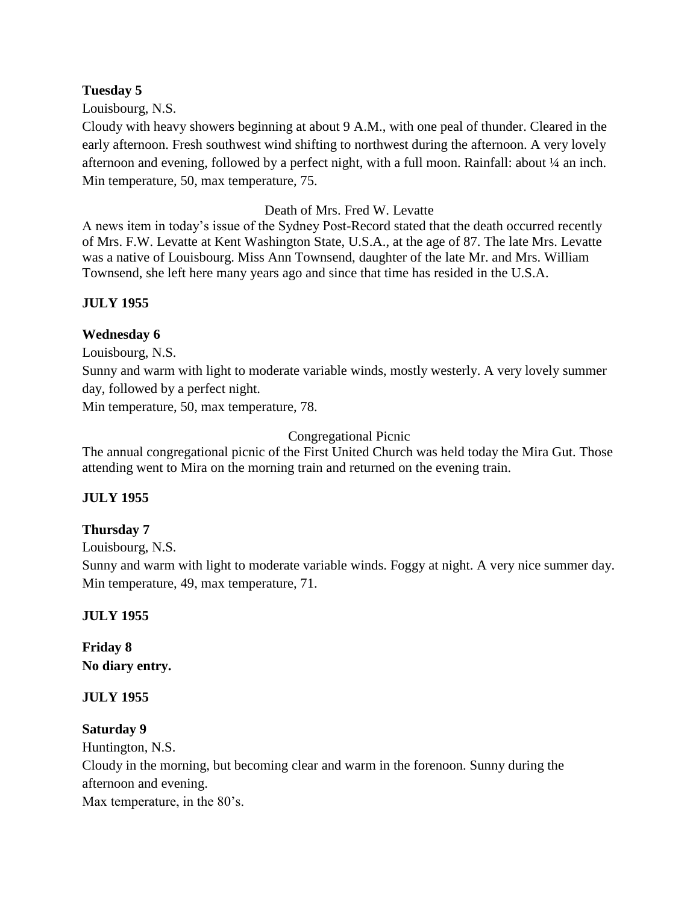**Tuesday 5**

Louisbourg, N.S.

Cloudy with heavy showers beginning at about 9 A.M., with one peal of thunder. Cleared in the early afternoon. Fresh southwest wind shifting to northwest during the afternoon. A very lovely afternoon and evening, followed by a perfect night, with a full moon. Rainfall: about ¼ an inch. Min temperature, 50, max temperature, 75.

Death of Mrs. Fred W. Levatte

A news item in today's issue of the Sydney Post-Record stated that the death occurred recently of Mrs. F.W. Levatte at Kent Washington State, U.S.A., at the age of 87. The late Mrs. Levatte was a native of Louisbourg. Miss Ann Townsend, daughter of the late Mr. and Mrs. William Townsend, she left here many years ago and since that time has resided in the U.S.A.

**JULY 1955**

**Wednesday 6**

Louisbourg, N.S.

Sunny and warm with light to moderate variable winds, mostly westerly. A very lovely summer day, followed by a perfect night.

Min temperature, 50, max temperature, 78.

Congregational Picnic

The annual congregational picnic of the First United Church was held today the Mira Gut. Those attending went to Mira on the morning train and returned on the evening train.

**JULY 1955**

**Thursday 7**

Louisbourg, N.S.

Sunny and warm with light to moderate variable winds. Foggy at night. A very nice summer day. Min temperature, 49, max temperature, 71.

**JULY 1955**

**Friday 8**
**No diary entry.**

**JULY 1955**

**Saturday 9**

Huntington, N.S.

Cloudy in the morning, but becoming clear and warm in the forenoon. Sunny during the afternoon and evening.

Max temperature, in the 80's.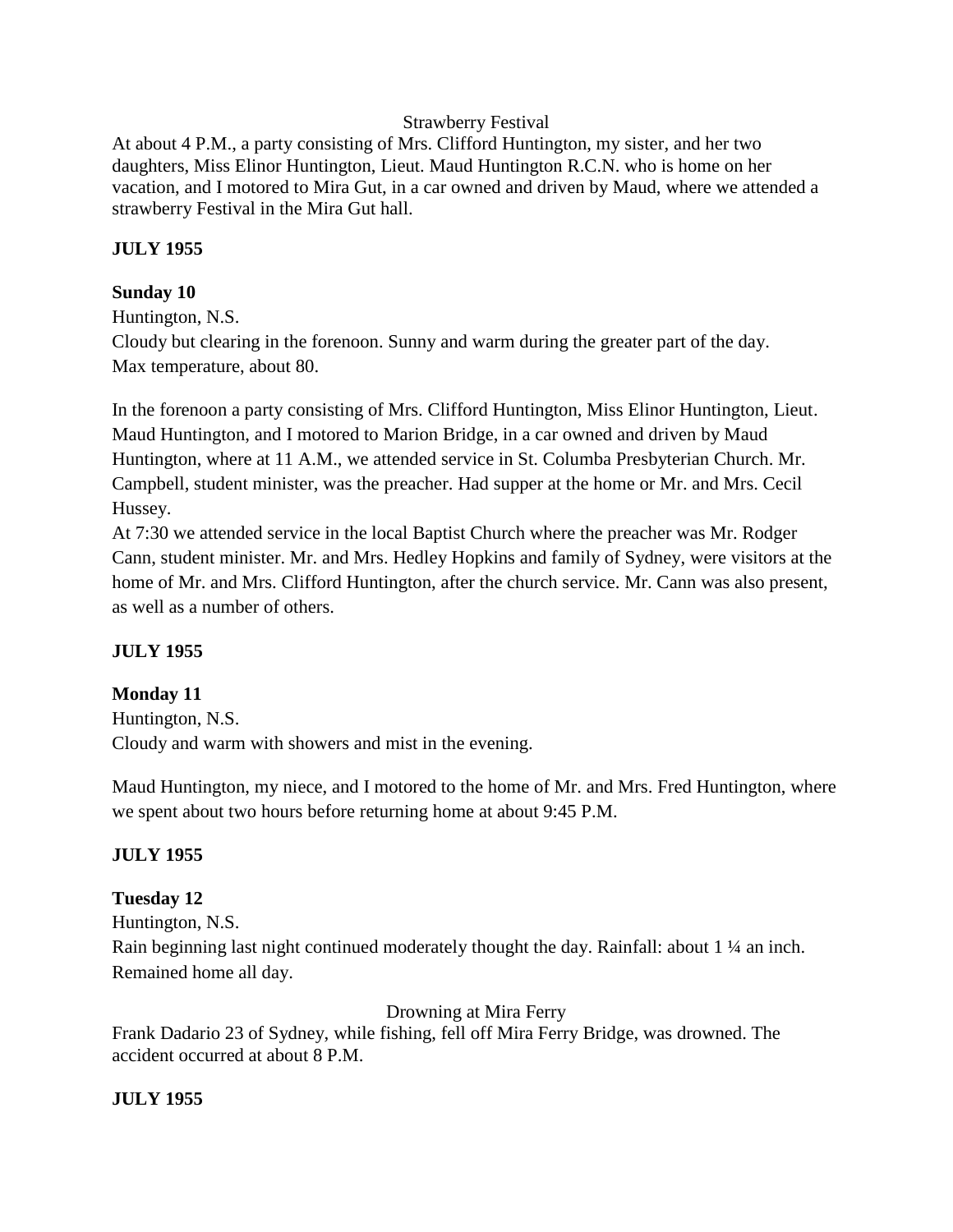Strawberry Festival

At about 4 P.M., a party consisting of Mrs. Clifford Huntington, my sister, and her two daughters, Miss Elinor Huntington, Lieut. Maud Huntington R.C.N. who is home on her vacation, and I motored to Mira Gut, in a car owned and driven by Maud, where we attended a strawberry Festival in the Mira Gut hall.

**JULY 1955**

**Sunday 10**

Huntington, N.S.

Cloudy but clearing in the forenoon. Sunny and warm during the greater part of the day. Max temperature, about 80.

In the forenoon a party consisting of Mrs. Clifford Huntington, Miss Elinor Huntington, Lieut. Maud Huntington, and I motored to Marion Bridge, in a car owned and driven by Maud Huntington, where at 11 A.M., we attended service in St. Columba Presbyterian Church. Mr. Campbell, student minister, was the preacher. Had supper at the home or Mr. and Mrs. Cecil Hussey.

At 7:30 we attended service in the local Baptist Church where the preacher was Mr. Rodger Cann, student minister. Mr. and Mrs. Hedley Hopkins and family of Sydney, were visitors at the home of Mr. and Mrs. Clifford Huntington, after the church service. Mr. Cann was also present, as well as a number of others.

**JULY 1955**

**Monday 11**

Huntington, N.S.

Cloudy and warm with showers and mist in the evening.

Maud Huntington, my niece, and I motored to the home of Mr. and Mrs. Fred Huntington, where we spent about two hours before returning home at about 9:45 P.M.

**JULY 1955**

**Tuesday 12**

Huntington, N.S.

Rain beginning last night continued moderately thought the day. Rainfall: about 1 ¼ an inch. Remained home all day.

Drowning at Mira Ferry

Frank Dadario 23 of Sydney, while fishing, fell off Mira Ferry Bridge, was drowned. The accident occurred at about 8 P.M.

**JULY 1955**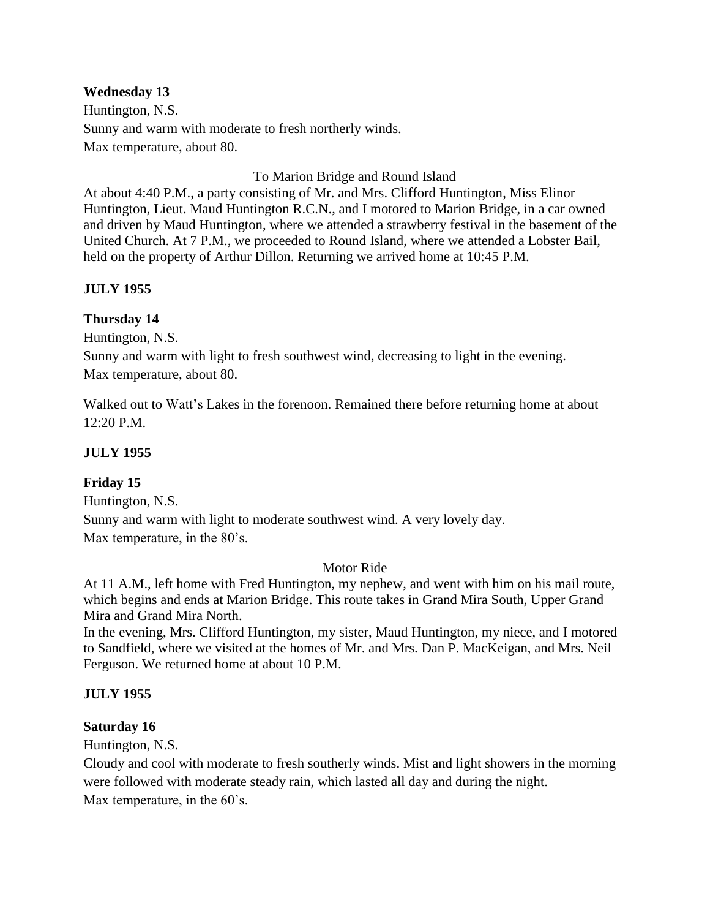**Wednesday 13**

Huntington, N.S.

Sunny and warm with moderate to fresh northerly winds.

Max temperature, about 80.

To Marion Bridge and Round Island

At about 4:40 P.M., a party consisting of Mr. and Mrs. Clifford Huntington, Miss Elinor Huntington, Lieut. Maud Huntington R.C.N., and I motored to Marion Bridge, in a car owned and driven by Maud Huntington, where we attended a strawberry festival in the basement of the United Church. At 7 P.M., we proceeded to Round Island, where we attended a Lobster Bail, held on the property of Arthur Dillon. Returning we arrived home at 10:45 P.M.

**JULY 1955**

**Thursday 14**

Huntington, N.S.

Sunny and warm with light to fresh southwest wind, decreasing to light in the evening.

Max temperature, about 80.

Walked out to Watt's Lakes in the forenoon. Remained there before returning home at about 12:20 P.M.

**JULY 1955**

**Friday 15**

Huntington, N.S.

Sunny and warm with light to moderate southwest wind. A very lovely day.

Max temperature, in the 80's.

Motor Ride

At 11 A.M., left home with Fred Huntington, my nephew, and went with him on his mail route, which begins and ends at Marion Bridge. This route takes in Grand Mira South, Upper Grand Mira and Grand Mira North.

In the evening, Mrs. Clifford Huntington, my sister, Maud Huntington, my niece, and I motored to Sandfield, where we visited at the homes of Mr. and Mrs. Dan P. MacKeigan, and Mrs. Neil Ferguson. We returned home at about 10 P.M.

**JULY 1955**

**Saturday 16**

Huntington, N.S.

Cloudy and cool with moderate to fresh southerly winds. Mist and light showers in the morning were followed with moderate steady rain, which lasted all day and during the night.

Max temperature, in the 60's.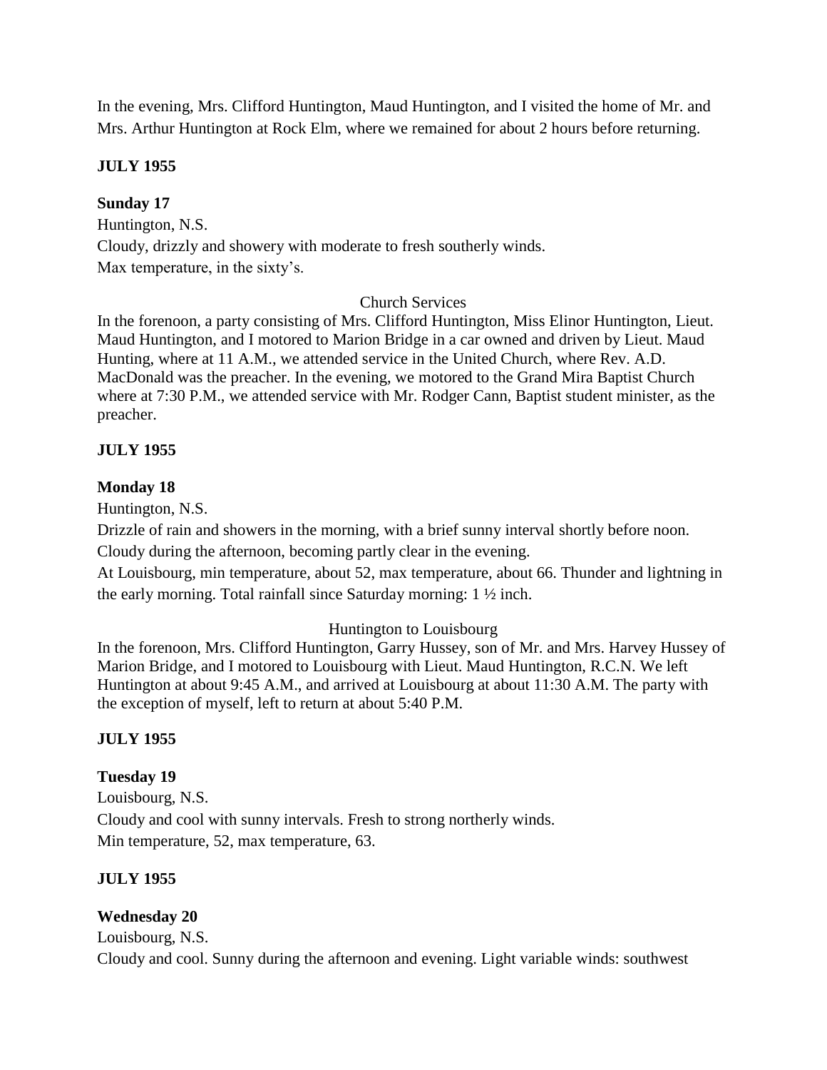In the evening, Mrs. Clifford Huntington, Maud Huntington, and I visited the home of Mr. and Mrs. Arthur Huntington at Rock Elm, where we remained for about 2 hours before returning.

**JULY 1955**

**Sunday 17**

Huntington, N.S.
Cloudy, drizzly and showery with moderate to fresh southerly winds.
Max temperature, in the sixty's.

Church Services

In the forenoon, a party consisting of Mrs. Clifford Huntington, Miss Elinor Huntington, Lieut. Maud Huntington, and I motored to Marion Bridge in a car owned and driven by Lieut. Maud Hunting, where at 11 A.M., we attended service in the United Church, where Rev. A.D. MacDonald was the preacher. In the evening, we motored to the Grand Mira Baptist Church where at 7:30 P.M., we attended service with Mr. Rodger Cann, Baptist student minister, as the preacher.

**JULY 1955**

**Monday 18**

Huntington, N.S.
Drizzle of rain and showers in the morning, with a brief sunny interval shortly before noon.
Cloudy during the afternoon, becoming partly clear in the evening.
At Louisbourg, min temperature, about 52, max temperature, about 66. Thunder and lightning in the early morning. Total rainfall since Saturday morning: 1 ½ inch.

Huntington to Louisbourg

In the forenoon, Mrs. Clifford Huntington, Garry Hussey, son of Mr. and Mrs. Harvey Hussey of Marion Bridge, and I motored to Louisbourg with Lieut. Maud Huntington, R.C.N. We left Huntington at about 9:45 A.M., and arrived at Louisbourg at about 11:30 A.M. The party with the exception of myself, left to return at about 5:40 P.M.

**JULY 1955**

**Tuesday 19**

Louisbourg, N.S.
Cloudy and cool with sunny intervals. Fresh to strong northerly winds.
Min temperature, 52, max temperature, 63.

**JULY 1955**

**Wednesday 20**

Louisbourg, N.S.
Cloudy and cool. Sunny during the afternoon and evening. Light variable winds: southwest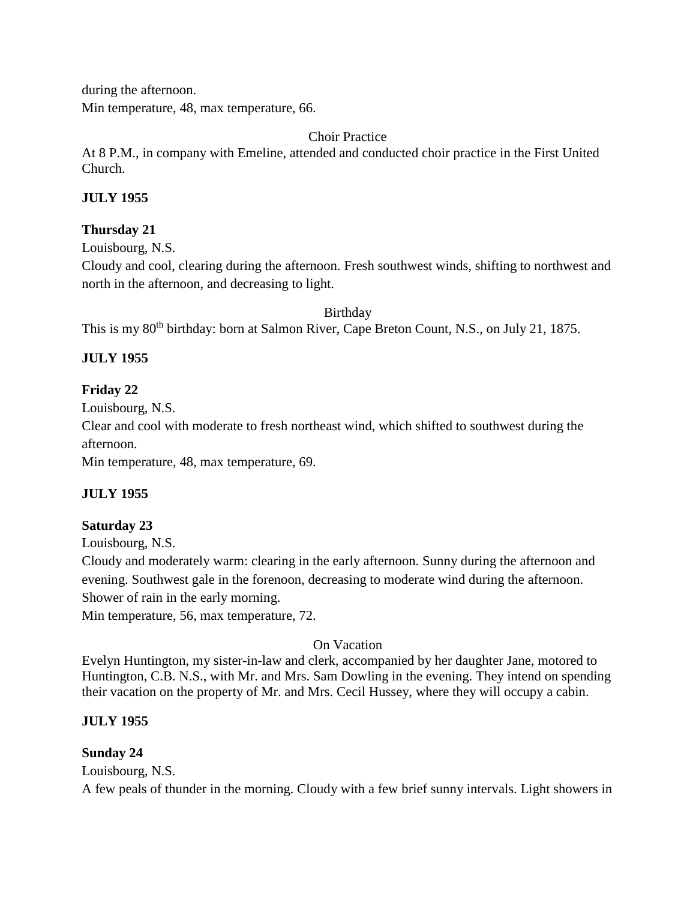during the afternoon.
Min temperature, 48, max temperature, 66.

Choir Practice

At 8 P.M., in company with Emeline, attended and conducted choir practice in the First United Church.

**JULY 1955**

**Thursday 21**

Louisbourg, N.S.
Cloudy and cool, clearing during the afternoon. Fresh southwest winds, shifting to northwest and north in the afternoon, and decreasing to light.

Birthday

This is my 80th birthday: born at Salmon River, Cape Breton Count, N.S., on July 21, 1875.

**JULY 1955**

**Friday 22**

Louisbourg, N.S.
Clear and cool with moderate to fresh northeast wind, which shifted to southwest during the afternoon.
Min temperature, 48, max temperature, 69.

**JULY 1955**

**Saturday 23**

Louisbourg, N.S.
Cloudy and moderately warm: clearing in the early afternoon. Sunny during the afternoon and evening. Southwest gale in the forenoon, decreasing to moderate wind during the afternoon. Shower of rain in the early morning.
Min temperature, 56, max temperature, 72.

On Vacation

Evelyn Huntington, my sister-in-law and clerk, accompanied by her daughter Jane, motored to Huntington, C.B. N.S., with Mr. and Mrs. Sam Dowling in the evening. They intend on spending their vacation on the property of Mr. and Mrs. Cecil Hussey, where they will occupy a cabin.

**JULY 1955**

**Sunday 24**

Louisbourg, N.S.
A few peals of thunder in the morning. Cloudy with a few brief sunny intervals. Light showers in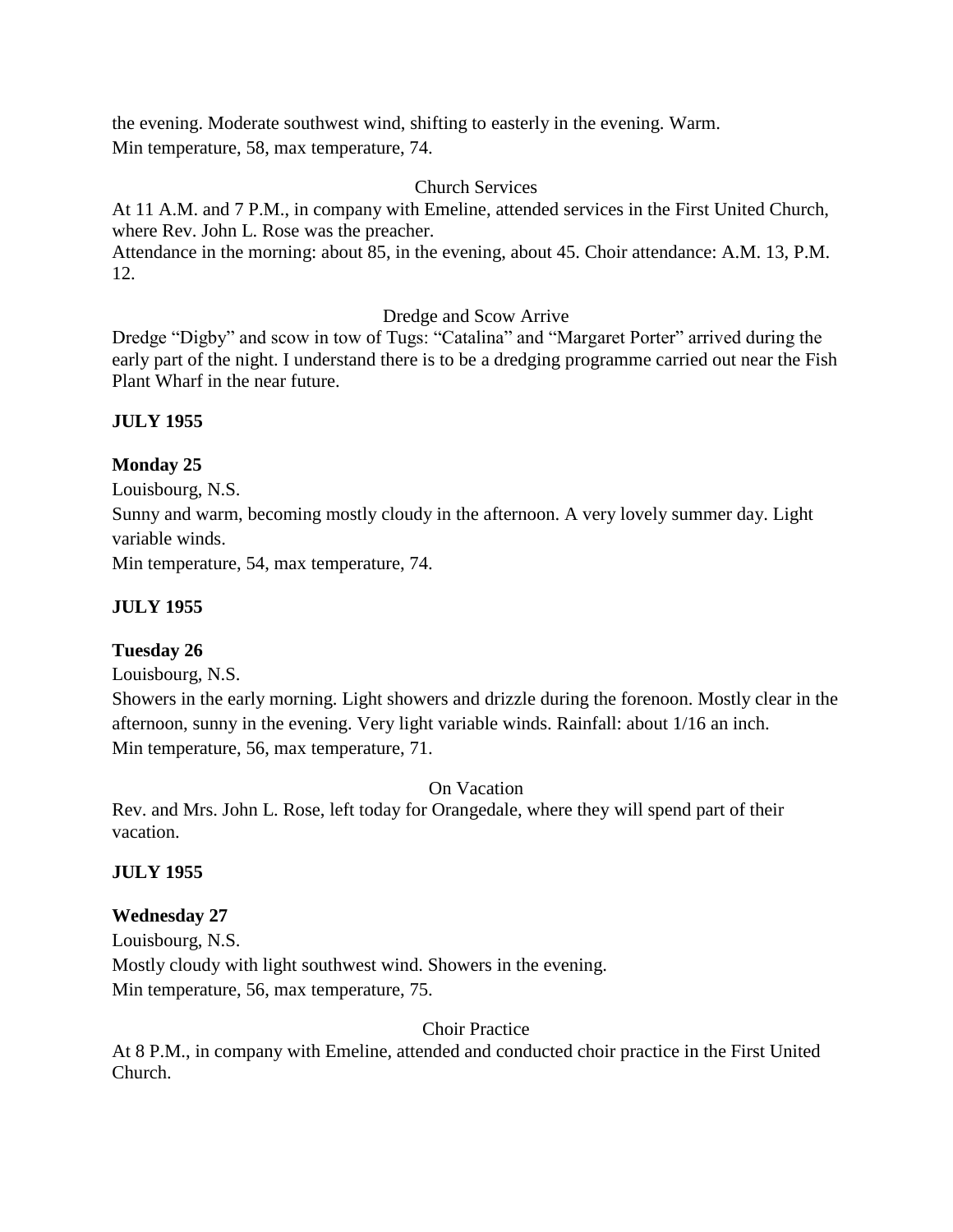the evening. Moderate southwest wind, shifting to easterly in the evening. Warm.
Min temperature, 58, max temperature, 74.

Church Services

At 11 A.M. and 7 P.M., in company with Emeline, attended services in the First United Church, where Rev. John L. Rose was the preacher.
Attendance in the morning: about 85, in the evening, about 45. Choir attendance: A.M. 13, P.M. 12.

Dredge and Scow Arrive

Dredge "Digby" and scow in tow of Tugs: "Catalina" and "Margaret Porter" arrived during the early part of the night. I understand there is to be a dredging programme carried out near the Fish Plant Wharf in the near future.

**JULY 1955**

**Monday 25**

Louisbourg, N.S.
Sunny and warm, becoming mostly cloudy in the afternoon. A very lovely summer day. Light variable winds.
Min temperature, 54, max temperature, 74.

**JULY 1955**

**Tuesday 26**

Louisbourg, N.S.
Showers in the early morning. Light showers and drizzle during the forenoon. Mostly clear in the afternoon, sunny in the evening. Very light variable winds. Rainfall: about 1/16 an inch.
Min temperature, 56, max temperature, 71.

On Vacation

Rev. and Mrs. John L. Rose, left today for Orangedale, where they will spend part of their vacation.

**JULY 1955**

**Wednesday 27**

Louisbourg, N.S.
Mostly cloudy with light southwest wind. Showers in the evening.
Min temperature, 56, max temperature, 75.

Choir Practice

At 8 P.M., in company with Emeline, attended and conducted choir practice in the First United Church.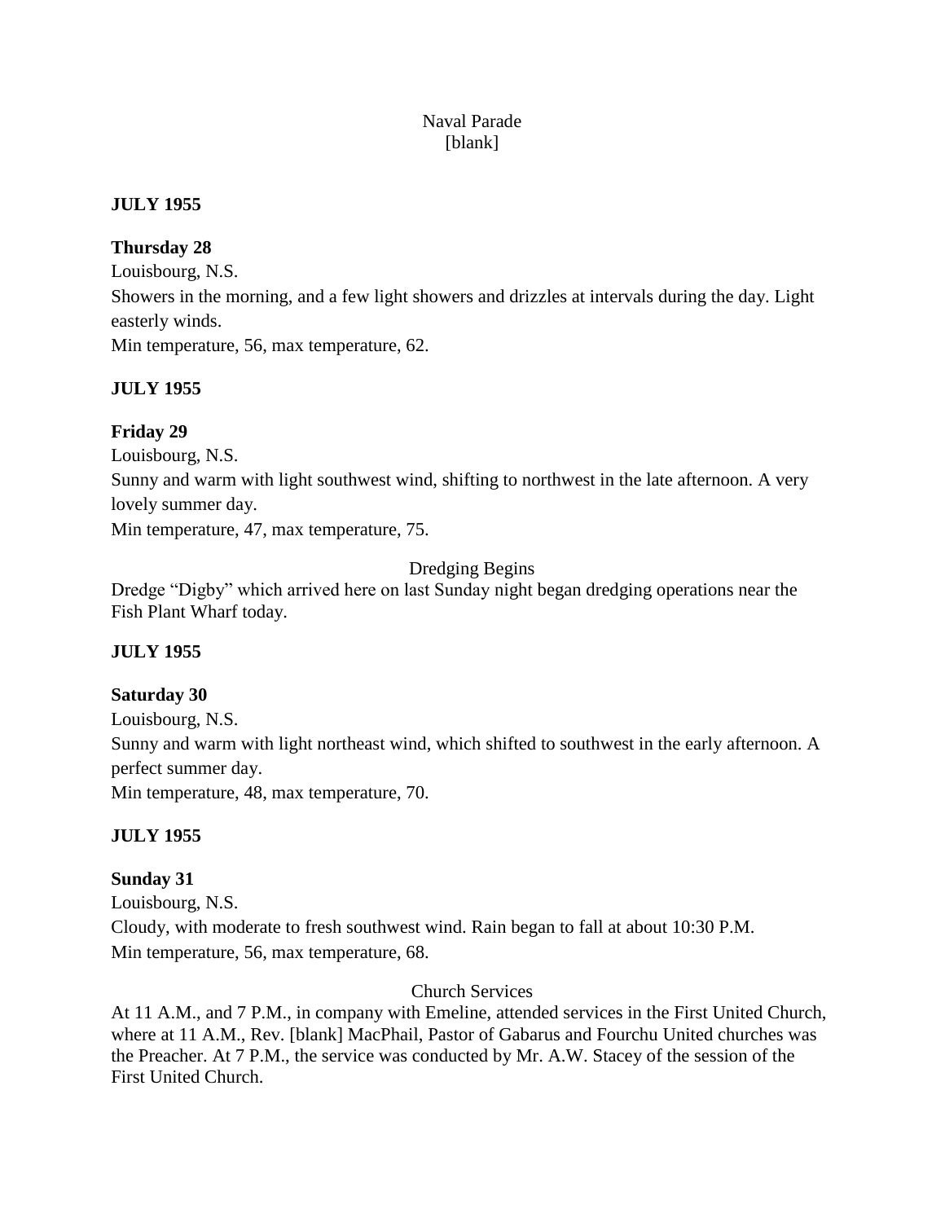Naval Parade
[blank]

**JULY 1955**

**Thursday 28**

Louisbourg, N.S.

Showers in the morning, and a few light showers and drizzles at intervals during the day. Light easterly winds.

Min temperature, 56, max temperature, 62.

**JULY 1955**

**Friday 29**

Louisbourg, N.S.

Sunny and warm with light southwest wind, shifting to northwest in the late afternoon. A very lovely summer day.

Min temperature, 47, max temperature, 75.

Dredging Begins

Dredge "Digby" which arrived here on last Sunday night began dredging operations near the Fish Plant Wharf today.

**JULY 1955**

**Saturday 30**

Louisbourg, N.S.

Sunny and warm with light northeast wind, which shifted to southwest in the early afternoon. A perfect summer day.

Min temperature, 48, max temperature, 70.

**JULY 1955**

**Sunday 31**

Louisbourg, N.S.

Cloudy, with moderate to fresh southwest wind. Rain began to fall at about 10:30 P.M.

Min temperature, 56, max temperature, 68.

Church Services

At 11 A.M., and 7 P.M., in company with Emeline, attended services in the First United Church, where at 11 A.M., Rev. [blank] MacPhail, Pastor of Gabarus and Fourchu United churches was the Preacher. At 7 P.M., the service was conducted by Mr. A.W. Stacey of the session of the First United Church.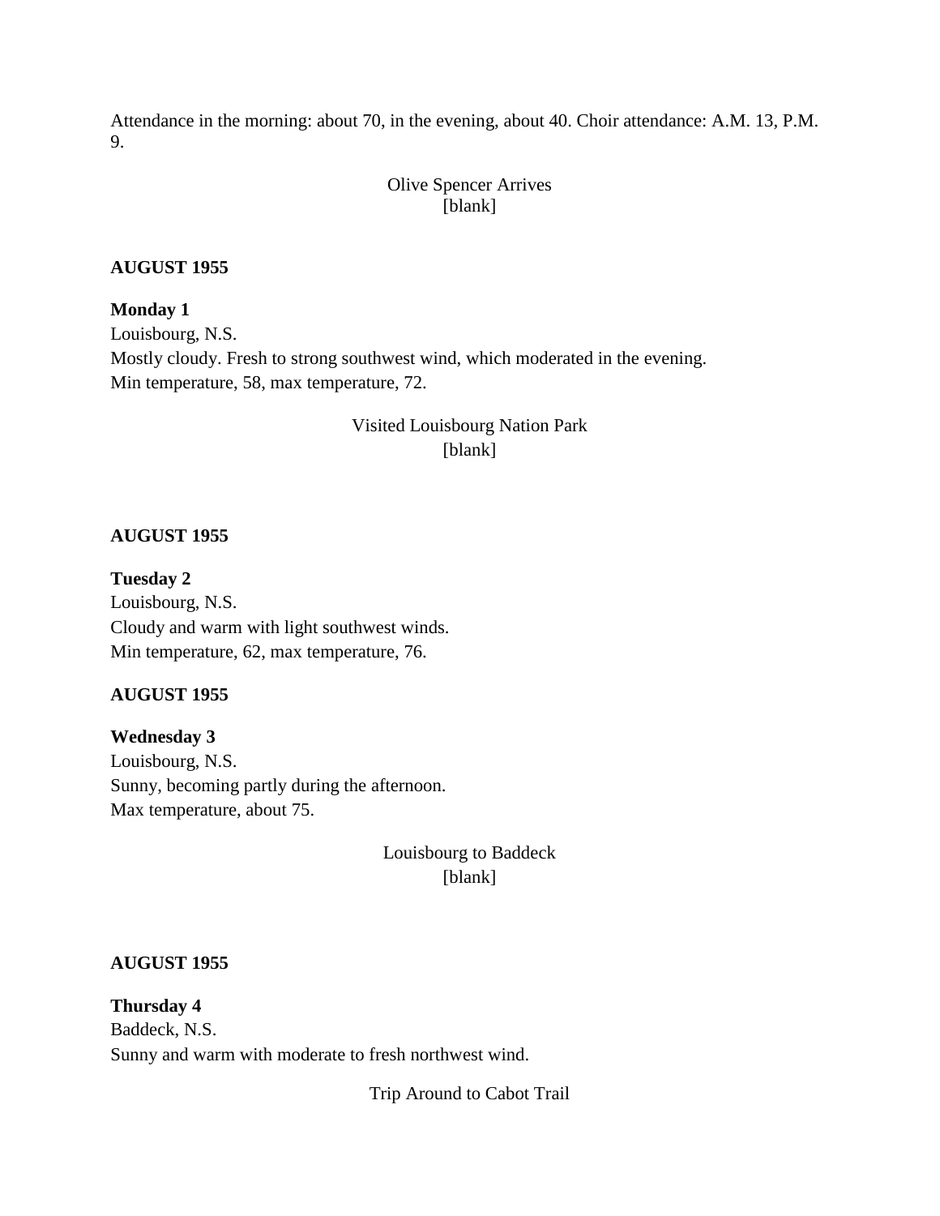Attendance in the morning: about 70, in the evening, about 40. Choir attendance: A.M. 13, P.M. 9.

Olive Spencer Arrives
[blank]

**AUGUST 1955**

**Monday 1**
Louisbourg, N.S.
Mostly cloudy. Fresh to strong southwest wind, which moderated in the evening.
Min temperature, 58, max temperature, 72.

Visited Louisbourg Nation Park
[blank]

**AUGUST 1955**

**Tuesday 2**
Louisbourg, N.S.
Cloudy and warm with light southwest winds.
Min temperature, 62, max temperature, 76.

**AUGUST 1955**

**Wednesday 3**
Louisbourg, N.S.
Sunny, becoming partly during the afternoon.
Max temperature, about 75.

Louisbourg to Baddeck
[blank]

**AUGUST 1955**

**Thursday 4**
Baddeck, N.S.
Sunny and warm with moderate to fresh northwest wind.

Trip Around to Cabot Trail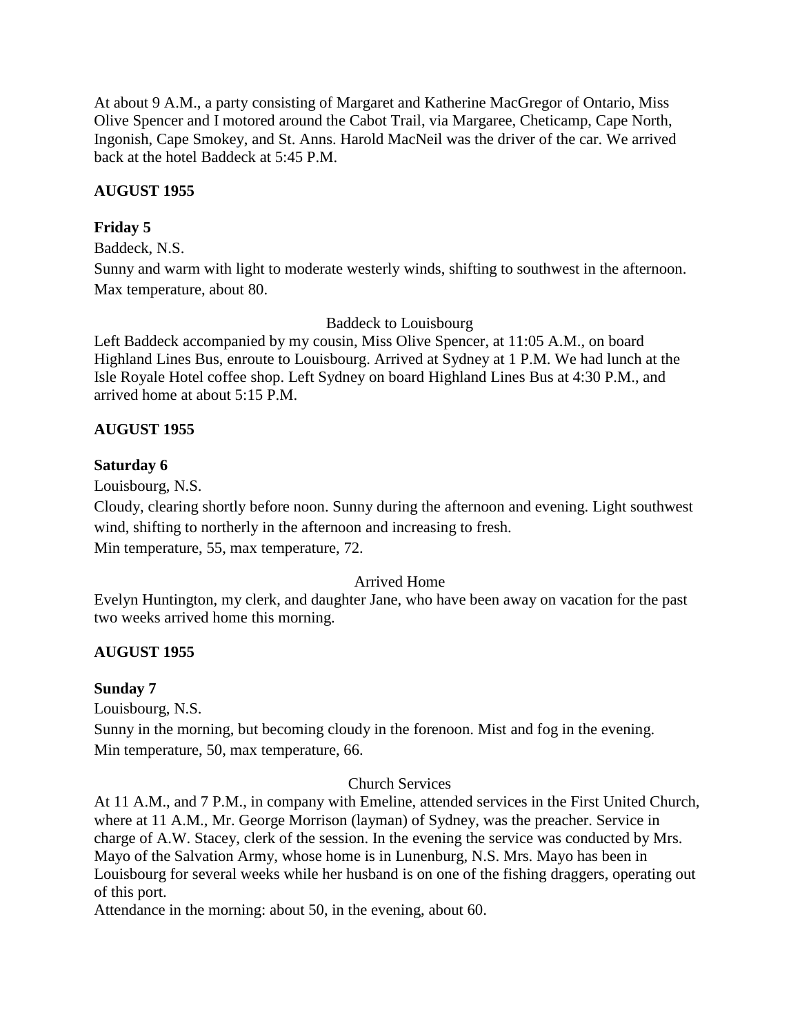At about 9 A.M., a party consisting of Margaret and Katherine MacGregor of Ontario, Miss Olive Spencer and I motored around the Cabot Trail, via Margaree, Cheticamp, Cape North, Ingonish, Cape Smokey, and St. Anns. Harold MacNeil was the driver of the car. We arrived back at the hotel Baddeck at 5:45 P.M.

**AUGUST 1955**

**Friday 5**

Baddeck, N.S.

Sunny and warm with light to moderate westerly winds, shifting to southwest in the afternoon. Max temperature, about 80.

Baddeck to Louisbourg

Left Baddeck accompanied by my cousin, Miss Olive Spencer, at 11:05 A.M., on board Highland Lines Bus, enroute to Louisbourg. Arrived at Sydney at 1 P.M. We had lunch at the Isle Royale Hotel coffee shop. Left Sydney on board Highland Lines Bus at 4:30 P.M., and arrived home at about 5:15 P.M.

**AUGUST 1955**

**Saturday 6**

Louisbourg, N.S.

Cloudy, clearing shortly before noon. Sunny during the afternoon and evening. Light southwest wind, shifting to northerly in the afternoon and increasing to fresh.

Min temperature, 55, max temperature, 72.

Arrived Home

Evelyn Huntington, my clerk, and daughter Jane, who have been away on vacation for the past two weeks arrived home this morning.

**AUGUST 1955**

**Sunday 7**

Louisbourg, N.S.

Sunny in the morning, but becoming cloudy in the forenoon. Mist and fog in the evening.

Min temperature, 50, max temperature, 66.

Church Services

At 11 A.M., and 7 P.M., in company with Emeline, attended services in the First United Church, where at 11 A.M., Mr. George Morrison (layman) of Sydney, was the preacher. Service in charge of A.W. Stacey, clerk of the session. In the evening the service was conducted by Mrs. Mayo of the Salvation Army, whose home is in Lunenburg, N.S. Mrs. Mayo has been in Louisbourg for several weeks while her husband is on one of the fishing draggers, operating out of this port.

Attendance in the morning: about 50, in the evening, about 60.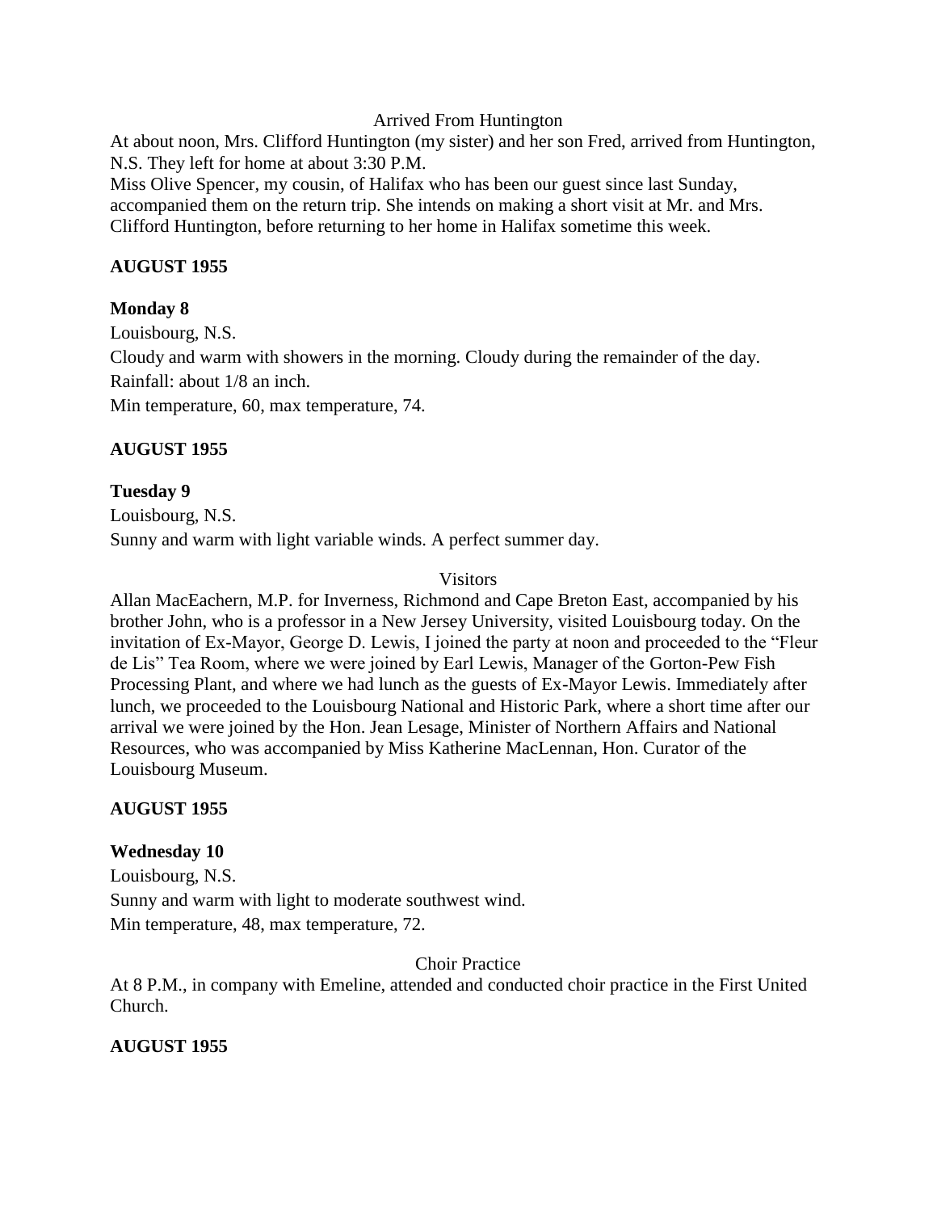Arrived From Huntington

At about noon, Mrs. Clifford Huntington (my sister) and her son Fred, arrived from Huntington, N.S. They left for home at about 3:30 P.M.
Miss Olive Spencer, my cousin, of Halifax who has been our guest since last Sunday, accompanied them on the return trip. She intends on making a short visit at Mr. and Mrs. Clifford Huntington, before returning to her home in Halifax sometime this week.

**AUGUST 1955**

**Monday 8**

Louisbourg, N.S.
Cloudy and warm with showers in the morning. Cloudy during the remainder of the day.
Rainfall: about 1/8 an inch.
Min temperature, 60, max temperature, 74.

**AUGUST 1955**

**Tuesday 9**

Louisbourg, N.S.
Sunny and warm with light variable winds. A perfect summer day.

Visitors

Allan MacEachern, M.P. for Inverness, Richmond and Cape Breton East, accompanied by his brother John, who is a professor in a New Jersey University, visited Louisbourg today. On the invitation of Ex-Mayor, George D. Lewis, I joined the party at noon and proceeded to the "Fleur de Lis" Tea Room, where we were joined by Earl Lewis, Manager of the Gorton-Pew Fish Processing Plant, and where we had lunch as the guests of Ex-Mayor Lewis. Immediately after lunch, we proceeded to the Louisbourg National and Historic Park, where a short time after our arrival we were joined by the Hon. Jean Lesage, Minister of Northern Affairs and National Resources, who was accompanied by Miss Katherine MacLennan, Hon. Curator of the Louisbourg Museum.

**AUGUST 1955**

**Wednesday 10**

Louisbourg, N.S.
Sunny and warm with light to moderate southwest wind.
Min temperature, 48, max temperature, 72.

Choir Practice

At 8 P.M., in company with Emeline, attended and conducted choir practice in the First United Church.

**AUGUST 1955**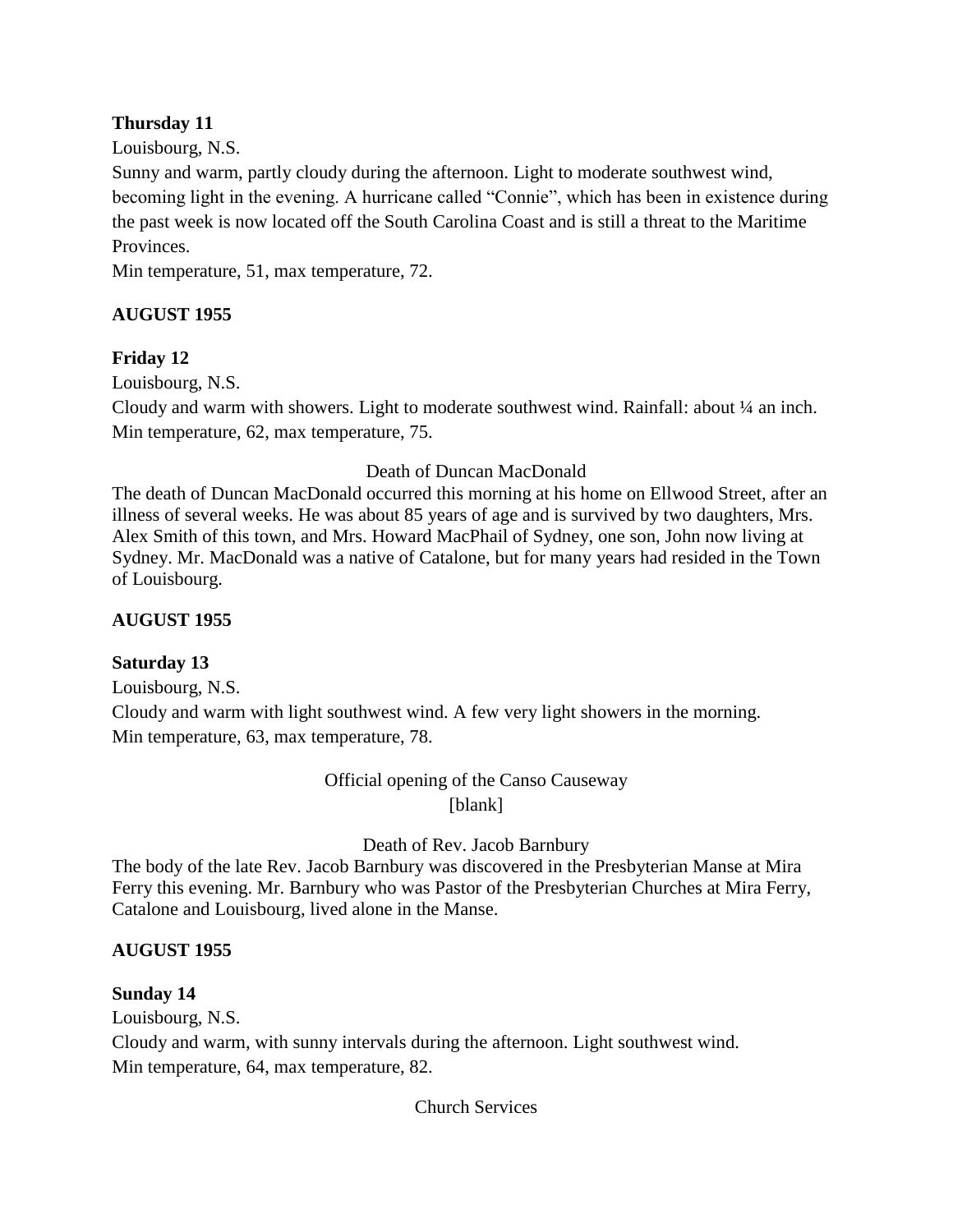**Thursday 11**

Louisbourg, N.S.

Sunny and warm, partly cloudy during the afternoon. Light to moderate southwest wind, becoming light in the evening. A hurricane called "Connie", which has been in existence during the past week is now located off the South Carolina Coast and is still a threat to the Maritime Provinces.

Min temperature, 51, max temperature, 72.

**AUGUST 1955**

**Friday 12**

Louisbourg, N.S.

Cloudy and warm with showers. Light to moderate southwest wind. Rainfall: about ¼ an inch.

Min temperature, 62, max temperature, 75.

Death of Duncan MacDonald

The death of Duncan MacDonald occurred this morning at his home on Ellwood Street, after an illness of several weeks. He was about 85 years of age and is survived by two daughters, Mrs. Alex Smith of this town, and Mrs. Howard MacPhail of Sydney, one son, John now living at Sydney. Mr. MacDonald was a native of Catalone, but for many years had resided in the Town of Louisbourg.

**AUGUST 1955**

**Saturday 13**

Louisbourg, N.S.

Cloudy and warm with light southwest wind. A few very light showers in the morning.

Min temperature, 63, max temperature, 78.

Official opening of the Canso Causeway

[blank]

Death of Rev. Jacob Barnbury

The body of the late Rev. Jacob Barnbury was discovered in the Presbyterian Manse at Mira Ferry this evening. Mr. Barnbury who was Pastor of the Presbyterian Churches at Mira Ferry, Catalone and Louisbourg, lived alone in the Manse.

**AUGUST 1955**

**Sunday 14**

Louisbourg, N.S.

Cloudy and warm, with sunny intervals during the afternoon. Light southwest wind.

Min temperature, 64, max temperature, 82.

Church Services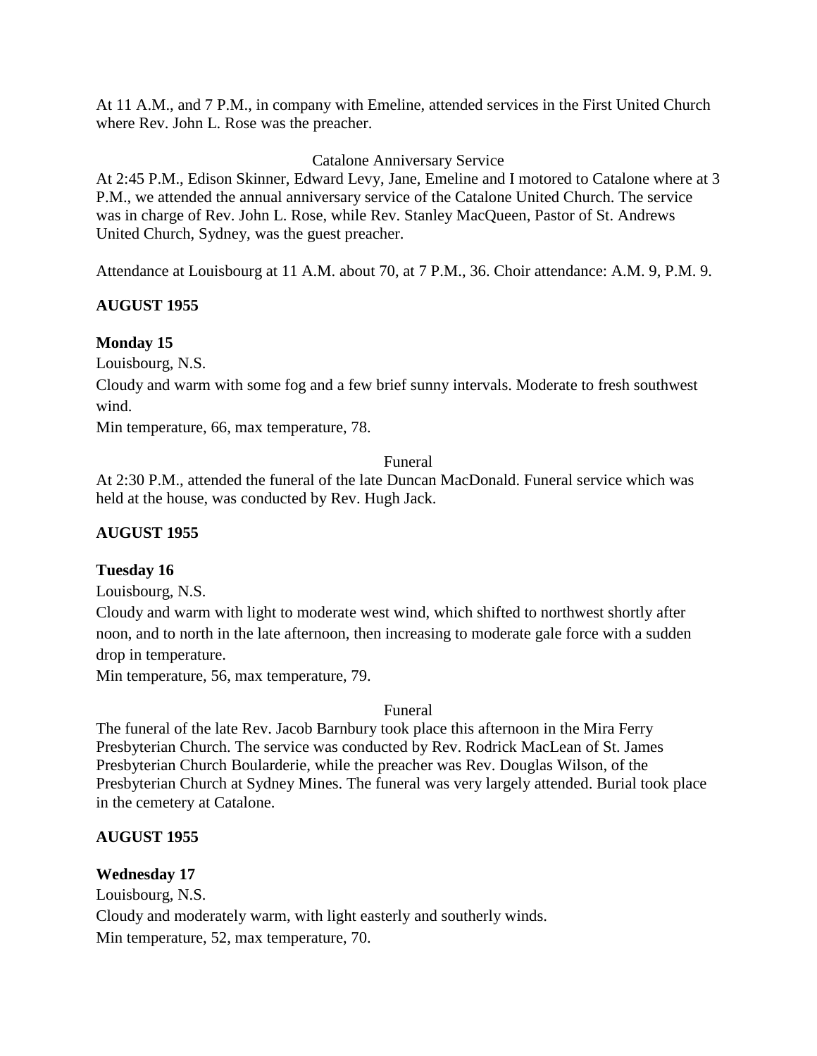At 11 A.M., and 7 P.M., in company with Emeline, attended services in the First United Church where Rev. John L. Rose was the preacher.

Catalone Anniversary Service

At 2:45 P.M., Edison Skinner, Edward Levy, Jane, Emeline and I motored to Catalone where at 3 P.M., we attended the annual anniversary service of the Catalone United Church. The service was in charge of Rev. John L. Rose, while Rev. Stanley MacQueen, Pastor of St. Andrews United Church, Sydney, was the guest preacher.

Attendance at Louisbourg at 11 A.M. about 70, at 7 P.M., 36. Choir attendance: A.M. 9, P.M. 9.

**AUGUST 1955**

**Monday 15**

Louisbourg, N.S.

Cloudy and warm with some fog and a few brief sunny intervals. Moderate to fresh southwest wind.

Min temperature, 66, max temperature, 78.

Funeral

At 2:30 P.M., attended the funeral of the late Duncan MacDonald. Funeral service which was held at the house, was conducted by Rev. Hugh Jack.

**AUGUST 1955**

**Tuesday 16**

Louisbourg, N.S.

Cloudy and warm with light to moderate west wind, which shifted to northwest shortly after noon, and to north in the late afternoon, then increasing to moderate gale force with a sudden drop in temperature.

Min temperature, 56, max temperature, 79.

Funeral

The funeral of the late Rev. Jacob Barnbury took place this afternoon in the Mira Ferry Presbyterian Church. The service was conducted by Rev. Rodrick MacLean of St. James Presbyterian Church Boularderie, while the preacher was Rev. Douglas Wilson, of the Presbyterian Church at Sydney Mines. The funeral was very largely attended. Burial took place in the cemetery at Catalone.

**AUGUST 1955**

**Wednesday 17**

Louisbourg, N.S.

Cloudy and moderately warm, with light easterly and southerly winds.

Min temperature, 52, max temperature, 70.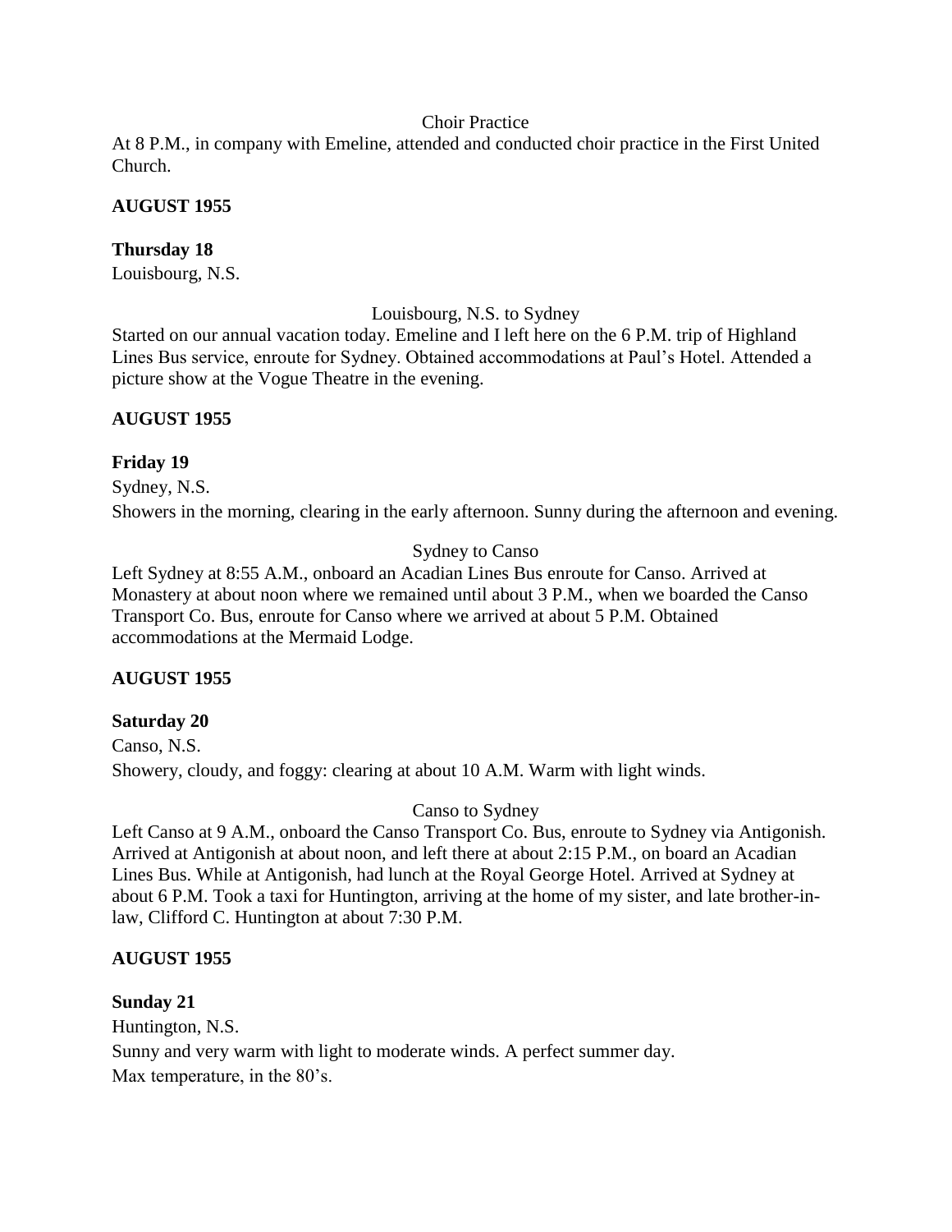Choir Practice

At 8 P.M., in company with Emeline, attended and conducted choir practice in the First United Church.

**AUGUST 1955**

**Thursday 18**

Louisbourg, N.S.

Louisbourg, N.S. to Sydney

Started on our annual vacation today. Emeline and I left here on the 6 P.M. trip of Highland Lines Bus service, enroute for Sydney. Obtained accommodations at Paul's Hotel. Attended a picture show at the Vogue Theatre in the evening.

**AUGUST 1955**

**Friday 19**

Sydney, N.S.

Showers in the morning, clearing in the early afternoon. Sunny during the afternoon and evening.

Sydney to Canso

Left Sydney at 8:55 A.M., onboard an Acadian Lines Bus enroute for Canso. Arrived at Monastery at about noon where we remained until about 3 P.M., when we boarded the Canso Transport Co. Bus, enroute for Canso where we arrived at about 5 P.M. Obtained accommodations at the Mermaid Lodge.

**AUGUST 1955**

**Saturday 20**

Canso, N.S.

Showery, cloudy, and foggy: clearing at about 10 A.M. Warm with light winds.

Canso to Sydney

Left Canso at 9 A.M., onboard the Canso Transport Co. Bus, enroute to Sydney via Antigonish. Arrived at Antigonish at about noon, and left there at about 2:15 P.M., on board an Acadian Lines Bus. While at Antigonish, had lunch at the Royal George Hotel. Arrived at Sydney at about 6 P.M. Took a taxi for Huntington, arriving at the home of my sister, and late brother-in-law, Clifford C. Huntington at about 7:30 P.M.

**AUGUST 1955**

**Sunday 21**

Huntington, N.S.

Sunny and very warm with light to moderate winds. A perfect summer day.

Max temperature, in the 80's.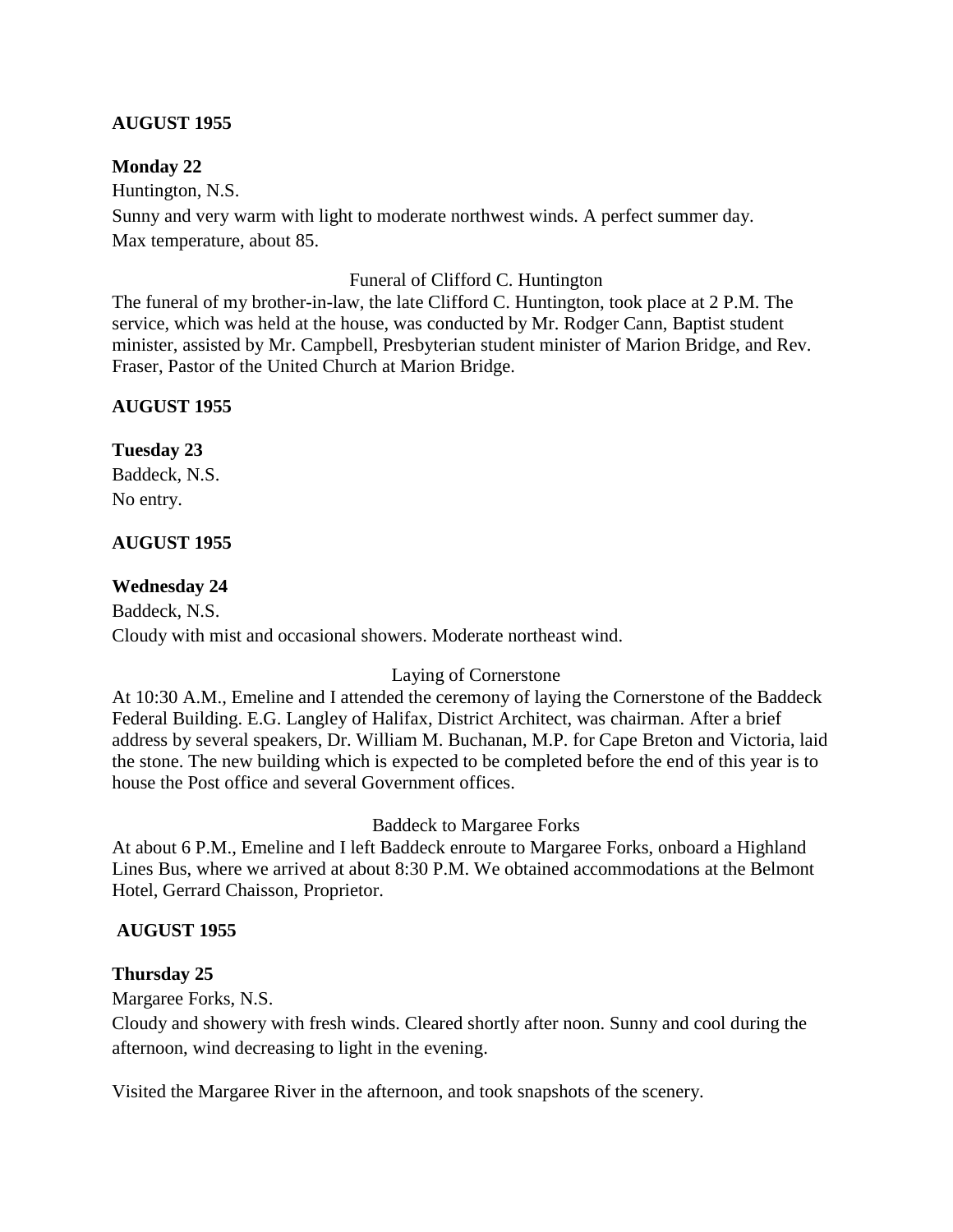**AUGUST 1955**

**Monday 22**

Huntington, N.S.

Sunny and very warm with light to moderate northwest winds. A perfect summer day. Max temperature, about 85.

Funeral of Clifford C. Huntington

The funeral of my brother-in-law, the late Clifford C. Huntington, took place at 2 P.M. The service, which was held at the house, was conducted by Mr. Rodger Cann, Baptist student minister, assisted by Mr. Campbell, Presbyterian student minister of Marion Bridge, and Rev. Fraser, Pastor of the United Church at Marion Bridge.

**AUGUST 1955**

**Tuesday 23**

Baddeck, N.S.

No entry.

**AUGUST 1955**

**Wednesday 24**

Baddeck, N.S.

Cloudy with mist and occasional showers. Moderate northeast wind.

Laying of Cornerstone

At 10:30 A.M., Emeline and I attended the ceremony of laying the Cornerstone of the Baddeck Federal Building. E.G. Langley of Halifax, District Architect, was chairman. After a brief address by several speakers, Dr. William M. Buchanan, M.P. for Cape Breton and Victoria, laid the stone. The new building which is expected to be completed before the end of this year is to house the Post office and several Government offices.

Baddeck to Margaree Forks

At about 6 P.M., Emeline and I left Baddeck enroute to Margaree Forks, onboard a Highland Lines Bus, where we arrived at about 8:30 P.M. We obtained accommodations at the Belmont Hotel, Gerrard Chaisson, Proprietor.

**AUGUST 1955**

**Thursday 25**

Margaree Forks, N.S.

Cloudy and showery with fresh winds. Cleared shortly after noon. Sunny and cool during the afternoon, wind decreasing to light in the evening.

Visited the Margaree River in the afternoon, and took snapshots of the scenery.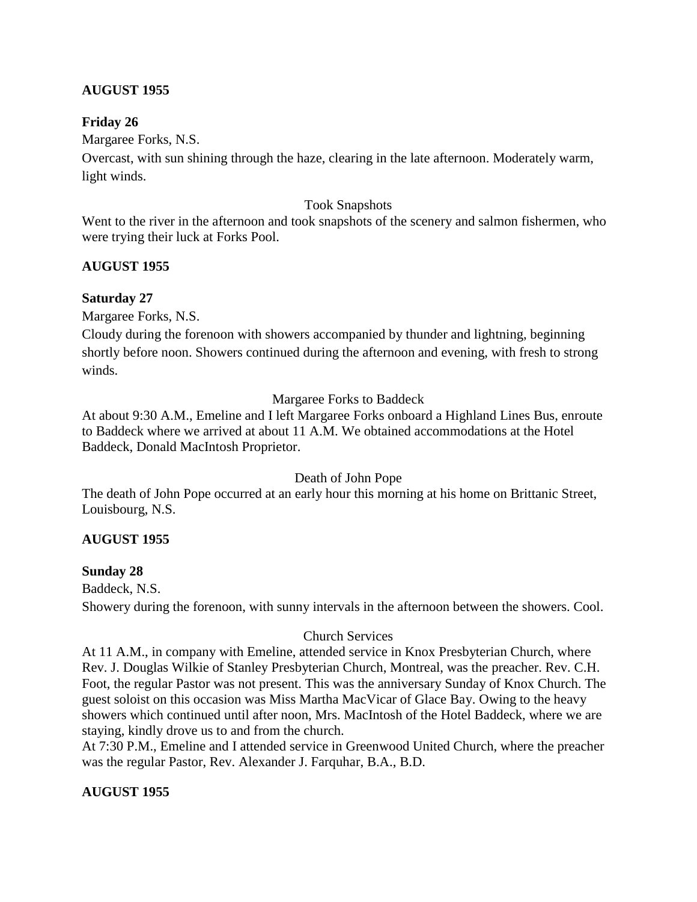**AUGUST 1955**

**Friday 26**

Margaree Forks, N.S.

Overcast, with sun shining through the haze, clearing in the late afternoon. Moderately warm, light winds.

Took Snapshots

Went to the river in the afternoon and took snapshots of the scenery and salmon fishermen, who were trying their luck at Forks Pool.

**AUGUST 1955**

**Saturday 27**

Margaree Forks, N.S.

Cloudy during the forenoon with showers accompanied by thunder and lightning, beginning shortly before noon. Showers continued during the afternoon and evening, with fresh to strong winds.

Margaree Forks to Baddeck

At about 9:30 A.M., Emeline and I left Margaree Forks onboard a Highland Lines Bus, enroute to Baddeck where we arrived at about 11 A.M. We obtained accommodations at the Hotel Baddeck, Donald MacIntosh Proprietor.

Death of John Pope

The death of John Pope occurred at an early hour this morning at his home on Brittanic Street, Louisbourg, N.S.

**AUGUST 1955**

**Sunday 28**

Baddeck, N.S.

Showery during the forenoon, with sunny intervals in the afternoon between the showers. Cool.

Church Services

At 11 A.M., in company with Emeline, attended service in Knox Presbyterian Church, where Rev. J. Douglas Wilkie of Stanley Presbyterian Church, Montreal, was the preacher. Rev. C.H. Foot, the regular Pastor was not present. This was the anniversary Sunday of Knox Church. The guest soloist on this occasion was Miss Martha MacVicar of Glace Bay. Owing to the heavy showers which continued until after noon, Mrs. MacIntosh of the Hotel Baddeck, where we are staying, kindly drove us to and from the church.

At 7:30 P.M., Emeline and I attended service in Greenwood United Church, where the preacher was the regular Pastor, Rev. Alexander J. Farquhar, B.A., B.D.

**AUGUST 1955**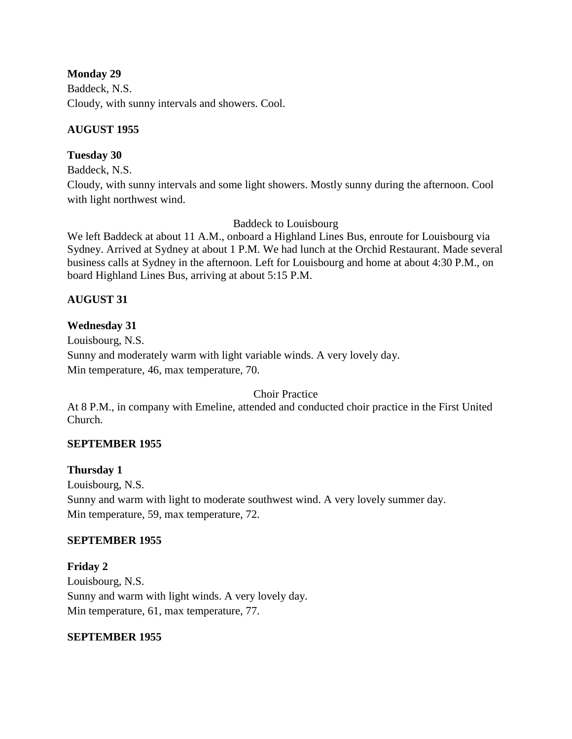**Monday 29**

Baddeck, N.S.

Cloudy, with sunny intervals and showers. Cool.

**AUGUST 1955**

**Tuesday 30**

Baddeck, N.S.

Cloudy, with sunny intervals and some light showers. Mostly sunny during the afternoon. Cool with light northwest wind.

Baddeck to Louisbourg

We left Baddeck at about 11 A.M., onboard a Highland Lines Bus, enroute for Louisbourg via Sydney. Arrived at Sydney at about 1 P.M. We had lunch at the Orchid Restaurant. Made several business calls at Sydney in the afternoon. Left for Louisbourg and home at about 4:30 P.M., on board Highland Lines Bus, arriving at about 5:15 P.M.

**AUGUST 31**

**Wednesday 31**

Louisbourg, N.S.

Sunny and moderately warm with light variable winds. A very lovely day.

Min temperature, 46, max temperature, 70.

Choir Practice

At 8 P.M., in company with Emeline, attended and conducted choir practice in the First United Church.

**SEPTEMBER 1955**

**Thursday 1**

Louisbourg, N.S.

Sunny and warm with light to moderate southwest wind. A very lovely summer day.

Min temperature, 59, max temperature, 72.

**SEPTEMBER 1955**

**Friday 2**

Louisbourg, N.S.

Sunny and warm with light winds. A very lovely day.

Min temperature, 61, max temperature, 77.

**SEPTEMBER 1955**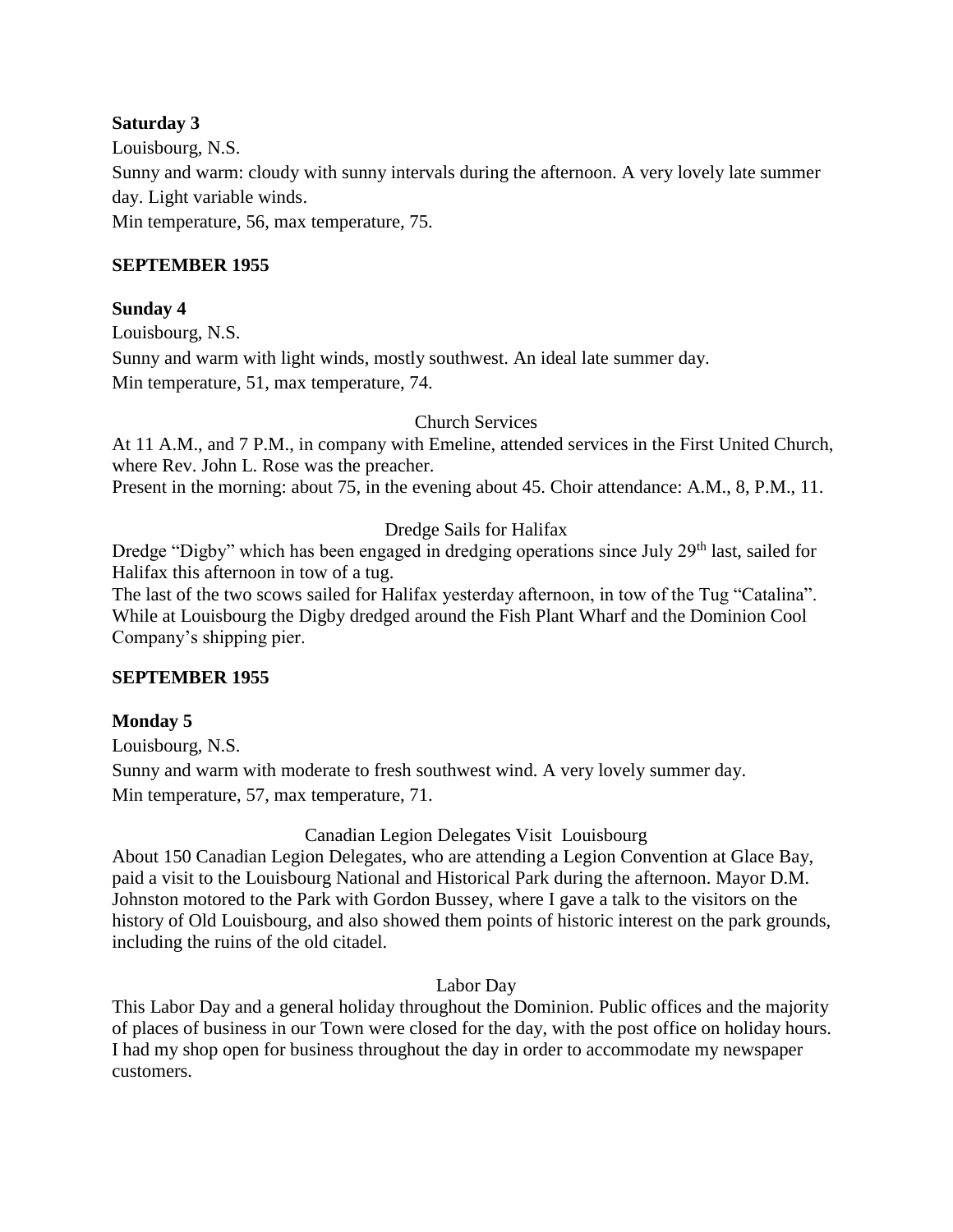**Saturday 3**

Louisbourg, N.S.

Sunny and warm: cloudy with sunny intervals during the afternoon. A very lovely late summer day. Light variable winds.

Min temperature, 56, max temperature, 75.

**SEPTEMBER 1955**

**Sunday 4**

Louisbourg, N.S.

Sunny and warm with light winds, mostly southwest. An ideal late summer day.

Min temperature, 51, max temperature, 74.

Church Services

At 11 A.M., and 7 P.M., in company with Emeline, attended services in the First United Church, where Rev. John L. Rose was the preacher.

Present in the morning: about 75, in the evening about 45. Choir attendance: A.M., 8, P.M., 11.

Dredge Sails for Halifax

Dredge "Digby" which has been engaged in dredging operations since July 29th last, sailed for Halifax this afternoon in tow of a tug.

The last of the two scows sailed for Halifax yesterday afternoon, in tow of the Tug "Catalina". While at Louisbourg the Digby dredged around the Fish Plant Wharf and the Dominion Cool Company's shipping pier.

**SEPTEMBER 1955**

**Monday 5**

Louisbourg, N.S.

Sunny and warm with moderate to fresh southwest wind. A very lovely summer day.

Min temperature, 57, max temperature, 71.

Canadian Legion Delegates Visit Louisbourg

About 150 Canadian Legion Delegates, who are attending a Legion Convention at Glace Bay, paid a visit to the Louisbourg National and Historical Park during the afternoon. Mayor D.M. Johnston motored to the Park with Gordon Bussey, where I gave a talk to the visitors on the history of Old Louisbourg, and also showed them points of historic interest on the park grounds, including the ruins of the old citadel.

Labor Day

This Labor Day and a general holiday throughout the Dominion. Public offices and the majority of places of business in our Town were closed for the day, with the post office on holiday hours. I had my shop open for business throughout the day in order to accommodate my newspaper customers.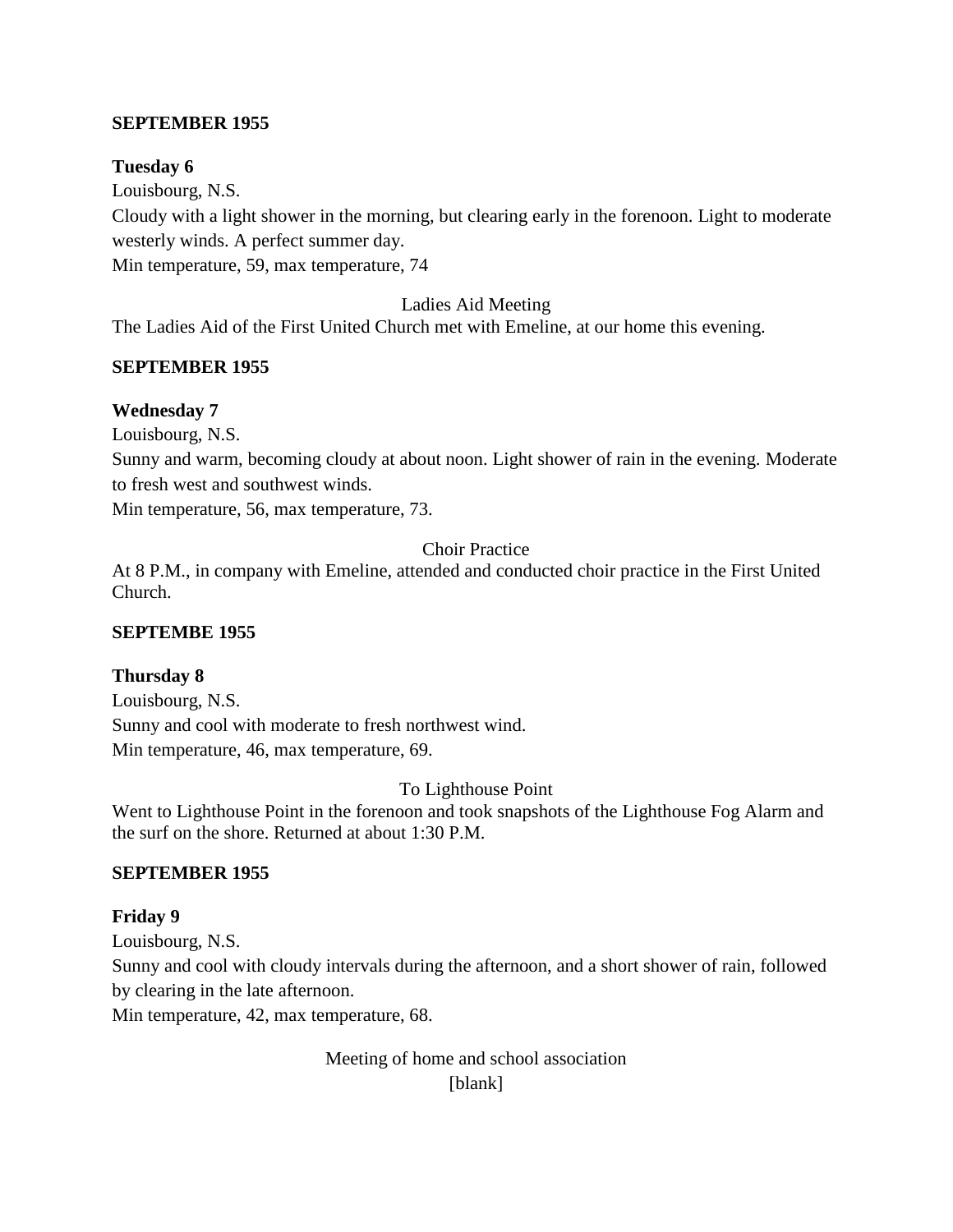**SEPTEMBER 1955**

**Tuesday 6**

Louisbourg, N.S.

Cloudy with a light shower in the morning, but clearing early in the forenoon. Light to moderate westerly winds. A perfect summer day.

Min temperature, 59, max temperature, 74

Ladies Aid Meeting

The Ladies Aid of the First United Church met with Emeline, at our home this evening.

**SEPTEMBER 1955**

**Wednesday 7**

Louisbourg, N.S.

Sunny and warm, becoming cloudy at about noon. Light shower of rain in the evening. Moderate to fresh west and southwest winds.

Min temperature, 56, max temperature, 73.

Choir Practice

At 8 P.M., in company with Emeline, attended and conducted choir practice in the First United Church.

**SEPTEMBE 1955**

**Thursday 8**

Louisbourg, N.S.

Sunny and cool with moderate to fresh northwest wind.

Min temperature, 46, max temperature, 69.

To Lighthouse Point

Went to Lighthouse Point in the forenoon and took snapshots of the Lighthouse Fog Alarm and the surf on the shore. Returned at about 1:30 P.M.

**SEPTEMBER 1955**

**Friday 9**

Louisbourg, N.S.

Sunny and cool with cloudy intervals during the afternoon, and a short shower of rain, followed by clearing in the late afternoon.

Min temperature, 42, max temperature, 68.

Meeting of home and school association

[blank]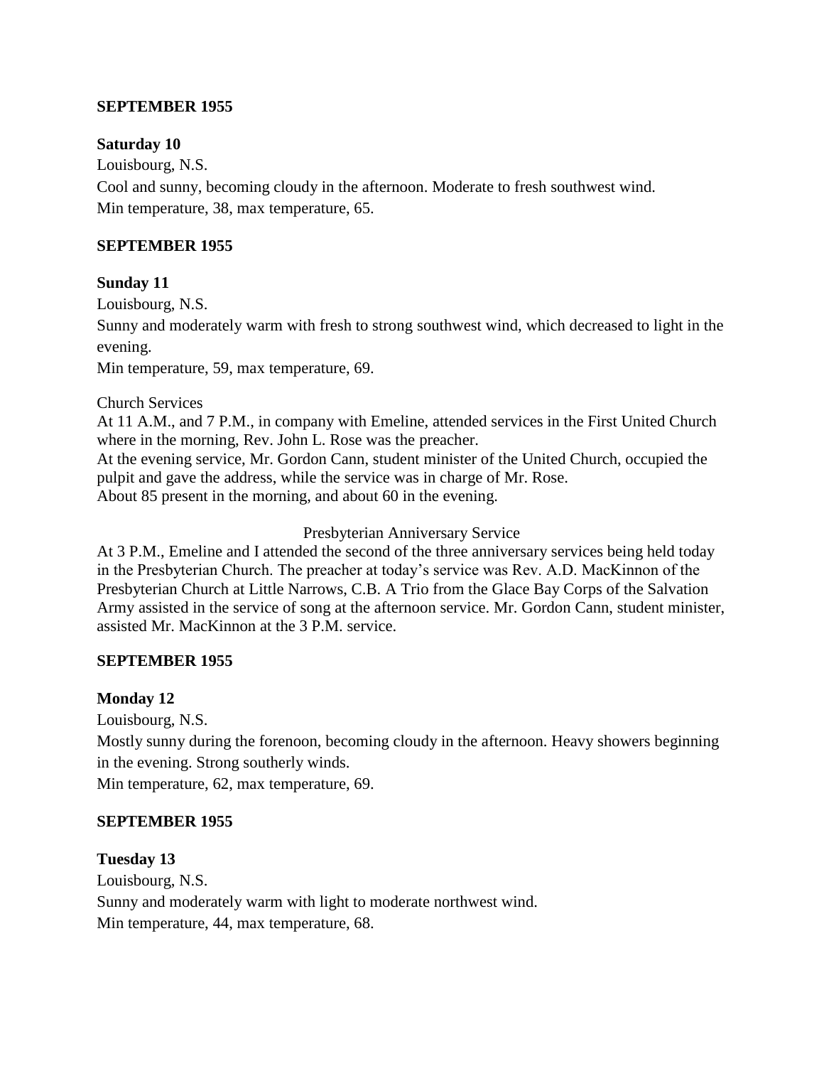**SEPTEMBER 1955**

**Saturday 10**

Louisbourg, N.S.

Cool and sunny, becoming cloudy in the afternoon. Moderate to fresh southwest wind.

Min temperature, 38, max temperature, 65.

**SEPTEMBER 1955**

**Sunday 11**

Louisbourg, N.S.

Sunny and moderately warm with fresh to strong southwest wind, which decreased to light in the evening.

Min temperature, 59, max temperature, 69.

Church Services

At 11 A.M., and 7 P.M., in company with Emeline, attended services in the First United Church where in the morning, Rev. John L. Rose was the preacher.

At the evening service, Mr. Gordon Cann, student minister of the United Church, occupied the pulpit and gave the address, while the service was in charge of Mr. Rose.

About 85 present in the morning, and about 60 in the evening.

Presbyterian Anniversary Service

At 3 P.M., Emeline and I attended the second of the three anniversary services being held today in the Presbyterian Church. The preacher at today's service was Rev. A.D. MacKinnon of the Presbyterian Church at Little Narrows, C.B. A Trio from the Glace Bay Corps of the Salvation Army assisted in the service of song at the afternoon service. Mr. Gordon Cann, student minister, assisted Mr. MacKinnon at the 3 P.M. service.

**SEPTEMBER 1955**

**Monday 12**

Louisbourg, N.S.

Mostly sunny during the forenoon, becoming cloudy in the afternoon. Heavy showers beginning in the evening. Strong southerly winds.

Min temperature, 62, max temperature, 69.

**SEPTEMBER 1955**

**Tuesday 13**

Louisbourg, N.S.

Sunny and moderately warm with light to moderate northwest wind.

Min temperature, 44, max temperature, 68.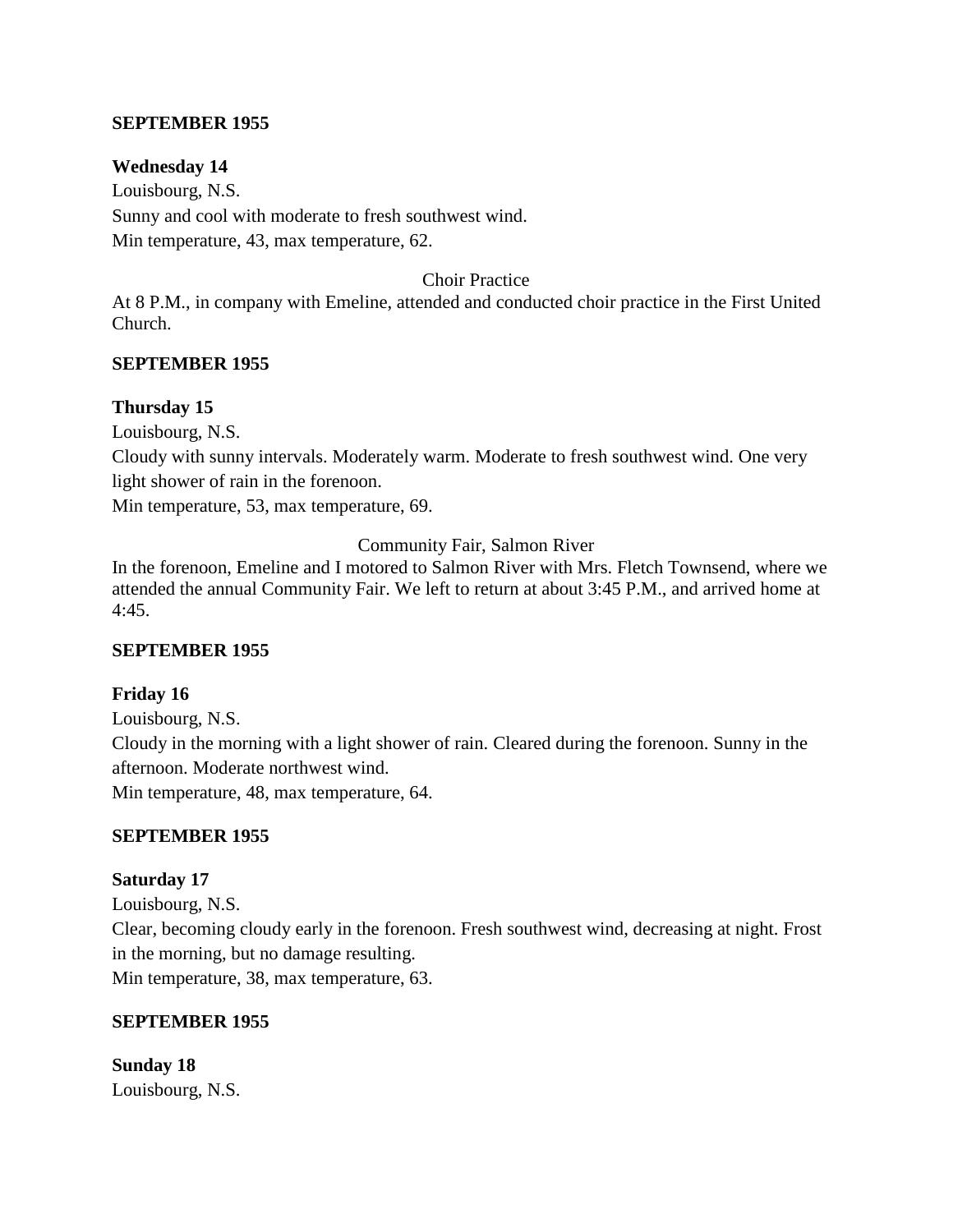**SEPTEMBER 1955**

**Wednesday 14**
Louisbourg, N.S.
Sunny and cool with moderate to fresh southwest wind.
Min temperature, 43, max temperature, 62.

Choir Practice

At 8 P.M., in company with Emeline, attended and conducted choir practice in the First United Church.

**SEPTEMBER 1955**

**Thursday 15**
Louisbourg, N.S.
Cloudy with sunny intervals. Moderately warm. Moderate to fresh southwest wind. One very light shower of rain in the forenoon.
Min temperature, 53, max temperature, 69.

Community Fair, Salmon River

In the forenoon, Emeline and I motored to Salmon River with Mrs. Fletch Townsend, where we attended the annual Community Fair. We left to return at about 3:45 P.M., and arrived home at 4:45.

**SEPTEMBER 1955**

**Friday 16**
Louisbourg, N.S.
Cloudy in the morning with a light shower of rain. Cleared during the forenoon. Sunny in the afternoon. Moderate northwest wind.
Min temperature, 48, max temperature, 64.

**SEPTEMBER 1955**

**Saturday 17**
Louisbourg, N.S.
Clear, becoming cloudy early in the forenoon. Fresh southwest wind, decreasing at night. Frost in the morning, but no damage resulting.
Min temperature, 38, max temperature, 63.

**SEPTEMBER 1955**

**Sunday 18**
Louisbourg, N.S.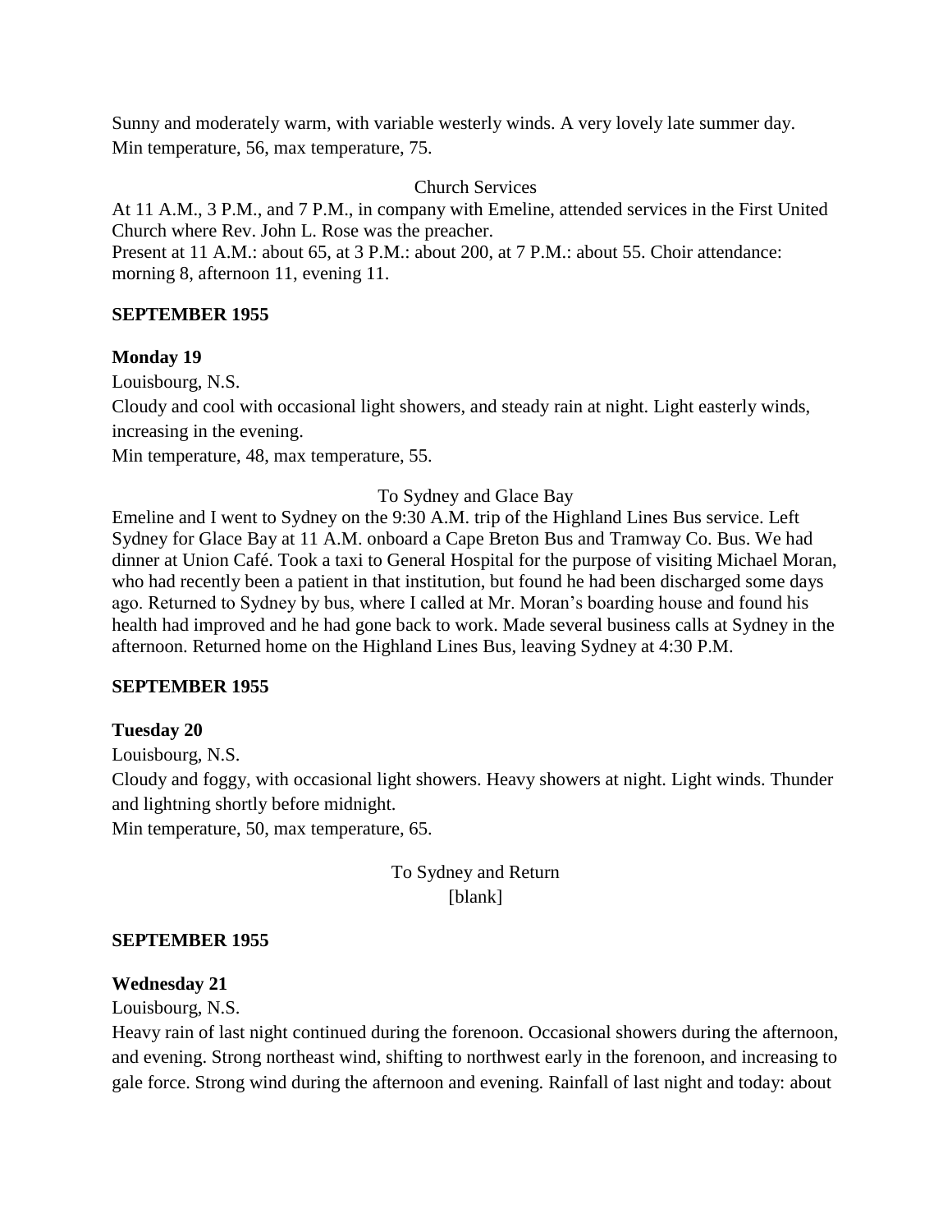Sunny and moderately warm, with variable westerly winds. A very lovely late summer day.
Min temperature, 56, max temperature, 75.

Church Services

At 11 A.M., 3 P.M., and 7 P.M., in company with Emeline, attended services in the First United Church where Rev. John L. Rose was the preacher.
Present at 11 A.M.: about 65, at 3 P.M.: about 200, at 7 P.M.: about 55. Choir attendance: morning 8, afternoon 11, evening 11.

**SEPTEMBER 1955**

**Monday 19**

Louisbourg, N.S.

Cloudy and cool with occasional light showers, and steady rain at night. Light easterly winds, increasing in the evening.

Min temperature, 48, max temperature, 55.

To Sydney and Glace Bay

Emeline and I went to Sydney on the 9:30 A.M. trip of the Highland Lines Bus service. Left Sydney for Glace Bay at 11 A.M. onboard a Cape Breton Bus and Tramway Co. Bus. We had dinner at Union Café. Took a taxi to General Hospital for the purpose of visiting Michael Moran, who had recently been a patient in that institution, but found he had been discharged some days ago. Returned to Sydney by bus, where I called at Mr. Moran's boarding house and found his health had improved and he had gone back to work. Made several business calls at Sydney in the afternoon. Returned home on the Highland Lines Bus, leaving Sydney at 4:30 P.M.

**SEPTEMBER 1955**

**Tuesday 20**

Louisbourg, N.S.

Cloudy and foggy, with occasional light showers. Heavy showers at night. Light winds. Thunder and lightning shortly before midnight.

Min temperature, 50, max temperature, 65.

To Sydney and Return

[blank]

**SEPTEMBER 1955**

**Wednesday 21**

Louisbourg, N.S.

Heavy rain of last night continued during the forenoon. Occasional showers during the afternoon, and evening. Strong northeast wind, shifting to northwest early in the forenoon, and increasing to gale force. Strong wind during the afternoon and evening. Rainfall of last night and today: about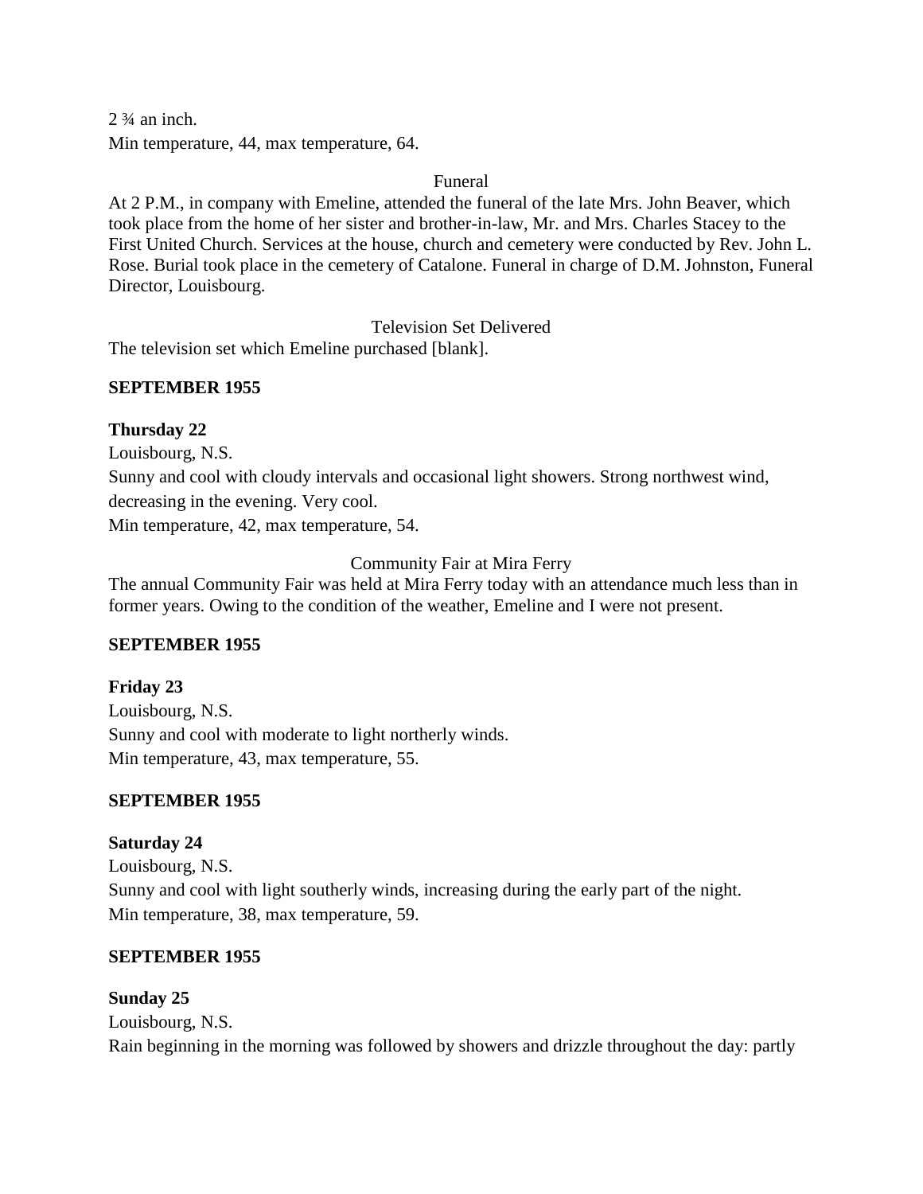2 ¾ an inch.
Min temperature, 44, max temperature, 64.

Funeral

At 2 P.M., in company with Emeline, attended the funeral of the late Mrs. John Beaver, which took place from the home of her sister and brother-in-law, Mr. and Mrs. Charles Stacey to the First United Church. Services at the house, church and cemetery were conducted by Rev. John L. Rose. Burial took place in the cemetery of Catalone. Funeral in charge of D.M. Johnston, Funeral Director, Louisbourg.

Television Set Delivered

The television set which Emeline purchased [blank].

**SEPTEMBER 1955**

**Thursday 22**

Louisbourg, N.S.
Sunny and cool with cloudy intervals and occasional light showers. Strong northwest wind, decreasing in the evening. Very cool.
Min temperature, 42, max temperature, 54.

Community Fair at Mira Ferry

The annual Community Fair was held at Mira Ferry today with an attendance much less than in former years. Owing to the condition of the weather, Emeline and I were not present.

**SEPTEMBER 1955**

**Friday 23**

Louisbourg, N.S.
Sunny and cool with moderate to light northerly winds.
Min temperature, 43, max temperature, 55.

**SEPTEMBER 1955**

**Saturday 24**

Louisbourg, N.S.
Sunny and cool with light southerly winds, increasing during the early part of the night.
Min temperature, 38, max temperature, 59.

**SEPTEMBER 1955**

**Sunday 25**

Louisbourg, N.S.
Rain beginning in the morning was followed by showers and drizzle throughout the day: partly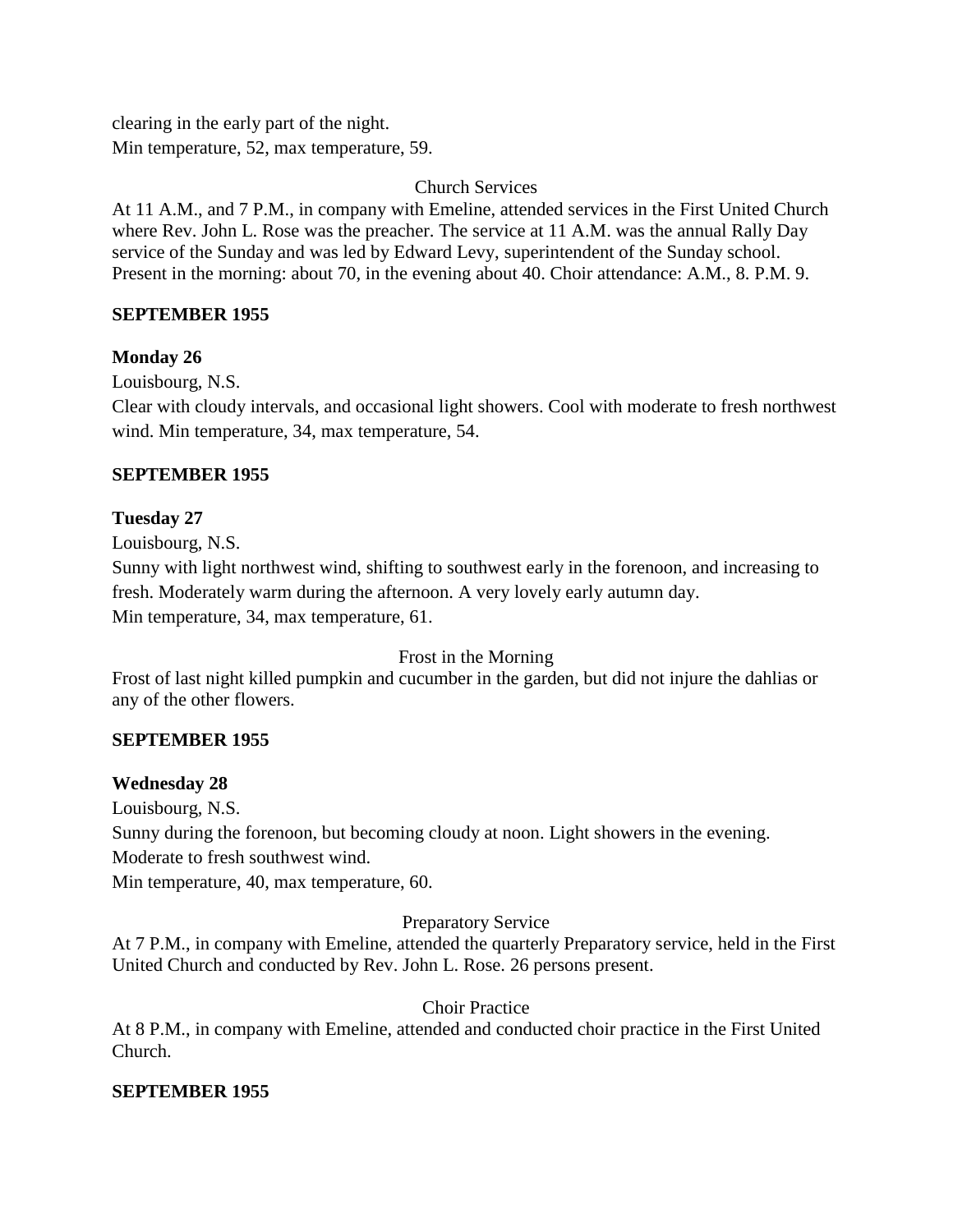clearing in the early part of the night.
Min temperature, 52, max temperature, 59.

Church Services

At 11 A.M., and 7 P.M., in company with Emeline, attended services in the First United Church where Rev. John L. Rose was the preacher. The service at 11 A.M. was the annual Rally Day service of the Sunday and was led by Edward Levy, superintendent of the Sunday school. Present in the morning: about 70, in the evening about 40. Choir attendance: A.M., 8. P.M. 9.

**SEPTEMBER 1955**

**Monday 26**

Louisbourg, N.S.
Clear with cloudy intervals, and occasional light showers. Cool with moderate to fresh northwest wind. Min temperature, 34, max temperature, 54.

**SEPTEMBER 1955**

**Tuesday 27**

Louisbourg, N.S.
Sunny with light northwest wind, shifting to southwest early in the forenoon, and increasing to fresh. Moderately warm during the afternoon. A very lovely early autumn day.
Min temperature, 34, max temperature, 61.

Frost in the Morning

Frost of last night killed pumpkin and cucumber in the garden, but did not injure the dahlias or any of the other flowers.

**SEPTEMBER 1955**

**Wednesday 28**

Louisbourg, N.S.
Sunny during the forenoon, but becoming cloudy at noon. Light showers in the evening.
Moderate to fresh southwest wind.
Min temperature, 40, max temperature, 60.

Preparatory Service

At 7 P.M., in company with Emeline, attended the quarterly Preparatory service, held in the First United Church and conducted by Rev. John L. Rose. 26 persons present.

Choir Practice

At 8 P.M., in company with Emeline, attended and conducted choir practice in the First United Church.

**SEPTEMBER 1955**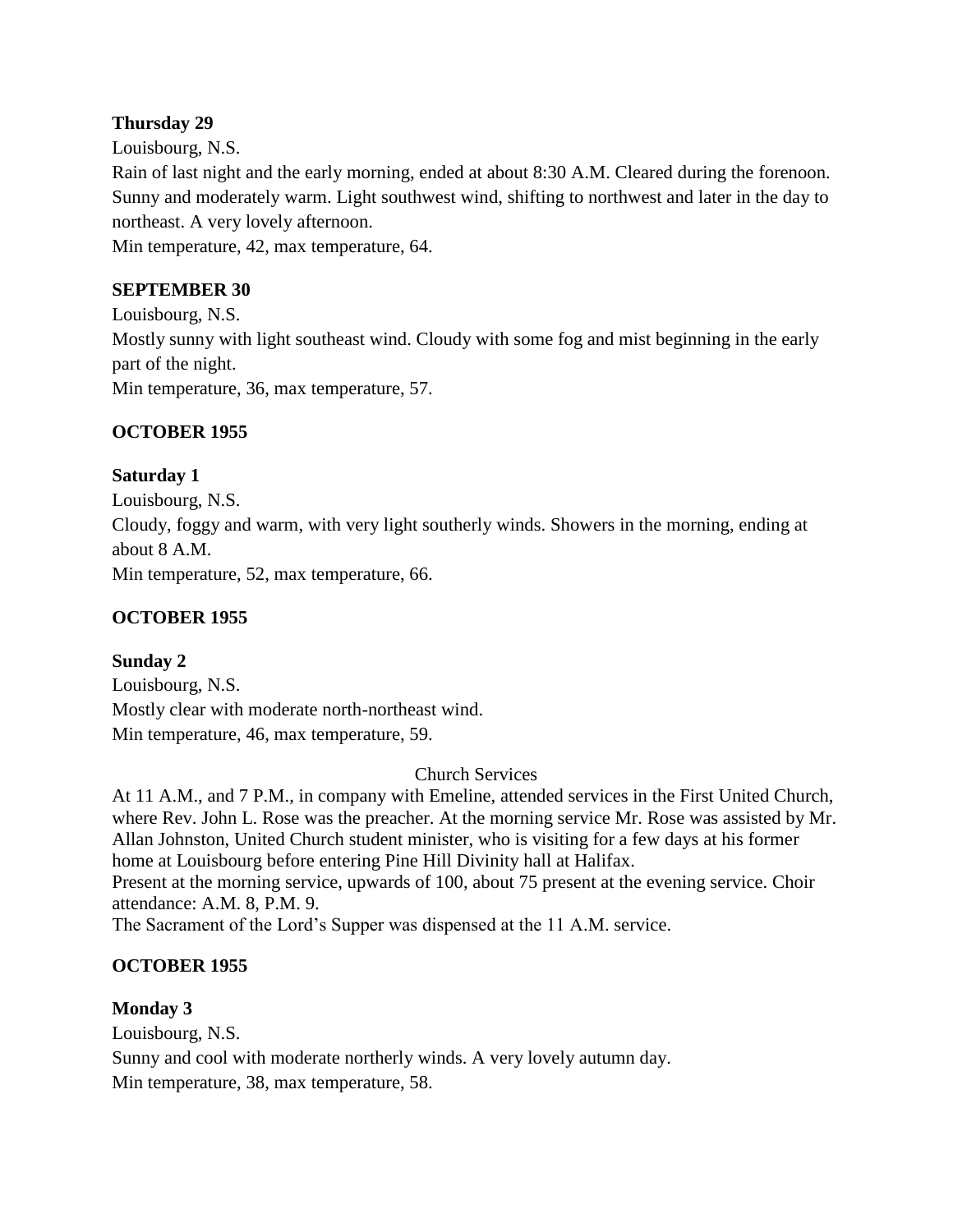**Thursday 29**

Louisbourg, N.S.

Rain of last night and the early morning, ended at about 8:30 A.M. Cleared during the forenoon. Sunny and moderately warm. Light southwest wind, shifting to northwest and later in the day to northeast. A very lovely afternoon.

Min temperature, 42, max temperature, 64.

**SEPTEMBER 30**

Louisbourg, N.S.

Mostly sunny with light southeast wind. Cloudy with some fog and mist beginning in the early part of the night.

Min temperature, 36, max temperature, 57.

**OCTOBER 1955**

**Saturday 1**

Louisbourg, N.S.

Cloudy, foggy and warm, with very light southerly winds. Showers in the morning, ending at about 8 A.M.

Min temperature, 52, max temperature, 66.

**OCTOBER 1955**

**Sunday 2**

Louisbourg, N.S.

Mostly clear with moderate north-northeast wind.

Min temperature, 46, max temperature, 59.

Church Services

At 11 A.M., and 7 P.M., in company with Emeline, attended services in the First United Church, where Rev. John L. Rose was the preacher. At the morning service Mr. Rose was assisted by Mr. Allan Johnston, United Church student minister, who is visiting for a few days at his former home at Louisbourg before entering Pine Hill Divinity hall at Halifax.

Present at the morning service, upwards of 100, about 75 present at the evening service. Choir attendance: A.M. 8, P.M. 9.

The Sacrament of the Lord's Supper was dispensed at the 11 A.M. service.

**OCTOBER 1955**

**Monday 3**

Louisbourg, N.S.

Sunny and cool with moderate northerly winds. A very lovely autumn day.

Min temperature, 38, max temperature, 58.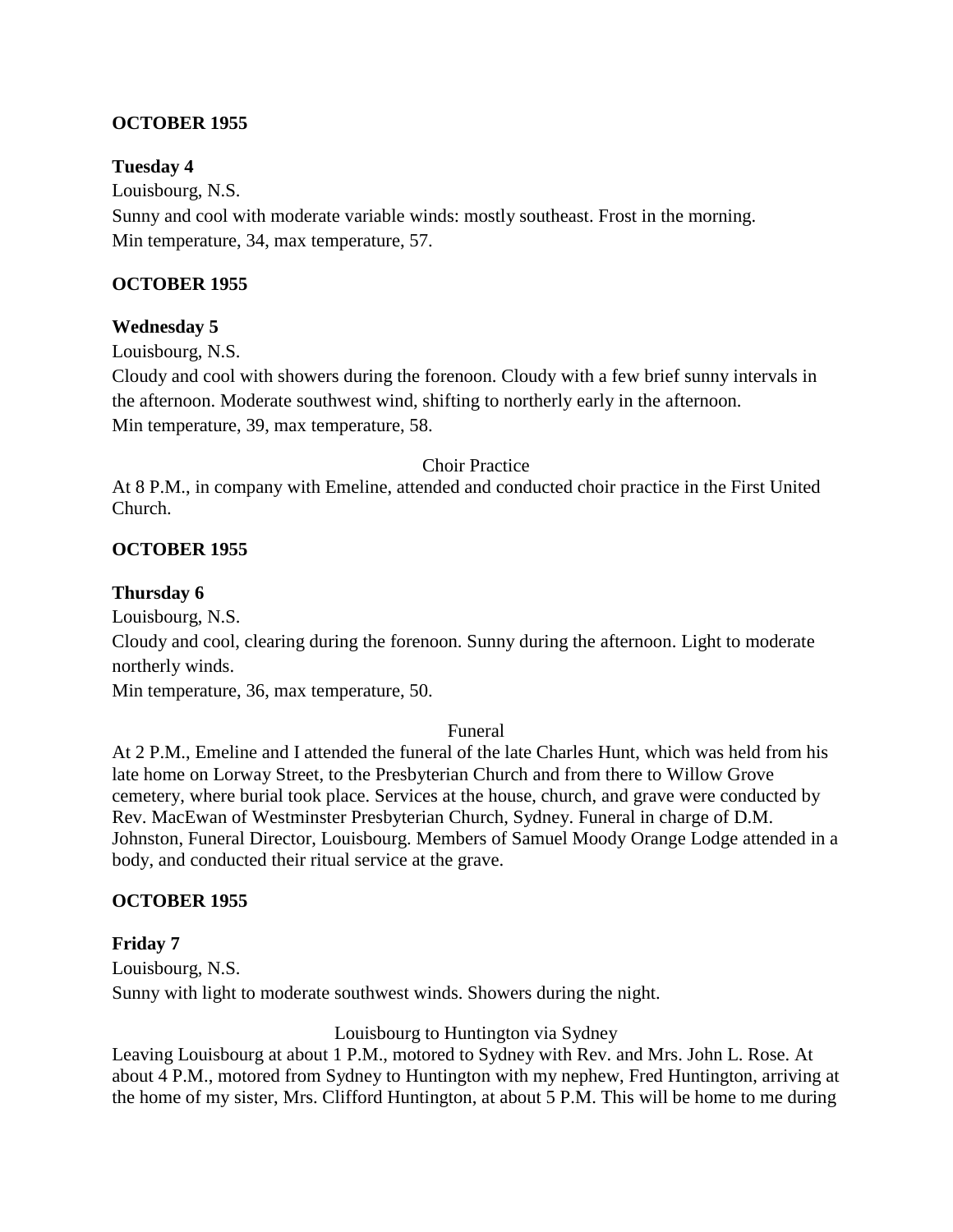**OCTOBER 1955**

**Tuesday 4**

Louisbourg, N.S.

Sunny and cool with moderate variable winds: mostly southeast. Frost in the morning.

Min temperature, 34, max temperature, 57.

**OCTOBER 1955**

**Wednesday 5**

Louisbourg, N.S.

Cloudy and cool with showers during the forenoon. Cloudy with a few brief sunny intervals in the afternoon. Moderate southwest wind, shifting to northerly early in the afternoon.

Min temperature, 39, max temperature, 58.

Choir Practice

At 8 P.M., in company with Emeline, attended and conducted choir practice in the First United Church.

**OCTOBER 1955**

**Thursday 6**

Louisbourg, N.S.

Cloudy and cool, clearing during the forenoon. Sunny during the afternoon. Light to moderate northerly winds.

Min temperature, 36, max temperature, 50.

Funeral

At 2 P.M., Emeline and I attended the funeral of the late Charles Hunt, which was held from his late home on Lorway Street, to the Presbyterian Church and from there to Willow Grove cemetery, where burial took place. Services at the house, church, and grave were conducted by Rev. MacEwan of Westminster Presbyterian Church, Sydney. Funeral in charge of D.M. Johnston, Funeral Director, Louisbourg. Members of Samuel Moody Orange Lodge attended in a body, and conducted their ritual service at the grave.

**OCTOBER 1955**

**Friday 7**

Louisbourg, N.S.

Sunny with light to moderate southwest winds. Showers during the night.

Louisbourg to Huntington via Sydney

Leaving Louisbourg at about 1 P.M., motored to Sydney with Rev. and Mrs. John L. Rose. At about 4 P.M., motored from Sydney to Huntington with my nephew, Fred Huntington, arriving at the home of my sister, Mrs. Clifford Huntington, at about 5 P.M. This will be home to me during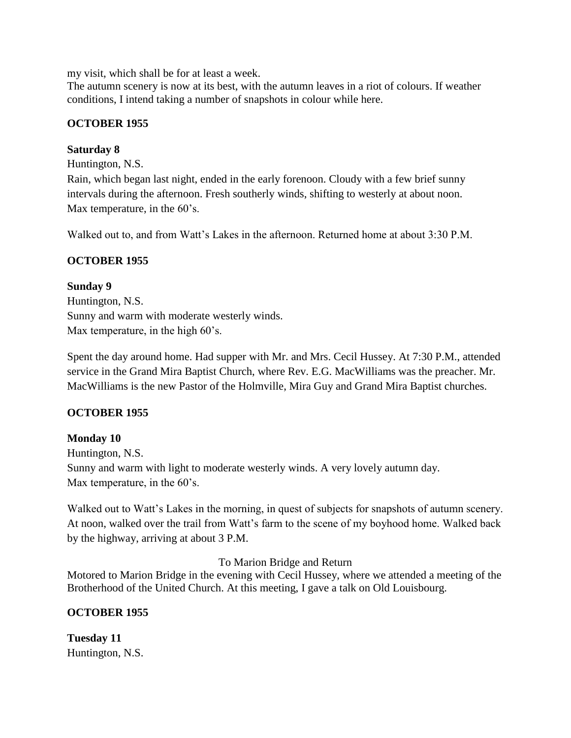my visit, which shall be for at least a week.
The autumn scenery is now at its best, with the autumn leaves in a riot of colours. If weather conditions, I intend taking a number of snapshots in colour while here.

**OCTOBER 1955**

**Saturday 8**

Huntington, N.S.
Rain, which began last night, ended in the early forenoon. Cloudy with a few brief sunny intervals during the afternoon. Fresh southerly winds, shifting to westerly at about noon.
Max temperature, in the 60's.

Walked out to, and from Watt's Lakes in the afternoon. Returned home at about 3:30 P.M.

**OCTOBER 1955**

**Sunday 9**

Huntington, N.S.
Sunny and warm with moderate westerly winds.
Max temperature, in the high 60's.

Spent the day around home. Had supper with Mr. and Mrs. Cecil Hussey. At 7:30 P.M., attended service in the Grand Mira Baptist Church, where Rev. E.G. MacWilliams was the preacher. Mr. MacWilliams is the new Pastor of the Holmville, Mira Guy and Grand Mira Baptist churches.

**OCTOBER 1955**

**Monday 10**

Huntington, N.S.
Sunny and warm with light to moderate westerly winds. A very lovely autumn day.
Max temperature, in the 60's.

Walked out to Watt's Lakes in the morning, in quest of subjects for snapshots of autumn scenery. At noon, walked over the trail from Watt's farm to the scene of my boyhood home. Walked back by the highway, arriving at about 3 P.M.

To Marion Bridge and Return

Motored to Marion Bridge in the evening with Cecil Hussey, where we attended a meeting of the Brotherhood of the United Church. At this meeting, I gave a talk on Old Louisbourg.

**OCTOBER 1955**

**Tuesday 11**

Huntington, N.S.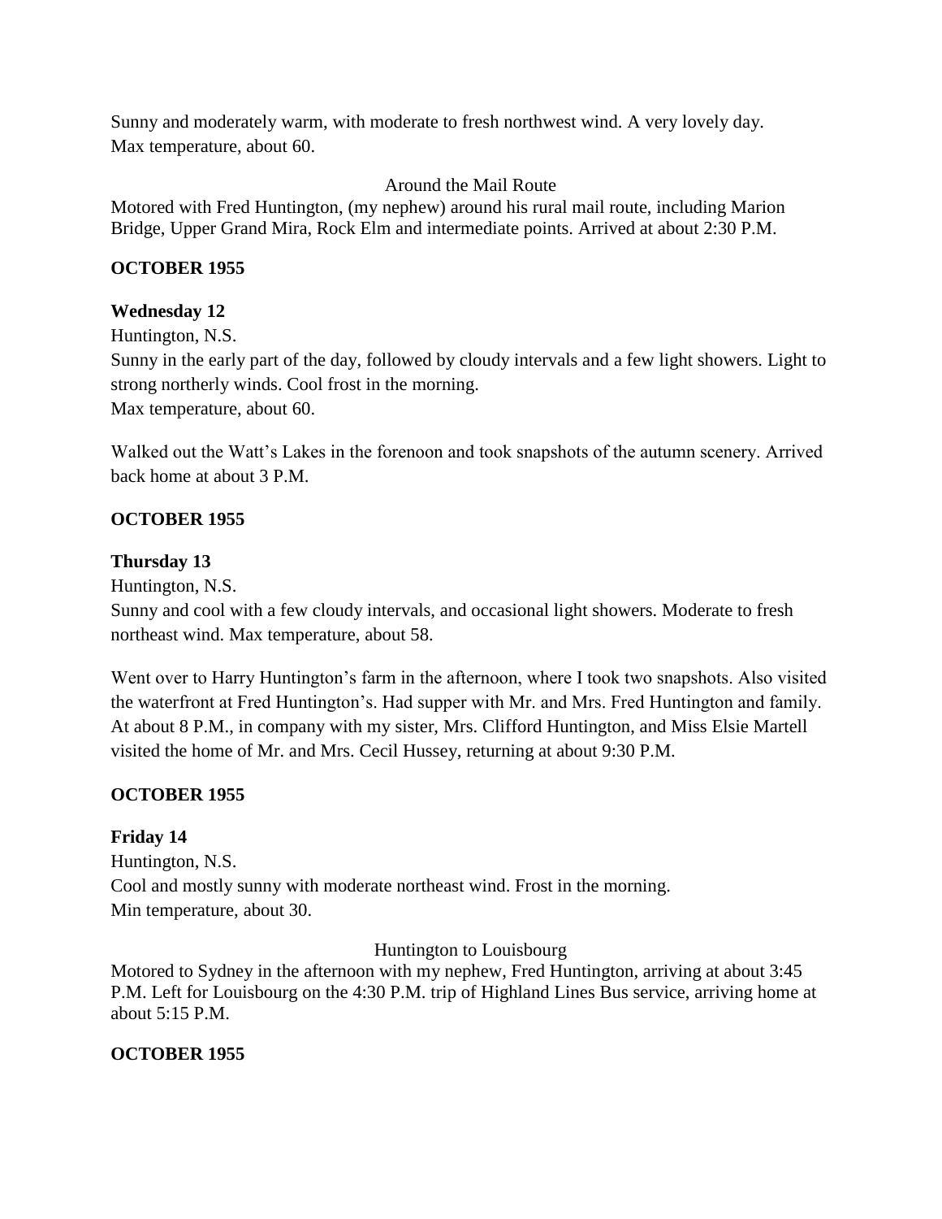Sunny and moderately warm, with moderate to fresh northwest wind. A very lovely day.
Max temperature, about 60.

Around the Mail Route

Motored with Fred Huntington, (my nephew) around his rural mail route, including Marion Bridge, Upper Grand Mira, Rock Elm and intermediate points. Arrived at about 2:30 P.M.

**OCTOBER 1955**

**Wednesday 12**

Huntington, N.S.

Sunny in the early part of the day, followed by cloudy intervals and a few light showers. Light to strong northerly winds. Cool frost in the morning.
Max temperature, about 60.

Walked out the Watt's Lakes in the forenoon and took snapshots of the autumn scenery. Arrived back home at about 3 P.M.

**OCTOBER 1955**

**Thursday 13**

Huntington, N.S.

Sunny and cool with a few cloudy intervals, and occasional light showers. Moderate to fresh northeast wind. Max temperature, about 58.

Went over to Harry Huntington's farm in the afternoon, where I took two snapshots. Also visited the waterfront at Fred Huntington's. Had supper with Mr. and Mrs. Fred Huntington and family. At about 8 P.M., in company with my sister, Mrs. Clifford Huntington, and Miss Elsie Martell visited the home of Mr. and Mrs. Cecil Hussey, returning at about 9:30 P.M.

**OCTOBER 1955**

**Friday 14**

Huntington, N.S.

Cool and mostly sunny with moderate northeast wind. Frost in the morning.
Min temperature, about 30.

Huntington to Louisbourg

Motored to Sydney in the afternoon with my nephew, Fred Huntington, arriving at about 3:45 P.M. Left for Louisbourg on the 4:30 P.M. trip of Highland Lines Bus service, arriving home at about 5:15 P.M.

**OCTOBER 1955**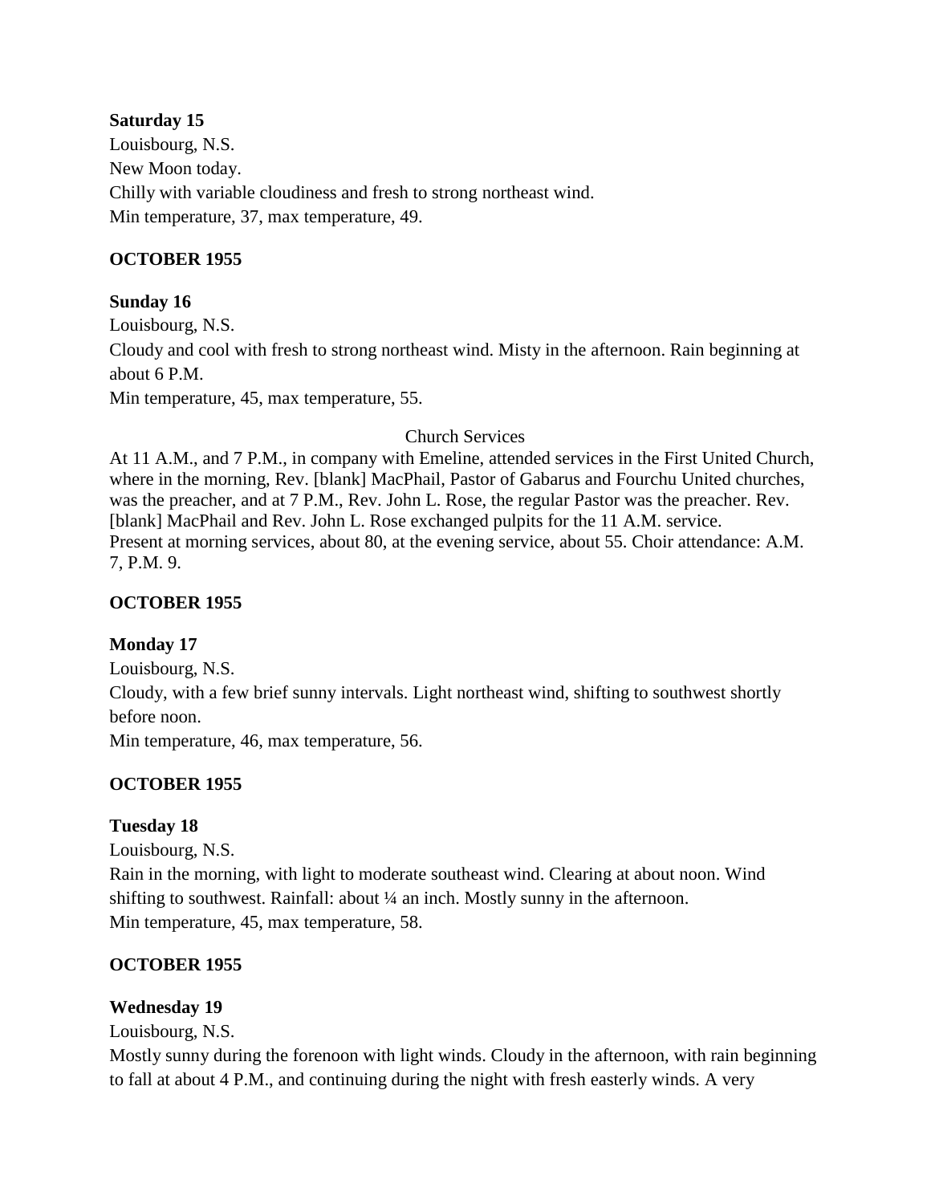**Saturday 15**

Louisbourg, N.S.

New Moon today.

Chilly with variable cloudiness and fresh to strong northeast wind.

Min temperature, 37, max temperature, 49.

**OCTOBER 1955**

**Sunday 16**

Louisbourg, N.S.

Cloudy and cool with fresh to strong northeast wind. Misty in the afternoon. Rain beginning at about 6 P.M.

Min temperature, 45, max temperature, 55.

Church Services

At 11 A.M., and 7 P.M., in company with Emeline, attended services in the First United Church, where in the morning, Rev. [blank] MacPhail, Pastor of Gabarus and Fourchu United churches, was the preacher, and at 7 P.M., Rev. John L. Rose, the regular Pastor was the preacher. Rev. [blank] MacPhail and Rev. John L. Rose exchanged pulpits for the 11 A.M. service.
Present at morning services, about 80, at the evening service, about 55. Choir attendance: A.M. 7, P.M. 9.

**OCTOBER 1955**

**Monday 17**

Louisbourg, N.S.

Cloudy, with a few brief sunny intervals. Light northeast wind, shifting to southwest shortly before noon.

Min temperature, 46, max temperature, 56.

**OCTOBER 1955**

**Tuesday 18**

Louisbourg, N.S.

Rain in the morning, with light to moderate southeast wind. Clearing at about noon. Wind shifting to southwest. Rainfall: about ¼ an inch. Mostly sunny in the afternoon.

Min temperature, 45, max temperature, 58.

**OCTOBER 1955**

**Wednesday 19**

Louisbourg, N.S.

Mostly sunny during the forenoon with light winds. Cloudy in the afternoon, with rain beginning to fall at about 4 P.M., and continuing during the night with fresh easterly winds. A very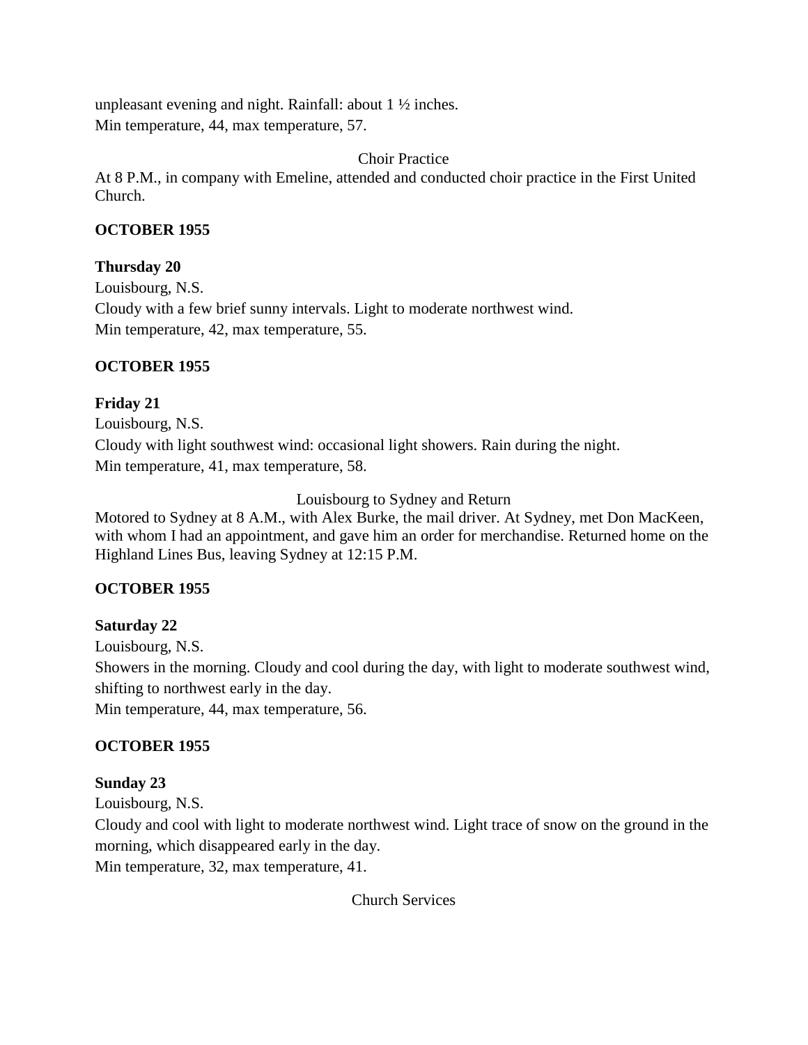unpleasant evening and night. Rainfall: about 1 ½ inches.
Min temperature, 44, max temperature, 57.

Choir Practice

At 8 P.M., in company with Emeline, attended and conducted choir practice in the First United Church.

**OCTOBER 1955**

**Thursday 20**

Louisbourg, N.S.
Cloudy with a few brief sunny intervals. Light to moderate northwest wind.
Min temperature, 42, max temperature, 55.

**OCTOBER 1955**

**Friday 21**

Louisbourg, N.S.
Cloudy with light southwest wind: occasional light showers. Rain during the night.
Min temperature, 41, max temperature, 58.

Louisbourg to Sydney and Return

Motored to Sydney at 8 A.M., with Alex Burke, the mail driver. At Sydney, met Don MacKeen, with whom I had an appointment, and gave him an order for merchandise. Returned home on the Highland Lines Bus, leaving Sydney at 12:15 P.M.

**OCTOBER 1955**

**Saturday 22**

Louisbourg, N.S.
Showers in the morning. Cloudy and cool during the day, with light to moderate southwest wind, shifting to northwest early in the day.
Min temperature, 44, max temperature, 56.

**OCTOBER 1955**

**Sunday 23**

Louisbourg, N.S.
Cloudy and cool with light to moderate northwest wind. Light trace of snow on the ground in the morning, which disappeared early in the day.
Min temperature, 32, max temperature, 41.

Church Services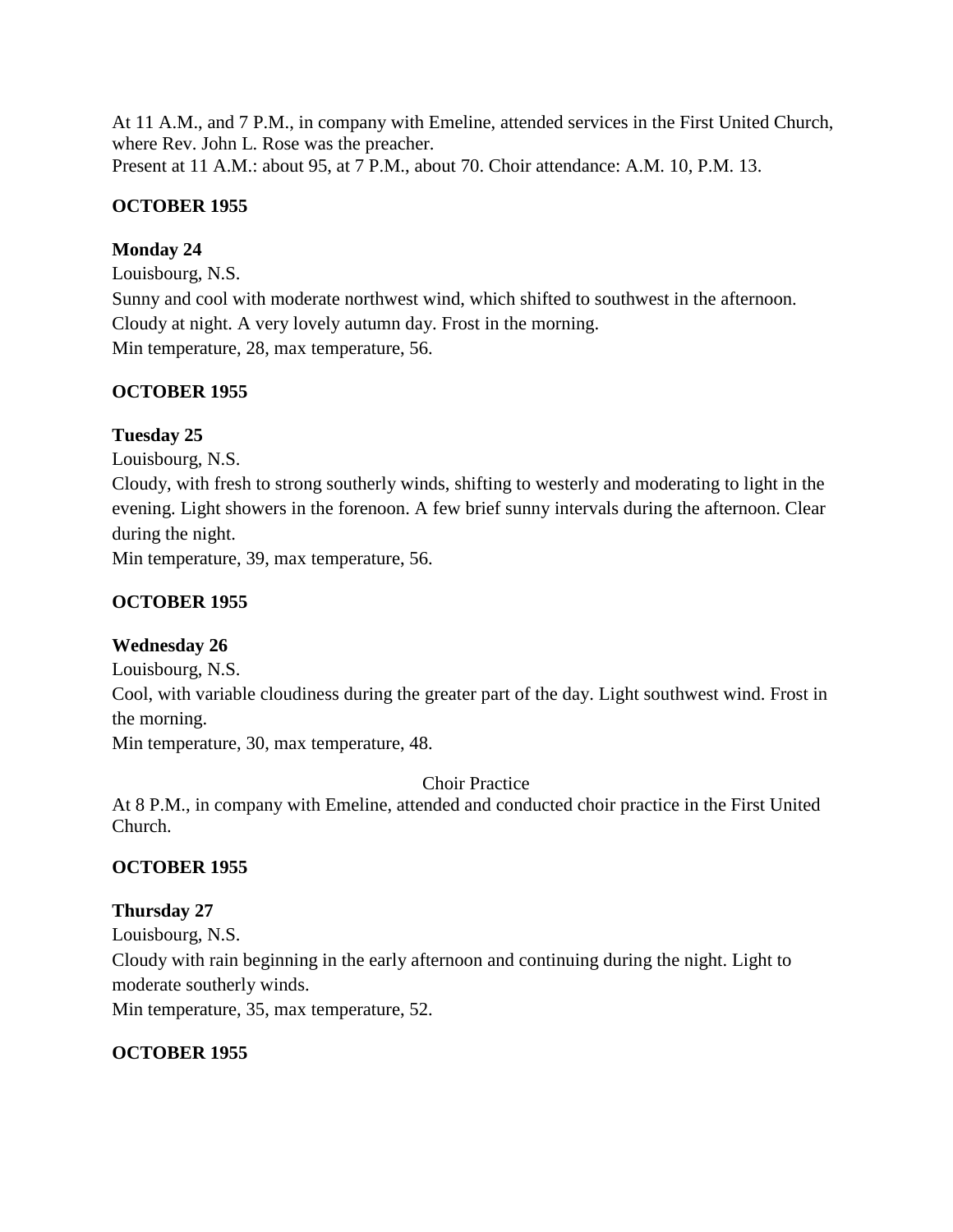At 11 A.M., and 7 P.M., in company with Emeline, attended services in the First United Church, where Rev. John L. Rose was the preacher.
Present at 11 A.M.: about 95, at 7 P.M., about 70. Choir attendance: A.M. 10, P.M. 13.

**OCTOBER 1955**

**Monday 24**
Louisbourg, N.S.
Sunny and cool with moderate northwest wind, which shifted to southwest in the afternoon. Cloudy at night. A very lovely autumn day. Frost in the morning.
Min temperature, 28, max temperature, 56.

**OCTOBER 1955**

**Tuesday 25**
Louisbourg, N.S.
Cloudy, with fresh to strong southerly winds, shifting to westerly and moderating to light in the evening. Light showers in the forenoon. A few brief sunny intervals during the afternoon. Clear during the night.
Min temperature, 39, max temperature, 56.

**OCTOBER 1955**

**Wednesday 26**
Louisbourg, N.S.
Cool, with variable cloudiness during the greater part of the day. Light southwest wind. Frost in the morning.
Min temperature, 30, max temperature, 48.

Choir Practice

At 8 P.M., in company with Emeline, attended and conducted choir practice in the First United Church.

**OCTOBER 1955**

**Thursday 27**
Louisbourg, N.S.
Cloudy with rain beginning in the early afternoon and continuing during the night. Light to moderate southerly winds.
Min temperature, 35, max temperature, 52.

**OCTOBER 1955**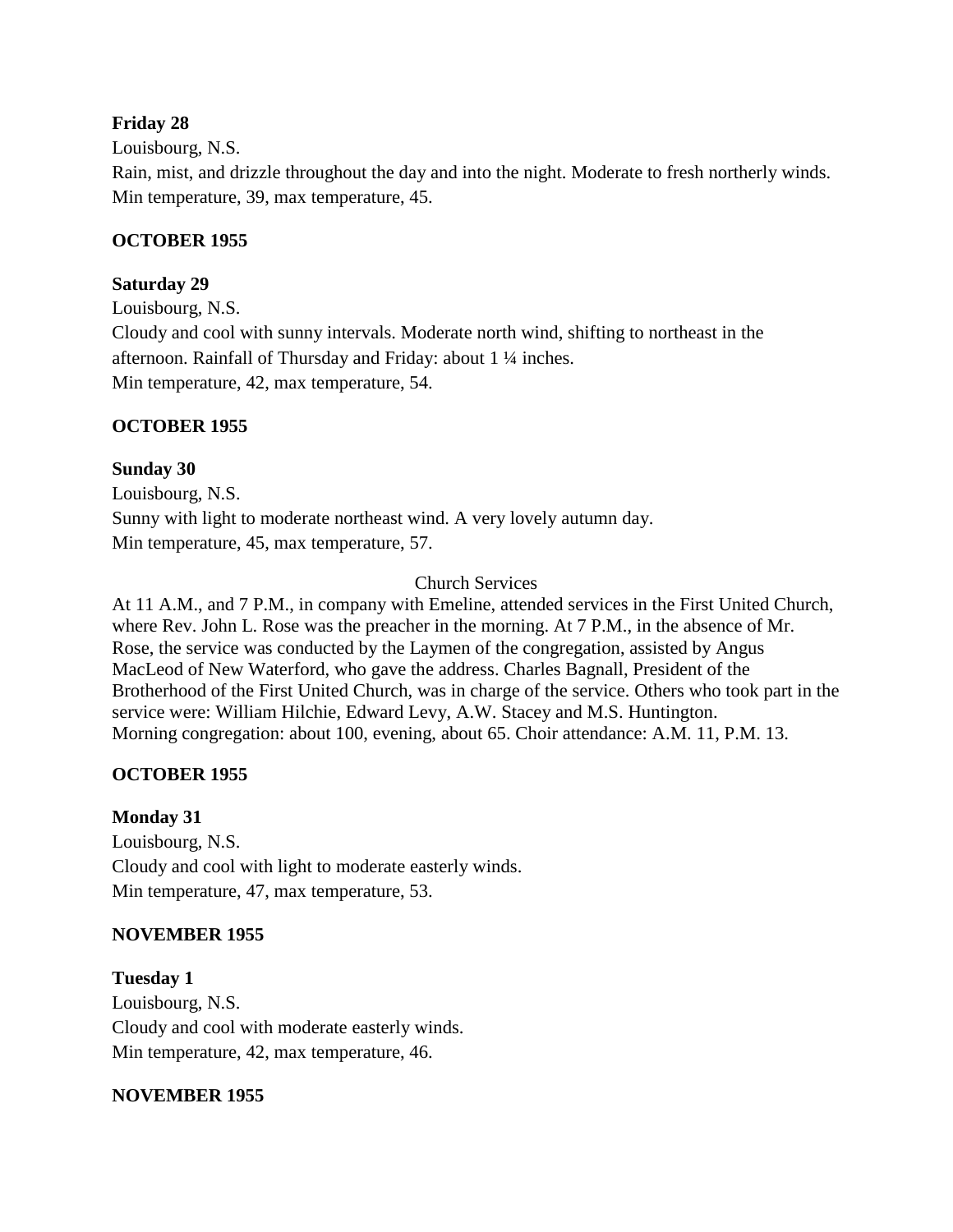**Friday 28**
Louisbourg, N.S.
Rain, mist, and drizzle throughout the day and into the night. Moderate to fresh northerly winds.
Min temperature, 39, max temperature, 45.

**OCTOBER 1955**

**Saturday 29**
Louisbourg, N.S.
Cloudy and cool with sunny intervals. Moderate north wind, shifting to northeast in the afternoon. Rainfall of Thursday and Friday: about 1 ¼ inches.
Min temperature, 42, max temperature, 54.

**OCTOBER 1955**

**Sunday 30**
Louisbourg, N.S.
Sunny with light to moderate northeast wind. A very lovely autumn day.
Min temperature, 45, max temperature, 57.

Church Services

At 11 A.M., and 7 P.M., in company with Emeline, attended services in the First United Church, where Rev. John L. Rose was the preacher in the morning. At 7 P.M., in the absence of Mr. Rose, the service was conducted by the Laymen of the congregation, assisted by Angus MacLeod of New Waterford, who gave the address. Charles Bagnall, President of the Brotherhood of the First United Church, was in charge of the service. Others who took part in the service were: William Hilchie, Edward Levy, A.W. Stacey and M.S. Huntington.
Morning congregation: about 100, evening, about 65. Choir attendance: A.M. 11, P.M. 13.

**OCTOBER 1955**

**Monday 31**
Louisbourg, N.S.
Cloudy and cool with light to moderate easterly winds.
Min temperature, 47, max temperature, 53.

**NOVEMBER 1955**

**Tuesday 1**
Louisbourg, N.S.
Cloudy and cool with moderate easterly winds.
Min temperature, 42, max temperature, 46.

**NOVEMBER 1955**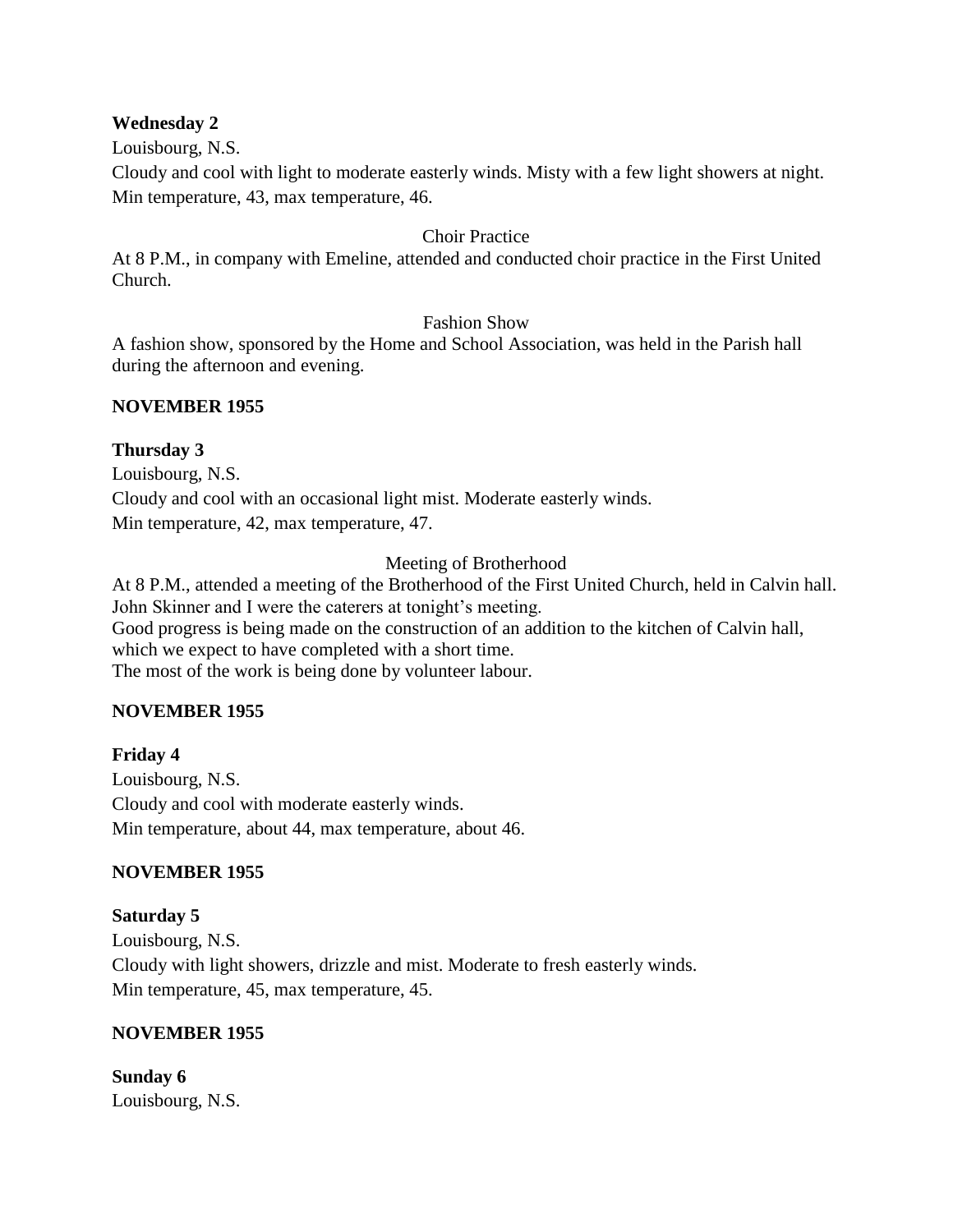**Wednesday 2**

Louisbourg, N.S.

Cloudy and cool with light to moderate easterly winds. Misty with a few light showers at night.
Min temperature, 43, max temperature, 46.

Choir Practice

At 8 P.M., in company with Emeline, attended and conducted choir practice in the First United Church.

Fashion Show

A fashion show, sponsored by the Home and School Association, was held in the Parish hall during the afternoon and evening.

**NOVEMBER 1955**

**Thursday 3**

Louisbourg, N.S.

Cloudy and cool with an occasional light mist. Moderate easterly winds.
Min temperature, 42, max temperature, 47.

Meeting of Brotherhood

At 8 P.M., attended a meeting of the Brotherhood of the First United Church, held in Calvin hall.
John Skinner and I were the caterers at tonight's meeting.
Good progress is being made on the construction of an addition to the kitchen of Calvin hall, which we expect to have completed with a short time.
The most of the work is being done by volunteer labour.

**NOVEMBER 1955**

**Friday 4**

Louisbourg, N.S.

Cloudy and cool with moderate easterly winds.
Min temperature, about 44, max temperature, about 46.

**NOVEMBER 1955**

**Saturday 5**

Louisbourg, N.S.

Cloudy with light showers, drizzle and mist. Moderate to fresh easterly winds.
Min temperature, 45, max temperature, 45.

**NOVEMBER 1955**

**Sunday 6**

Louisbourg, N.S.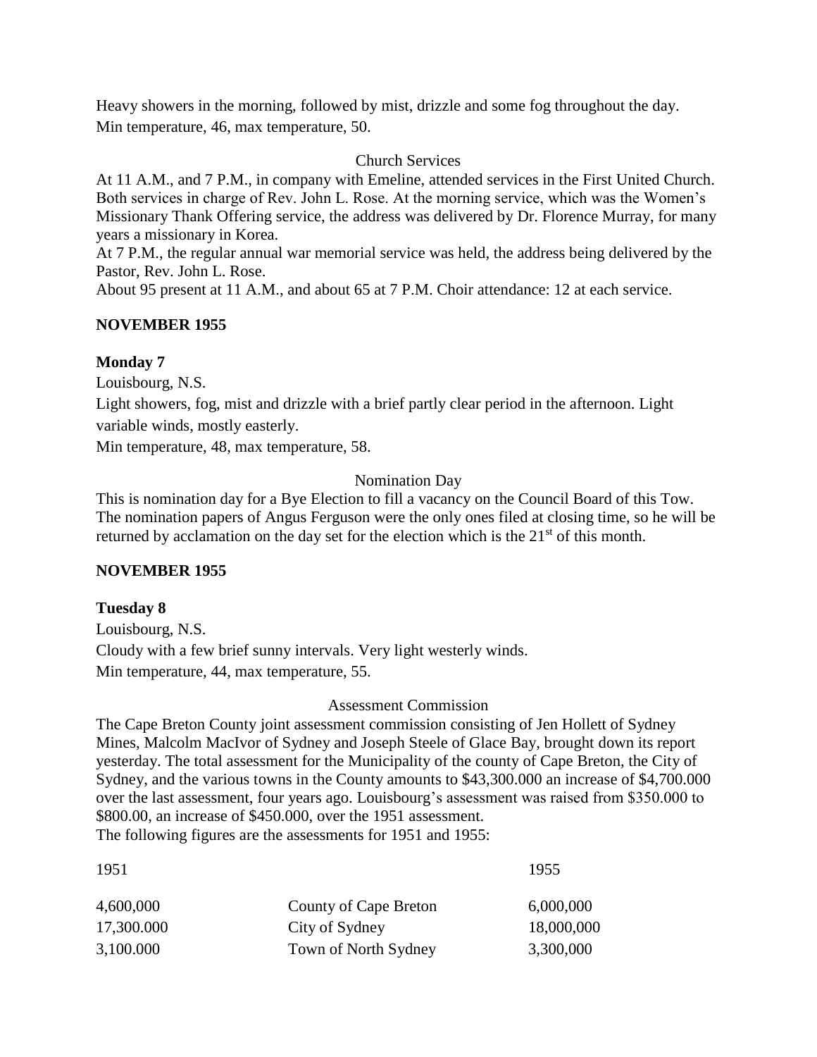Heavy showers in the morning, followed by mist, drizzle and some fog throughout the day.
Min temperature, 46, max temperature, 50.

Church Services

At 11 A.M., and 7 P.M., in company with Emeline, attended services in the First United Church. Both services in charge of Rev. John L. Rose. At the morning service, which was the Women's Missionary Thank Offering service, the address was delivered by Dr. Florence Murray, for many years a missionary in Korea.
At 7 P.M., the regular annual war memorial service was held, the address being delivered by the Pastor, Rev. John L. Rose.
About 95 present at 11 A.M., and about 65 at 7 P.M. Choir attendance: 12 at each service.

**NOVEMBER 1955**

**Monday 7**

Louisbourg, N.S.
Light showers, fog, mist and drizzle with a brief partly clear period in the afternoon. Light variable winds, mostly easterly.
Min temperature, 48, max temperature, 58.

Nomination Day

This is nomination day for a Bye Election to fill a vacancy on the Council Board of this Tow. The nomination papers of Angus Ferguson were the only ones filed at closing time, so he will be returned by acclamation on the day set for the election which is the 21st of this month.

**NOVEMBER 1955**

**Tuesday 8**

Louisbourg, N.S.
Cloudy with a few brief sunny intervals. Very light westerly winds.
Min temperature, 44, max temperature, 55.

Assessment Commission

The Cape Breton County joint assessment commission consisting of Jen Hollett of Sydney Mines, Malcolm MacIvor of Sydney and Joseph Steele of Glace Bay, brought down its report yesterday. The total assessment for the Municipality of the county of Cape Breton, the City of Sydney, and the various towns in the County amounts to $43,300.000 an increase of $4,700.000 over the last assessment, four years ago. Louisbourg's assessment was raised from $350.000 to $800.00, an increase of $450.000, over the 1951 assessment.
The following figures are the assessments for 1951 and 1955:

| 1951 | | 1955 |
|---|---|---|
| 4,600,000 | County of Cape Breton | 6,000,000 |
| 17,300.000 | City of Sydney | 18,000,000 |
| 3,100.000 | Town of North Sydney | 3,300,000 |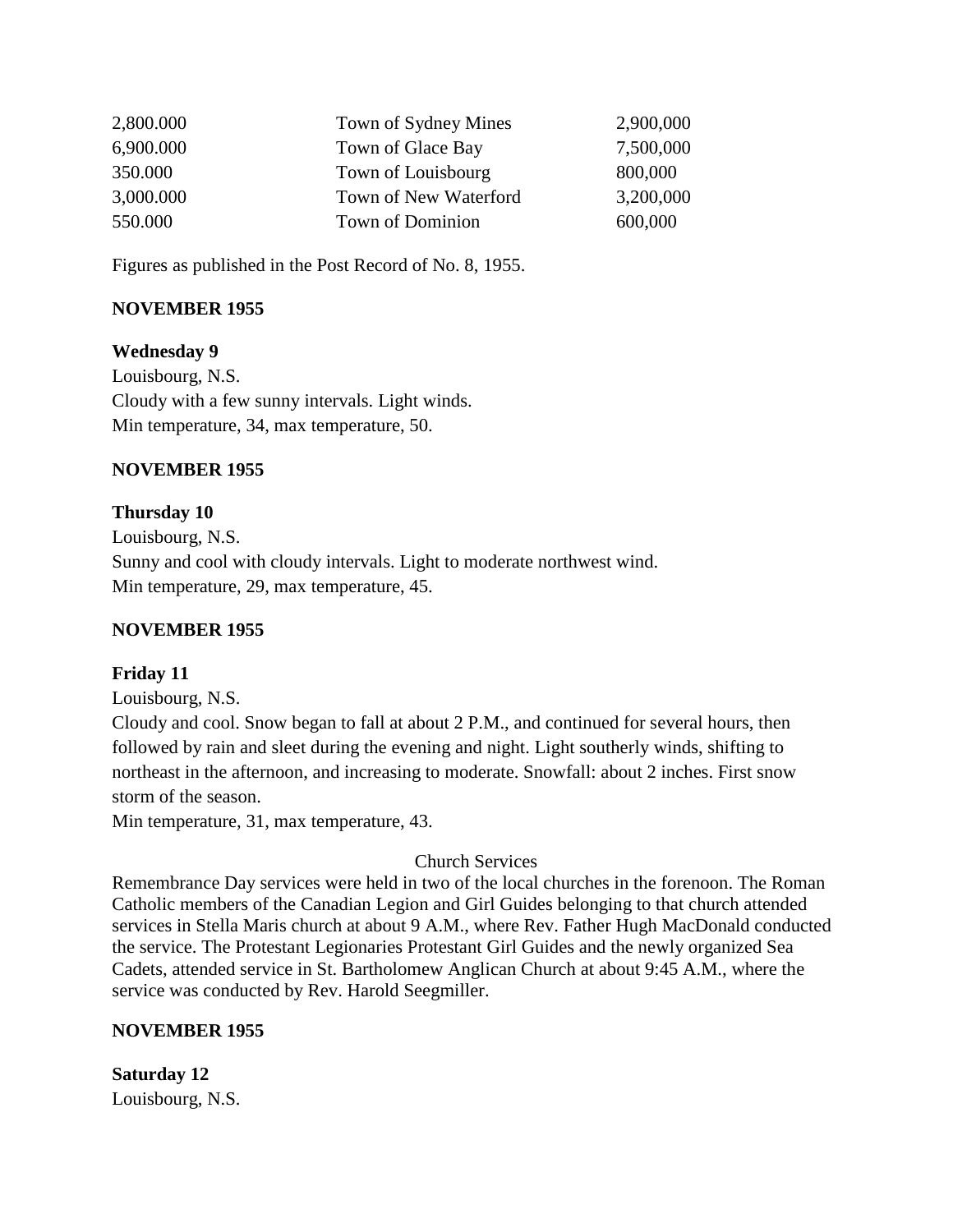| | | |
|---|---|---|
| 2,800.000 | Town of Sydney Mines | 2,900,000 |
| 6,900.000 | Town of Glace Bay | 7,500,000 |
| 350.000 | Town of Louisbourg | 800,000 |
| 3,000.000 | Town of New Waterford | 3,200,000 |
| 550.000 | Town of Dominion | 600,000 |

Figures as published in the Post Record of No. 8, 1955.

**NOVEMBER 1955**

**Wednesday 9**
Louisbourg, N.S.
Cloudy with a few sunny intervals. Light winds.
Min temperature, 34, max temperature, 50.

**NOVEMBER 1955**

**Thursday 10**
Louisbourg, N.S.
Sunny and cool with cloudy intervals. Light to moderate northwest wind.
Min temperature, 29, max temperature, 45.

**NOVEMBER 1955**

**Friday 11**
Louisbourg, N.S.
Cloudy and cool. Snow began to fall at about 2 P.M., and continued for several hours, then followed by rain and sleet during the evening and night. Light southerly winds, shifting to northeast in the afternoon, and increasing to moderate. Snowfall: about 2 inches. First snow storm of the season.
Min temperature, 31, max temperature, 43.

Church Services

Remembrance Day services were held in two of the local churches in the forenoon. The Roman Catholic members of the Canadian Legion and Girl Guides belonging to that church attended services in Stella Maris church at about 9 A.M., where Rev. Father Hugh MacDonald conducted the service. The Protestant Legionaries Protestant Girl Guides and the newly organized Sea Cadets, attended service in St. Bartholomew Anglican Church at about 9:45 A.M., where the service was conducted by Rev. Harold Seegmiller.

**NOVEMBER 1955**

**Saturday 12**
Louisbourg, N.S.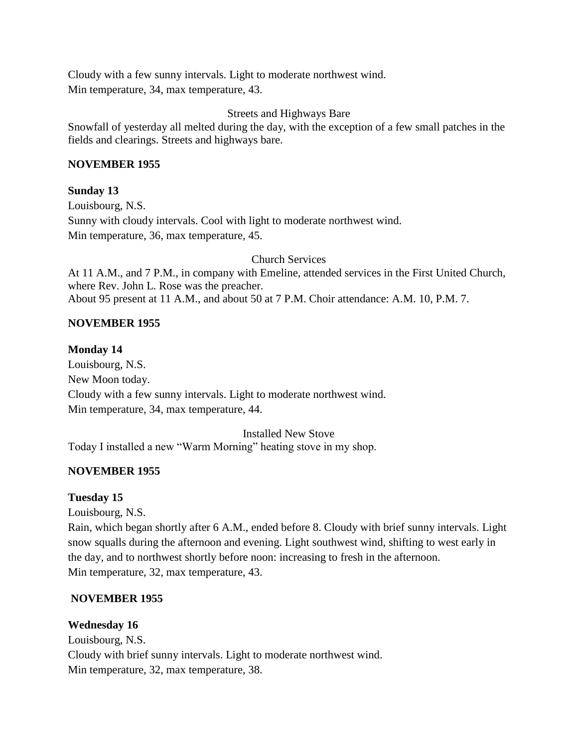Cloudy with a few sunny intervals. Light to moderate northwest wind.
Min temperature, 34, max temperature, 43.

Streets and Highways Bare

Snowfall of yesterday all melted during the day, with the exception of a few small patches in the fields and clearings. Streets and highways bare.

**NOVEMBER 1955**

**Sunday 13**

Louisbourg, N.S.
Sunny with cloudy intervals. Cool with light to moderate northwest wind.
Min temperature, 36, max temperature, 45.

Church Services

At 11 A.M., and 7 P.M., in company with Emeline, attended services in the First United Church, where Rev. John L. Rose was the preacher.
About 95 present at 11 A.M., and about 50 at 7 P.M. Choir attendance: A.M. 10, P.M. 7.

**NOVEMBER 1955**

**Monday 14**

Louisbourg, N.S.
New Moon today.
Cloudy with a few sunny intervals. Light to moderate northwest wind.
Min temperature, 34, max temperature, 44.

Installed New Stove

Today I installed a new "Warm Morning" heating stove in my shop.

**NOVEMBER 1955**

**Tuesday 15**

Louisbourg, N.S.
Rain, which began shortly after 6 A.M., ended before 8. Cloudy with brief sunny intervals. Light snow squalls during the afternoon and evening. Light southwest wind, shifting to west early in the day, and to northwest shortly before noon: increasing to fresh in the afternoon.
Min temperature, 32, max temperature, 43.

**NOVEMBER 1955**

**Wednesday 16**

Louisbourg, N.S.
Cloudy with brief sunny intervals. Light to moderate northwest wind.
Min temperature, 32, max temperature, 38.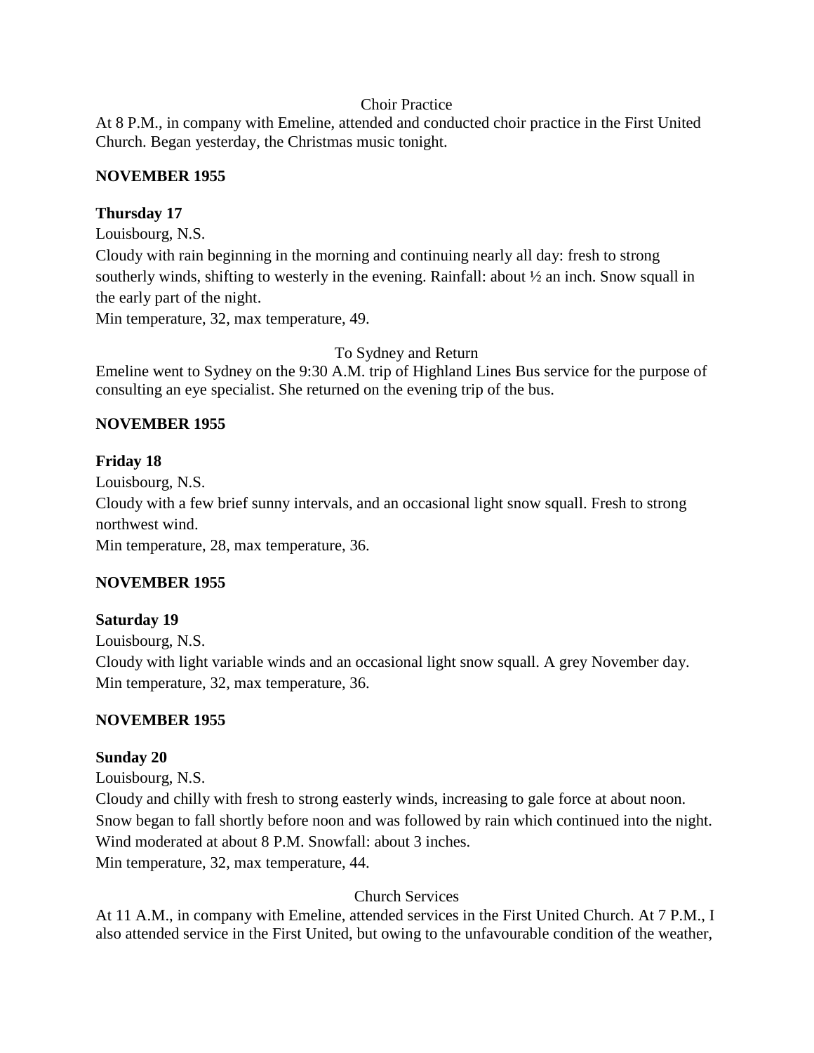Choir Practice

At 8 P.M., in company with Emeline, attended and conducted choir practice in the First United Church. Began yesterday, the Christmas music tonight.

**NOVEMBER 1955**

**Thursday 17**

Louisbourg, N.S.

Cloudy with rain beginning in the morning and continuing nearly all day: fresh to strong southerly winds, shifting to westerly in the evening. Rainfall: about ½ an inch. Snow squall in the early part of the night.

Min temperature, 32, max temperature, 49.

To Sydney and Return

Emeline went to Sydney on the 9:30 A.M. trip of Highland Lines Bus service for the purpose of consulting an eye specialist. She returned on the evening trip of the bus.

**NOVEMBER 1955**

**Friday 18**

Louisbourg, N.S.

Cloudy with a few brief sunny intervals, and an occasional light snow squall. Fresh to strong northwest wind.

Min temperature, 28, max temperature, 36.

**NOVEMBER 1955**

**Saturday 19**

Louisbourg, N.S.

Cloudy with light variable winds and an occasional light snow squall. A grey November day.

Min temperature, 32, max temperature, 36.

**NOVEMBER 1955**

**Sunday 20**

Louisbourg, N.S.

Cloudy and chilly with fresh to strong easterly winds, increasing to gale force at about noon. Snow began to fall shortly before noon and was followed by rain which continued into the night. Wind moderated at about 8 P.M. Snowfall: about 3 inches.

Min temperature, 32, max temperature, 44.

Church Services

At 11 A.M., in company with Emeline, attended services in the First United Church. At 7 P.M., I also attended service in the First United, but owing to the unfavourable condition of the weather,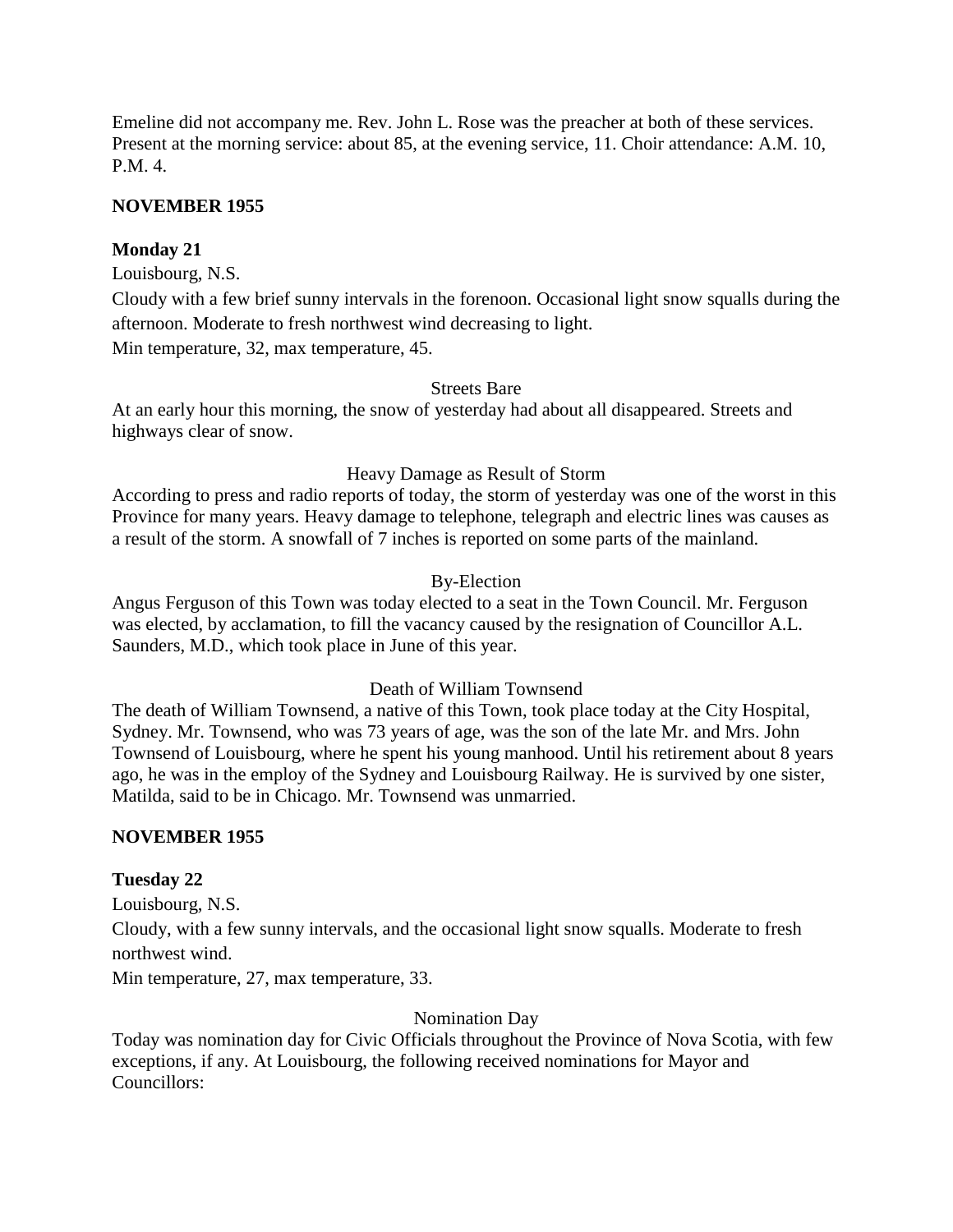Emeline did not accompany me. Rev. John L. Rose was the preacher at both of these services. Present at the morning service: about 85, at the evening service, 11. Choir attendance: A.M. 10, P.M. 4.

**NOVEMBER 1955**

**Monday 21**

Louisbourg, N.S.

Cloudy with a few brief sunny intervals in the forenoon. Occasional light snow squalls during the afternoon. Moderate to fresh northwest wind decreasing to light.

Min temperature, 32, max temperature, 45.

Streets Bare

At an early hour this morning, the snow of yesterday had about all disappeared. Streets and highways clear of snow.

Heavy Damage as Result of Storm

According to press and radio reports of today, the storm of yesterday was one of the worst in this Province for many years. Heavy damage to telephone, telegraph and electric lines was causes as a result of the storm. A snowfall of 7 inches is reported on some parts of the mainland.

By-Election

Angus Ferguson of this Town was today elected to a seat in the Town Council. Mr. Ferguson was elected, by acclamation, to fill the vacancy caused by the resignation of Councillor A.L. Saunders, M.D., which took place in June of this year.

Death of William Townsend

The death of William Townsend, a native of this Town, took place today at the City Hospital, Sydney. Mr. Townsend, who was 73 years of age, was the son of the late Mr. and Mrs. John Townsend of Louisbourg, where he spent his young manhood. Until his retirement about 8 years ago, he was in the employ of the Sydney and Louisbourg Railway. He is survived by one sister, Matilda, said to be in Chicago. Mr. Townsend was unmarried.

**NOVEMBER 1955**

**Tuesday 22**

Louisbourg, N.S.

Cloudy, with a few sunny intervals, and the occasional light snow squalls. Moderate to fresh northwest wind.

Min temperature, 27, max temperature, 33.

Nomination Day

Today was nomination day for Civic Officials throughout the Province of Nova Scotia, with few exceptions, if any. At Louisbourg, the following received nominations for Mayor and Councillors: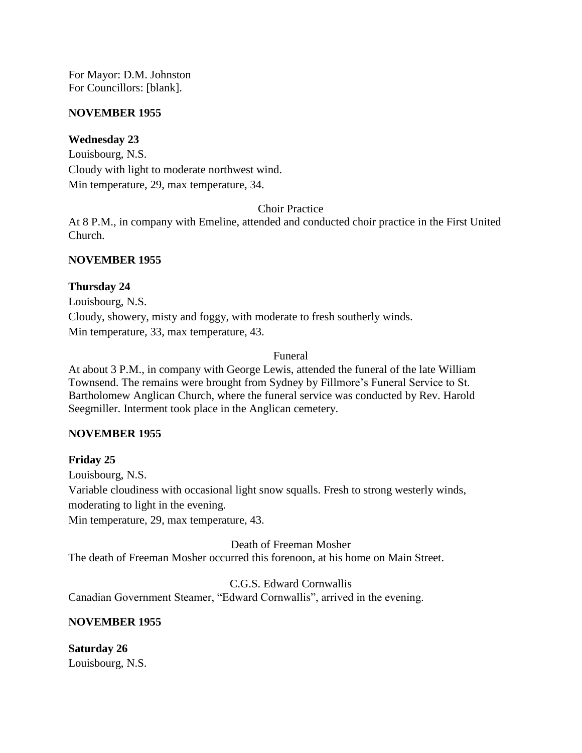For Mayor: D.M. Johnston
For Councillors: [blank].

**NOVEMBER 1955**

**Wednesday 23**

Louisbourg, N.S.
Cloudy with light to moderate northwest wind.
Min temperature, 29, max temperature, 34.

Choir Practice

At 8 P.M., in company with Emeline, attended and conducted choir practice in the First United Church.

**NOVEMBER 1955**

**Thursday 24**

Louisbourg, N.S.
Cloudy, showery, misty and foggy, with moderate to fresh southerly winds.
Min temperature, 33, max temperature, 43.

Funeral

At about 3 P.M., in company with George Lewis, attended the funeral of the late William Townsend. The remains were brought from Sydney by Fillmore's Funeral Service to St. Bartholomew Anglican Church, where the funeral service was conducted by Rev. Harold Seegmiller. Interment took place in the Anglican cemetery.

**NOVEMBER 1955**

**Friday 25**

Louisbourg, N.S.
Variable cloudiness with occasional light snow squalls. Fresh to strong westerly winds, moderating to light in the evening.
Min temperature, 29, max temperature, 43.

Death of Freeman Mosher

The death of Freeman Mosher occurred this forenoon, at his home on Main Street.

C.G.S. Edward Cornwallis

Canadian Government Steamer, "Edward Cornwallis", arrived in the evening.

**NOVEMBER 1955**

**Saturday 26**

Louisbourg, N.S.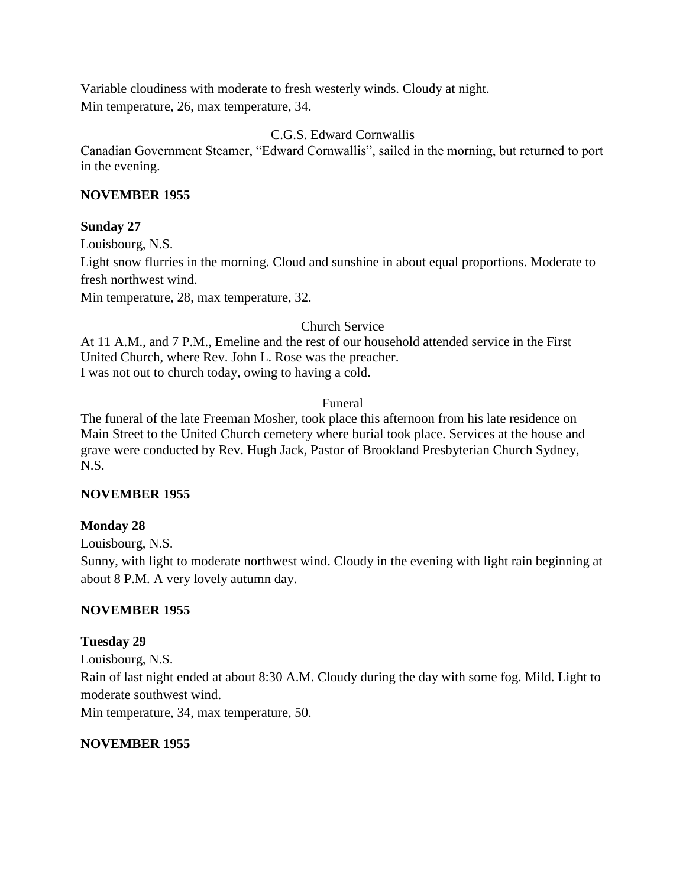Variable cloudiness with moderate to fresh westerly winds. Cloudy at night.
Min temperature, 26, max temperature, 34.

C.G.S. Edward Cornwallis

Canadian Government Steamer, "Edward Cornwallis", sailed in the morning, but returned to port in the evening.

**NOVEMBER 1955**

**Sunday 27**

Louisbourg, N.S.

Light snow flurries in the morning. Cloud and sunshine in about equal proportions. Moderate to fresh northwest wind.

Min temperature, 28, max temperature, 32.

Church Service

At 11 A.M., and 7 P.M., Emeline and the rest of our household attended service in the First United Church, where Rev. John L. Rose was the preacher.

I was not out to church today, owing to having a cold.

Funeral

The funeral of the late Freeman Mosher, took place this afternoon from his late residence on Main Street to the United Church cemetery where burial took place. Services at the house and grave were conducted by Rev. Hugh Jack, Pastor of Brookland Presbyterian Church Sydney, N.S.

**NOVEMBER 1955**

**Monday 28**

Louisbourg, N.S.

Sunny, with light to moderate northwest wind. Cloudy in the evening with light rain beginning at about 8 P.M. A very lovely autumn day.

**NOVEMBER 1955**

**Tuesday 29**

Louisbourg, N.S.

Rain of last night ended at about 8:30 A.M. Cloudy during the day with some fog. Mild. Light to moderate southwest wind.

Min temperature, 34, max temperature, 50.

**NOVEMBER 1955**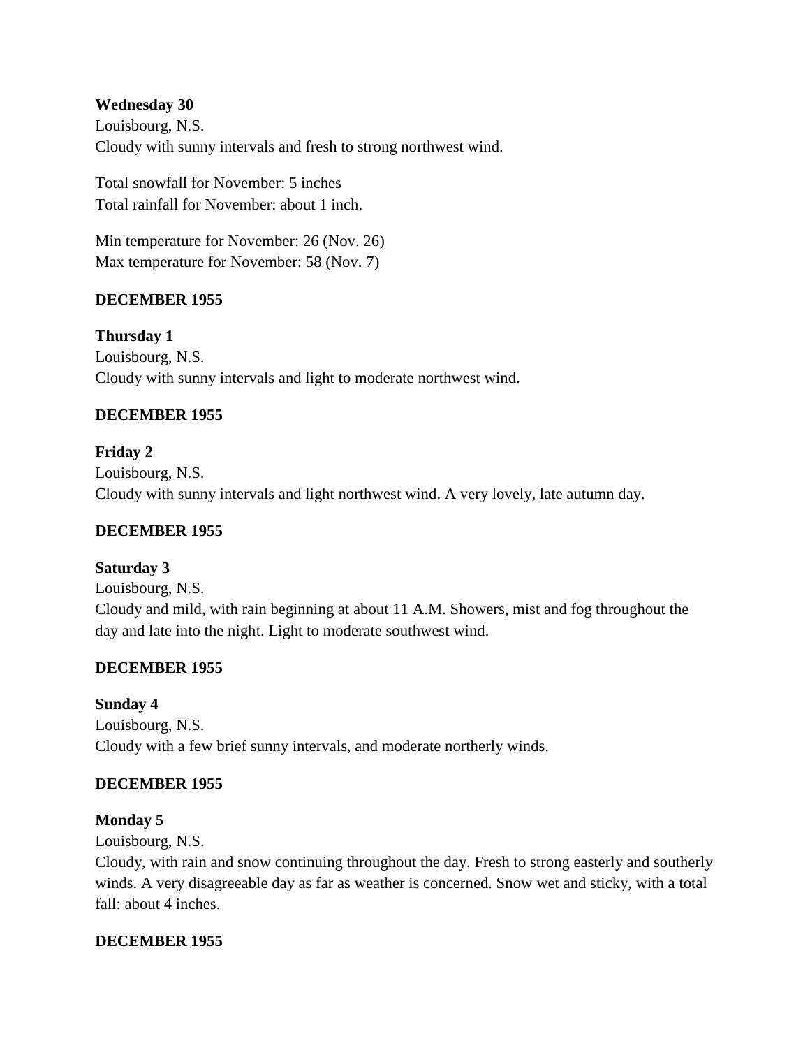**Wednesday 30**
Louisbourg, N.S.
Cloudy with sunny intervals and fresh to strong northwest wind.

Total snowfall for November: 5 inches
Total rainfall for November: about 1 inch.

Min temperature for November: 26 (Nov. 26)
Max temperature for November: 58 (Nov. 7)

**DECEMBER 1955**

**Thursday 1**
Louisbourg, N.S.
Cloudy with sunny intervals and light to moderate northwest wind.

**DECEMBER 1955**

**Friday 2**
Louisbourg, N.S.
Cloudy with sunny intervals and light northwest wind. A very lovely, late autumn day.

**DECEMBER 1955**

**Saturday 3**
Louisbourg, N.S.
Cloudy and mild, with rain beginning at about 11 A.M. Showers, mist and fog throughout the day and late into the night. Light to moderate southwest wind.

**DECEMBER 1955**

**Sunday 4**
Louisbourg, N.S.
Cloudy with a few brief sunny intervals, and moderate northerly winds.

**DECEMBER 1955**

**Monday 5**
Louisbourg, N.S.
Cloudy, with rain and snow continuing throughout the day. Fresh to strong easterly and southerly winds. A very disagreeable day as far as weather is concerned. Snow wet and sticky, with a total fall: about 4 inches.

**DECEMBER 1955**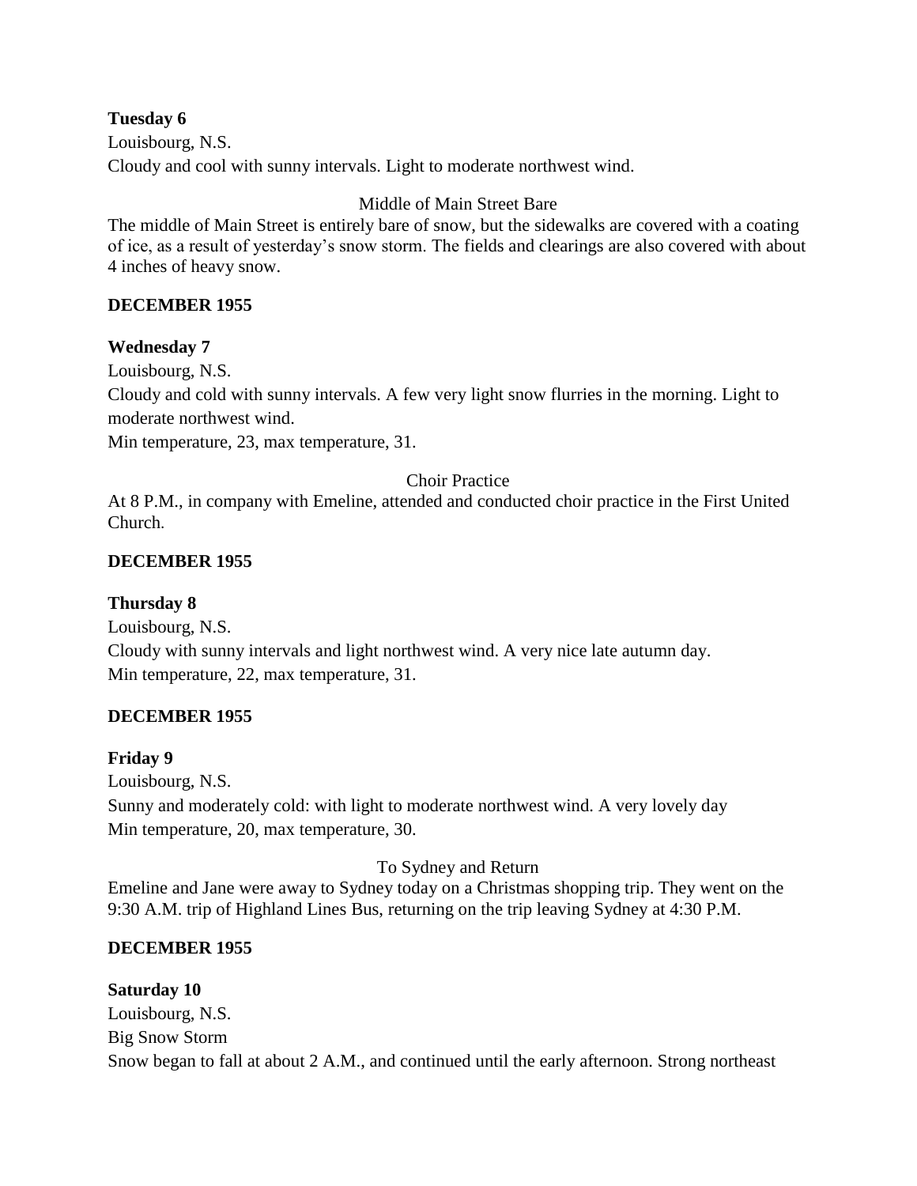**Tuesday 6**

Louisbourg, N.S.

Cloudy and cool with sunny intervals. Light to moderate northwest wind.

Middle of Main Street Bare

The middle of Main Street is entirely bare of snow, but the sidewalks are covered with a coating of ice, as a result of yesterday's snow storm. The fields and clearings are also covered with about 4 inches of heavy snow.

**DECEMBER 1955**

**Wednesday 7**

Louisbourg, N.S.

Cloudy and cold with sunny intervals. A few very light snow flurries in the morning. Light to moderate northwest wind.

Min temperature, 23, max temperature, 31.

Choir Practice

At 8 P.M., in company with Emeline, attended and conducted choir practice in the First United Church.

**DECEMBER 1955**

**Thursday 8**

Louisbourg, N.S.

Cloudy with sunny intervals and light northwest wind. A very nice late autumn day.

Min temperature, 22, max temperature, 31.

**DECEMBER 1955**

**Friday 9**

Louisbourg, N.S.

Sunny and moderately cold: with light to moderate northwest wind. A very lovely day

Min temperature, 20, max temperature, 30.

To Sydney and Return

Emeline and Jane were away to Sydney today on a Christmas shopping trip. They went on the 9:30 A.M. trip of Highland Lines Bus, returning on the trip leaving Sydney at 4:30 P.M.

**DECEMBER 1955**

**Saturday 10**

Louisbourg, N.S.

Big Snow Storm

Snow began to fall at about 2 A.M., and continued until the early afternoon. Strong northeast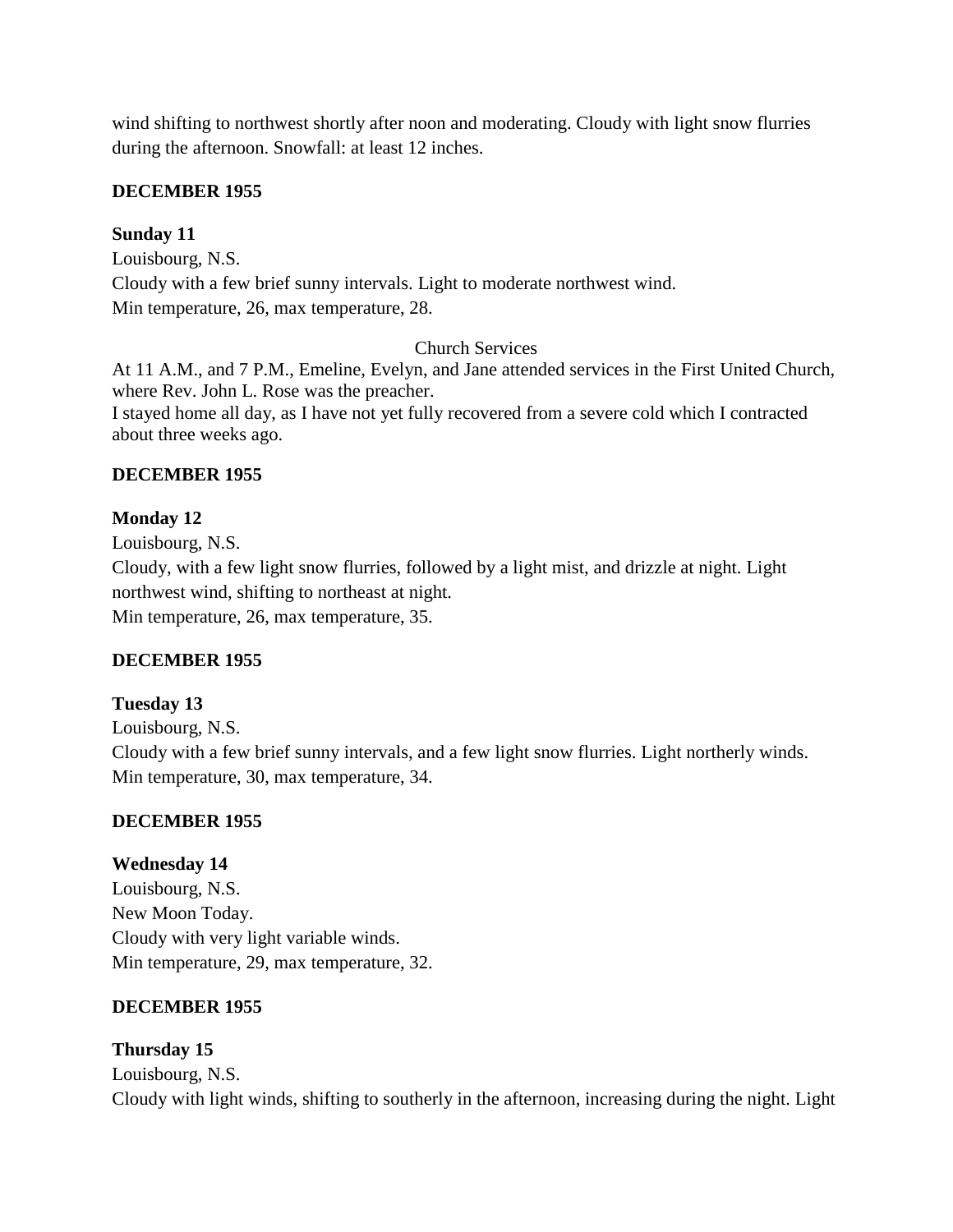wind shifting to northwest shortly after noon and moderating. Cloudy with light snow flurries during the afternoon. Snowfall: at least 12 inches.

**DECEMBER 1955**

**Sunday 11**
Louisbourg, N.S.
Cloudy with a few brief sunny intervals. Light to moderate northwest wind.
Min temperature, 26, max temperature, 28.

Church Services

At 11 A.M., and 7 P.M., Emeline, Evelyn, and Jane attended services in the First United Church, where Rev. John L. Rose was the preacher.
I stayed home all day, as I have not yet fully recovered from a severe cold which I contracted about three weeks ago.

**DECEMBER 1955**

**Monday 12**
Louisbourg, N.S.
Cloudy, with a few light snow flurries, followed by a light mist, and drizzle at night. Light northwest wind, shifting to northeast at night.
Min temperature, 26, max temperature, 35.

**DECEMBER 1955**

**Tuesday 13**
Louisbourg, N.S.
Cloudy with a few brief sunny intervals, and a few light snow flurries. Light northerly winds.
Min temperature, 30, max temperature, 34.

**DECEMBER 1955**

**Wednesday 14**
Louisbourg, N.S.
New Moon Today.
Cloudy with very light variable winds.
Min temperature, 29, max temperature, 32.

**DECEMBER 1955**

**Thursday 15**
Louisbourg, N.S.
Cloudy with light winds, shifting to southerly in the afternoon, increasing during the night. Light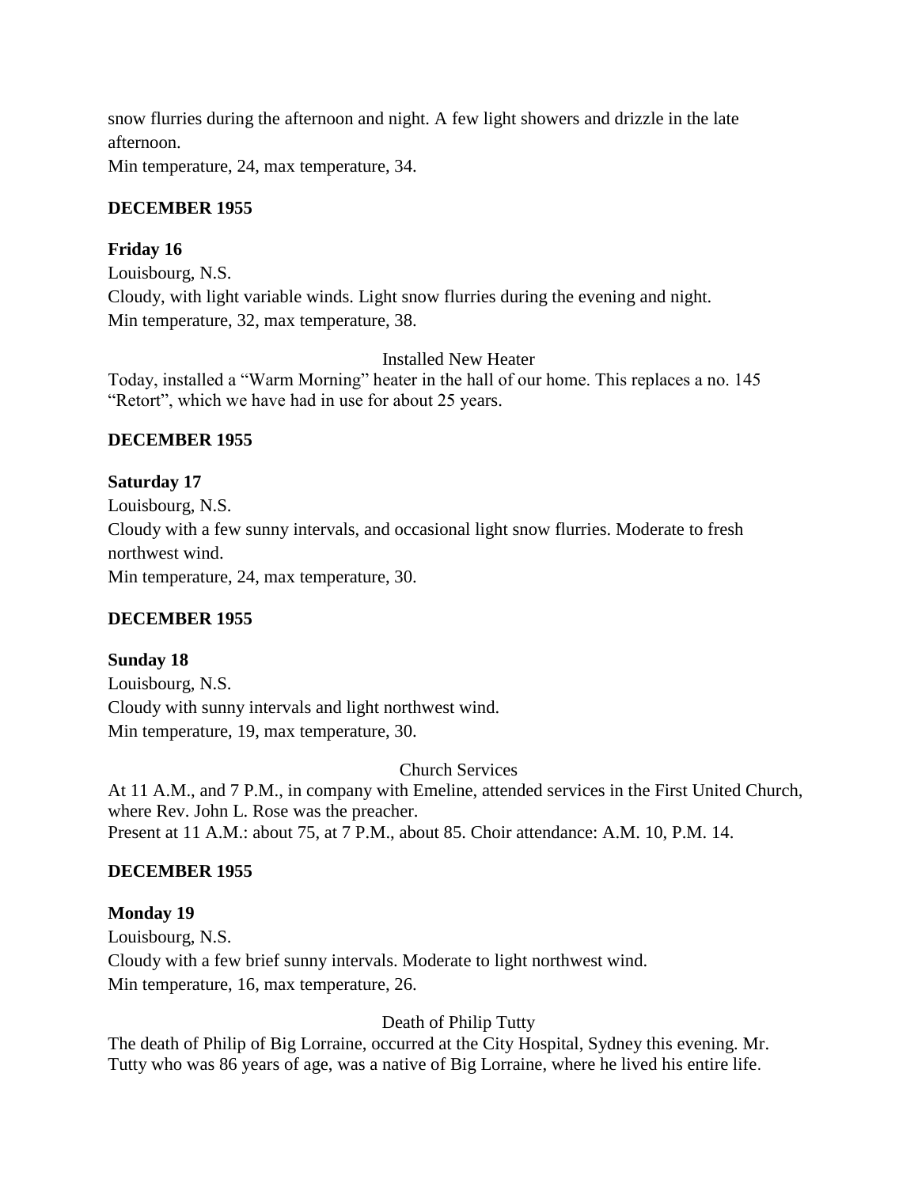snow flurries during the afternoon and night. A few light showers and drizzle in the late afternoon.
Min temperature, 24, max temperature, 34.

**DECEMBER 1955**

**Friday 16**
Louisbourg, N.S.
Cloudy, with light variable winds. Light snow flurries during the evening and night.
Min temperature, 32, max temperature, 38.

Installed New Heater

Today, installed a "Warm Morning" heater in the hall of our home. This replaces a no. 145 "Retort", which we have had in use for about 25 years.

**DECEMBER 1955**

**Saturday 17**
Louisbourg, N.S.
Cloudy with a few sunny intervals, and occasional light snow flurries. Moderate to fresh northwest wind.
Min temperature, 24, max temperature, 30.

**DECEMBER 1955**

**Sunday 18**
Louisbourg, N.S.
Cloudy with sunny intervals and light northwest wind.
Min temperature, 19, max temperature, 30.

Church Services

At 11 A.M., and 7 P.M., in company with Emeline, attended services in the First United Church, where Rev. John L. Rose was the preacher.
Present at 11 A.M.: about 75, at 7 P.M., about 85. Choir attendance: A.M. 10, P.M. 14.

**DECEMBER 1955**

**Monday 19**
Louisbourg, N.S.
Cloudy with a few brief sunny intervals. Moderate to light northwest wind.
Min temperature, 16, max temperature, 26.

Death of Philip Tutty

The death of Philip of Big Lorraine, occurred at the City Hospital, Sydney this evening. Mr. Tutty who was 86 years of age, was a native of Big Lorraine, where he lived his entire life.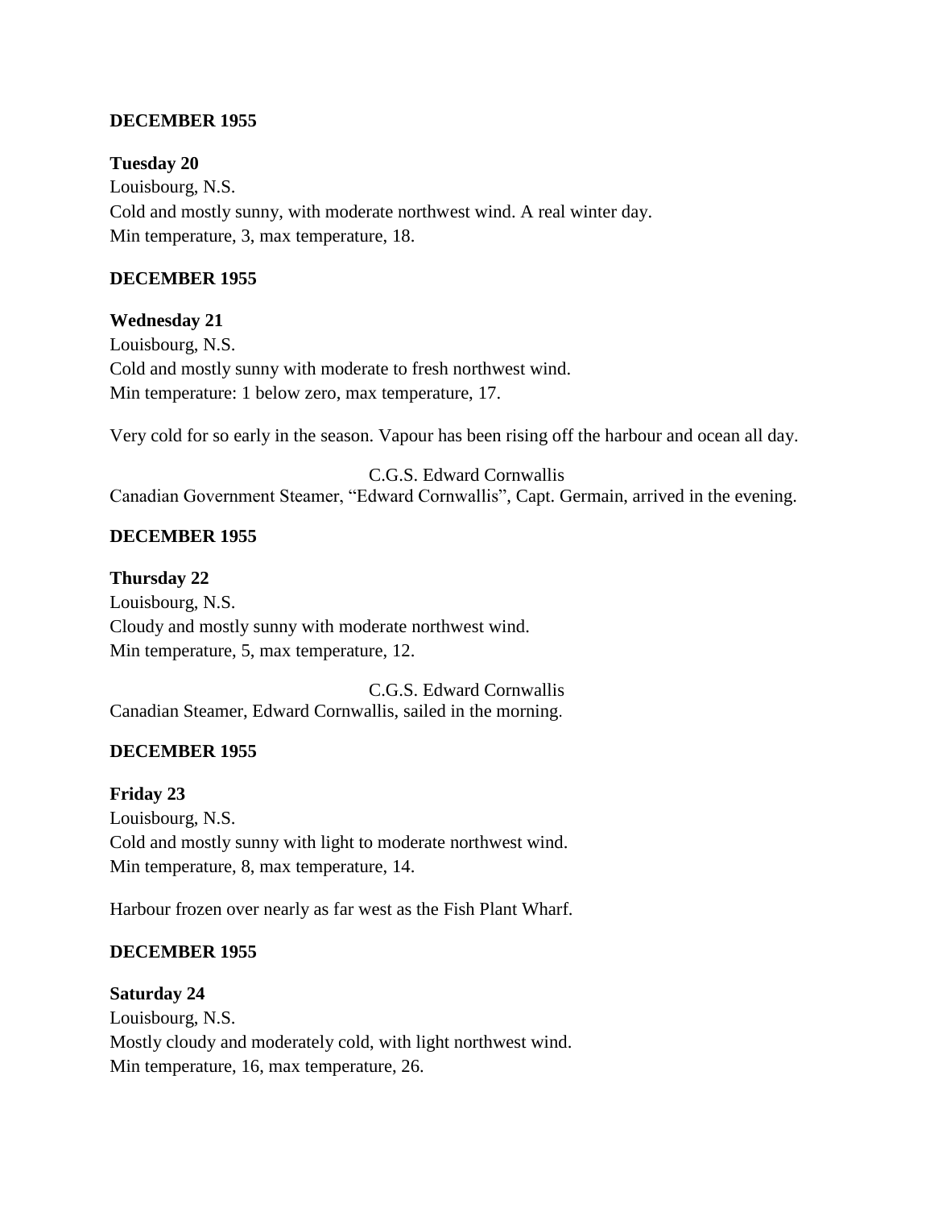**DECEMBER 1955**

**Tuesday 20**
Louisbourg, N.S.
Cold and mostly sunny, with moderate northwest wind. A real winter day.
Min temperature, 3, max temperature, 18.

**DECEMBER 1955**

**Wednesday 21**
Louisbourg, N.S.
Cold and mostly sunny with moderate to fresh northwest wind.
Min temperature: 1 below zero, max temperature, 17.

Very cold for so early in the season. Vapour has been rising off the harbour and ocean all day.

C.G.S. Edward Cornwallis
Canadian Government Steamer, "Edward Cornwallis", Capt. Germain, arrived in the evening.

**DECEMBER 1955**

**Thursday 22**
Louisbourg, N.S.
Cloudy and mostly sunny with moderate northwest wind.
Min temperature, 5, max temperature, 12.

C.G.S. Edward Cornwallis
Canadian Steamer, Edward Cornwallis, sailed in the morning.

**DECEMBER 1955**

**Friday 23**
Louisbourg, N.S.
Cold and mostly sunny with light to moderate northwest wind.
Min temperature, 8, max temperature, 14.

Harbour frozen over nearly as far west as the Fish Plant Wharf.

**DECEMBER 1955**

**Saturday 24**
Louisbourg, N.S.
Mostly cloudy and moderately cold, with light northwest wind.
Min temperature, 16, max temperature, 26.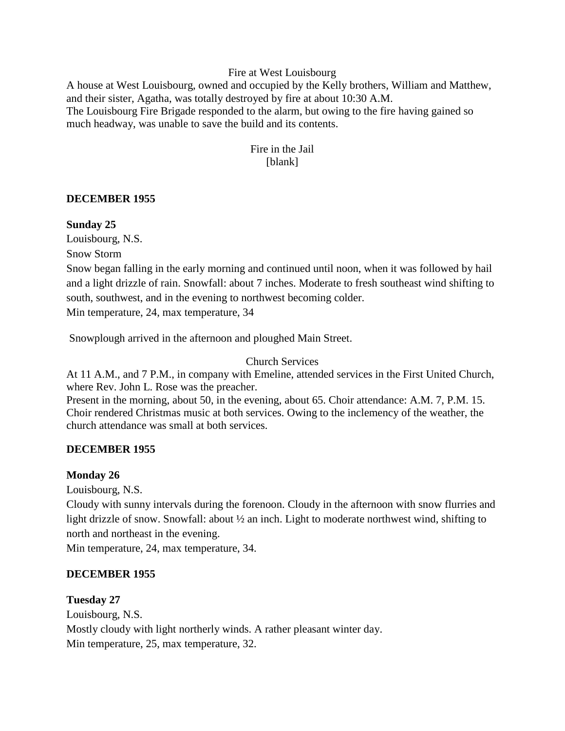Fire at West Louisbourg

A house at West Louisbourg, owned and occupied by the Kelly brothers, William and Matthew, and their sister, Agatha, was totally destroyed by fire at about 10:30 A.M.
The Louisbourg Fire Brigade responded to the alarm, but owing to the fire having gained so much headway, was unable to save the build and its contents.

Fire in the Jail
[blank]

**DECEMBER 1955**

**Sunday 25**

Louisbourg, N.S.

Snow Storm

Snow began falling in the early morning and continued until noon, when it was followed by hail and a light drizzle of rain. Snowfall: about 7 inches. Moderate to fresh southeast wind shifting to south, southwest, and in the evening to northwest becoming colder.
Min temperature, 24, max temperature, 34

Snowplough arrived in the afternoon and ploughed Main Street.

Church Services

At 11 A.M., and 7 P.M., in company with Emeline, attended services in the First United Church, where Rev. John L. Rose was the preacher.
Present in the morning, about 50, in the evening, about 65. Choir attendance: A.M. 7, P.M. 15. Choir rendered Christmas music at both services. Owing to the inclemency of the weather, the church attendance was small at both services.

**DECEMBER 1955**

**Monday 26**

Louisbourg, N.S.

Cloudy with sunny intervals during the forenoon. Cloudy in the afternoon with snow flurries and light drizzle of snow. Snowfall: about ½ an inch. Light to moderate northwest wind, shifting to north and northeast in the evening.
Min temperature, 24, max temperature, 34.

**DECEMBER 1955**

**Tuesday 27**

Louisbourg, N.S.

Mostly cloudy with light northerly winds. A rather pleasant winter day.
Min temperature, 25, max temperature, 32.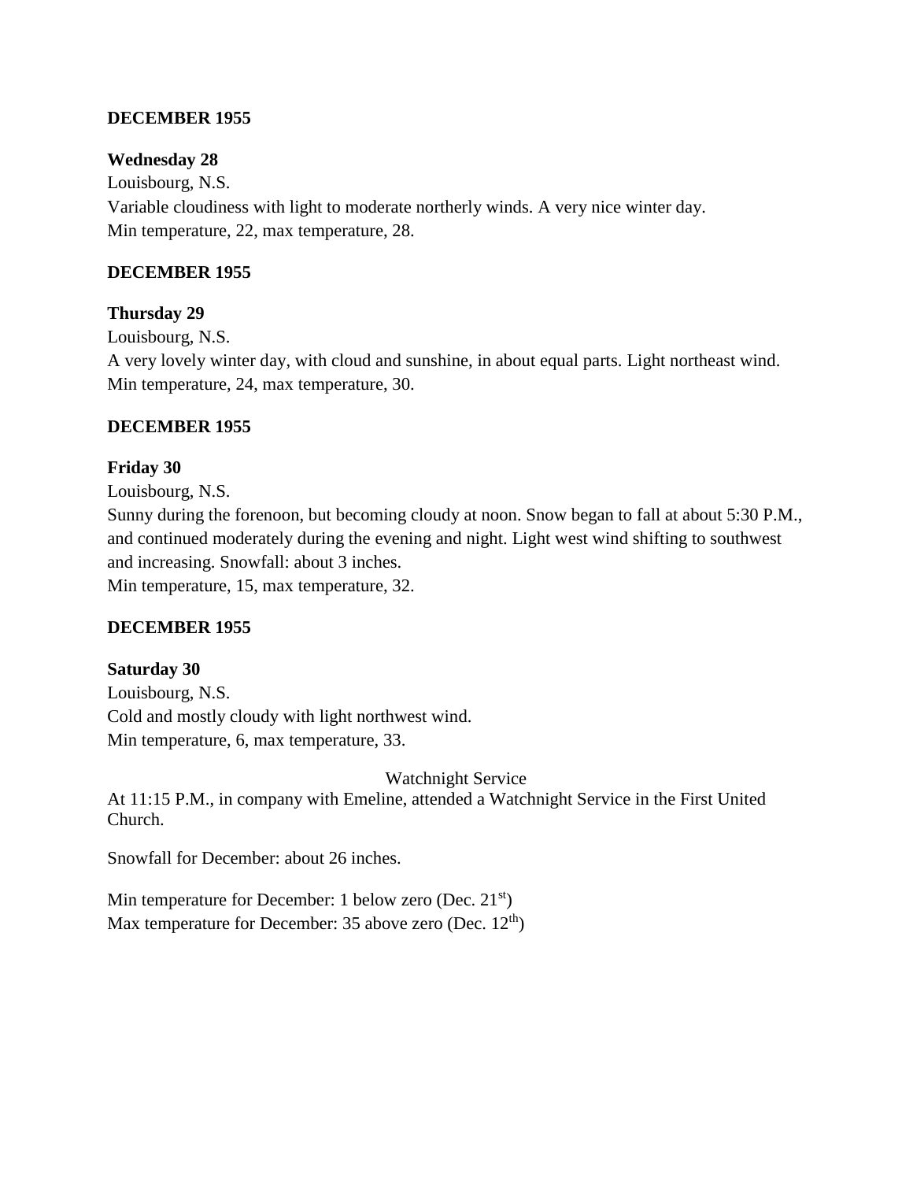**DECEMBER 1955**

**Wednesday 28**
Louisbourg, N.S.
Variable cloudiness with light to moderate northerly winds. A very nice winter day.
Min temperature, 22, max temperature, 28.

**DECEMBER 1955**

**Thursday 29**
Louisbourg, N.S.
A very lovely winter day, with cloud and sunshine, in about equal parts. Light northeast wind.
Min temperature, 24, max temperature, 30.

**DECEMBER 1955**

**Friday 30**
Louisbourg, N.S.
Sunny during the forenoon, but becoming cloudy at noon. Snow began to fall at about 5:30 P.M., and continued moderately during the evening and night. Light west wind shifting to southwest and increasing. Snowfall: about 3 inches.
Min temperature, 15, max temperature, 32.

**DECEMBER 1955**

**Saturday 30**
Louisbourg, N.S.
Cold and mostly cloudy with light northwest wind.
Min temperature, 6, max temperature, 33.

Watchnight Service

At 11:15 P.M., in company with Emeline, attended a Watchnight Service in the First United Church.

Snowfall for December: about 26 inches.

Min temperature for December: 1 below zero (Dec. 21st)
Max temperature for December: 35 above zero (Dec. 12th)